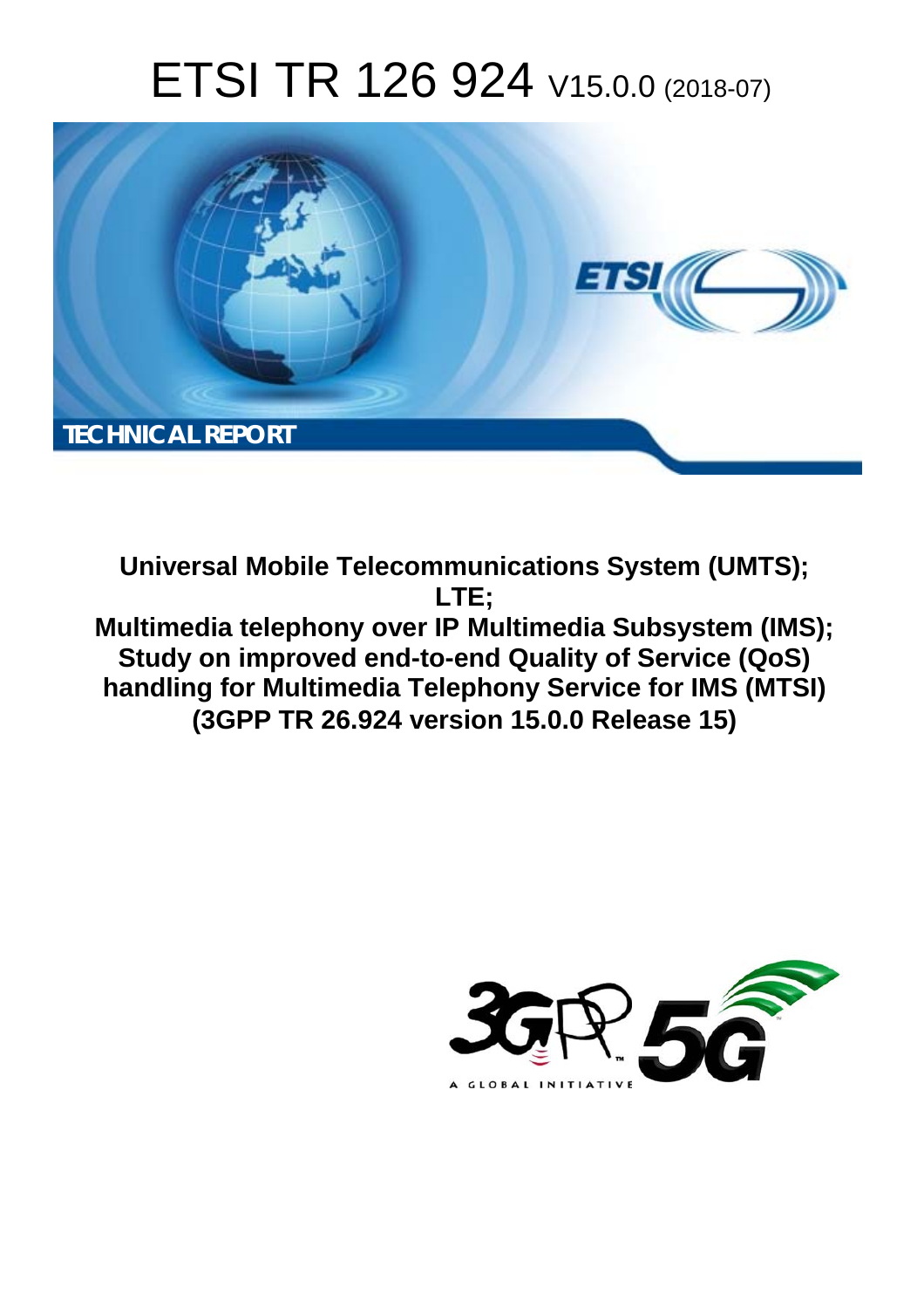# ETSI TR 126 924 V15.0.0 (2018-07)

TECHNICAL REPORT

**Universal Mobile Telecommunications System (UMTS); LTE; Multimedia telephony over IP Multimedia Subsystem (IMS); Study on improved end-to-end Quality of Service (QoS) handling for Multimedia Telephony Service for IMS (MTSI) (3GPP TR 26.924 version 15.0.0 Release 15)**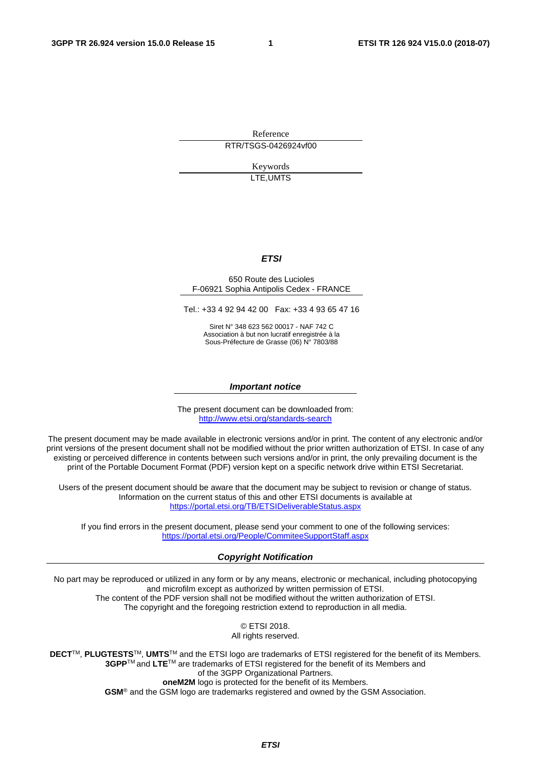Reference

RTR/TSGS-0426924vf00

Keywords

LTE,UMTS

***ETSI***

650 Route des Lucioles
F-06921 Sophia Antipolis Cedex - FRANCE

Tel.: +33 4 92 94 42 00   Fax: +33 4 93 65 47 16

Siret N° 348 623 562 00017 - NAF 742 C
Association à but non lucratif enregistrée à la
Sous-Préfecture de Grasse (06) N° 7803/88

***Important notice***

The present document can be downloaded from:
http://www.etsi.org/standards-search

The present document may be made available in electronic versions and/or in print. The content of any electronic and/or print versions of the present document shall not be modified without the prior written authorization of ETSI. In case of any existing or perceived difference in contents between such versions and/or in print, the only prevailing document is the print of the Portable Document Format (PDF) version kept on a specific network drive within ETSI Secretariat.

Users of the present document should be aware that the document may be subject to revision or change of status. Information on the current status of this and other ETSI documents is available at
https://portal.etsi.org/TB/ETSIDeliverableStatus.aspx

If you find errors in the present document, please send your comment to one of the following services:
https://portal.etsi.org/People/CommiteeSupportStaff.aspx

***Copyright Notification***

No part may be reproduced or utilized in any form or by any means, electronic or mechanical, including photocopying and microfilm except as authorized by written permission of ETSI.
The content of the PDF version shall not be modified without the written authorization of ETSI.
The copyright and the foregoing restriction extend to reproduction in all media.

© ETSI 2018.
All rights reserved.

**DECT**™, **PLUGTESTS**™, **UMTS**™ and the ETSI logo are trademarks of ETSI registered for the benefit of its Members.
**3GPP**™ and **LTE**™ are trademarks of ETSI registered for the benefit of its Members and
of the 3GPP Organizational Partners.
**oneM2M** logo is protected for the benefit of its Members.
**GSM**® and the GSM logo are trademarks registered and owned by the GSM Association.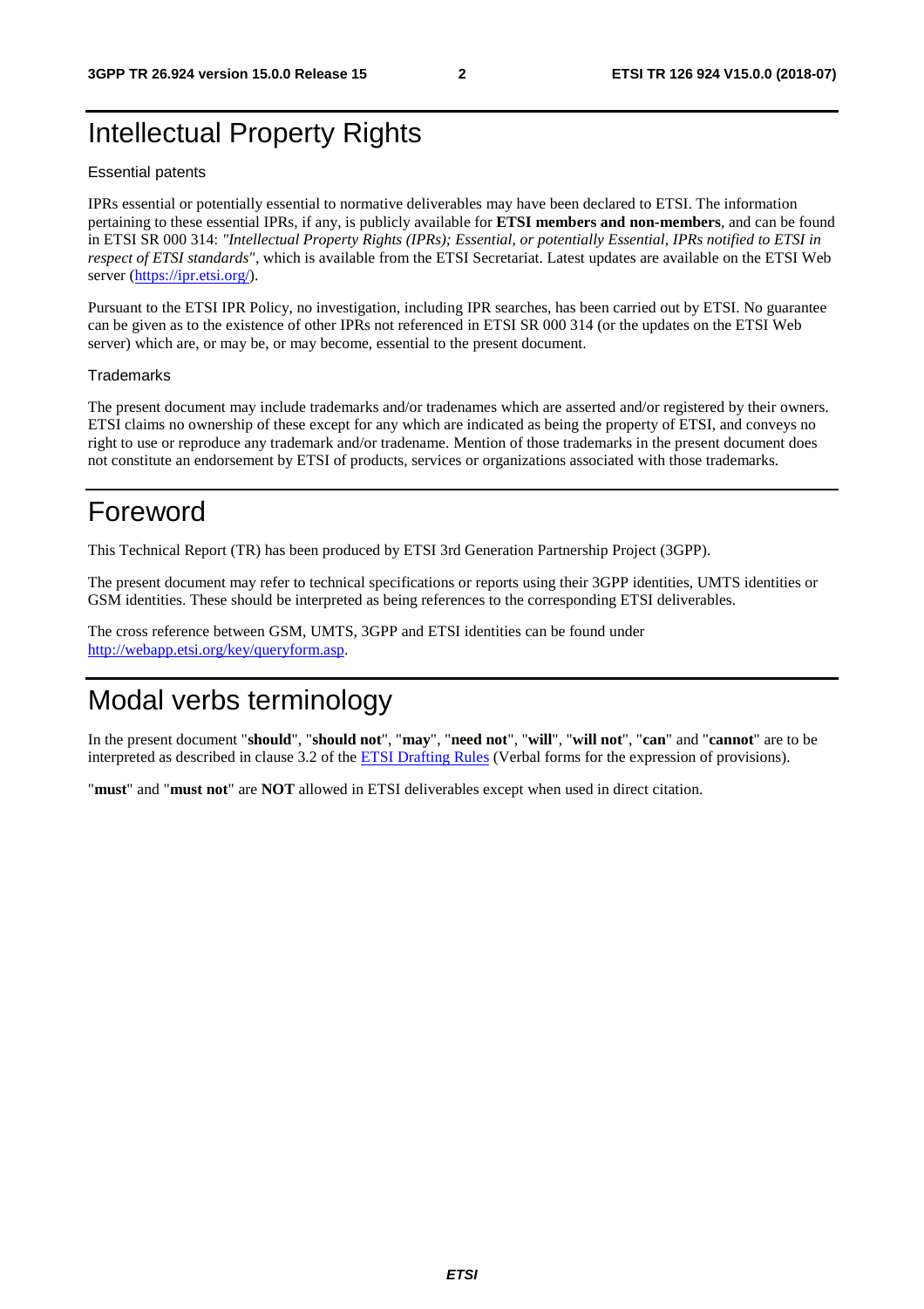# Intellectual Property Rights

Essential patents

IPRs essential or potentially essential to normative deliverables may have been declared to ETSI. The information pertaining to these essential IPRs, if any, is publicly available for **ETSI members and non-members**, and can be found in ETSI SR 000 314: *"Intellectual Property Rights (IPRs); Essential, or potentially Essential, IPRs notified to ETSI in respect of ETSI standards"*, which is available from the ETSI Secretariat. Latest updates are available on the ETSI Web server (https://ipr.etsi.org/).

Pursuant to the ETSI IPR Policy, no investigation, including IPR searches, has been carried out by ETSI. No guarantee can be given as to the existence of other IPRs not referenced in ETSI SR 000 314 (or the updates on the ETSI Web server) which are, or may be, or may become, essential to the present document.

Trademarks

The present document may include trademarks and/or tradenames which are asserted and/or registered by their owners. ETSI claims no ownership of these except for any which are indicated as being the property of ETSI, and conveys no right to use or reproduce any trademark and/or tradename. Mention of those trademarks in the present document does not constitute an endorsement by ETSI of products, services or organizations associated with those trademarks.

# Foreword

This Technical Report (TR) has been produced by ETSI 3rd Generation Partnership Project (3GPP).

The present document may refer to technical specifications or reports using their 3GPP identities, UMTS identities or GSM identities. These should be interpreted as being references to the corresponding ETSI deliverables.

The cross reference between GSM, UMTS, 3GPP and ETSI identities can be found under http://webapp.etsi.org/key/queryform.asp.

# Modal verbs terminology

In the present document "**should**", "**should not**", "**may**", "**need not**", "**will**", "**will not**", "**can**" and "**cannot**" are to be interpreted as described in clause 3.2 of the ETSI Drafting Rules (Verbal forms for the expression of provisions).

"**must**" and "**must not**" are **NOT** allowed in ETSI deliverables except when used in direct citation.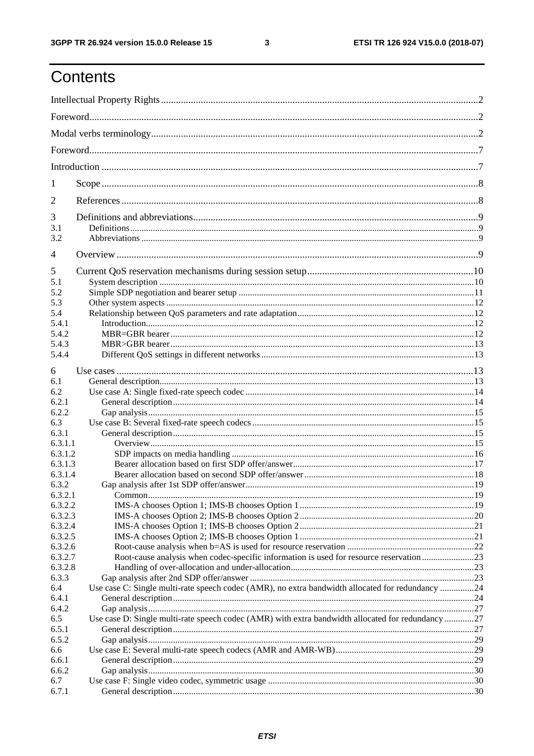# Contents

Intellectual Property Rights ........ 2
Foreword ........ 2
Modal verbs terminology ........ 2
Foreword ........ 7
Introduction ........ 7

1 Scope ........ 8
2 References ........ 8
3 Definitions and abbreviations ........ 9
3.1 Definitions ........ 9
3.2 Abbreviations ........ 9
4 Overview ........ 9
5 Current QoS reservation mechanisms during session setup ........ 10
5.1 System description ........ 10
5.2 Simple SDP negotiation and bearer setup ........ 11
5.3 Other system aspects ........ 12
5.4 Relationship between QoS parameters and rate adaptation ........ 12
5.4.1 Introduction ........ 12
5.4.2 MBR=GBR bearer ........ 12
5.4.3 MBR>GBR bearer ........ 13
5.4.4 Different QoS settings in different networks ........ 13
6 Use cases ........ 13
6.1 General description ........ 13
6.2 Use case A: Single fixed-rate speech codec ........ 14
6.2.1 General description ........ 14
6.2.2 Gap analysis ........ 15
6.3 Use case B: Several fixed-rate speech codecs ........ 15
6.3.1 General description ........ 15
6.3.1.1 Overview ........ 15
6.3.1.2 SDP impacts on media handling ........ 16
6.3.1.3 Bearer allocation based on first SDP offer/answer ........ 17
6.3.1.4 Bearer allocation based on second SDP offer/answer ........ 18
6.3.2 Gap analysis after 1st SDP offer/answer ........ 19
6.3.2.1 Common ........ 19
6.3.2.2 IMS-A chooses Option 1; IMS-B chooses Option 1 ........ 19
6.3.2.3 IMS-A chooses Option 2; IMS-B chooses Option 2 ........ 20
6.3.2.4 IMS-A chooses Option 1; IMS-B chooses Option 2 ........ 21
6.3.2.5 IMS-A chooses Option 2; IMS-B chooses Option 1 ........ 21
6.3.2.6 Root-cause analysis when b=AS is used for resource reservation ........ 22
6.3.2.7 Root-cause analysis when codec-specific information is used for resource reservation ........ 23
6.3.2.8 Handling of over-allocation and under-allocation ........ 23
6.3.3 Gap analysis after 2nd SDP offer/answer ........ 23
6.4 Use case C: Single multi-rate speech codec (AMR), no extra bandwidth allocated for redundancy ........ 24
6.4.1 General description ........ 24
6.4.2 Gap analysis ........ 27
6.5 Use case D: Single multi-rate speech codec (AMR) with extra bandwidth allocated for redundancy ........ 27
6.5.1 General description ........ 27
6.5.2 Gap analysis ........ 29
6.6 Use case E: Several multi-rate speech codecs (AMR and AMR-WB) ........ 29
6.6.1 General description ........ 29
6.6.2 Gap analysis ........ 30
6.7 Use case F: Single video codec, symmetric usage ........ 30
6.7.1 General description ........ 30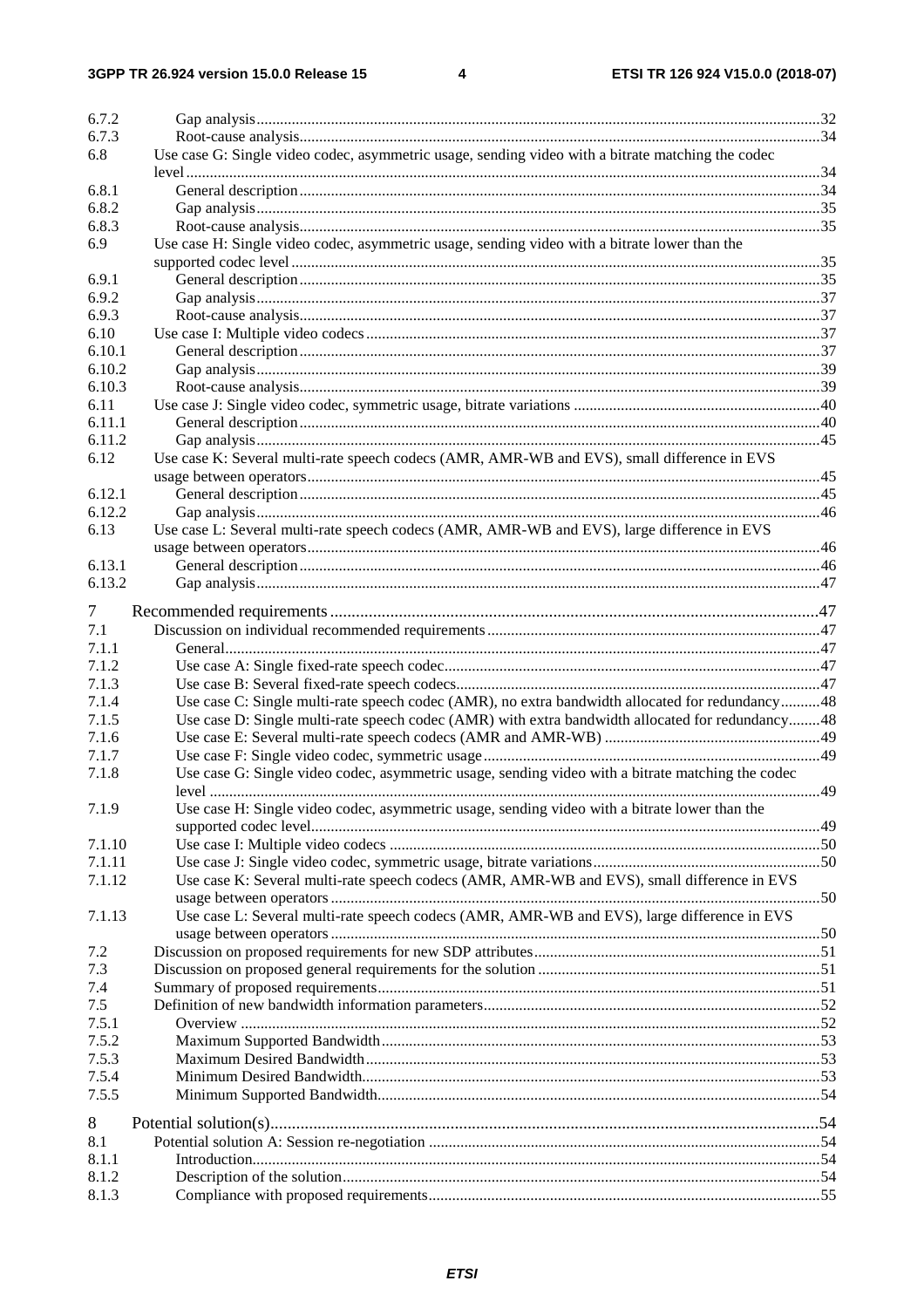6.7.2 Gap analysis ... 32
6.7.3 Root-cause analysis ... 34
6.8 Use case G: Single video codec, asymmetric usage, sending video with a bitrate matching the codec level ... 34
6.8.1 General description ... 34
6.8.2 Gap analysis ... 35
6.8.3 Root-cause analysis ... 35
6.9 Use case H: Single video codec, asymmetric usage, sending video with a bitrate lower than the supported codec level ... 35
6.9.1 General description ... 35
6.9.2 Gap analysis ... 37
6.9.3 Root-cause analysis ... 37
6.10 Use case I: Multiple video codecs ... 37
6.10.1 General description ... 37
6.10.2 Gap analysis ... 39
6.10.3 Root-cause analysis ... 39
6.11 Use case J: Single video codec, symmetric usage, bitrate variations ... 40
6.11.1 General description ... 40
6.11.2 Gap analysis ... 45
6.12 Use case K: Several multi-rate speech codecs (AMR, AMR-WB and EVS), small difference in EVS usage between operators ... 45
6.12.1 General description ... 45
6.12.2 Gap analysis ... 46
6.13 Use case L: Several multi-rate speech codecs (AMR, AMR-WB and EVS), large difference in EVS usage between operators ... 46
6.13.1 General description ... 46
6.13.2 Gap analysis ... 47

7 Recommended requirements ... 47
7.1 Discussion on individual recommended requirements ... 47
7.1.1 General ... 47
7.1.2 Use case A: Single fixed-rate speech codec ... 47
7.1.3 Use case B: Several fixed-rate speech codecs ... 47
7.1.4 Use case C: Single multi-rate speech codec (AMR), no extra bandwidth allocated for redundancy ... 48
7.1.5 Use case D: Single multi-rate speech codec (AMR) with extra bandwidth allocated for redundancy ... 48
7.1.6 Use case E: Several multi-rate speech codecs (AMR and AMR-WB) ... 49
7.1.7 Use case F: Single video codec, symmetric usage ... 49
7.1.8 Use case G: Single video codec, asymmetric usage, sending video with a bitrate matching the codec level ... 49
7.1.9 Use case H: Single video codec, asymmetric usage, sending video with a bitrate lower than the supported codec level ... 49
7.1.10 Use case I: Multiple video codecs ... 50
7.1.11 Use case J: Single video codec, symmetric usage, bitrate variations ... 50
7.1.12 Use case K: Several multi-rate speech codecs (AMR, AMR-WB and EVS), small difference in EVS usage between operators ... 50
7.1.13 Use case L: Several multi-rate speech codecs (AMR, AMR-WB and EVS), large difference in EVS usage between operators ... 50
7.2 Discussion on proposed requirements for new SDP attributes ... 51
7.3 Discussion on proposed general requirements for the solution ... 51
7.4 Summary of proposed requirements ... 51
7.5 Definition of new bandwidth information parameters ... 52
7.5.1 Overview ... 52
7.5.2 Maximum Supported Bandwidth ... 53
7.5.3 Maximum Desired Bandwidth ... 53
7.5.4 Minimum Desired Bandwidth ... 53
7.5.5 Minimum Supported Bandwidth ... 54

8 Potential solution(s) ... 54
8.1 Potential solution A: Session re-negotiation ... 54
8.1.1 Introduction ... 54
8.1.2 Description of the solution ... 54
8.1.3 Compliance with proposed requirements ... 55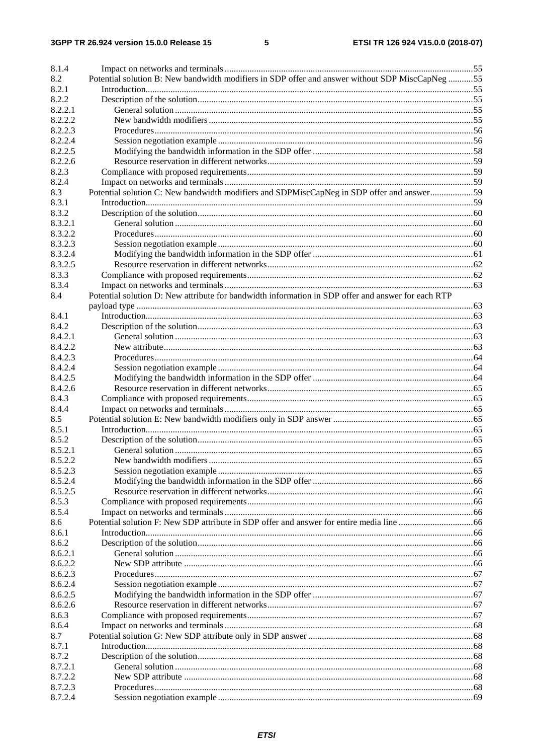8.1.4 Impact on networks and terminals ..... 55
8.2 Potential solution B: New bandwidth modifiers in SDP offer and answer without SDP MiscCapNeg ..... 55
8.2.1 Introduction..... 55
8.2.2 Description of the solution..... 55
8.2.2.1 General solution ..... 55
8.2.2.2 New bandwidth modifiers ..... 55
8.2.2.3 Procedures..... 56
8.2.2.4 Session negotiation example ..... 56
8.2.2.5 Modifying the bandwidth information in the SDP offer ..... 58
8.2.2.6 Resource reservation in different networks..... 59
8.2.3 Compliance with proposed requirements..... 59
8.2.4 Impact on networks and terminals ..... 59
8.3 Potential solution C: New bandwidth modifiers and SDPMiscCapNeg in SDP offer and answer..... 59
8.3.1 Introduction..... 59
8.3.2 Description of the solution..... 60
8.3.2.1 General solution ..... 60
8.3.2.2 Procedures..... 60
8.3.2.3 Session negotiation example ..... 60
8.3.2.4 Modifying the bandwidth information in the SDP offer ..... 61
8.3.2.5 Resource reservation in different networks..... 62
8.3.3 Compliance with proposed requirements..... 62
8.3.4 Impact on networks and terminals ..... 63
8.4 Potential solution D: New attribute for bandwidth information in SDP offer and answer for each RTP payload type ..... 63
8.4.1 Introduction..... 63
8.4.2 Description of the solution..... 63
8.4.2.1 General solution ..... 63
8.4.2.2 New attribute..... 63
8.4.2.3 Procedures..... 64
8.4.2.4 Session negotiation example ..... 64
8.4.2.5 Modifying the bandwidth information in the SDP offer ..... 64
8.4.2.6 Resource reservation in different networks..... 65
8.4.3 Compliance with proposed requirements..... 65
8.4.4 Impact on networks and terminals ..... 65
8.5 Potential solution E: New bandwidth modifiers only in SDP answer ..... 65
8.5.1 Introduction..... 65
8.5.2 Description of the solution..... 65
8.5.2.1 General solution ..... 65
8.5.2.2 New bandwidth modifiers ..... 65
8.5.2.3 Session negotiation example ..... 65
8.5.2.4 Modifying the bandwidth information in the SDP offer ..... 66
8.5.2.5 Resource reservation in different networks..... 66
8.5.3 Compliance with proposed requirements..... 66
8.5.4 Impact on networks and terminals ..... 66
8.6 Potential solution F: New SDP attribute in SDP offer and answer for entire media line ..... 66
8.6.1 Introduction..... 66
8.6.2 Description of the solution..... 66
8.6.2.1 General solution ..... 66
8.6.2.2 New SDP attribute ..... 66
8.6.2.3 Procedures..... 67
8.6.2.4 Session negotiation example ..... 67
8.6.2.5 Modifying the bandwidth information in the SDP offer ..... 67
8.6.2.6 Resource reservation in different networks..... 67
8.6.3 Compliance with proposed requirements..... 67
8.6.4 Impact on networks and terminals ..... 68
8.7 Potential solution G: New SDP attribute only in SDP answer ..... 68
8.7.1 Introduction..... 68
8.7.2 Description of the solution..... 68
8.7.2.1 General solution ..... 68
8.7.2.2 New SDP attribute ..... 68
8.7.2.3 Procedures..... 68
8.7.2.4 Session negotiation example ..... 69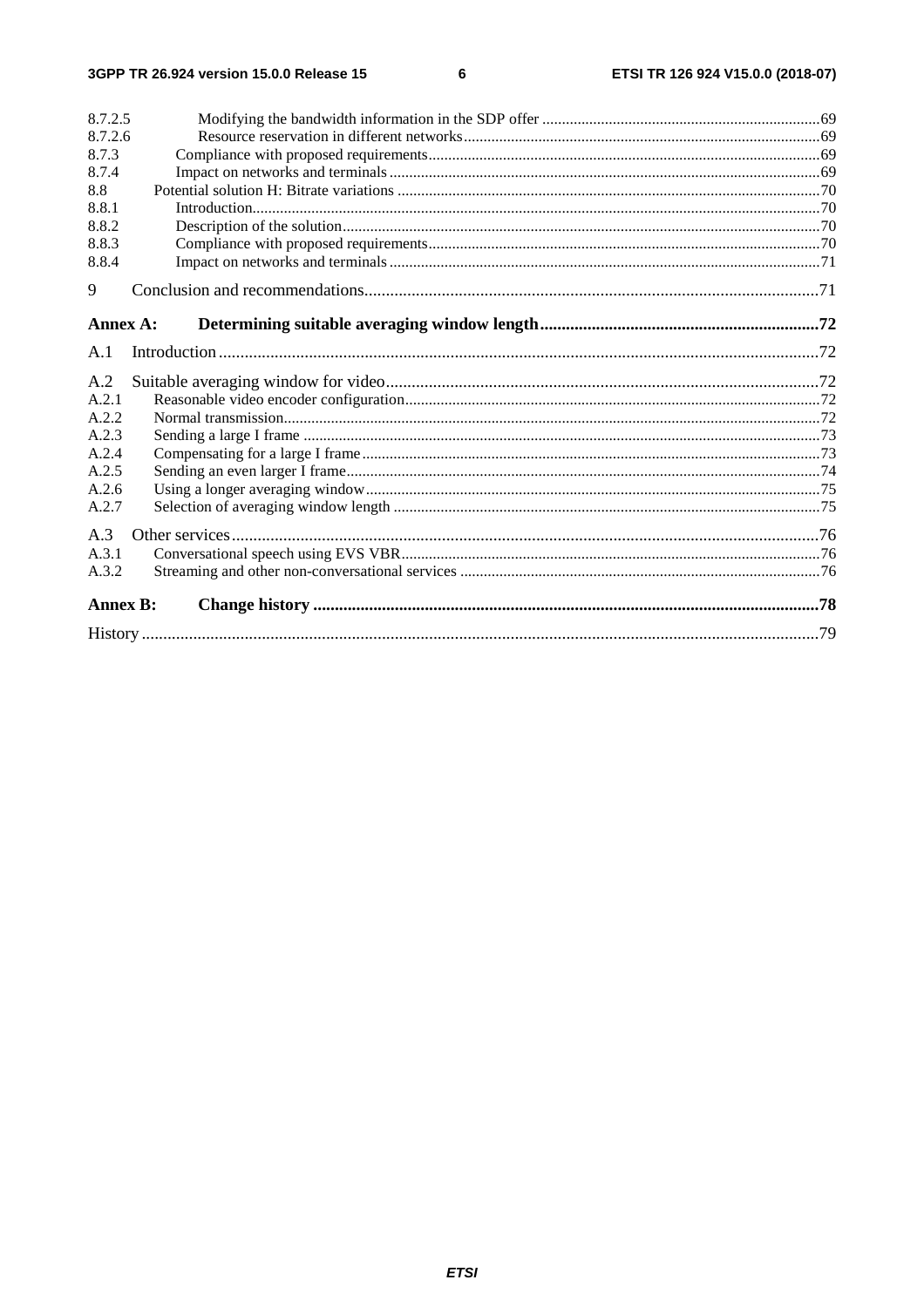8.7.2.5 Modifying the bandwidth information in the SDP offer ....................................................................69
8.7.2.6 Resource reservation in different networks.........................................................................................69
8.7.3 Compliance with proposed requirements..................................................................................................69
8.7.4 Impact on networks and terminals ............................................................................................................69
8.8 Potential solution H: Bitrate variations ...........................................................................................................70
8.8.1 Introduction...............................................................................................................................................70
8.8.2 Description of the solution.........................................................................................................................70
8.8.3 Compliance with proposed requirements..................................................................................................70
8.8.4 Impact on networks and terminals ............................................................................................................71

9 Conclusion and recommendations........................................................................................................71

**Annex A: Determining suitable averaging window length................................................................72**

A.1 Introduction..........................................................................................................................................72

A.2 Suitable averaging window for video...................................................................................................72
A.2.1 Reasonable video encoder configuration........................................................................................................72
A.2.2 Normal transmission........................................................................................................................................72
A.2.3 Sending a large I frame ...................................................................................................................................73
A.2.4 Compensating for a large I frame....................................................................................................................73
A.2.5 Sending an even larger I frame........................................................................................................................74
A.2.6 Using a longer averaging window...................................................................................................................75
A.2.7 Selection of averaging window length ............................................................................................................75

A.3 Other services.......................................................................................................................................76
A.3.1 Conversational speech using EVS VBR..........................................................................................................76
A.3.2 Streaming and other non-conversational services ...........................................................................................76

**Annex B: Change history ....................................................................................................................78**

History ............................................................................................................................................................79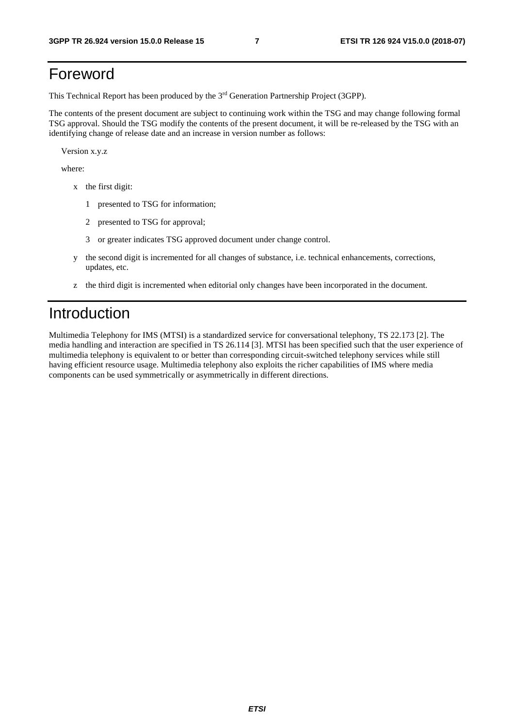# Foreword

This Technical Report has been produced by the 3rd Generation Partnership Project (3GPP).

The contents of the present document are subject to continuing work within the TSG and may change following formal TSG approval. Should the TSG modify the contents of the present document, it will be re-released by the TSG with an identifying change of release date and an increase in version number as follows:

Version x.y.z

where:

- x the first digit:
  - 1 presented to TSG for information;
  - 2 presented to TSG for approval;
  - 3 or greater indicates TSG approved document under change control.
- y the second digit is incremented for all changes of substance, i.e. technical enhancements, corrections, updates, etc.
- z the third digit is incremented when editorial only changes have been incorporated in the document.

# Introduction

Multimedia Telephony for IMS (MTSI) is a standardized service for conversational telephony, TS 22.173 [2]. The media handling and interaction are specified in TS 26.114 [3]. MTSI has been specified such that the user experience of multimedia telephony is equivalent to or better than corresponding circuit-switched telephony services while still having efficient resource usage. Multimedia telephony also exploits the richer capabilities of IMS where media components can be used symmetrically or asymmetrically in different directions.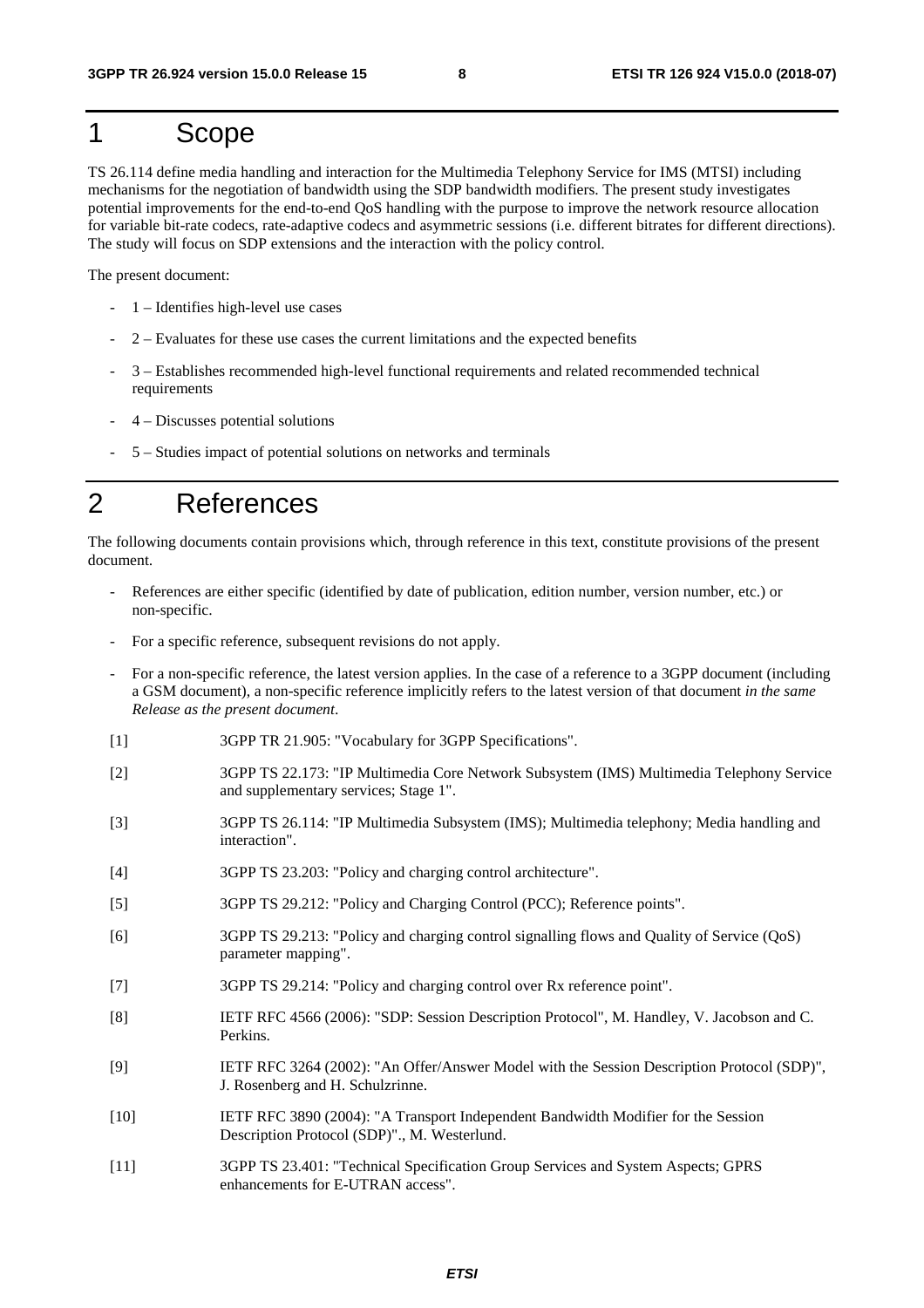# 1 Scope

TS 26.114 define media handling and interaction for the Multimedia Telephony Service for IMS (MTSI) including mechanisms for the negotiation of bandwidth using the SDP bandwidth modifiers. The present study investigates potential improvements for the end-to-end QoS handling with the purpose to improve the network resource allocation for variable bit-rate codecs, rate-adaptive codecs and asymmetric sessions (i.e. different bitrates for different directions). The study will focus on SDP extensions and the interaction with the policy control.

The present document:

- 1 – Identifies high-level use cases
- 2 – Evaluates for these use cases the current limitations and the expected benefits
- 3 – Establishes recommended high-level functional requirements and related recommended technical requirements
- 4 – Discusses potential solutions
- 5 – Studies impact of potential solutions on networks and terminals

# 2 References

The following documents contain provisions which, through reference in this text, constitute provisions of the present document.

- References are either specific (identified by date of publication, edition number, version number, etc.) or non-specific.
- For a specific reference, subsequent revisions do not apply.
- For a non-specific reference, the latest version applies. In the case of a reference to a 3GPP document (including a GSM document), a non-specific reference implicitly refers to the latest version of that document *in the same Release as the present document*.

[1] 3GPP TR 21.905: "Vocabulary for 3GPP Specifications".

[2] 3GPP TS 22.173: "IP Multimedia Core Network Subsystem (IMS) Multimedia Telephony Service and supplementary services; Stage 1".

[3] 3GPP TS 26.114: "IP Multimedia Subsystem (IMS); Multimedia telephony; Media handling and interaction".

[4] 3GPP TS 23.203: "Policy and charging control architecture".

[5] 3GPP TS 29.212: "Policy and Charging Control (PCC); Reference points".

[6] 3GPP TS 29.213: "Policy and charging control signalling flows and Quality of Service (QoS) parameter mapping".

[7] 3GPP TS 29.214: "Policy and charging control over Rx reference point".

[8] IETF RFC 4566 (2006): "SDP: Session Description Protocol", M. Handley, V. Jacobson and C. Perkins.

[9] IETF RFC 3264 (2002): "An Offer/Answer Model with the Session Description Protocol (SDP)", J. Rosenberg and H. Schulzrinne.

[10] IETF RFC 3890 (2004): "A Transport Independent Bandwidth Modifier for the Session Description Protocol (SDP)"., M. Westerlund.

[11] 3GPP TS 23.401: "Technical Specification Group Services and System Aspects; GPRS enhancements for E-UTRAN access".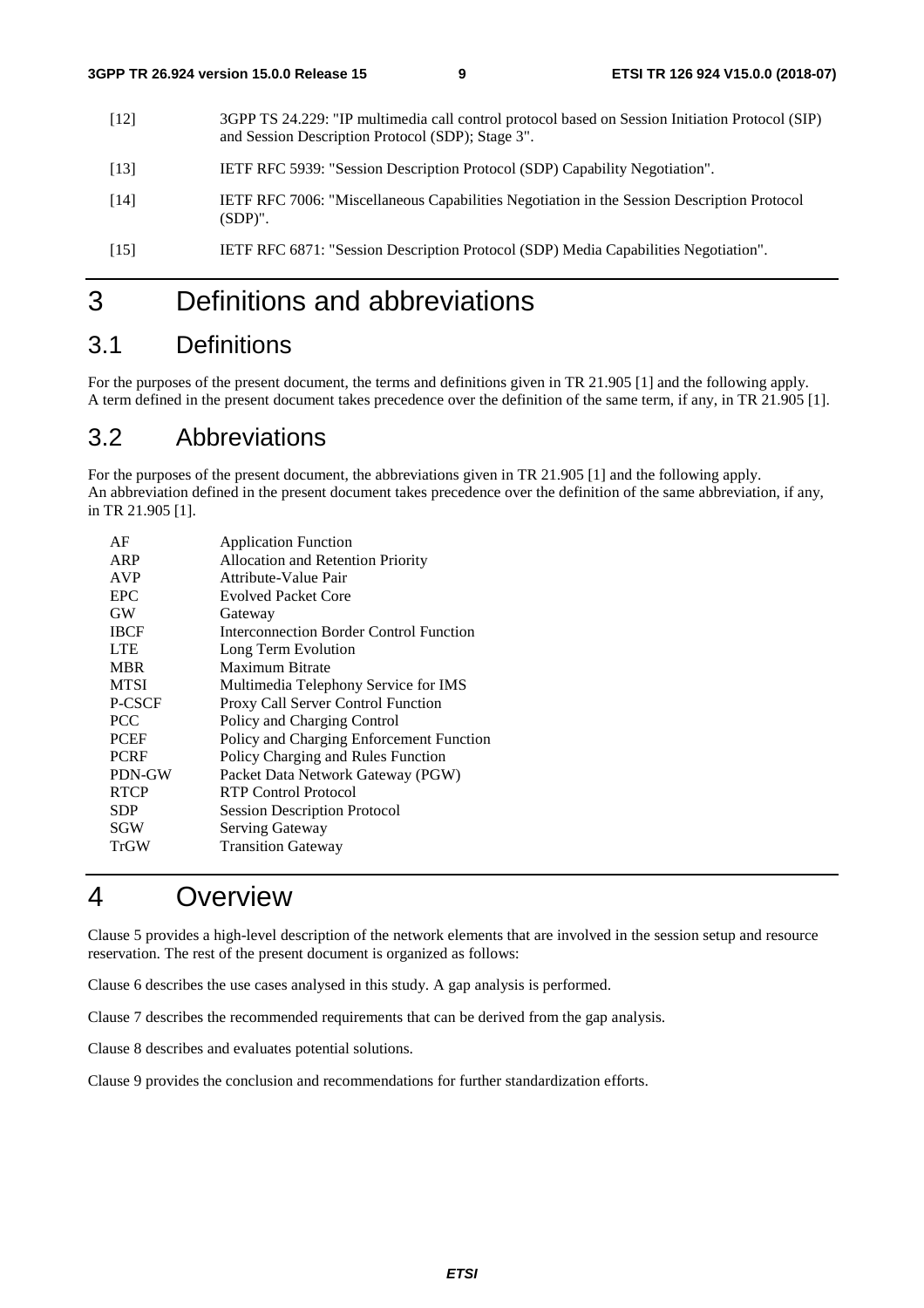[12] 3GPP TS 24.229: "IP multimedia call control protocol based on Session Initiation Protocol (SIP) and Session Description Protocol (SDP); Stage 3".

[13] IETF RFC 5939: "Session Description Protocol (SDP) Capability Negotiation".

[14] IETF RFC 7006: "Miscellaneous Capabilities Negotiation in the Session Description Protocol (SDP)".

[15] IETF RFC 6871: "Session Description Protocol (SDP) Media Capabilities Negotiation".

# 3 Definitions and abbreviations

## 3.1 Definitions

For the purposes of the present document, the terms and definitions given in TR 21.905 [1] and the following apply. A term defined in the present document takes precedence over the definition of the same term, if any, in TR 21.905 [1].

## 3.2 Abbreviations

For the purposes of the present document, the abbreviations given in TR 21.905 [1] and the following apply. An abbreviation defined in the present document takes precedence over the definition of the same abbreviation, if any, in TR 21.905 [1].

AF Application Function
ARP Allocation and Retention Priority
AVP Attribute-Value Pair
EPC Evolved Packet Core
GW Gateway
IBCF Interconnection Border Control Function
LTE Long Term Evolution
MBR Maximum Bitrate
MTSI Multimedia Telephony Service for IMS
P-CSCF Proxy Call Server Control Function
PCC Policy and Charging Control
PCEF Policy and Charging Enforcement Function
PCRF Policy Charging and Rules Function
PDN-GW Packet Data Network Gateway (PGW)
RTCP RTP Control Protocol
SDP Session Description Protocol
SGW Serving Gateway
TrGW Transition Gateway

# 4 Overview

Clause 5 provides a high-level description of the network elements that are involved in the session setup and resource reservation. The rest of the present document is organized as follows:

Clause 6 describes the use cases analysed in this study. A gap analysis is performed.

Clause 7 describes the recommended requirements that can be derived from the gap analysis.

Clause 8 describes and evaluates potential solutions.

Clause 9 provides the conclusion and recommendations for further standardization efforts.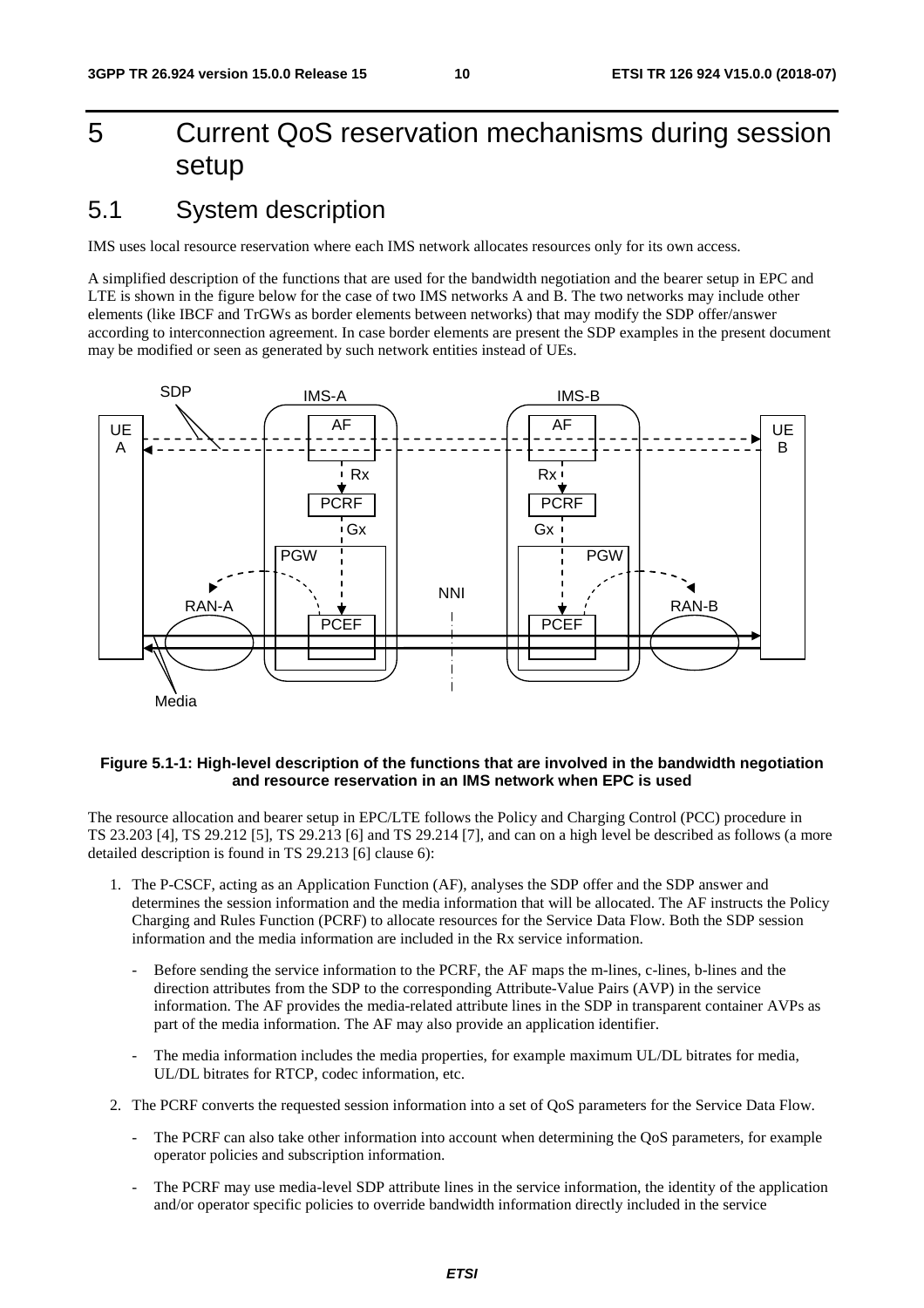# 5 Current QoS reservation mechanisms during session setup

## 5.1 System description

IMS uses local resource reservation where each IMS network allocates resources only for its own access.

A simplified description of the functions that are used for the bandwidth negotiation and the bearer setup in EPC and LTE is shown in the figure below for the case of two IMS networks A and B. The two networks may include other elements (like IBCF and TrGWs as border elements between networks) that may modify the SDP offer/answer according to interconnection agreement. In case border elements are present the SDP examples in the present document may be modified or seen as generated by such network entities instead of UEs.

**Figure 5.1-1: High-level description of the functions that are involved in the bandwidth negotiation and resource reservation in an IMS network when EPC is used**

The resource allocation and bearer setup in EPC/LTE follows the Policy and Charging Control (PCC) procedure in TS 23.203 [4], TS 29.212 [5], TS 29.213 [6] and TS 29.214 [7], and can on a high level be described as follows (a more detailed description is found in TS 29.213 [6] clause 6):

1. The P-CSCF, acting as an Application Function (AF), analyses the SDP offer and the SDP answer and determines the session information and the media information that will be allocated. The AF instructs the Policy Charging and Rules Function (PCRF) to allocate resources for the Service Data Flow. Both the SDP session information and the media information are included in the Rx service information.
   - Before sending the service information to the PCRF, the AF maps the m-lines, c-lines, b-lines and the direction attributes from the SDP to the corresponding Attribute-Value Pairs (AVP) in the service information. The AF provides the media-related attribute lines in the SDP in transparent container AVPs as part of the media information. The AF may also provide an application identifier.
   - The media information includes the media properties, for example maximum UL/DL bitrates for media, UL/DL bitrates for RTCP, codec information, etc.
2. The PCRF converts the requested session information into a set of QoS parameters for the Service Data Flow.
   - The PCRF can also take other information into account when determining the QoS parameters, for example operator policies and subscription information.
   - The PCRF may use media-level SDP attribute lines in the service information, the identity of the application and/or operator specific policies to override bandwidth information directly included in the service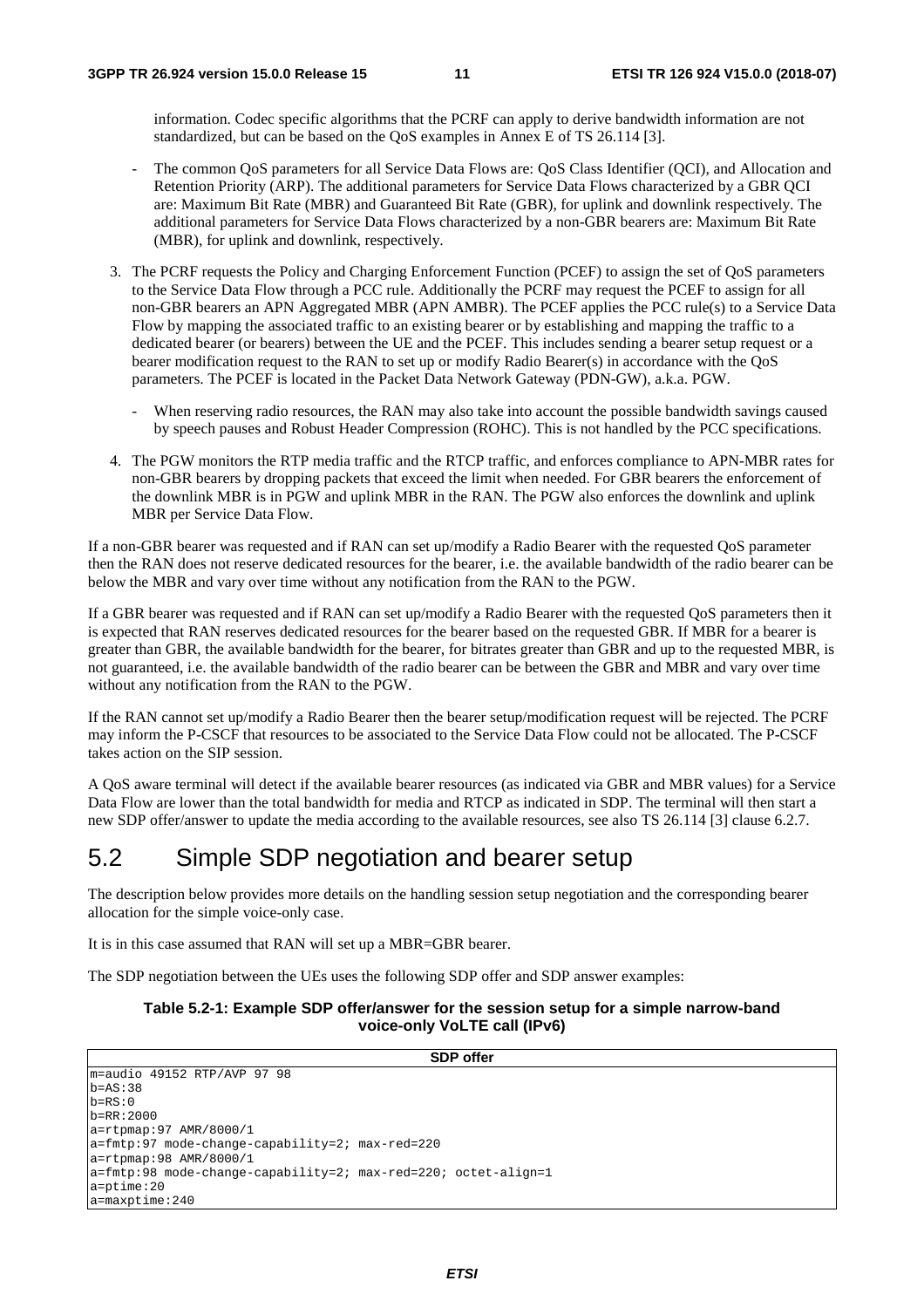information. Codec specific algorithms that the PCRF can apply to derive bandwidth information are not standardized, but can be based on the QoS examples in Annex E of TS 26.114 [3].

- The common QoS parameters for all Service Data Flows are: QoS Class Identifier (QCI), and Allocation and Retention Priority (ARP). The additional parameters for Service Data Flows characterized by a GBR QCI are: Maximum Bit Rate (MBR) and Guaranteed Bit Rate (GBR), for uplink and downlink respectively. The additional parameters for Service Data Flows characterized by a non-GBR bearers are: Maximum Bit Rate (MBR), for uplink and downlink, respectively.

3. The PCRF requests the Policy and Charging Enforcement Function (PCEF) to assign the set of QoS parameters to the Service Data Flow through a PCC rule. Additionally the PCRF may request the PCEF to assign for all non-GBR bearers an APN Aggregated MBR (APN AMBR). The PCEF applies the PCC rule(s) to a Service Data Flow by mapping the associated traffic to an existing bearer or by establishing and mapping the traffic to a dedicated bearer (or bearers) between the UE and the PCEF. This includes sending a bearer setup request or a bearer modification request to the RAN to set up or modify Radio Bearer(s) in accordance with the QoS parameters. The PCEF is located in the Packet Data Network Gateway (PDN-GW), a.k.a. PGW.
   - When reserving radio resources, the RAN may also take into account the possible bandwidth savings caused by speech pauses and Robust Header Compression (ROHC). This is not handled by the PCC specifications.

4. The PGW monitors the RTP media traffic and the RTCP traffic, and enforces compliance to APN-MBR rates for non-GBR bearers by dropping packets that exceed the limit when needed. For GBR bearers the enforcement of the downlink MBR is in PGW and uplink MBR in the RAN. The PGW also enforces the downlink and uplink MBR per Service Data Flow.

If a non-GBR bearer was requested and if RAN can set up/modify a Radio Bearer with the requested QoS parameter then the RAN does not reserve dedicated resources for the bearer, i.e. the available bandwidth of the radio bearer can be below the MBR and vary over time without any notification from the RAN to the PGW.

If a GBR bearer was requested and if RAN can set up/modify a Radio Bearer with the requested QoS parameters then it is expected that RAN reserves dedicated resources for the bearer based on the requested GBR. If MBR for a bearer is greater than GBR, the available bandwidth for the bearer, for bitrates greater than GBR and up to the requested MBR, is not guaranteed, i.e. the available bandwidth of the radio bearer can be between the GBR and MBR and vary over time without any notification from the RAN to the PGW.

If the RAN cannot set up/modify a Radio Bearer then the bearer setup/modification request will be rejected. The PCRF may inform the P-CSCF that resources to be associated to the Service Data Flow could not be allocated. The P-CSCF takes action on the SIP session.

A QoS aware terminal will detect if the available bearer resources (as indicated via GBR and MBR values) for a Service Data Flow are lower than the total bandwidth for media and RTCP as indicated in SDP. The terminal will then start a new SDP offer/answer to update the media according to the available resources, see also TS 26.114 [3] clause 6.2.7.

## 5.2 Simple SDP negotiation and bearer setup

The description below provides more details on the handling session setup negotiation and the corresponding bearer allocation for the simple voice-only case.

It is in this case assumed that RAN will set up a MBR=GBR bearer.

The SDP negotiation between the UEs uses the following SDP offer and SDP answer examples:

**Table 5.2-1: Example SDP offer/answer for the session setup for a simple narrow-band voice-only VoLTE call (IPv6)**

| SDP offer |
|---|
| m=audio 49152 RTP/AVP 97 98<br>b=AS:38<br>b=RS:0<br>b=RR:2000<br>a=rtpmap:97 AMR/8000/1<br>a=fmtp:97 mode-change-capability=2; max-red=220<br>a=rtpmap:98 AMR/8000/1<br>a=fmtp:98 mode-change-capability=2; max-red=220; octet-align=1<br>a=ptime:20<br>a=maxptime:240 |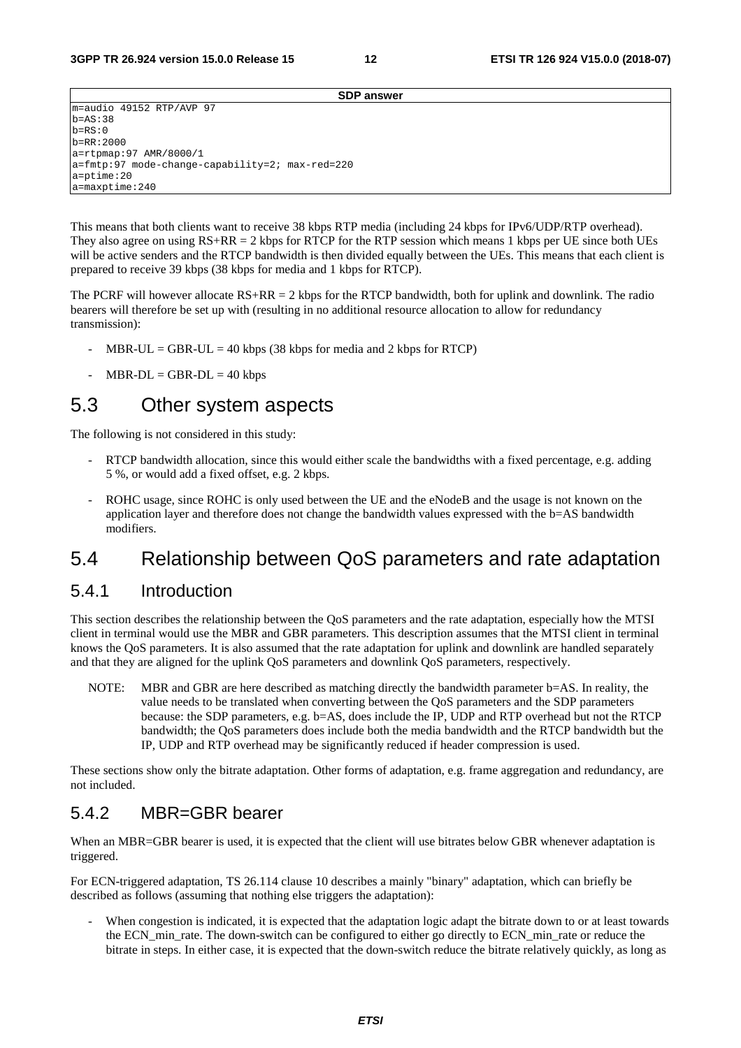| SDP answer |
| --- |
| m=audio 49152 RTP/AVP 97<br>b=AS:38<br>b=RS:0<br>b=RR:2000<br>a=rtpmap:97 AMR/8000/1<br>a=fmtp:97 mode-change-capability=2; max-red=220<br>a=ptime:20<br>a=maxptime:240 |

This means that both clients want to receive 38 kbps RTP media (including 24 kbps for IPv6/UDP/RTP overhead). They also agree on using RS+RR = 2 kbps for RTCP for the RTP session which means 1 kbps per UE since both UEs will be active senders and the RTCP bandwidth is then divided equally between the UEs. This means that each client is prepared to receive 39 kbps (38 kbps for media and 1 kbps for RTCP).

The PCRF will however allocate RS+RR = 2 kbps for the RTCP bandwidth, both for uplink and downlink. The radio bearers will therefore be set up with (resulting in no additional resource allocation to allow for redundancy transmission):

- MBR-UL = GBR-UL = 40 kbps (38 kbps for media and 2 kbps for RTCP)
- MBR-DL = GBR-DL = 40 kbps

## 5.3 Other system aspects

The following is not considered in this study:

- RTCP bandwidth allocation, since this would either scale the bandwidths with a fixed percentage, e.g. adding 5 %, or would add a fixed offset, e.g. 2 kbps.
- ROHC usage, since ROHC is only used between the UE and the eNodeB and the usage is not known on the application layer and therefore does not change the bandwidth values expressed with the b=AS bandwidth modifiers.

## 5.4 Relationship between QoS parameters and rate adaptation

### 5.4.1 Introduction

This section describes the relationship between the QoS parameters and the rate adaptation, especially how the MTSI client in terminal would use the MBR and GBR parameters. This description assumes that the MTSI client in terminal knows the QoS parameters. It is also assumed that the rate adaptation for uplink and downlink are handled separately and that they are aligned for the uplink QoS parameters and downlink QoS parameters, respectively.

NOTE: MBR and GBR are here described as matching directly the bandwidth parameter b=AS. In reality, the value needs to be translated when converting between the QoS parameters and the SDP parameters because: the SDP parameters, e.g. b=AS, does include the IP, UDP and RTP overhead but not the RTCP bandwidth; the QoS parameters does include both the media bandwidth and the RTCP bandwidth but the IP, UDP and RTP overhead may be significantly reduced if header compression is used.

These sections show only the bitrate adaptation. Other forms of adaptation, e.g. frame aggregation and redundancy, are not included.

### 5.4.2 MBR=GBR bearer

When an MBR=GBR bearer is used, it is expected that the client will use bitrates below GBR whenever adaptation is triggered.

For ECN-triggered adaptation, TS 26.114 clause 10 describes a mainly "binary" adaptation, which can briefly be described as follows (assuming that nothing else triggers the adaptation):

- When congestion is indicated, it is expected that the adaptation logic adapt the bitrate down to or at least towards the ECN_min_rate. The down-switch can be configured to either go directly to ECN_min_rate or reduce the bitrate in steps. In either case, it is expected that the down-switch reduce the bitrate relatively quickly, as long as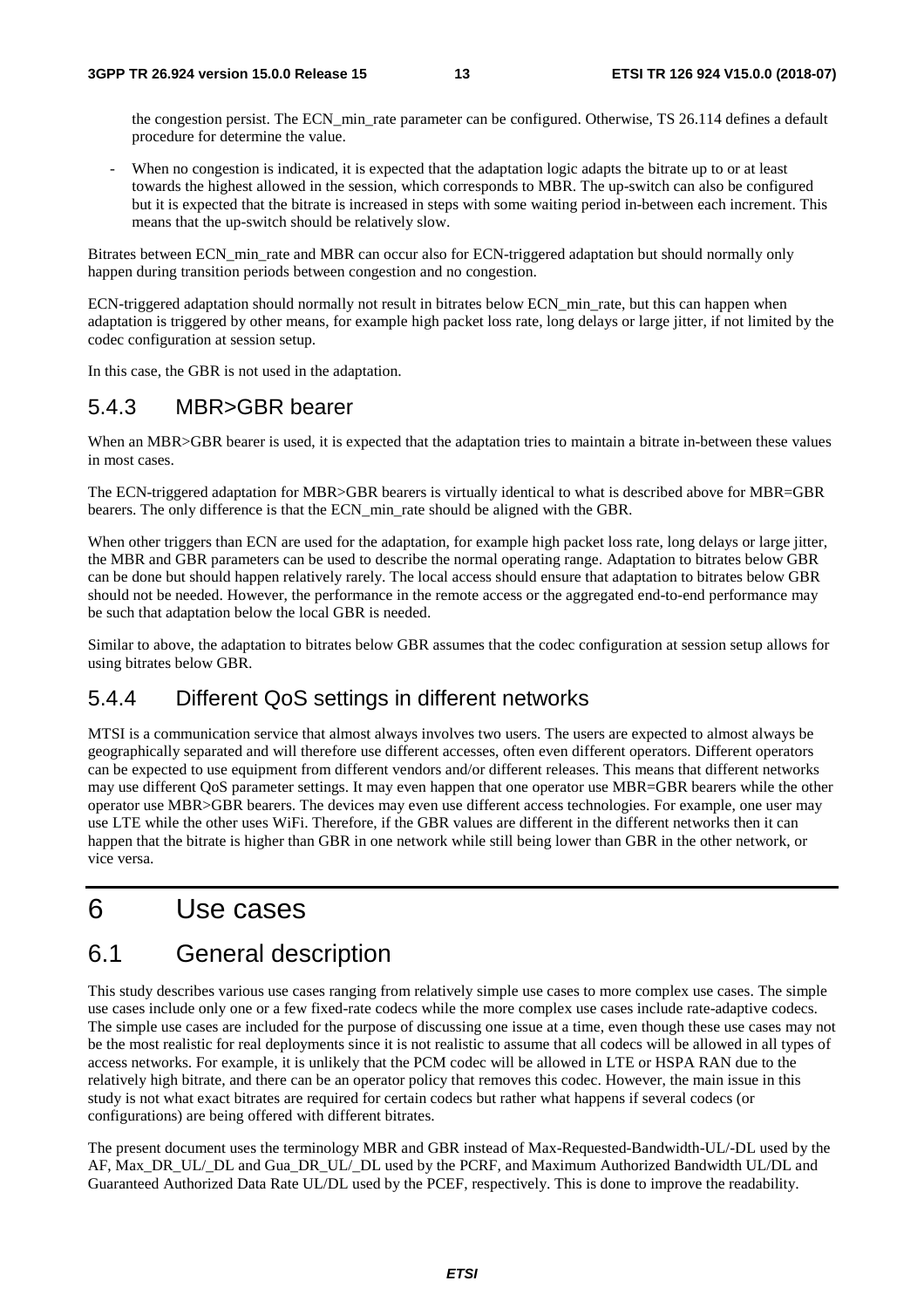the congestion persist. The ECN_min_rate parameter can be configured. Otherwise, TS 26.114 defines a default procedure for determine the value.

- When no congestion is indicated, it is expected that the adaptation logic adapts the bitrate up to or at least towards the highest allowed in the session, which corresponds to MBR. The up-switch can also be configured but it is expected that the bitrate is increased in steps with some waiting period in-between each increment. This means that the up-switch should be relatively slow.

Bitrates between ECN_min_rate and MBR can occur also for ECN-triggered adaptation but should normally only happen during transition periods between congestion and no congestion.

ECN-triggered adaptation should normally not result in bitrates below ECN_min_rate, but this can happen when adaptation is triggered by other means, for example high packet loss rate, long delays or large jitter, if not limited by the codec configuration at session setup.

In this case, the GBR is not used in the adaptation.

### 5.4.3 MBR>GBR bearer

When an MBR>GBR bearer is used, it is expected that the adaptation tries to maintain a bitrate in-between these values in most cases.

The ECN-triggered adaptation for MBR>GBR bearers is virtually identical to what is described above for MBR=GBR bearers. The only difference is that the ECN_min_rate should be aligned with the GBR.

When other triggers than ECN are used for the adaptation, for example high packet loss rate, long delays or large jitter, the MBR and GBR parameters can be used to describe the normal operating range. Adaptation to bitrates below GBR can be done but should happen relatively rarely. The local access should ensure that adaptation to bitrates below GBR should not be needed. However, the performance in the remote access or the aggregated end-to-end performance may be such that adaptation below the local GBR is needed.

Similar to above, the adaptation to bitrates below GBR assumes that the codec configuration at session setup allows for using bitrates below GBR.

### 5.4.4 Different QoS settings in different networks

MTSI is a communication service that almost always involves two users. The users are expected to almost always be geographically separated and will therefore use different accesses, often even different operators. Different operators can be expected to use equipment from different vendors and/or different releases. This means that different networks may use different QoS parameter settings. It may even happen that one operator use MBR=GBR bearers while the other operator use MBR>GBR bearers. The devices may even use different access technologies. For example, one user may use LTE while the other uses WiFi. Therefore, if the GBR values are different in the different networks then it can happen that the bitrate is higher than GBR in one network while still being lower than GBR in the other network, or vice versa.

# 6 Use cases

## 6.1 General description

This study describes various use cases ranging from relatively simple use cases to more complex use cases. The simple use cases include only one or a few fixed-rate codecs while the more complex use cases include rate-adaptive codecs. The simple use cases are included for the purpose of discussing one issue at a time, even though these use cases may not be the most realistic for real deployments since it is not realistic to assume that all codecs will be allowed in all types of access networks. For example, it is unlikely that the PCM codec will be allowed in LTE or HSPA RAN due to the relatively high bitrate, and there can be an operator policy that removes this codec. However, the main issue in this study is not what exact bitrates are required for certain codecs but rather what happens if several codecs (or configurations) are being offered with different bitrates.

The present document uses the terminology MBR and GBR instead of Max-Requested-Bandwidth-UL/-DL used by the AF, Max_DR_UL/_DL and Gua_DR_UL/_DL used by the PCRF, and Maximum Authorized Bandwidth UL/DL and Guaranteed Authorized Data Rate UL/DL used by the PCEF, respectively. This is done to improve the readability.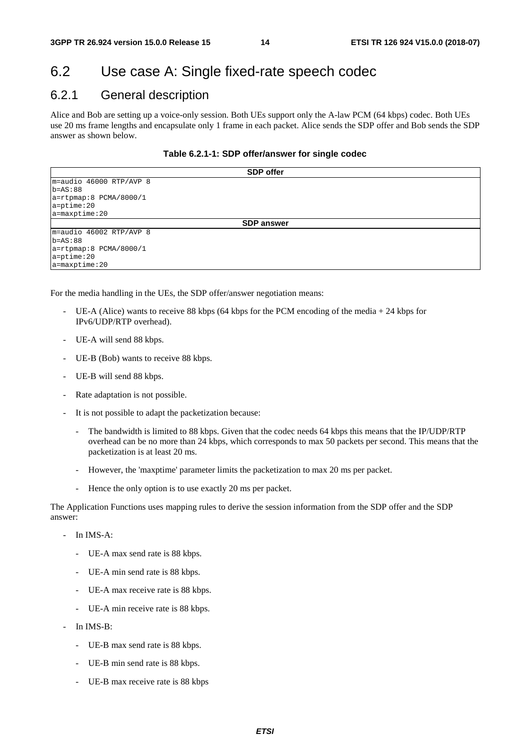## 6.2 Use case A: Single fixed-rate speech codec

### 6.2.1 General description

Alice and Bob are setting up a voice-only session. Both UEs support only the A-law PCM (64 kbps) codec. Both UEs use 20 ms frame lengths and encapsulate only 1 frame in each packet. Alice sends the SDP offer and Bob sends the SDP answer as shown below.

**Table 6.2.1-1: SDP offer/answer for single codec**

| SDP offer |
|---|
| m=audio 46000 RTP/AVP 8<br>b=AS:88<br>a=rtpmap:8 PCMA/8000/1<br>a=ptime:20<br>a=maxptime:20 |
| **SDP answer** |
| m=audio 46002 RTP/AVP 8<br>b=AS:88<br>a=rtpmap:8 PCMA/8000/1<br>a=ptime:20<br>a=maxptime:20 |

For the media handling in the UEs, the SDP offer/answer negotiation means:

- UE-A (Alice) wants to receive 88 kbps (64 kbps for the PCM encoding of the media + 24 kbps for IPv6/UDP/RTP overhead).
- UE-A will send 88 kbps.
- UE-B (Bob) wants to receive 88 kbps.
- UE-B will send 88 kbps.
- Rate adaptation is not possible.
- It is not possible to adapt the packetization because:
  - The bandwidth is limited to 88 kbps. Given that the codec needs 64 kbps this means that the IP/UDP/RTP overhead can be no more than 24 kbps, which corresponds to max 50 packets per second. This means that the packetization is at least 20 ms.
  - However, the 'maxptime' parameter limits the packetization to max 20 ms per packet.
  - Hence the only option is to use exactly 20 ms per packet.

The Application Functions uses mapping rules to derive the session information from the SDP offer and the SDP answer:

- In IMS-A:
  - UE-A max send rate is 88 kbps.
  - UE-A min send rate is 88 kbps.
  - UE-A max receive rate is 88 kbps.
  - UE-A min receive rate is 88 kbps.
- In IMS-B:
  - UE-B max send rate is 88 kbps.
  - UE-B min send rate is 88 kbps.
  - UE-B max receive rate is 88 kbps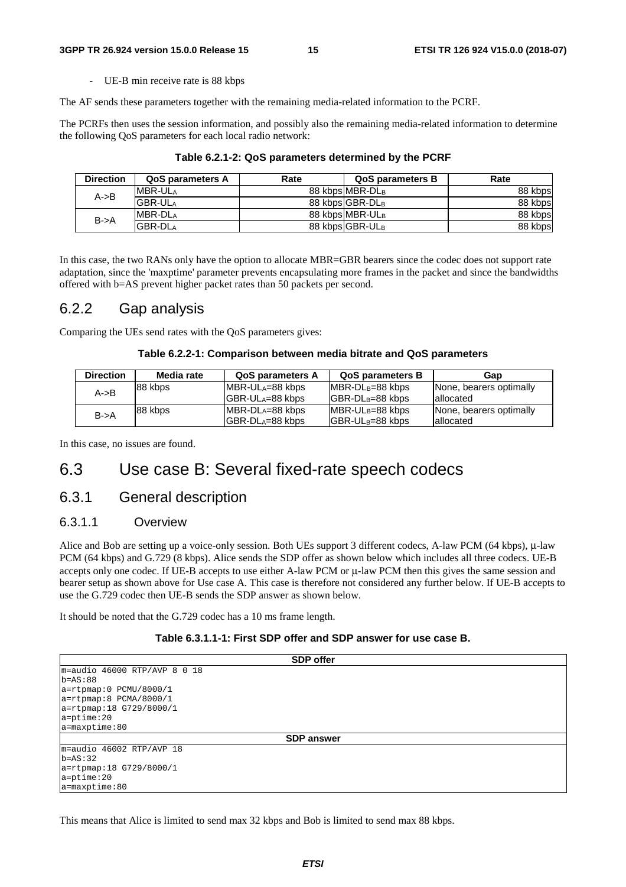- UE-B min receive rate is 88 kbps

The AF sends these parameters together with the remaining media-related information to the PCRF.

The PCRFs then uses the session information, and possibly also the remaining media-related information to determine the following QoS parameters for each local radio network:

**Table 6.2.1-2: QoS parameters determined by the PCRF**

| Direction | QoS parameters A | Rate | QoS parameters B | Rate |
|---|---|---|---|---|
| A->B | MBR-UL$_A$ | 88 kbps | MBR-DL$_B$ | 88 kbps |
| | GBR-UL$_A$ | 88 kbps | GBR-DL$_B$ | 88 kbps |
| B->A | MBR-DL$_A$ | 88 kbps | MBR-UL$_B$ | 88 kbps |
| | GBR-DL$_A$ | 88 kbps | GBR-UL$_B$ | 88 kbps |

In this case, the two RANs only have the option to allocate MBR=GBR bearers since the codec does not support rate adaptation, since the 'maxptime' parameter prevents encapsulating more frames in the packet and since the bandwidths offered with b=AS prevent higher packet rates than 50 packets per second.

## 6.2.2 Gap analysis

Comparing the UEs send rates with the QoS parameters gives:

**Table 6.2.2-1: Comparison between media bitrate and QoS parameters**

| Direction | Media rate | QoS parameters A | QoS parameters B | Gap |
|---|---|---|---|---|
| A->B | 88 kbps | MBR-UL$_A$=88 kbps GBR-UL$_A$=88 kbps | MBR-DL$_B$=88 kbps GBR-DL$_B$=88 kbps | None, bearers optimally allocated |
| B->A | 88 kbps | MBR-DL$_A$=88 kbps GBR-DL$_A$=88 kbps | MBR-UL$_B$=88 kbps GBR-UL$_B$=88 kbps | None, bearers optimally allocated |

In this case, no issues are found.

# 6.3 Use case B: Several fixed-rate speech codecs

## 6.3.1 General description

### 6.3.1.1 Overview

Alice and Bob are setting up a voice-only session. Both UEs support 3 different codecs, A-law PCM (64 kbps), μ-law PCM (64 kbps) and G.729 (8 kbps). Alice sends the SDP offer as shown below which includes all three codecs. UE-B accepts only one codec. If UE-B accepts to use either A-law PCM or μ-law PCM then this gives the same session and bearer setup as shown above for Use case A. This case is therefore not considered any further below. If UE-B accepts to use the G.729 codec then UE-B sends the SDP answer as shown below.

It should be noted that the G.729 codec has a 10 ms frame length.

**Table 6.3.1.1-1: First SDP offer and SDP answer for use case B.**

| SDP offer |
|---|
| m=audio 46000 RTP/AVP 8 0 18<br>b=AS:88<br>a=rtpmap:0 PCMU/8000/1<br>a=rtpmap:8 PCMA/8000/1<br>a=rtpmap:18 G729/8000/1<br>a=ptime:20<br>a=maxptime:80 |
| **SDP answer** |
| m=audio 46002 RTP/AVP 18<br>b=AS:32<br>a=rtpmap:18 G729/8000/1<br>a=ptime:20<br>a=maxptime:80 |

This means that Alice is limited to send max 32 kbps and Bob is limited to send max 88 kbps.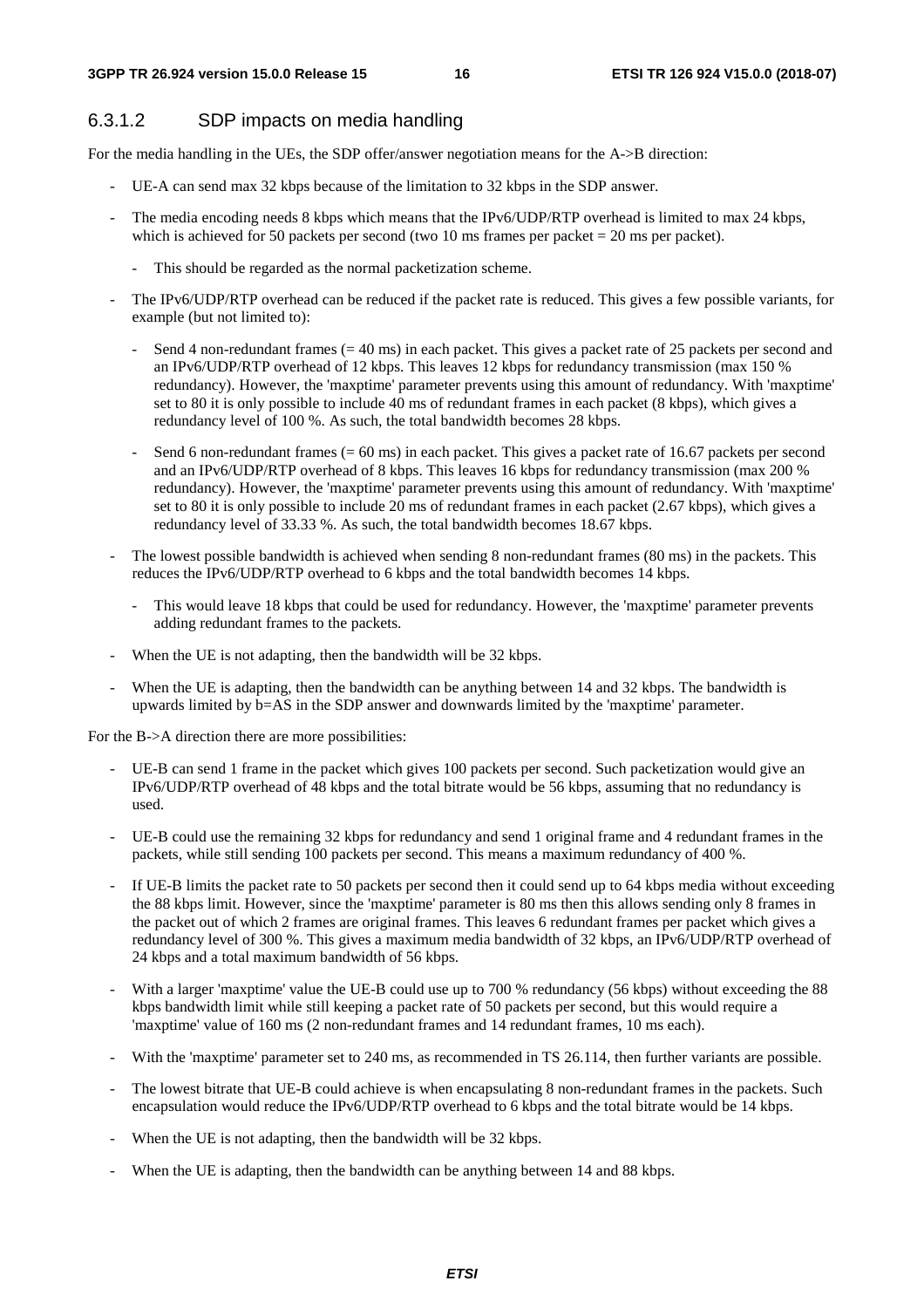#### 6.3.1.2 SDP impacts on media handling

For the media handling in the UEs, the SDP offer/answer negotiation means for the A->B direction:

- UE-A can send max 32 kbps because of the limitation to 32 kbps in the SDP answer.
- The media encoding needs 8 kbps which means that the IPv6/UDP/RTP overhead is limited to max 24 kbps, which is achieved for 50 packets per second (two 10 ms frames per packet = 20 ms per packet).
    - This should be regarded as the normal packetization scheme.
- The IPv6/UDP/RTP overhead can be reduced if the packet rate is reduced. This gives a few possible variants, for example (but not limited to):
    - Send 4 non-redundant frames (= 40 ms) in each packet. This gives a packet rate of 25 packets per second and an IPv6/UDP/RTP overhead of 12 kbps. This leaves 12 kbps for redundancy transmission (max 150 % redundancy). However, the 'maxptime' parameter prevents using this amount of redundancy. With 'maxptime' set to 80 it is only possible to include 40 ms of redundant frames in each packet (8 kbps), which gives a redundancy level of 100 %. As such, the total bandwidth becomes 28 kbps.
    - Send 6 non-redundant frames (= 60 ms) in each packet. This gives a packet rate of 16.67 packets per second and an IPv6/UDP/RTP overhead of 8 kbps. This leaves 16 kbps for redundancy transmission (max 200 % redundancy). However, the 'maxptime' parameter prevents using this amount of redundancy. With 'maxptime' set to 80 it is only possible to include 20 ms of redundant frames in each packet (2.67 kbps), which gives a redundancy level of 33.33 %. As such, the total bandwidth becomes 18.67 kbps.
- The lowest possible bandwidth is achieved when sending 8 non-redundant frames (80 ms) in the packets. This reduces the IPv6/UDP/RTP overhead to 6 kbps and the total bandwidth becomes 14 kbps.
    - This would leave 18 kbps that could be used for redundancy. However, the 'maxptime' parameter prevents adding redundant frames to the packets.
- When the UE is not adapting, then the bandwidth will be 32 kbps.
- When the UE is adapting, then the bandwidth can be anything between 14 and 32 kbps. The bandwidth is upwards limited by b=AS in the SDP answer and downwards limited by the 'maxptime' parameter.

For the B->A direction there are more possibilities:

- UE-B can send 1 frame in the packet which gives 100 packets per second. Such packetization would give an IPv6/UDP/RTP overhead of 48 kbps and the total bitrate would be 56 kbps, assuming that no redundancy is used.
- UE-B could use the remaining 32 kbps for redundancy and send 1 original frame and 4 redundant frames in the packets, while still sending 100 packets per second. This means a maximum redundancy of 400 %.
- If UE-B limits the packet rate to 50 packets per second then it could send up to 64 kbps media without exceeding the 88 kbps limit. However, since the 'maxptime' parameter is 80 ms then this allows sending only 8 frames in the packet out of which 2 frames are original frames. This leaves 6 redundant frames per packet which gives a redundancy level of 300 %. This gives a maximum media bandwidth of 32 kbps, an IPv6/UDP/RTP overhead of 24 kbps and a total maximum bandwidth of 56 kbps.
- With a larger 'maxptime' value the UE-B could use up to 700 % redundancy (56 kbps) without exceeding the 88 kbps bandwidth limit while still keeping a packet rate of 50 packets per second, but this would require a 'maxptime' value of 160 ms (2 non-redundant frames and 14 redundant frames, 10 ms each).
- With the 'maxptime' parameter set to 240 ms, as recommended in TS 26.114, then further variants are possible.
- The lowest bitrate that UE-B could achieve is when encapsulating 8 non-redundant frames in the packets. Such encapsulation would reduce the IPv6/UDP/RTP overhead to 6 kbps and the total bitrate would be 14 kbps.
- When the UE is not adapting, then the bandwidth will be 32 kbps.
- When the UE is adapting, then the bandwidth can be anything between 14 and 88 kbps.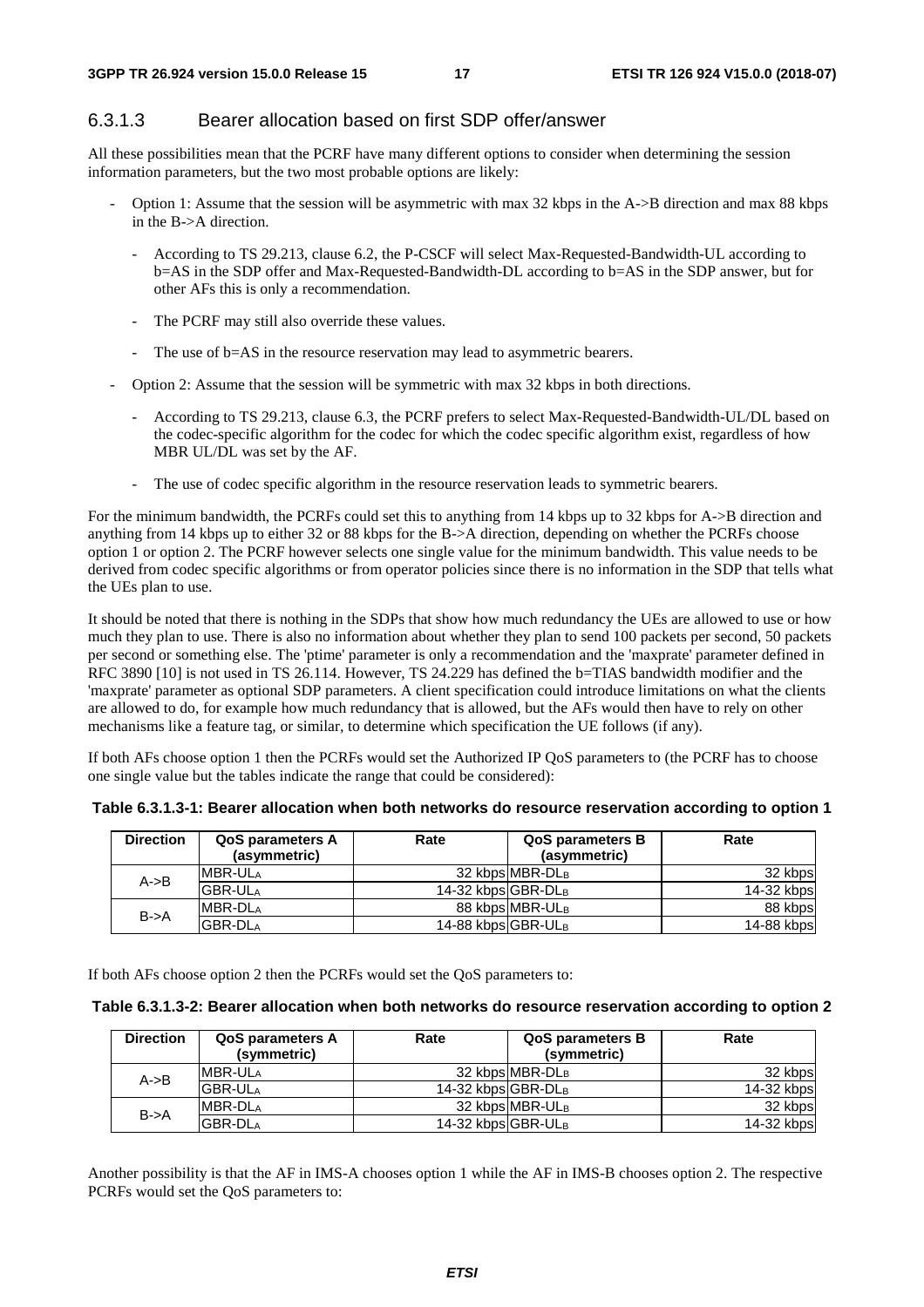### 6.3.1.3 Bearer allocation based on first SDP offer/answer

All these possibilities mean that the PCRF have many different options to consider when determining the session information parameters, but the two most probable options are likely:

- Option 1: Assume that the session will be asymmetric with max 32 kbps in the A->B direction and max 88 kbps in the B->A direction.
    - According to TS 29.213, clause 6.2, the P-CSCF will select Max-Requested-Bandwidth-UL according to b=AS in the SDP offer and Max-Requested-Bandwidth-DL according to b=AS in the SDP answer, but for other AFs this is only a recommendation.
    - The PCRF may still also override these values.
    - The use of b=AS in the resource reservation may lead to asymmetric bearers.
- Option 2: Assume that the session will be symmetric with max 32 kbps in both directions.
    - According to TS 29.213, clause 6.3, the PCRF prefers to select Max-Requested-Bandwidth-UL/DL based on the codec-specific algorithm for the codec for which the codec specific algorithm exist, regardless of how MBR UL/DL was set by the AF.
    - The use of codec specific algorithm in the resource reservation leads to symmetric bearers.

For the minimum bandwidth, the PCRFs could set this to anything from 14 kbps up to 32 kbps for A->B direction and anything from 14 kbps up to either 32 or 88 kbps for the B->A direction, depending on whether the PCRFs choose option 1 or option 2. The PCRF however selects one single value for the minimum bandwidth. This value needs to be derived from codec specific algorithms or from operator policies since there is no information in the SDP that tells what the UEs plan to use.

It should be noted that there is nothing in the SDPs that show how much redundancy the UEs are allowed to use or how much they plan to use. There is also no information about whether they plan to send 100 packets per second, 50 packets per second or something else. The 'ptime' parameter is only a recommendation and the 'maxprate' parameter defined in RFC 3890 [10] is not used in TS 26.114. However, TS 24.229 has defined the b=TIAS bandwidth modifier and the 'maxprate' parameter as optional SDP parameters. A client specification could introduce limitations on what the clients are allowed to do, for example how much redundancy that is allowed, but the AFs would then have to rely on other mechanisms like a feature tag, or similar, to determine which specification the UE follows (if any).

If both AFs choose option 1 then the PCRFs would set the Authorized IP QoS parameters to (the PCRF has to choose one single value but the tables indicate the range that could be considered):

**Table 6.3.1.3-1: Bearer allocation when both networks do resource reservation according to option 1**

| Direction | QoS parameters A (asymmetric) | Rate | QoS parameters B (asymmetric) | Rate |
|---|---|---|---|---|
| A->B | $MBR\text{-}UL_A$ | 32 kbps | $MBR\text{-}DL_B$ | 32 kbps |
| | $GBR\text{-}UL_A$ | 14-32 kbps | $GBR\text{-}DL_B$ | 14-32 kbps |
| B->A | $MBR\text{-}DL_A$ | 88 kbps | $MBR\text{-}UL_B$ | 88 kbps |
| | $GBR\text{-}DL_A$ | 14-88 kbps | $GBR\text{-}UL_B$ | 14-88 kbps |

If both AFs choose option 2 then the PCRFs would set the QoS parameters to:

**Table 6.3.1.3-2: Bearer allocation when both networks do resource reservation according to option 2**

| Direction | QoS parameters A (symmetric) | Rate | QoS parameters B (symmetric) | Rate |
|---|---|---|---|---|
| A->B | $MBR\text{-}UL_A$ | 32 kbps | $MBR\text{-}DL_B$ | 32 kbps |
| | $GBR\text{-}UL_A$ | 14-32 kbps | $GBR\text{-}DL_B$ | 14-32 kbps |
| B->A | $MBR\text{-}DL_A$ | 32 kbps | $MBR\text{-}UL_B$ | 32 kbps |
| | $GBR\text{-}DL_A$ | 14-32 kbps | $GBR\text{-}UL_B$ | 14-32 kbps |

Another possibility is that the AF in IMS-A chooses option 1 while the AF in IMS-B chooses option 2. The respective PCRFs would set the QoS parameters to: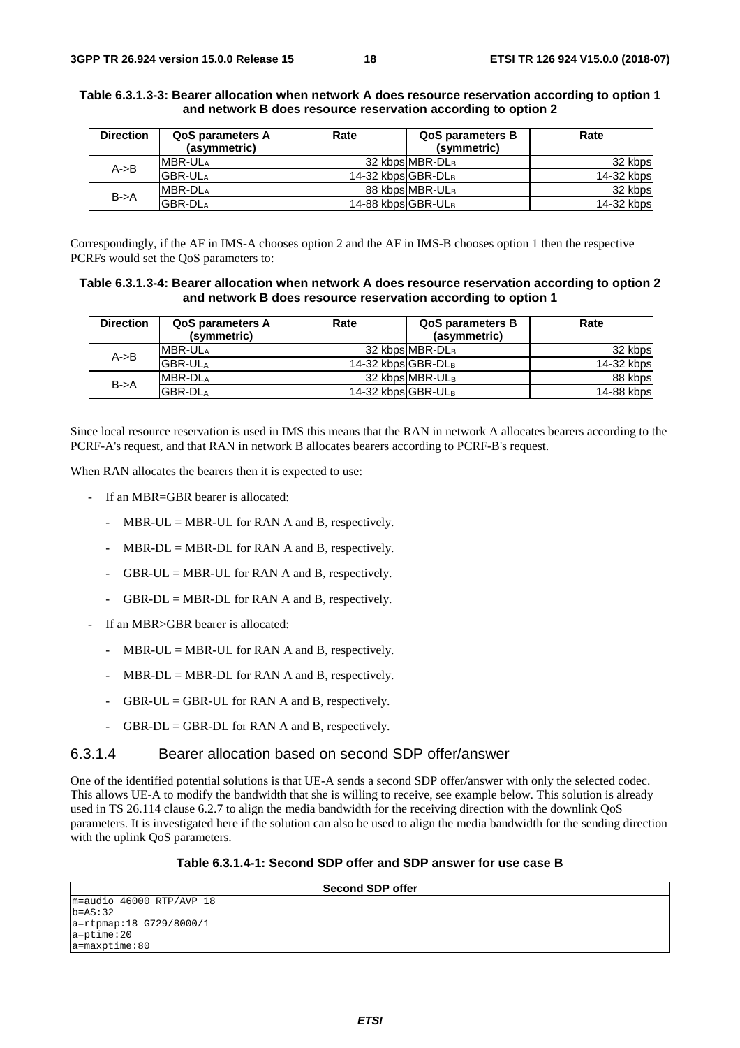**Table 6.3.1.3-3: Bearer allocation when network A does resource reservation according to option 1 and network B does resource reservation according to option 2**

| Direction | QoS parameters A (asymmetric) | Rate | QoS parameters B (symmetric) | Rate |
|---|---|---|---|---|
| A->B | $MBR\text{-}UL_A$ | 32 kbps | $MBR\text{-}DL_B$ | 32 kbps |
| | $GBR\text{-}UL_A$ | 14-32 kbps | $GBR\text{-}DL_B$ | 14-32 kbps |
| B->A | $MBR\text{-}DL_A$ | 88 kbps | $MBR\text{-}UL_B$ | 32 kbps |
| | $GBR\text{-}DL_A$ | 14-88 kbps | $GBR\text{-}UL_B$ | 14-32 kbps |

Correspondingly, if the AF in IMS-A chooses option 2 and the AF in IMS-B chooses option 1 then the respective PCRFs would set the QoS parameters to:

**Table 6.3.1.3-4: Bearer allocation when network A does resource reservation according to option 2 and network B does resource reservation according to option 1**

| Direction | QoS parameters A (symmetric) | Rate | QoS parameters B (asymmetric) | Rate |
|---|---|---|---|---|
| A->B | $MBR\text{-}UL_A$ | 32 kbps | $MBR\text{-}DL_B$ | 32 kbps |
| | $GBR\text{-}UL_A$ | 14-32 kbps | $GBR\text{-}DL_B$ | 14-32 kbps |
| B->A | $MBR\text{-}DL_A$ | 32 kbps | $MBR\text{-}UL_B$ | 88 kbps |
| | $GBR\text{-}DL_A$ | 14-32 kbps | $GBR\text{-}UL_B$ | 14-88 kbps |

Since local resource reservation is used in IMS this means that the RAN in network A allocates bearers according to the PCRF-A's request, and that RAN in network B allocates bearers according to PCRF-B's request.

When RAN allocates the bearers then it is expected to use:

- If an MBR=GBR bearer is allocated:
  - MBR-UL = MBR-UL for RAN A and B, respectively.
  - MBR-DL = MBR-DL for RAN A and B, respectively.
  - GBR-UL = MBR-UL for RAN A and B, respectively.
  - GBR-DL = MBR-DL for RAN A and B, respectively.
- If an MBR>GBR bearer is allocated:
  - MBR-UL = MBR-UL for RAN A and B, respectively.
  - MBR-DL = MBR-DL for RAN A and B, respectively.
  - GBR-UL = GBR-UL for RAN A and B, respectively.
  - GBR-DL = GBR-DL for RAN A and B, respectively.

### 6.3.1.4 Bearer allocation based on second SDP offer/answer

One of the identified potential solutions is that UE-A sends a second SDP offer/answer with only the selected codec. This allows UE-A to modify the bandwidth that she is willing to receive, see example below. This solution is already used in TS 26.114 clause 6.2.7 to align the media bandwidth for the receiving direction with the downlink QoS parameters. It is investigated here if the solution can also be used to align the media bandwidth for the sending direction with the uplink QoS parameters.

**Table 6.3.1.4-1: Second SDP offer and SDP answer for use case B**

| Second SDP offer |
|---|
| m=audio 46000 RTP/AVP 18<br>b=AS:32<br>a=rtpmap:18 G729/8000/1<br>a=ptime:20<br>a=maxptime:80 |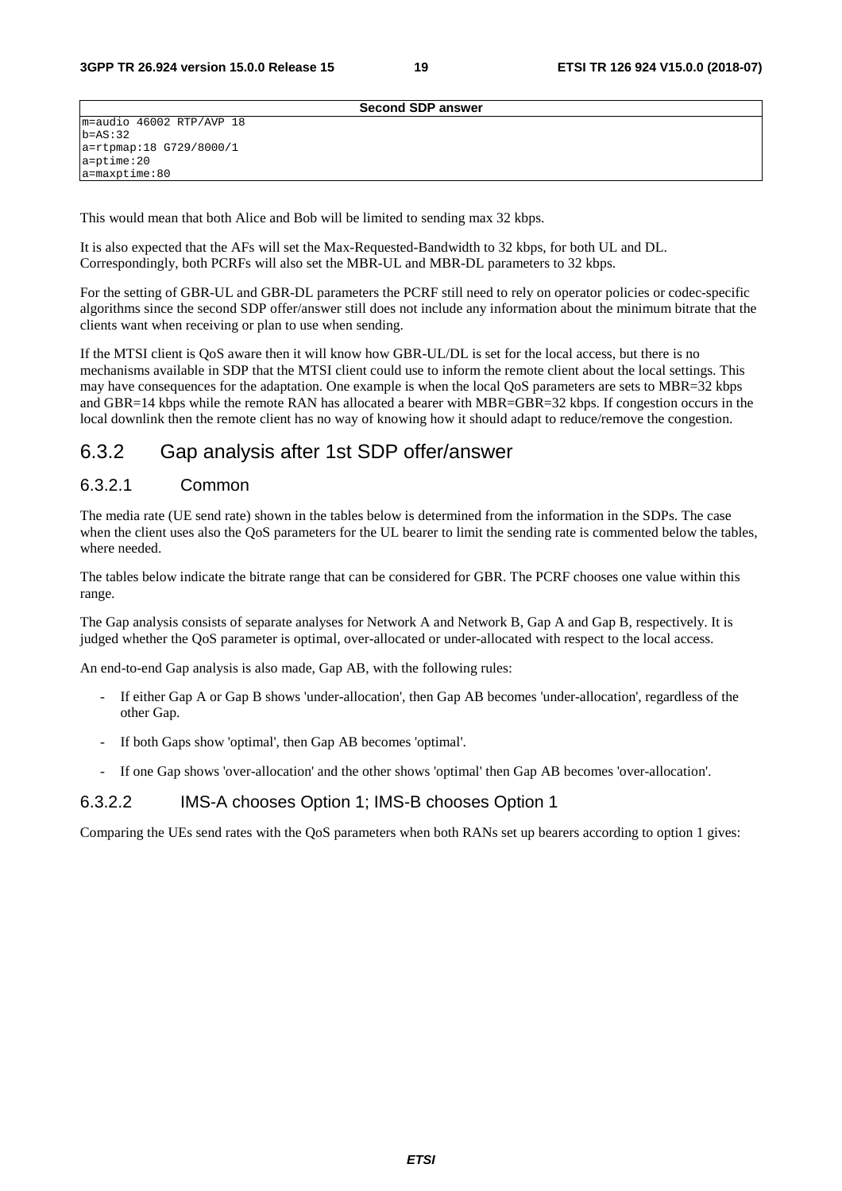| Second SDP answer |
| --- |
| m=audio 46002 RTP/AVP 18<br>b=AS:32<br>a=rtpmap:18 G729/8000/1<br>a=ptime:20<br>a=maxptime:80 |

This would mean that both Alice and Bob will be limited to sending max 32 kbps.

It is also expected that the AFs will set the Max-Requested-Bandwidth to 32 kbps, for both UL and DL. Correspondingly, both PCRFs will also set the MBR-UL and MBR-DL parameters to 32 kbps.

For the setting of GBR-UL and GBR-DL parameters the PCRF still need to rely on operator policies or codec-specific algorithms since the second SDP offer/answer still does not include any information about the minimum bitrate that the clients want when receiving or plan to use when sending.

If the MTSI client is QoS aware then it will know how GBR-UL/DL is set for the local access, but there is no mechanisms available in SDP that the MTSI client could use to inform the remote client about the local settings. This may have consequences for the adaptation. One example is when the local QoS parameters are sets to MBR=32 kbps and GBR=14 kbps while the remote RAN has allocated a bearer with MBR=GBR=32 kbps. If congestion occurs in the local downlink then the remote client has no way of knowing how it should adapt to reduce/remove the congestion.

## 6.3.2 Gap analysis after 1st SDP offer/answer

### 6.3.2.1 Common

The media rate (UE send rate) shown in the tables below is determined from the information in the SDPs. The case when the client uses also the QoS parameters for the UL bearer to limit the sending rate is commented below the tables, where needed.

The tables below indicate the bitrate range that can be considered for GBR. The PCRF chooses one value within this range.

The Gap analysis consists of separate analyses for Network A and Network B, Gap A and Gap B, respectively. It is judged whether the QoS parameter is optimal, over-allocated or under-allocated with respect to the local access.

An end-to-end Gap analysis is also made, Gap AB, with the following rules:

- If either Gap A or Gap B shows 'under-allocation', then Gap AB becomes 'under-allocation', regardless of the other Gap.
- If both Gaps show 'optimal', then Gap AB becomes 'optimal'.
- If one Gap shows 'over-allocation' and the other shows 'optimal' then Gap AB becomes 'over-allocation'.

### 6.3.2.2 IMS-A chooses Option 1; IMS-B chooses Option 1

Comparing the UEs send rates with the QoS parameters when both RANs set up bearers according to option 1 gives: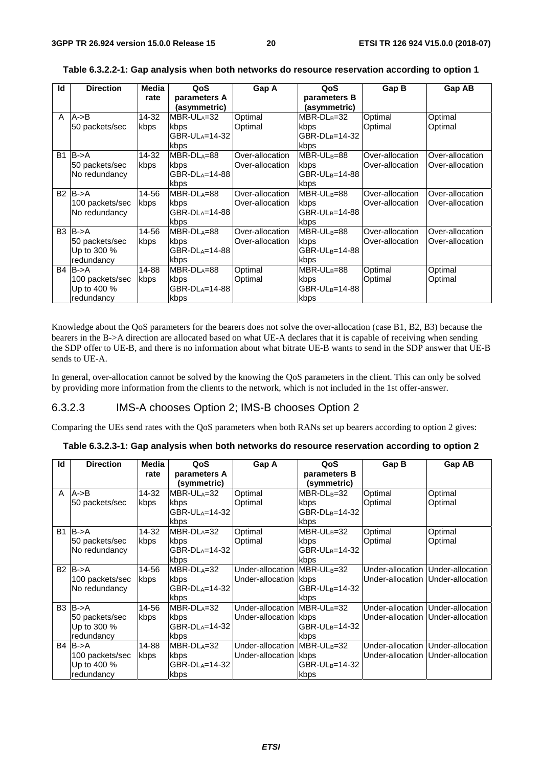**Table 6.3.2.2-1: Gap analysis when both networks do resource reservation according to option 1**

| Id | Direction | Media rate | QoS parameters A (asymmetric) | Gap A | QoS parameters B (asymmetric) | Gap B | Gap AB |
|---|---|---|---|---|---|---|---|
| A | A->B<br>50 packets/sec | 14-32 kbps | $MBR\text{-}UL_A$=32 kbps<br>$GBR\text{-}UL_A$=14-32 kbps | Optimal<br>Optimal | $MBR\text{-}DL_B$=32 kbps<br>$GBR\text{-}DL_B$=14-32 kbps | Optimal<br>Optimal | Optimal<br>Optimal |
| B1 | B->A<br>50 packets/sec<br>No redundancy | 14-32 kbps | $MBR\text{-}DL_A$=88 kbps<br>$GBR\text{-}DL_A$=14-88 kbps | Over-allocation<br>Over-allocation | $MBR\text{-}UL_B$=88 kbps<br>$GBR\text{-}UL_B$=14-88 kbps | Over-allocation<br>Over-allocation | Over-allocation<br>Over-allocation |
| B2 | B->A<br>100 packets/sec<br>No redundancy | 14-56 kbps | $MBR\text{-}DL_A$=88 kbps<br>$GBR\text{-}DL_A$=14-88 kbps | Over-allocation<br>Over-allocation | $MBR\text{-}UL_B$=88 kbps<br>$GBR\text{-}UL_B$=14-88 kbps | Over-allocation<br>Over-allocation | Over-allocation<br>Over-allocation |
| B3 | B->A<br>50 packets/sec<br>Up to 300 % redundancy | 14-56 kbps | $MBR\text{-}DL_A$=88 kbps<br>$GBR\text{-}DL_A$=14-88 kbps | Over-allocation<br>Over-allocation | $MBR\text{-}UL_B$=88 kbps<br>$GBR\text{-}UL_B$=14-88 kbps | Over-allocation<br>Over-allocation | Over-allocation<br>Over-allocation |
| B4 | B->A<br>100 packets/sec<br>Up to 400 % redundancy | 14-88 kbps | $MBR\text{-}DL_A$=88 kbps<br>$GBR\text{-}DL_A$=14-88 kbps | Optimal<br>Optimal | $MBR\text{-}UL_B$=88 kbps<br>$GBR\text{-}UL_B$=14-88 kbps | Optimal<br>Optimal | Optimal<br>Optimal |

Knowledge about the QoS parameters for the bearers does not solve the over-allocation (case B1, B2, B3) because the bearers in the B->A direction are allocated based on what UE-A declares that it is capable of receiving when sending the SDP offer to UE-B, and there is no information about what bitrate UE-B wants to send in the SDP answer that UE-B sends to UE-A.

In general, over-allocation cannot be solved by the knowing the QoS parameters in the client. This can only be solved by providing more information from the clients to the network, which is not included in the 1st offer-answer.

### 6.3.2.3 IMS-A chooses Option 2; IMS-B chooses Option 2

Comparing the UEs send rates with the QoS parameters when both RANs set up bearers according to option 2 gives:

**Table 6.3.2.3-1: Gap analysis when both networks do resource reservation according to option 2**

| Id | Direction | Media rate | QoS parameters A (symmetric) | Gap A | QoS parameters B (symmetric) | Gap B | Gap AB |
|---|---|---|---|---|---|---|---|
| A | A->B<br>50 packets/sec | 14-32 kbps | $MBR\text{-}UL_A$=32 kbps<br>$GBR\text{-}UL_A$=14-32 kbps | Optimal<br>Optimal | $MBR\text{-}DL_B$=32 kbps<br>$GBR\text{-}DL_B$=14-32 kbps | Optimal<br>Optimal | Optimal<br>Optimal |
| B1 | B->A<br>50 packets/sec<br>No redundancy | 14-32 kbps | $MBR\text{-}DL_A$=32 kbps<br>$GBR\text{-}DL_A$=14-32 kbps | Optimal<br>Optimal | $MBR\text{-}UL_B$=32 kbps<br>$GBR\text{-}UL_B$=14-32 kbps | Optimal<br>Optimal | Optimal<br>Optimal |
| B2 | B->A<br>100 packets/sec<br>No redundancy | 14-56 kbps | $MBR\text{-}DL_A$=32 kbps<br>$GBR\text{-}DL_A$=14-32 kbps | Under-allocation<br>Under-allocation | $MBR\text{-}UL_B$=32 kbps<br>$GBR\text{-}UL_B$=14-32 kbps | Under-allocation<br>Under-allocation | Under-allocation<br>Under-allocation |
| B3 | B->A<br>50 packets/sec<br>Up to 300 % redundancy | 14-56 kbps | $MBR\text{-}DL_A$=32 kbps<br>$GBR\text{-}DL_A$=14-32 kbps | Under-allocation<br>Under-allocation | $MBR\text{-}UL_B$=32 kbps<br>$GBR\text{-}UL_B$=14-32 kbps | Under-allocation<br>Under-allocation | Under-allocation<br>Under-allocation |
| B4 | B->A<br>100 packets/sec<br>Up to 400 % redundancy | 14-88 kbps | $MBR\text{-}DL_A$=32 kbps<br>$GBR\text{-}DL_A$=14-32 kbps | Under-allocation<br>Under-allocation | $MBR\text{-}UL_B$=32 kbps<br>$GBR\text{-}UL_B$=14-32 kbps | Under-allocation<br>Under-allocation | Under-allocation<br>Under-allocation |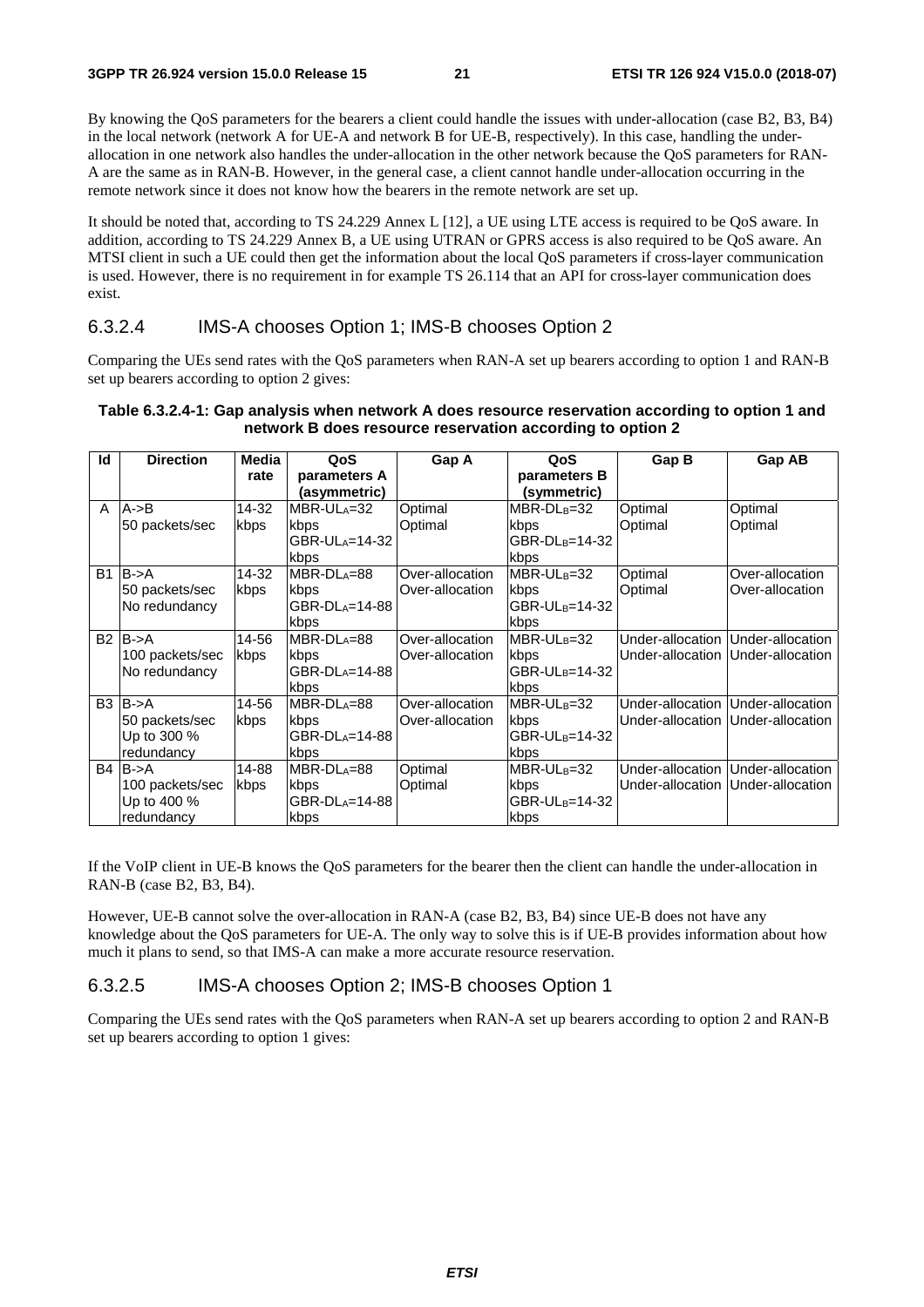By knowing the QoS parameters for the bearers a client could handle the issues with under-allocation (case B2, B3, B4) in the local network (network A for UE-A and network B for UE-B, respectively). In this case, handling the under-allocation in one network also handles the under-allocation in the other network because the QoS parameters for RAN-A are the same as in RAN-B. However, in the general case, a client cannot handle under-allocation occurring in the remote network since it does not know how the bearers in the remote network are set up.

It should be noted that, according to TS 24.229 Annex L [12], a UE using LTE access is required to be QoS aware. In addition, according to TS 24.229 Annex B, a UE using UTRAN or GPRS access is also required to be QoS aware. An MTSI client in such a UE could then get the information about the local QoS parameters if cross-layer communication is used. However, there is no requirement in for example TS 26.114 that an API for cross-layer communication does exist.

### 6.3.2.4 IMS-A chooses Option 1; IMS-B chooses Option 2

Comparing the UEs send rates with the QoS parameters when RAN-A set up bearers according to option 1 and RAN-B set up bearers according to option 2 gives:

**Table 6.3.2.4-1: Gap analysis when network A does resource reservation according to option 1 and network B does resource reservation according to option 2**

| Id | Direction | Media rate | QoS parameters A (asymmetric) | Gap A | QoS parameters B (symmetric) | Gap B | Gap AB |
|---|---|---|---|---|---|---|---|
| A | A->B<br>50 packets/sec | 14-32 kbps | $MBR\text{-}UL_A$=32 kbps<br>$GBR\text{-}UL_A$=14-32 kbps | Optimal<br>Optimal | $MBR\text{-}DL_B$=32 kbps<br>$GBR\text{-}DL_B$=14-32 kbps | Optimal<br>Optimal | Optimal<br>Optimal |
| B1 | B->A<br>50 packets/sec<br>No redundancy | 14-32 kbps | $MBR\text{-}DL_A$=88 kbps<br>$GBR\text{-}DL_A$=14-88 kbps | Over-allocation<br>Over-allocation | $MBR\text{-}UL_B$=32 kbps<br>$GBR\text{-}UL_B$=14-32 kbps | Optimal<br>Optimal | Over-allocation<br>Over-allocation |
| B2 | B->A<br>100 packets/sec<br>No redundancy | 14-56 kbps | $MBR\text{-}DL_A$=88 kbps<br>$GBR\text{-}DL_A$=14-88 kbps | Over-allocation<br>Over-allocation | $MBR\text{-}UL_B$=32 kbps<br>$GBR\text{-}UL_B$=14-32 kbps | Under-allocation<br>Under-allocation | Under-allocation<br>Under-allocation |
| B3 | B->A<br>50 packets/sec<br>Up to 300 % redundancy | 14-56 kbps | $MBR\text{-}DL_A$=88 kbps<br>$GBR\text{-}DL_A$=14-88 kbps | Over-allocation<br>Over-allocation | $MBR\text{-}UL_B$=32 kbps<br>$GBR\text{-}UL_B$=14-32 kbps | Under-allocation<br>Under-allocation | Under-allocation<br>Under-allocation |
| B4 | B->A<br>100 packets/sec<br>Up to 400 % redundancy | 14-88 kbps | $MBR\text{-}DL_A$=88 kbps<br>$GBR\text{-}DL_A$=14-88 kbps | Optimal<br>Optimal | $MBR\text{-}UL_B$=32 kbps<br>$GBR\text{-}UL_B$=14-32 kbps | Under-allocation<br>Under-allocation | Under-allocation<br>Under-allocation |

If the VoIP client in UE-B knows the QoS parameters for the bearer then the client can handle the under-allocation in RAN-B (case B2, B3, B4).

However, UE-B cannot solve the over-allocation in RAN-A (case B2, B3, B4) since UE-B does not have any knowledge about the QoS parameters for UE-A. The only way to solve this is if UE-B provides information about how much it plans to send, so that IMS-A can make a more accurate resource reservation.

### 6.3.2.5 IMS-A chooses Option 2; IMS-B chooses Option 1

Comparing the UEs send rates with the QoS parameters when RAN-A set up bearers according to option 2 and RAN-B set up bearers according to option 1 gives: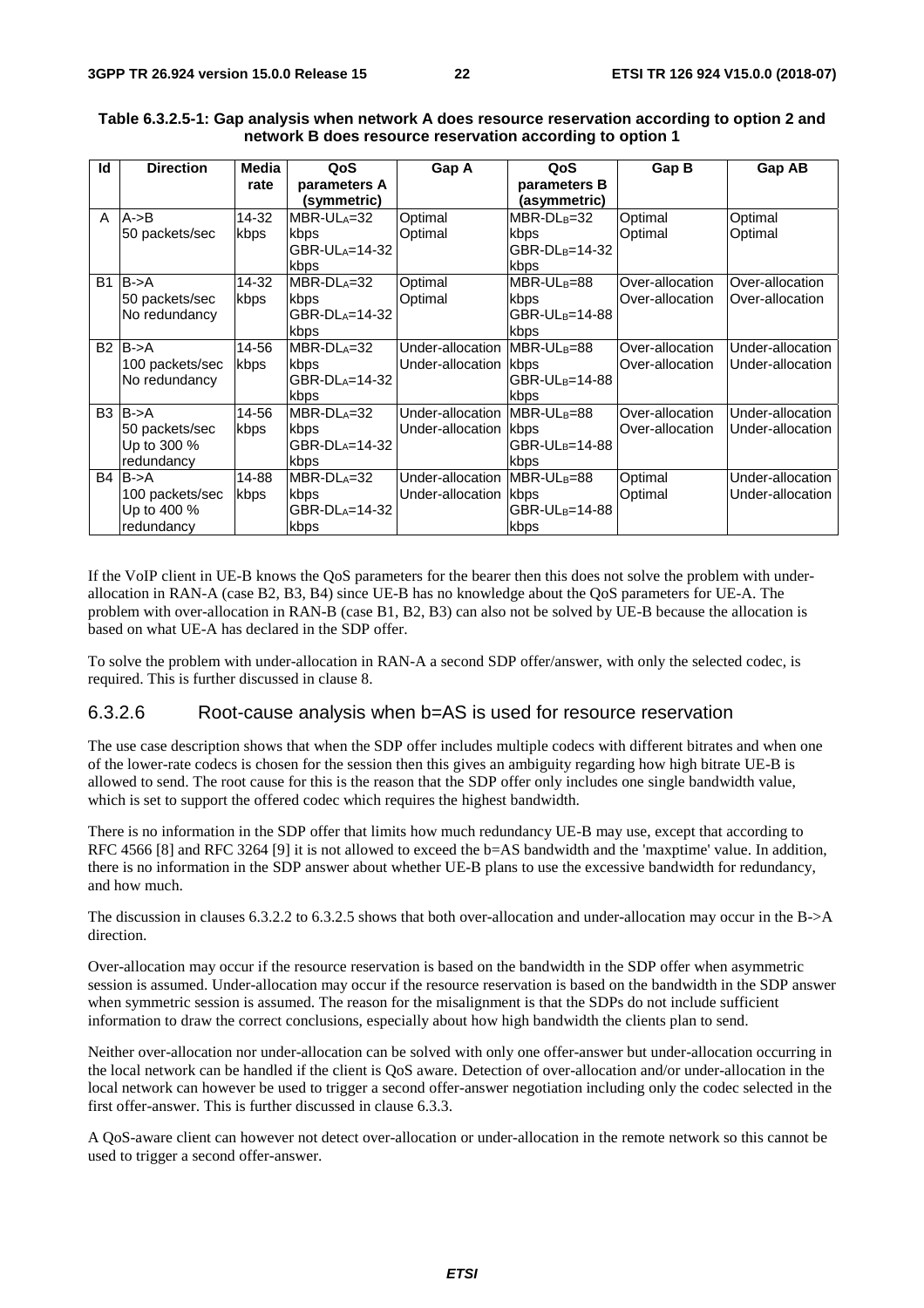**Table 6.3.2.5-1: Gap analysis when network A does resource reservation according to option 2 and network B does resource reservation according to option 1**

| Id | Direction | Media rate | QoS parameters A (symmetric) | Gap A | QoS parameters B (asymmetric) | Gap B | Gap AB |
|---|---|---|---|---|---|---|---|
| A | A->B<br>50 packets/sec | 14-32 kbps | $MBR\text{-}UL_A$=32 kbps<br>$GBR\text{-}UL_A$=14-32 kbps | Optimal<br>Optimal | $MBR\text{-}DL_B$=32 kbps<br>$GBR\text{-}DL_B$=14-32 kbps | Optimal<br>Optimal | Optimal<br>Optimal |
| B1 | B->A<br>50 packets/sec<br>No redundancy | 14-32 kbps | $MBR\text{-}DL_A$=32 kbps<br>$GBR\text{-}DL_A$=14-32 kbps | Optimal<br>Optimal | $MBR\text{-}UL_B$=88 kbps<br>$GBR\text{-}UL_B$=14-88 kbps | Over-allocation<br>Over-allocation | Over-allocation<br>Over-allocation |
| B2 | B->A<br>100 packets/sec<br>No redundancy | 14-56 kbps | $MBR\text{-}DL_A$=32 kbps<br>$GBR\text{-}DL_A$=14-32 kbps | Under-allocation<br>Under-allocation | $MBR\text{-}UL_B$=88 kbps<br>$GBR\text{-}UL_B$=14-88 kbps | Over-allocation<br>Over-allocation | Under-allocation<br>Under-allocation |
| B3 | B->A<br>50 packets/sec<br>Up to 300 % redundancy | 14-56 kbps | $MBR\text{-}DL_A$=32 kbps<br>$GBR\text{-}DL_A$=14-32 kbps | Under-allocation<br>Under-allocation | $MBR\text{-}UL_B$=88 kbps<br>$GBR\text{-}UL_B$=14-88 kbps | Over-allocation<br>Over-allocation | Under-allocation<br>Under-allocation |
| B4 | B->A<br>100 packets/sec<br>Up to 400 % redundancy | 14-88 kbps | $MBR\text{-}DL_A$=32 kbps<br>$GBR\text{-}DL_A$=14-32 kbps | Under-allocation<br>Under-allocation | $MBR\text{-}UL_B$=88 kbps<br>$GBR\text{-}UL_B$=14-88 kbps | Optimal<br>Optimal | Under-allocation<br>Under-allocation |

If the VoIP client in UE-B knows the QoS parameters for the bearer then this does not solve the problem with under-allocation in RAN-A (case B2, B3, B4) since UE-B has no knowledge about the QoS parameters for UE-A. The problem with over-allocation in RAN-B (case B1, B2, B3) can also not be solved by UE-B because the allocation is based on what UE-A has declared in the SDP offer.

To solve the problem with under-allocation in RAN-A a second SDP offer/answer, with only the selected codec, is required. This is further discussed in clause 8.

### 6.3.2.6 Root-cause analysis when b=AS is used for resource reservation

The use case description shows that when the SDP offer includes multiple codecs with different bitrates and when one of the lower-rate codecs is chosen for the session then this gives an ambiguity regarding how high bitrate UE-B is allowed to send. The root cause for this is the reason that the SDP offer only includes one single bandwidth value, which is set to support the offered codec which requires the highest bandwidth.

There is no information in the SDP offer that limits how much redundancy UE-B may use, except that according to RFC 4566 [8] and RFC 3264 [9] it is not allowed to exceed the b=AS bandwidth and the 'maxptime' value. In addition, there is no information in the SDP answer about whether UE-B plans to use the excessive bandwidth for redundancy, and how much.

The discussion in clauses 6.3.2.2 to 6.3.2.5 shows that both over-allocation and under-allocation may occur in the B->A direction.

Over-allocation may occur if the resource reservation is based on the bandwidth in the SDP offer when asymmetric session is assumed. Under-allocation may occur if the resource reservation is based on the bandwidth in the SDP answer when symmetric session is assumed. The reason for the misalignment is that the SDPs do not include sufficient information to draw the correct conclusions, especially about how high bandwidth the clients plan to send.

Neither over-allocation nor under-allocation can be solved with only one offer-answer but under-allocation occurring in the local network can be handled if the client is QoS aware. Detection of over-allocation and/or under-allocation in the local network can however be used to trigger a second offer-answer negotiation including only the codec selected in the first offer-answer. This is further discussed in clause 6.3.3.

A QoS-aware client can however not detect over-allocation or under-allocation in the remote network so this cannot be used to trigger a second offer-answer.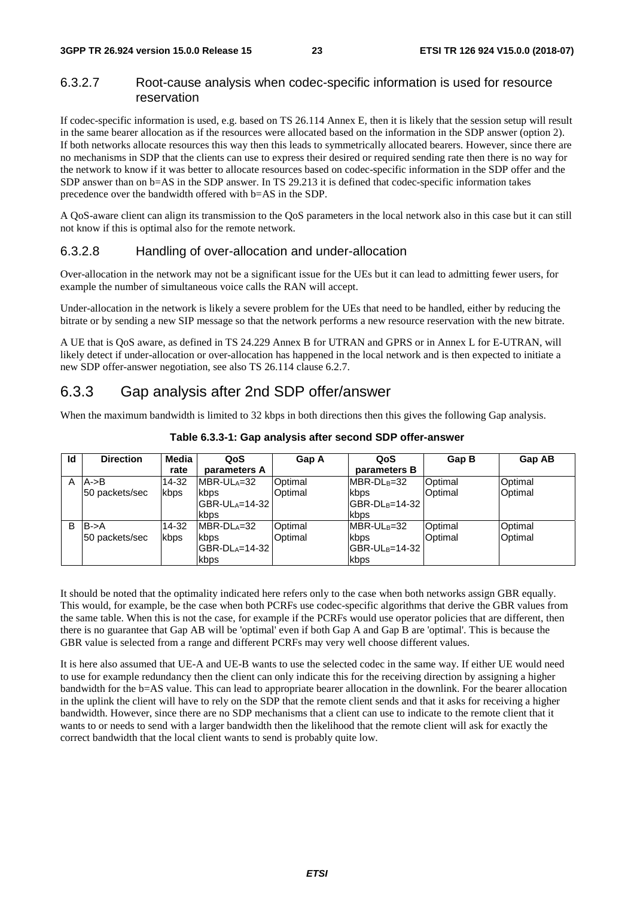#### 6.3.2.7 Root-cause analysis when codec-specific information is used for resource reservation

If codec-specific information is used, e.g. based on TS 26.114 Annex E, then it is likely that the session setup will result in the same bearer allocation as if the resources were allocated based on the information in the SDP answer (option 2). If both networks allocate resources this way then this leads to symmetrically allocated bearers. However, since there are no mechanisms in SDP that the clients can use to express their desired or required sending rate then there is no way for the network to know if it was better to allocate resources based on codec-specific information in the SDP offer and the SDP answer than on b=AS in the SDP answer. In TS 29.213 it is defined that codec-specific information takes precedence over the bandwidth offered with b=AS in the SDP.

A QoS-aware client can align its transmission to the QoS parameters in the local network also in this case but it can still not know if this is optimal also for the remote network.

#### 6.3.2.8 Handling of over-allocation and under-allocation

Over-allocation in the network may not be a significant issue for the UEs but it can lead to admitting fewer users, for example the number of simultaneous voice calls the RAN will accept.

Under-allocation in the network is likely a severe problem for the UEs that need to be handled, either by reducing the bitrate or by sending a new SIP message so that the network performs a new resource reservation with the new bitrate.

A UE that is QoS aware, as defined in TS 24.229 Annex B for UTRAN and GPRS or in Annex L for E-UTRAN, will likely detect if under-allocation or over-allocation has happened in the local network and is then expected to initiate a new SDP offer-answer negotiation, see also TS 26.114 clause 6.2.7.

### 6.3.3 Gap analysis after 2nd SDP offer/answer

When the maximum bandwidth is limited to 32 kbps in both directions then this gives the following Gap analysis.

**Table 6.3.3-1: Gap analysis after second SDP offer-answer**

| Id | Direction | Media rate | QoS parameters A | Gap A | QoS parameters B | Gap B | Gap AB |
|---|---|---|---|---|---|---|---|
| A | A->B 50 packets/sec | 14-32 kbps | $MBR\text{-}UL_A$=32 kbps $GBR\text{-}UL_A$=14-32 kbps | Optimal Optimal | $MBR\text{-}DL_B$=32 kbps $GBR\text{-}DL_B$=14-32 kbps | Optimal Optimal | Optimal Optimal |
| B | B->A 50 packets/sec | 14-32 kbps | $MBR\text{-}DL_A$=32 kbps $GBR\text{-}DL_A$=14-32 kbps | Optimal Optimal | $MBR\text{-}UL_B$=32 kbps $GBR\text{-}UL_B$=14-32 kbps | Optimal Optimal | Optimal Optimal |

It should be noted that the optimality indicated here refers only to the case when both networks assign GBR equally. This would, for example, be the case when both PCRFs use codec-specific algorithms that derive the GBR values from the same table. When this is not the case, for example if the PCRFs would use operator policies that are different, then there is no guarantee that Gap AB will be 'optimal' even if both Gap A and Gap B are 'optimal'. This is because the GBR value is selected from a range and different PCRFs may very well choose different values.

It is here also assumed that UE-A and UE-B wants to use the selected codec in the same way. If either UE would need to use for example redundancy then the client can only indicate this for the receiving direction by assigning a higher bandwidth for the b=AS value. This can lead to appropriate bearer allocation in the downlink. For the bearer allocation in the uplink the client will have to rely on the SDP that the remote client sends and that it asks for receiving a higher bandwidth. However, since there are no SDP mechanisms that a client can use to indicate to the remote client that it wants to or needs to send with a larger bandwidth then the likelihood that the remote client will ask for exactly the correct bandwidth that the local client wants to send is probably quite low.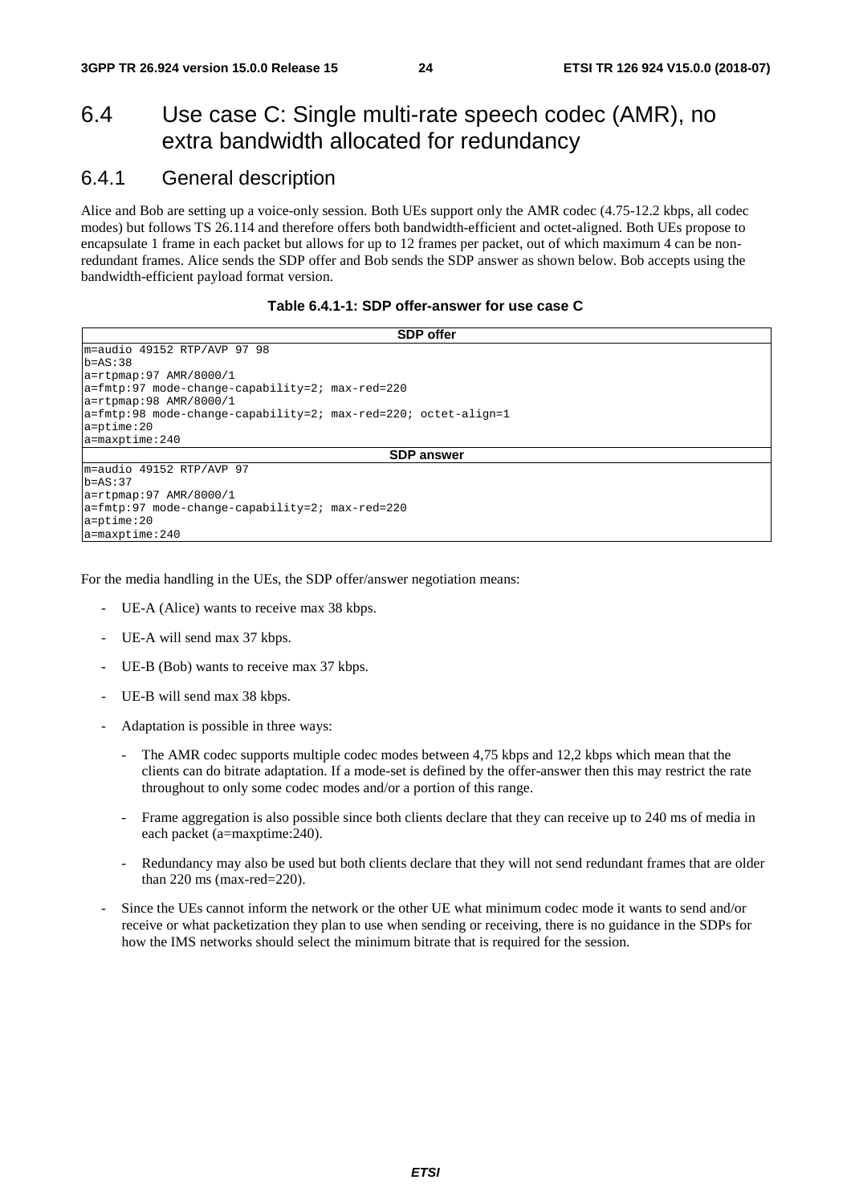## 6.4 Use case C: Single multi-rate speech codec (AMR), no extra bandwidth allocated for redundancy

### 6.4.1 General description

Alice and Bob are setting up a voice-only session. Both UEs support only the AMR codec (4.75-12.2 kbps, all codec modes) but follows TS 26.114 and therefore offers both bandwidth-efficient and octet-aligned. Both UEs propose to encapsulate 1 frame in each packet but allows for up to 12 frames per packet, out of which maximum 4 can be non-redundant frames. Alice sends the SDP offer and Bob sends the SDP answer as shown below. Bob accepts using the bandwidth-efficient payload format version.

**Table 6.4.1-1: SDP offer-answer for use case C**

| SDP offer |
|---|
| m=audio 49152 RTP/AVP 97 98<br>b=AS:38<br>a=rtpmap:97 AMR/8000/1<br>a=fmtp:97 mode-change-capability=2; max-red=220<br>a=rtpmap:98 AMR/8000/1<br>a=fmtp:98 mode-change-capability=2; max-red=220; octet-align=1<br>a=ptime:20<br>a=maxptime:240 |
| **SDP answer** |
| m=audio 49152 RTP/AVP 97<br>b=AS:37<br>a=rtpmap:97 AMR/8000/1<br>a=fmtp:97 mode-change-capability=2; max-red=220<br>a=ptime:20<br>a=maxptime:240 |

For the media handling in the UEs, the SDP offer/answer negotiation means:

- UE-A (Alice) wants to receive max 38 kbps.
- UE-A will send max 37 kbps.
- UE-B (Bob) wants to receive max 37 kbps.
- UE-B will send max 38 kbps.
- Adaptation is possible in three ways:
  - The AMR codec supports multiple codec modes between 4,75 kbps and 12,2 kbps which mean that the clients can do bitrate adaptation. If a mode-set is defined by the offer-answer then this may restrict the rate throughout to only some codec modes and/or a portion of this range.
  - Frame aggregation is also possible since both clients declare that they can receive up to 240 ms of media in each packet (a=maxptime:240).
  - Redundancy may also be used but both clients declare that they will not send redundant frames that are older than 220 ms (max-red=220).
- Since the UEs cannot inform the network or the other UE what minimum codec mode it wants to send and/or receive or what packetization they plan to use when sending or receiving, there is no guidance in the SDPs for how the IMS networks should select the minimum bitrate that is required for the session.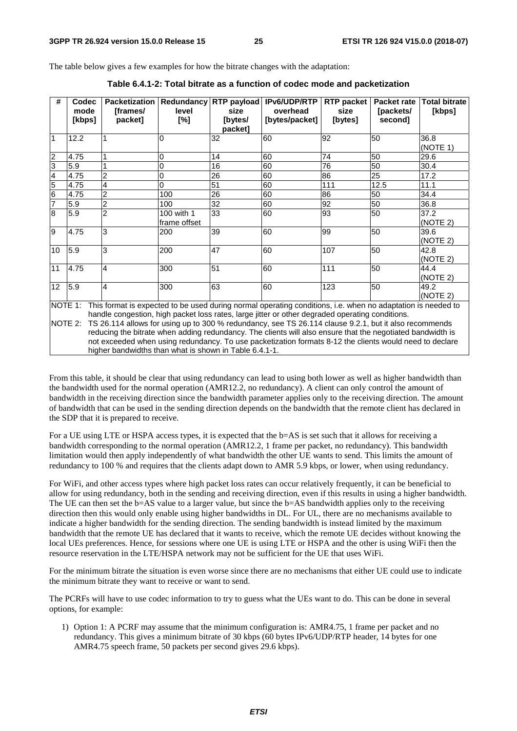The table below gives a few examples for how the bitrate changes with the adaptation:

**Table 6.4.1-2: Total bitrate as a function of codec mode and packetization**

| # | Codec mode [kbps] | Packetization [frames/ packet] | Redundancy level [%] | RTP payload size [bytes/ packet] | IPv6/UDP/RTP overhead [bytes/packet] | RTP packet size [bytes] | Packet rate [packets/ second] | Total bitrate [kbps] |
|---|---|---|---|---|---|---|---|---|
| 1 | 12.2 | 1 | 0 | 32 | 60 | 92 | 50 | 36.8 (NOTE 1) |
| 2 | 4.75 | 1 | 0 | 14 | 60 | 74 | 50 | 29.6 |
| 3 | 5.9 | 1 | 0 | 16 | 60 | 76 | 50 | 30.4 |
| 4 | 4.75 | 2 | 0 | 26 | 60 | 86 | 25 | 17.2 |
| 5 | 4.75 | 4 | 0 | 51 | 60 | 111 | 12.5 | 11.1 |
| 6 | 4.75 | 2 | 100 | 26 | 60 | 86 | 50 | 34.4 |
| 7 | 5.9 | 2 | 100 | 32 | 60 | 92 | 50 | 36.8 |
| 8 | 5.9 | 2 | 100 with 1 frame offset | 33 | 60 | 93 | 50 | 37.2 (NOTE 2) |
| 9 | 4.75 | 3 | 200 | 39 | 60 | 99 | 50 | 39.6 (NOTE 2) |
| 10 | 5.9 | 3 | 200 | 47 | 60 | 107 | 50 | 42.8 (NOTE 2) |
| 11 | 4.75 | 4 | 300 | 51 | 60 | 111 | 50 | 44.4 (NOTE 2) |
| 12 | 5.9 | 4 | 300 | 63 | 60 | 123 | 50 | 49.2 (NOTE 2) |

NOTE 1: This format is expected to be used during normal operating conditions, i.e. when no adaptation is needed to handle congestion, high packet loss rates, large jitter or other degraded operating conditions.

NOTE 2: TS 26.114 allows for using up to 300 % redundancy, see TS 26.114 clause 9.2.1, but it also recommends reducing the bitrate when adding redundancy. The clients will also ensure that the negotiated bandwidth is not exceeded when using redundancy. To use packetization formats 8-12 the clients would need to declare higher bandwidths than what is shown in Table 6.4.1-1.

From this table, it should be clear that using redundancy can lead to using both lower as well as higher bandwidth than the bandwidth used for the normal operation (AMR12.2, no redundancy). A client can only control the amount of bandwidth in the receiving direction since the bandwidth parameter applies only to the receiving direction. The amount of bandwidth that can be used in the sending direction depends on the bandwidth that the remote client has declared in the SDP that it is prepared to receive.

For a UE using LTE or HSPA access types, it is expected that the b=AS is set such that it allows for receiving a bandwidth corresponding to the normal operation (AMR12.2, 1 frame per packet, no redundancy). This bandwidth limitation would then apply independently of what bandwidth the other UE wants to send. This limits the amount of redundancy to 100 % and requires that the clients adapt down to AMR 5.9 kbps, or lower, when using redundancy.

For WiFi, and other access types where high packet loss rates can occur relatively frequently, it can be beneficial to allow for using redundancy, both in the sending and receiving direction, even if this results in using a higher bandwidth. The UE can then set the b=AS value to a larger value, but since the b=AS bandwidth applies only to the receiving direction then this would only enable using higher bandwidths in DL. For UL, there are no mechanisms available to indicate a higher bandwidth for the sending direction. The sending bandwidth is instead limited by the maximum bandwidth that the remote UE has declared that it wants to receive, which the remote UE decides without knowing the local UEs preferences. Hence, for sessions where one UE is using LTE or HSPA and the other is using WiFi then the resource reservation in the LTE/HSPA network may not be sufficient for the UE that uses WiFi.

For the minimum bitrate the situation is even worse since there are no mechanisms that either UE could use to indicate the minimum bitrate they want to receive or want to send.

The PCRFs will have to use codec information to try to guess what the UEs want to do. This can be done in several options, for example:

1) Option 1: A PCRF may assume that the minimum configuration is: AMR4.75, 1 frame per packet and no redundancy. This gives a minimum bitrate of 30 kbps (60 bytes IPv6/UDP/RTP header, 14 bytes for one AMR4.75 speech frame, 50 packets per second gives 29.6 kbps).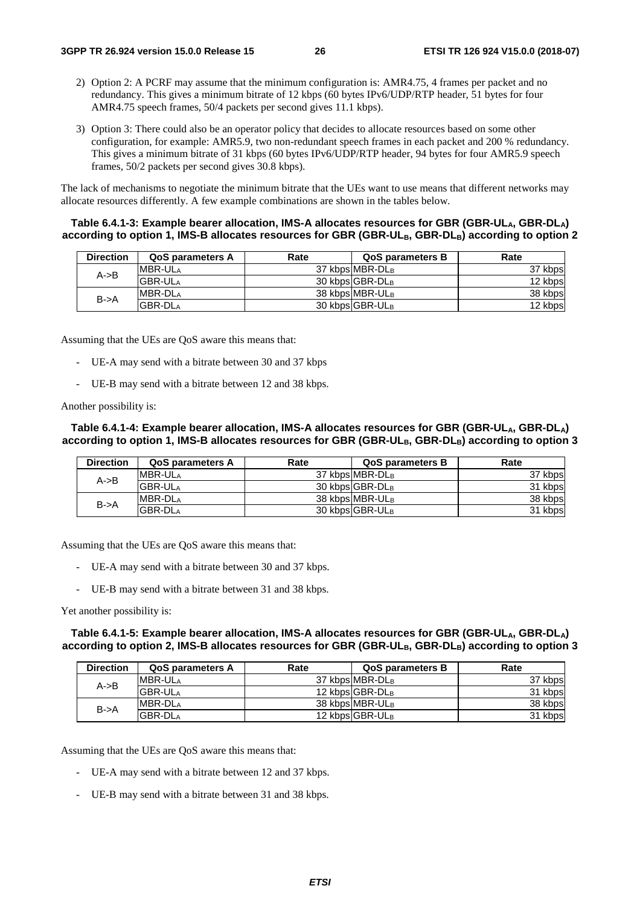2) Option 2: A PCRF may assume that the minimum configuration is: AMR4.75, 4 frames per packet and no redundancy. This gives a minimum bitrate of 12 kbps (60 bytes IPv6/UDP/RTP header, 51 bytes for four AMR4.75 speech frames, 50/4 packets per second gives 11.1 kbps).

3) Option 3: There could also be an operator policy that decides to allocate resources based on some other configuration, for example: AMR5.9, two non-redundant speech frames in each packet and 200 % redundancy. This gives a minimum bitrate of 31 kbps (60 bytes IPv6/UDP/RTP header, 94 bytes for four AMR5.9 speech frames, 50/2 packets per second gives 30.8 kbps).

The lack of mechanisms to negotiate the minimum bitrate that the UEs want to use means that different networks may allocate resources differently. A few example combinations are shown in the tables below.

**Table 6.4.1-3: Example bearer allocation, IMS-A allocates resources for GBR ($GBR\text{-}UL_A$, $GBR\text{-}DL_A$) according to option 1, IMS-B allocates resources for GBR ($GBR\text{-}UL_B$, $GBR\text{-}DL_B$) according to option 2**

| Direction | QoS parameters A | Rate | QoS parameters B | Rate |
|---|---|---|---|---|
| A->B | $MBR\text{-}UL_A$ | 37 kbps | $MBR\text{-}DL_B$ | 37 kbps |
| | $GBR\text{-}UL_A$ | 30 kbps | $GBR\text{-}DL_B$ | 12 kbps |
| B->A | $MBR\text{-}DL_A$ | 38 kbps | $MBR\text{-}UL_B$ | 38 kbps |
| | $GBR\text{-}DL_A$ | 30 kbps | $GBR\text{-}UL_B$ | 12 kbps |

Assuming that the UEs are QoS aware this means that:

- UE-A may send with a bitrate between 30 and 37 kbps
- UE-B may send with a bitrate between 12 and 38 kbps.

Another possibility is:

**Table 6.4.1-4: Example bearer allocation, IMS-A allocates resources for GBR ($GBR\text{-}UL_A$, $GBR\text{-}DL_A$) according to option 1, IMS-B allocates resources for GBR ($GBR\text{-}UL_B$, $GBR\text{-}DL_B$) according to option 3**

| Direction | QoS parameters A | Rate | QoS parameters B | Rate |
|---|---|---|---|---|
| A->B | $MBR\text{-}UL_A$ | 37 kbps | $MBR\text{-}DL_B$ | 37 kbps |
| | $GBR\text{-}UL_A$ | 30 kbps | $GBR\text{-}DL_B$ | 31 kbps |
| B->A | $MBR\text{-}DL_A$ | 38 kbps | $MBR\text{-}UL_B$ | 38 kbps |
| | $GBR\text{-}DL_A$ | 30 kbps | $GBR\text{-}UL_B$ | 31 kbps |

Assuming that the UEs are QoS aware this means that:

- UE-A may send with a bitrate between 30 and 37 kbps.
- UE-B may send with a bitrate between 31 and 38 kbps.

Yet another possibility is:

**Table 6.4.1-5: Example bearer allocation, IMS-A allocates resources for GBR ($GBR\text{-}UL_A$, $GBR\text{-}DL_A$) according to option 2, IMS-B allocates resources for GBR ($GBR\text{-}UL_B$, $GBR\text{-}DL_B$) according to option 3**

| Direction | QoS parameters A | Rate | QoS parameters B | Rate |
|---|---|---|---|---|
| A->B | $MBR\text{-}UL_A$ | 37 kbps | $MBR\text{-}DL_B$ | 37 kbps |
| | $GBR\text{-}UL_A$ | 12 kbps | $GBR\text{-}DL_B$ | 31 kbps |
| B->A | $MBR\text{-}DL_A$ | 38 kbps | $MBR\text{-}UL_B$ | 38 kbps |
| | $GBR\text{-}DL_A$ | 12 kbps | $GBR\text{-}UL_B$ | 31 kbps |

Assuming that the UEs are QoS aware this means that:

- UE-A may send with a bitrate between 12 and 37 kbps.
- UE-B may send with a bitrate between 31 and 38 kbps.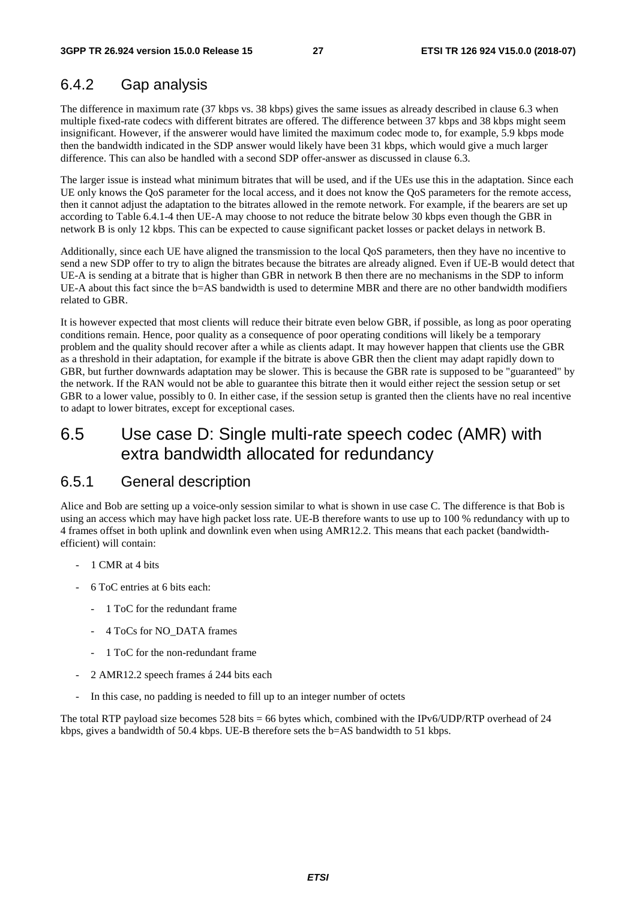### 6.4.2 Gap analysis

The difference in maximum rate (37 kbps vs. 38 kbps) gives the same issues as already described in clause 6.3 when multiple fixed-rate codecs with different bitrates are offered. The difference between 37 kbps and 38 kbps might seem insignificant. However, if the answerer would have limited the maximum codec mode to, for example, 5.9 kbps mode then the bandwidth indicated in the SDP answer would likely have been 31 kbps, which would give a much larger difference. This can also be handled with a second SDP offer-answer as discussed in clause 6.3.

The larger issue is instead what minimum bitrates that will be used, and if the UEs use this in the adaptation. Since each UE only knows the QoS parameter for the local access, and it does not know the QoS parameters for the remote access, then it cannot adjust the adaptation to the bitrates allowed in the remote network. For example, if the bearers are set up according to Table 6.4.1-4 then UE-A may choose to not reduce the bitrate below 30 kbps even though the GBR in network B is only 12 kbps. This can be expected to cause significant packet losses or packet delays in network B.

Additionally, since each UE have aligned the transmission to the local QoS parameters, then they have no incentive to send a new SDP offer to try to align the bitrates because the bitrates are already aligned. Even if UE-B would detect that UE-A is sending at a bitrate that is higher than GBR in network B then there are no mechanisms in the SDP to inform UE-A about this fact since the b=AS bandwidth is used to determine MBR and there are no other bandwidth modifiers related to GBR.

It is however expected that most clients will reduce their bitrate even below GBR, if possible, as long as poor operating conditions remain. Hence, poor quality as a consequence of poor operating conditions will likely be a temporary problem and the quality should recover after a while as clients adapt. It may however happen that clients use the GBR as a threshold in their adaptation, for example if the bitrate is above GBR then the client may adapt rapidly down to GBR, but further downwards adaptation may be slower. This is because the GBR rate is supposed to be "guaranteed" by the network. If the RAN would not be able to guarantee this bitrate then it would either reject the session setup or set GBR to a lower value, possibly to 0. In either case, if the session setup is granted then the clients have no real incentive to adapt to lower bitrates, except for exceptional cases.

## 6.5 Use case D: Single multi-rate speech codec (AMR) with extra bandwidth allocated for redundancy

### 6.5.1 General description

Alice and Bob are setting up a voice-only session similar to what is shown in use case C. The difference is that Bob is using an access which may have high packet loss rate. UE-B therefore wants to use up to 100 % redundancy with up to 4 frames offset in both uplink and downlink even when using AMR12.2. This means that each packet (bandwidth-efficient) will contain:

- 1 CMR at 4 bits
- 6 ToC entries at 6 bits each:
  - 1 ToC for the redundant frame
  - 4 ToCs for NO_DATA frames
  - 1 ToC for the non-redundant frame
- 2 AMR12.2 speech frames á 244 bits each
- In this case, no padding is needed to fill up to an integer number of octets

The total RTP payload size becomes 528 bits = 66 bytes which, combined with the IPv6/UDP/RTP overhead of 24 kbps, gives a bandwidth of 50.4 kbps. UE-B therefore sets the b=AS bandwidth to 51 kbps.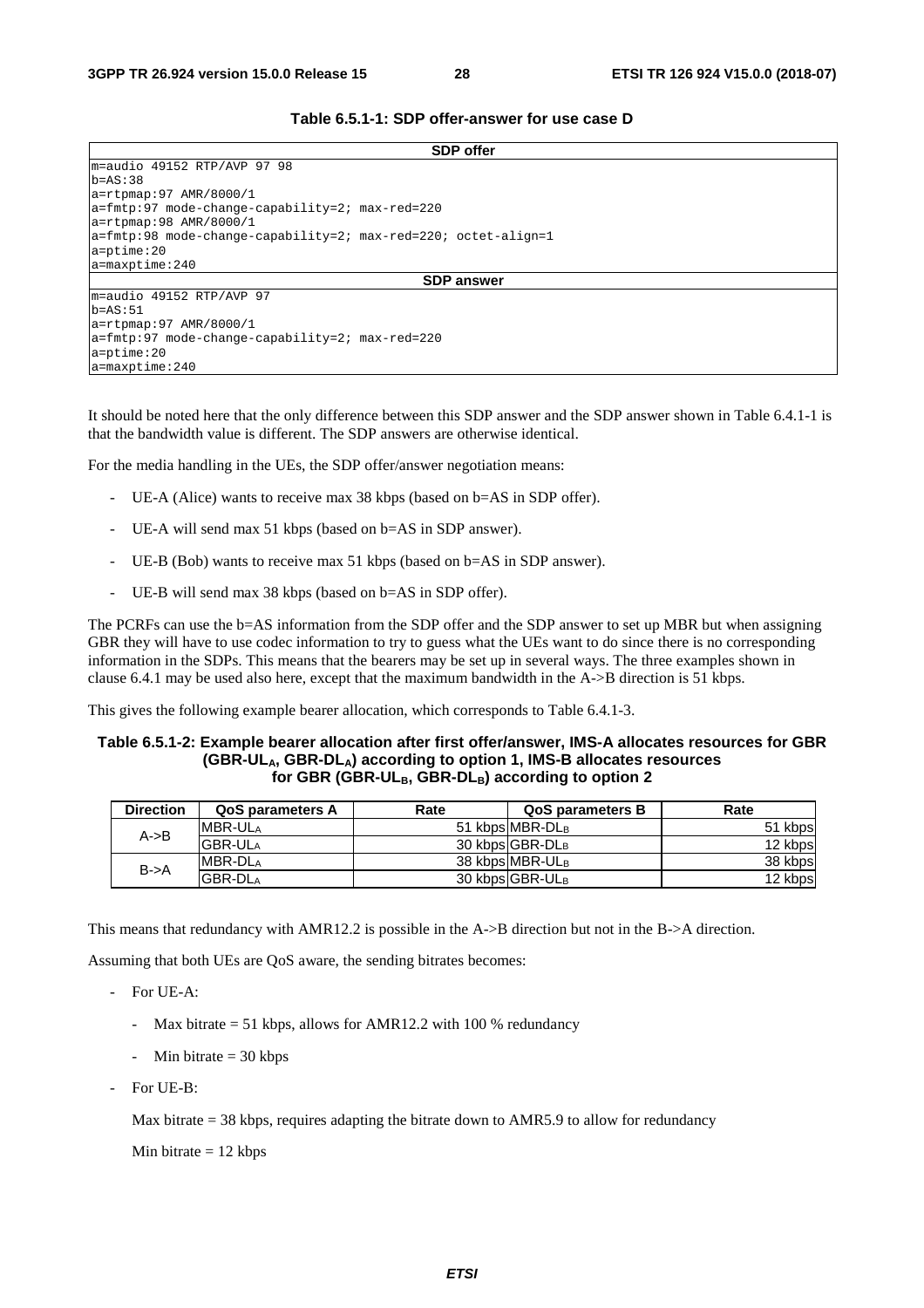**Table 6.5.1-1: SDP offer-answer for use case D**

| SDP offer |
|---|
| m=audio 49152 RTP/AVP 97 98<br>b=AS:38<br>a=rtpmap:97 AMR/8000/1<br>a=fmtp:97 mode-change-capability=2; max-red=220<br>a=rtpmap:98 AMR/8000/1<br>a=fmtp:98 mode-change-capability=2; max-red=220; octet-align=1<br>a=ptime:20<br>a=maxptime:240 |
| **SDP answer** |
| m=audio 49152 RTP/AVP 97<br>b=AS:51<br>a=rtpmap:97 AMR/8000/1<br>a=fmtp:97 mode-change-capability=2; max-red=220<br>a=ptime:20<br>a=maxptime:240 |

It should be noted here that the only difference between this SDP answer and the SDP answer shown in Table 6.4.1-1 is that the bandwidth value is different. The SDP answers are otherwise identical.

For the media handling in the UEs, the SDP offer/answer negotiation means:

- UE-A (Alice) wants to receive max 38 kbps (based on b=AS in SDP offer).
- UE-A will send max 51 kbps (based on b=AS in SDP answer).
- UE-B (Bob) wants to receive max 51 kbps (based on b=AS in SDP answer).
- UE-B will send max 38 kbps (based on b=AS in SDP offer).

The PCRFs can use the b=AS information from the SDP offer and the SDP answer to set up MBR but when assigning GBR they will have to use codec information to try to guess what the UEs want to do since there is no corresponding information in the SDPs. This means that the bearers may be set up in several ways. The three examples shown in clause 6.4.1 may be used also here, except that the maximum bandwidth in the A->B direction is 51 kbps.

This gives the following example bearer allocation, which corresponds to Table 6.4.1-3.

**Table 6.5.1-2: Example bearer allocation after first offer/answer, IMS-A allocates resources for GBR ($GBR\text{-}UL_A$, $GBR\text{-}DL_A$) according to option 1, IMS-B allocates resources for GBR ($GBR\text{-}UL_B$, $GBR\text{-}DL_B$) according to option 2**

| Direction | QoS parameters A | Rate | QoS parameters B | Rate |
|---|---|---|---|---|
| A->B | $MBR\text{-}UL_A$ | 51 kbps | $MBR\text{-}DL_B$ | 51 kbps |
| | $GBR\text{-}UL_A$ | 30 kbps | $GBR\text{-}DL_B$ | 12 kbps |
| B->A | $MBR\text{-}DL_A$ | 38 kbps | $MBR\text{-}UL_B$ | 38 kbps |
| | $GBR\text{-}DL_A$ | 30 kbps | $GBR\text{-}UL_B$ | 12 kbps |

This means that redundancy with AMR12.2 is possible in the A->B direction but not in the B->A direction.

Assuming that both UEs are QoS aware, the sending bitrates becomes:

- For UE-A:
  - Max bitrate = 51 kbps, allows for AMR12.2 with 100 % redundancy
  - Min bitrate = 30 kbps
- For UE-B:

  Max bitrate = 38 kbps, requires adapting the bitrate down to AMR5.9 to allow for redundancy

  Min bitrate = 12 kbps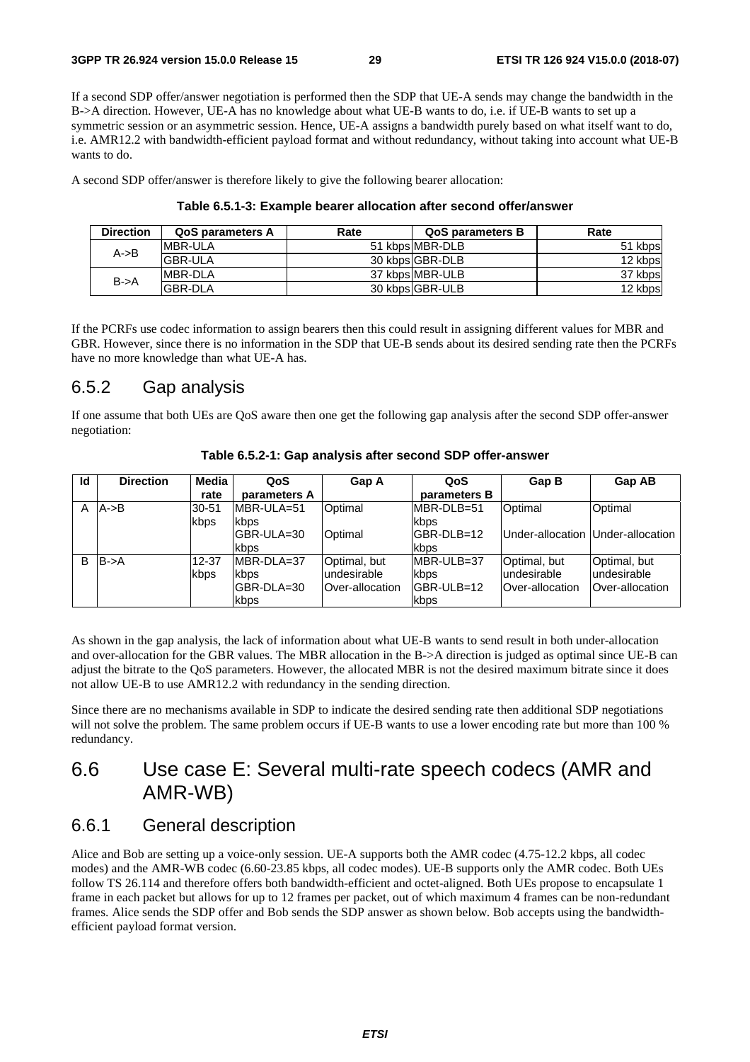If a second SDP offer/answer negotiation is performed then the SDP that UE-A sends may change the bandwidth in the B->A direction. However, UE-A has no knowledge about what UE-B wants to do, i.e. if UE-B wants to set up a symmetric session or an asymmetric session. Hence, UE-A assigns a bandwidth purely based on what itself want to do, i.e. AMR12.2 with bandwidth-efficient payload format and without redundancy, without taking into account what UE-B wants to do.

A second SDP offer/answer is therefore likely to give the following bearer allocation:

**Table 6.5.1-3: Example bearer allocation after second offer/answer**

| Direction | QoS parameters A | Rate | QoS parameters B | Rate |
|---|---|---|---|---|
| A->B | MBR-ULA | 51 kbps | MBR-DLB | 51 kbps |
| | GBR-ULA | 30 kbps | GBR-DLB | 12 kbps |
| B->A | MBR-DLA | 37 kbps | MBR-ULB | 37 kbps |
| | GBR-DLA | 30 kbps | GBR-ULB | 12 kbps |

If the PCRFs use codec information to assign bearers then this could result in assigning different values for MBR and GBR. However, since there is no information in the SDP that UE-B sends about its desired sending rate then the PCRFs have no more knowledge than what UE-A has.

### 6.5.2 Gap analysis

If one assume that both UEs are QoS aware then one get the following gap analysis after the second SDP offer-answer negotiation:

**Table 6.5.2-1: Gap analysis after second SDP offer-answer**

| Id | Direction | Media rate | QoS parameters A | Gap A | QoS parameters B | Gap B | Gap AB |
|---|---|---|---|---|---|---|---|
| A | A->B | 30-51 kbps | MBR-ULA=51 kbps | Optimal | MBR-DLB=51 kbps | Optimal | Optimal |
| | | | GBR-ULA=30 kbps | Optimal | GBR-DLB=12 kbps | Under-allocation | Under-allocation |
| B | B->A | 12-37 kbps | MBR-DLA=37 kbps | Optimal, but undesirable | MBR-ULB=37 kbps | Optimal, but undesirable | Optimal, but undesirable |
| | | | GBR-DLA=30 kbps | Over-allocation | GBR-ULB=12 kbps | Over-allocation | Over-allocation |

As shown in the gap analysis, the lack of information about what UE-B wants to send result in both under-allocation and over-allocation for the GBR values. The MBR allocation in the B->A direction is judged as optimal since UE-B can adjust the bitrate to the QoS parameters. However, the allocated MBR is not the desired maximum bitrate since it does not allow UE-B to use AMR12.2 with redundancy in the sending direction.

Since there are no mechanisms available in SDP to indicate the desired sending rate then additional SDP negotiations will not solve the problem. The same problem occurs if UE-B wants to use a lower encoding rate but more than 100 % redundancy.

## 6.6 Use case E: Several multi-rate speech codecs (AMR and AMR-WB)

### 6.6.1 General description

Alice and Bob are setting up a voice-only session. UE-A supports both the AMR codec (4.75-12.2 kbps, all codec modes) and the AMR-WB codec (6.60-23.85 kbps, all codec modes). UE-B supports only the AMR codec. Both UEs follow TS 26.114 and therefore offers both bandwidth-efficient and octet-aligned. Both UEs propose to encapsulate 1 frame in each packet but allows for up to 12 frames per packet, out of which maximum 4 frames can be non-redundant frames. Alice sends the SDP offer and Bob sends the SDP answer as shown below. Bob accepts using the bandwidth-efficient payload format version.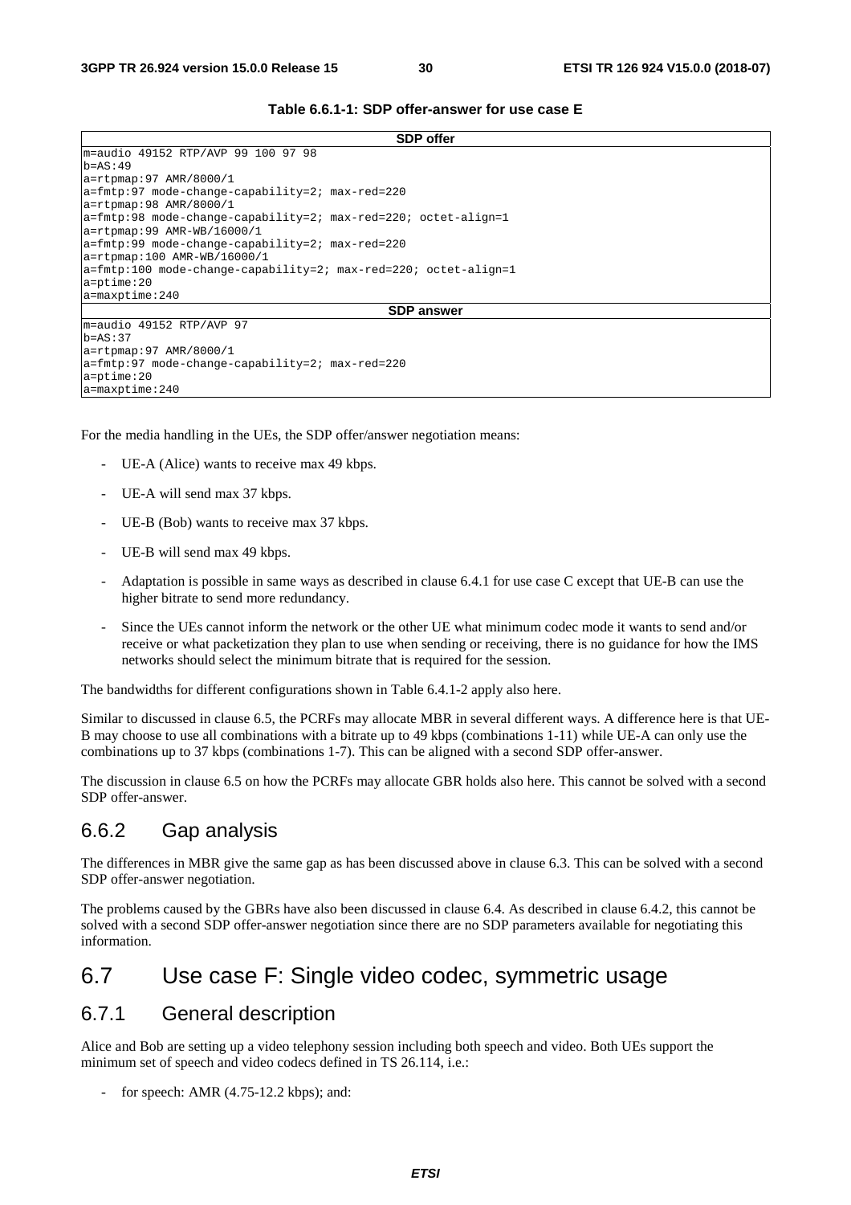**Table 6.6.1-1: SDP offer-answer for use case E**

| SDP offer |
|---|
| m=audio 49152 RTP/AVP 99 100 97 98<br>b=AS:49<br>a=rtpmap:97 AMR/8000/1<br>a=fmtp:97 mode-change-capability=2; max-red=220<br>a=rtpmap:98 AMR/8000/1<br>a=fmtp:98 mode-change-capability=2; max-red=220; octet-align=1<br>a=rtpmap:99 AMR-WB/16000/1<br>a=fmtp:99 mode-change-capability=2; max-red=220<br>a=rtpmap:100 AMR-WB/16000/1<br>a=fmtp:100 mode-change-capability=2; max-red=220; octet-align=1<br>a=ptime:20<br>a=maxptime:240 |
| **SDP answer** |
| m=audio 49152 RTP/AVP 97<br>b=AS:37<br>a=rtpmap:97 AMR/8000/1<br>a=fmtp:97 mode-change-capability=2; max-red=220<br>a=ptime:20<br>a=maxptime:240 |

For the media handling in the UEs, the SDP offer/answer negotiation means:

- UE-A (Alice) wants to receive max 49 kbps.
- UE-A will send max 37 kbps.
- UE-B (Bob) wants to receive max 37 kbps.
- UE-B will send max 49 kbps.
- Adaptation is possible in same ways as described in clause 6.4.1 for use case C except that UE-B can use the higher bitrate to send more redundancy.
- Since the UEs cannot inform the network or the other UE what minimum codec mode it wants to send and/or receive or what packetization they plan to use when sending or receiving, there is no guidance for how the IMS networks should select the minimum bitrate that is required for the session.

The bandwidths for different configurations shown in Table 6.4.1-2 apply also here.

Similar to discussed in clause 6.5, the PCRFs may allocate MBR in several different ways. A difference here is that UE-B may choose to use all combinations with a bitrate up to 49 kbps (combinations 1-11) while UE-A can only use the combinations up to 37 kbps (combinations 1-7). This can be aligned with a second SDP offer-answer.

The discussion in clause 6.5 on how the PCRFs may allocate GBR holds also here. This cannot be solved with a second SDP offer-answer.

### 6.6.2 Gap analysis

The differences in MBR give the same gap as has been discussed above in clause 6.3. This can be solved with a second SDP offer-answer negotiation.

The problems caused by the GBRs have also been discussed in clause 6.4. As described in clause 6.4.2, this cannot be solved with a second SDP offer-answer negotiation since there are no SDP parameters available for negotiating this information.

## 6.7 Use case F: Single video codec, symmetric usage

### 6.7.1 General description

Alice and Bob are setting up a video telephony session including both speech and video. Both UEs support the minimum set of speech and video codecs defined in TS 26.114, i.e.:

- for speech: AMR (4.75-12.2 kbps); and: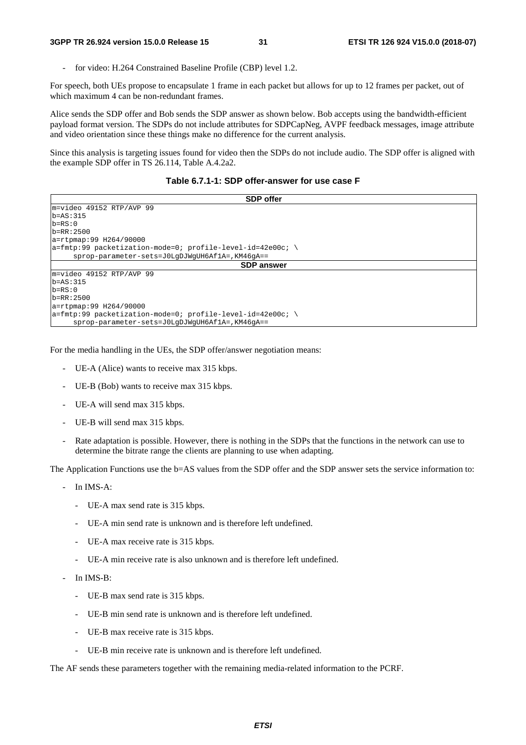- for video: H.264 Constrained Baseline Profile (CBP) level 1.2.

For speech, both UEs propose to encapsulate 1 frame in each packet but allows for up to 12 frames per packet, out of which maximum 4 can be non-redundant frames.

Alice sends the SDP offer and Bob sends the SDP answer as shown below. Bob accepts using the bandwidth-efficient payload format version. The SDPs do not include attributes for SDPCapNeg, AVPF feedback messages, image attribute and video orientation since these things make no difference for the current analysis.

Since this analysis is targeting issues found for video then the SDPs do not include audio. The SDP offer is aligned with the example SDP offer in TS 26.114, Table A.4.2a2.

**Table 6.7.1-1: SDP offer-answer for use case F**

**SDP offer**

```
m=video 49152 RTP/AVP 99
b=AS:315
b=RS:0
b=RR:2500
a=rtpmap:99 H264/90000
a=fmtp:99 packetization-mode=0; profile-level-id=42e00c; \
     sprop-parameter-sets=J0LgDJWgUH6Af1A=,KM46gA==
```

**SDP answer**

```
m=video 49152 RTP/AVP 99
b=AS:315
b=RS:0
b=RR:2500
a=rtpmap:99 H264/90000
a=fmtp:99 packetization-mode=0; profile-level-id=42e00c; \
     sprop-parameter-sets=J0LgDJWgUH6Af1A=,KM46gA==
```

For the media handling in the UEs, the SDP offer/answer negotiation means:

- UE-A (Alice) wants to receive max 315 kbps.
- UE-B (Bob) wants to receive max 315 kbps.
- UE-A will send max 315 kbps.
- UE-B will send max 315 kbps.
- Rate adaptation is possible. However, there is nothing in the SDPs that the functions in the network can use to determine the bitrate range the clients are planning to use when adapting.

The Application Functions use the b=AS values from the SDP offer and the SDP answer sets the service information to:

- In IMS-A:
    - UE-A max send rate is 315 kbps.
    - UE-A min send rate is unknown and is therefore left undefined.
    - UE-A max receive rate is 315 kbps.
    - UE-A min receive rate is also unknown and is therefore left undefined.
- In IMS-B:
    - UE-B max send rate is 315 kbps.
    - UE-B min send rate is unknown and is therefore left undefined.
    - UE-B max receive rate is 315 kbps.
    - UE-B min receive rate is unknown and is therefore left undefined.

The AF sends these parameters together with the remaining media-related information to the PCRF.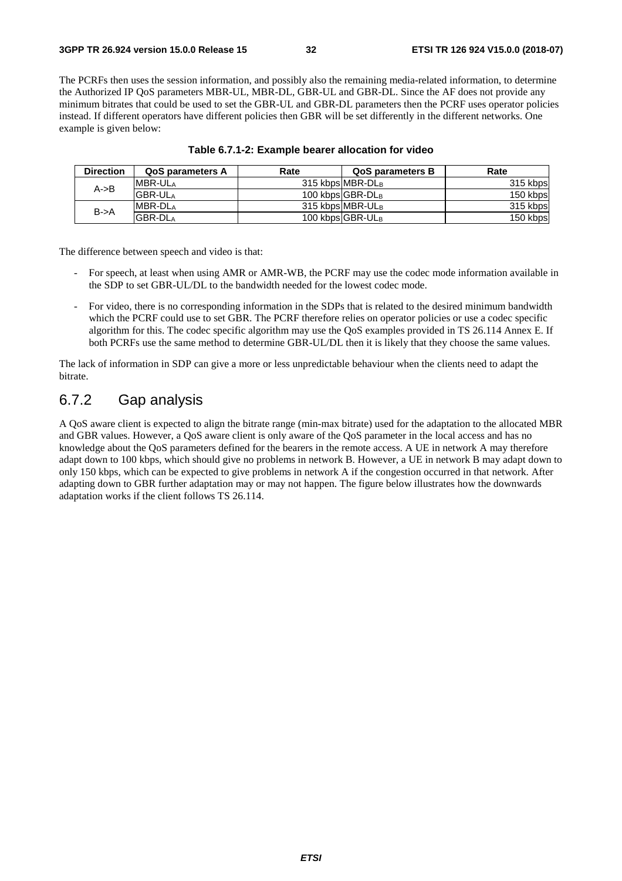The PCRFs then uses the session information, and possibly also the remaining media-related information, to determine the Authorized IP QoS parameters MBR-UL, MBR-DL, GBR-UL and GBR-DL. Since the AF does not provide any minimum bitrates that could be used to set the GBR-UL and GBR-DL parameters then the PCRF uses operator policies instead. If different operators have different policies then GBR will be set differently in the different networks. One example is given below:

**Table 6.7.1-2: Example bearer allocation for video**

| Direction | QoS parameters A | Rate | QoS parameters B | Rate |
|---|---|---|---|---|
| A->B | MBR-UL$_A$ | 315 kbps | MBR-DL$_B$ | 315 kbps |
| | GBR-UL$_A$ | 100 kbps | GBR-DL$_B$ | 150 kbps |
| B->A | MBR-DL$_A$ | 315 kbps | MBR-UL$_B$ | 315 kbps |
| | GBR-DL$_A$ | 100 kbps | GBR-UL$_B$ | 150 kbps |

The difference between speech and video is that:

- For speech, at least when using AMR or AMR-WB, the PCRF may use the codec mode information available in the SDP to set GBR-UL/DL to the bandwidth needed for the lowest codec mode.
- For video, there is no corresponding information in the SDPs that is related to the desired minimum bandwidth which the PCRF could use to set GBR. The PCRF therefore relies on operator policies or use a codec specific algorithm for this. The codec specific algorithm may use the QoS examples provided in TS 26.114 Annex E. If both PCRFs use the same method to determine GBR-UL/DL then it is likely that they choose the same values.

The lack of information in SDP can give a more or less unpredictable behaviour when the clients need to adapt the bitrate.

## 6.7.2 Gap analysis

A QoS aware client is expected to align the bitrate range (min-max bitrate) used for the adaptation to the allocated MBR and GBR values. However, a QoS aware client is only aware of the QoS parameter in the local access and has no knowledge about the QoS parameters defined for the bearers in the remote access. A UE in network A may therefore adapt down to 100 kbps, which should give no problems in network B. However, a UE in network B may adapt down to only 150 kbps, which can be expected to give problems in network A if the congestion occurred in that network. After adapting down to GBR further adaptation may or may not happen. The figure below illustrates how the downwards adaptation works if the client follows TS 26.114.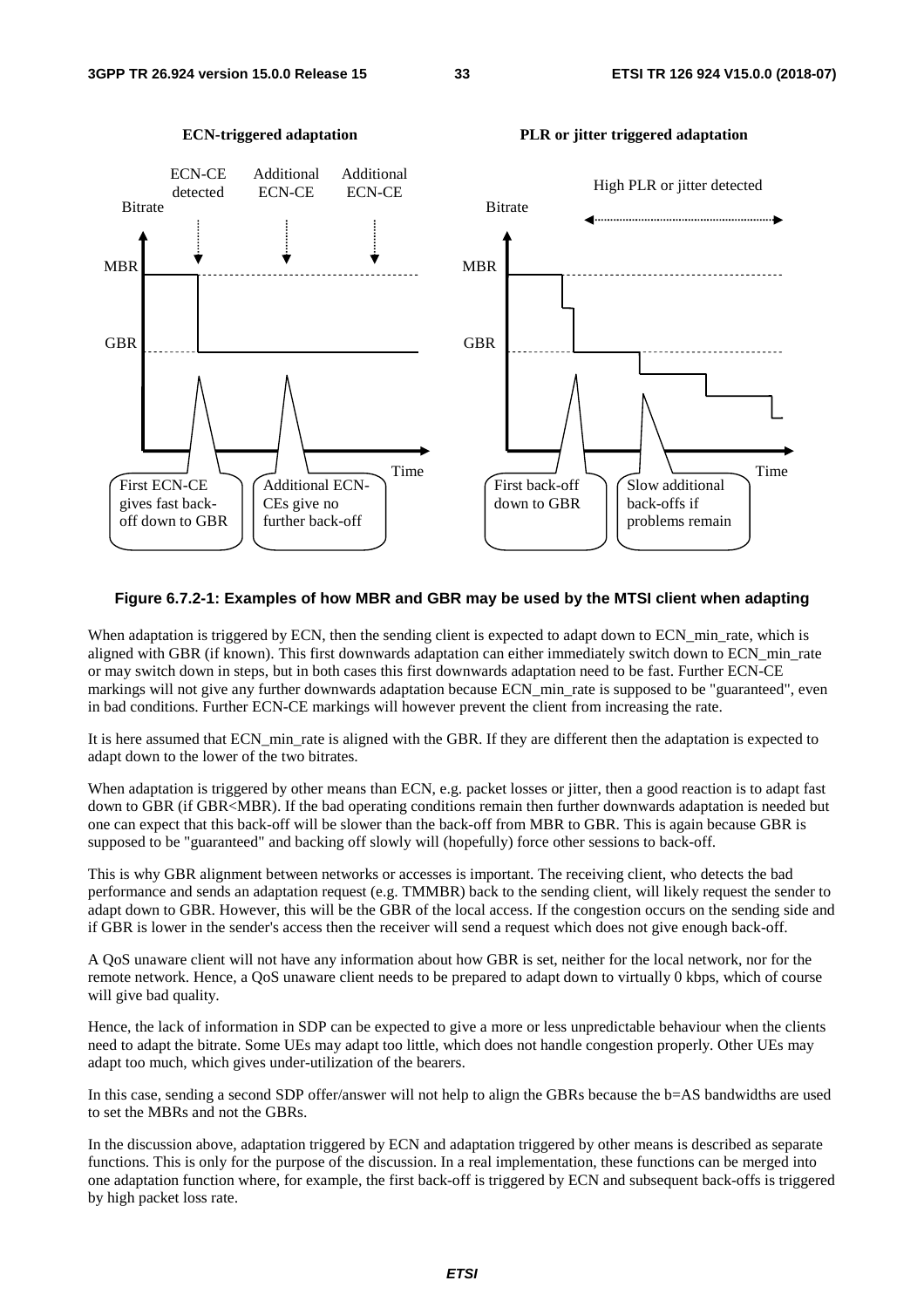**Figure 6.7.2-1: Examples of how MBR and GBR may be used by the MTSI client when adapting**

When adaptation is triggered by ECN, then the sending client is expected to adapt down to ECN_min_rate, which is aligned with GBR (if known). This first downwards adaptation can either immediately switch down to ECN_min_rate or may switch down in steps, but in both cases this first downwards adaptation need to be fast. Further ECN-CE markings will not give any further downwards adaptation because ECN_min_rate is supposed to be "guaranteed", even in bad conditions. Further ECN-CE markings will however prevent the client from increasing the rate.

It is here assumed that ECN_min_rate is aligned with the GBR. If they are different then the adaptation is expected to adapt down to the lower of the two bitrates.

When adaptation is triggered by other means than ECN, e.g. packet losses or jitter, then a good reaction is to adapt fast down to GBR (if GBR<MBR). If the bad operating conditions remain then further downwards adaptation is needed but one can expect that this back-off will be slower than the back-off from MBR to GBR. This is again because GBR is supposed to be "guaranteed" and backing off slowly will (hopefully) force other sessions to back-off.

This is why GBR alignment between networks or accesses is important. The receiving client, who detects the bad performance and sends an adaptation request (e.g. TMMBR) back to the sending client, will likely request the sender to adapt down to GBR. However, this will be the GBR of the local access. If the congestion occurs on the sending side and if GBR is lower in the sender's access then the receiver will send a request which does not give enough back-off.

A QoS unaware client will not have any information about how GBR is set, neither for the local network, nor for the remote network. Hence, a QoS unaware client needs to be prepared to adapt down to virtually 0 kbps, which of course will give bad quality.

Hence, the lack of information in SDP can be expected to give a more or less unpredictable behaviour when the clients need to adapt the bitrate. Some UEs may adapt too little, which does not handle congestion properly. Other UEs may adapt too much, which gives under-utilization of the bearers.

In this case, sending a second SDP offer/answer will not help to align the GBRs because the b=AS bandwidths are used to set the MBRs and not the GBRs.

In the discussion above, adaptation triggered by ECN and adaptation triggered by other means is described as separate functions. This is only for the purpose of the discussion. In a real implementation, these functions can be merged into one adaptation function where, for example, the first back-off is triggered by ECN and subsequent back-offs is triggered by high packet loss rate.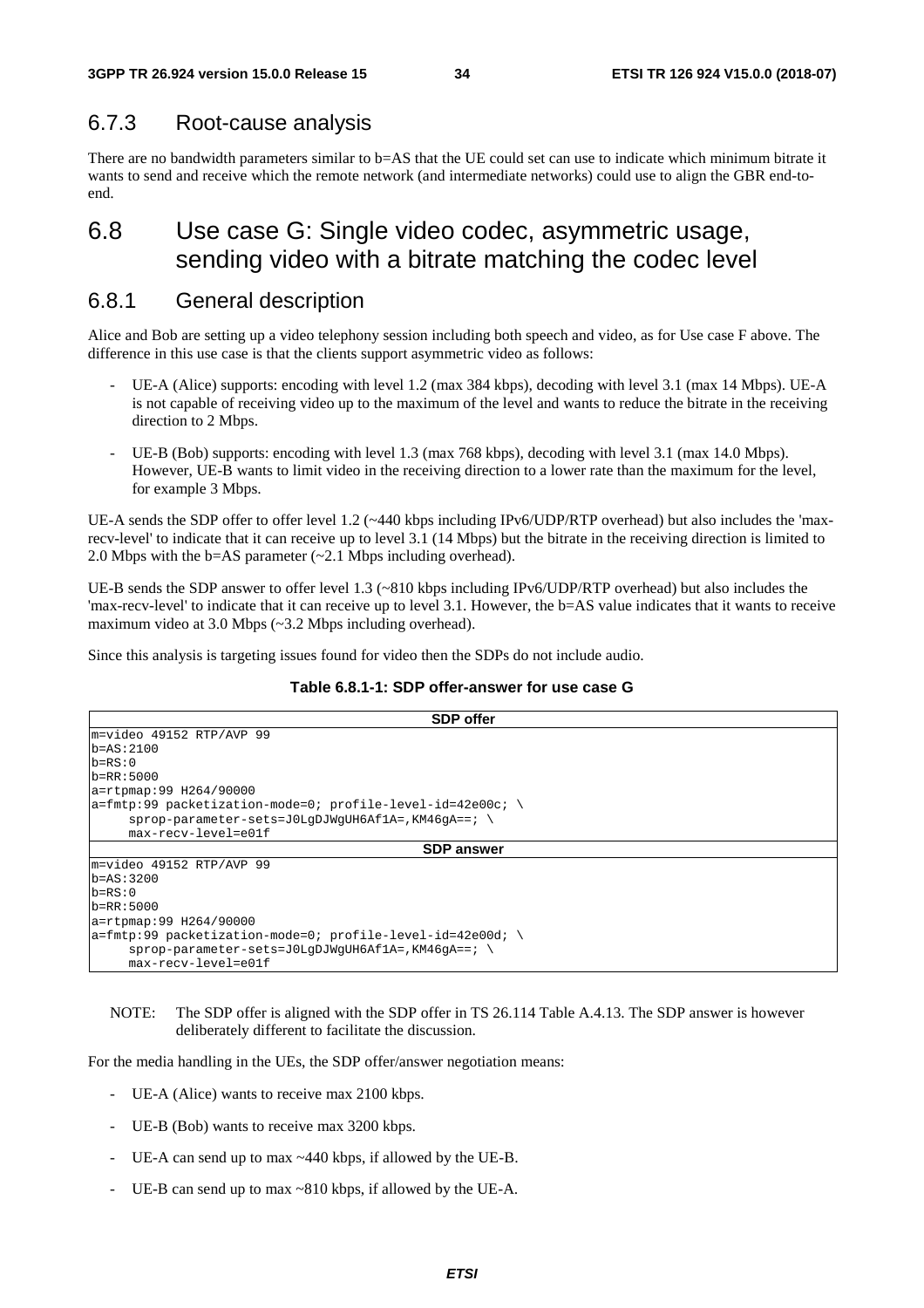### 6.7.3 Root-cause analysis

There are no bandwidth parameters similar to b=AS that the UE could set can use to indicate which minimum bitrate it wants to send and receive which the remote network (and intermediate networks) could use to align the GBR end-to-end.

## 6.8 Use case G: Single video codec, asymmetric usage, sending video with a bitrate matching the codec level

### 6.8.1 General description

Alice and Bob are setting up a video telephony session including both speech and video, as for Use case F above. The difference in this use case is that the clients support asymmetric video as follows:

- UE-A (Alice) supports: encoding with level 1.2 (max 384 kbps), decoding with level 3.1 (max 14 Mbps). UE-A is not capable of receiving video up to the maximum of the level and wants to reduce the bitrate in the receiving direction to 2 Mbps.
- UE-B (Bob) supports: encoding with level 1.3 (max 768 kbps), decoding with level 3.1 (max 14.0 Mbps). However, UE-B wants to limit video in the receiving direction to a lower rate than the maximum for the level, for example 3 Mbps.

UE-A sends the SDP offer to offer level 1.2 (~440 kbps including IPv6/UDP/RTP overhead) but also includes the 'max-recv-level' to indicate that it can receive up to level 3.1 (14 Mbps) but the bitrate in the receiving direction is limited to 2.0 Mbps with the b=AS parameter (~2.1 Mbps including overhead).

UE-B sends the SDP answer to offer level 1.3 (~810 kbps including IPv6/UDP/RTP overhead) but also includes the 'max-recv-level' to indicate that it can receive up to level 3.1. However, the b=AS value indicates that it wants to receive maximum video at 3.0 Mbps (~3.2 Mbps including overhead).

Since this analysis is targeting issues found for video then the SDPs do not include audio.

**Table 6.8.1-1: SDP offer-answer for use case G**

**SDP offer**

```
m=video 49152 RTP/AVP 99
b=AS:2100
b=RS:0
b=RR:5000
a=rtpmap:99 H264/90000
a=fmtp:99 packetization-mode=0; profile-level-id=42e00c; \
     sprop-parameter-sets=J0LgDJWgUH6Af1A=,KM46gA==; \
     max-recv-level=e01f
```

**SDP answer**

```
m=video 49152 RTP/AVP 99
b=AS:3200
b=RS:0
b=RR:5000
a=rtpmap:99 H264/90000
a=fmtp:99 packetization-mode=0; profile-level-id=42e00d; \
     sprop-parameter-sets=J0LgDJWgUH6Af1A=,KM46gA==; \
     max-recv-level=e01f
```

NOTE: The SDP offer is aligned with the SDP offer in TS 26.114 Table A.4.13. The SDP answer is however deliberately different to facilitate the discussion.

For the media handling in the UEs, the SDP offer/answer negotiation means:

- UE-A (Alice) wants to receive max 2100 kbps.
- UE-B (Bob) wants to receive max 3200 kbps.
- UE-A can send up to max ~440 kbps, if allowed by the UE-B.
- UE-B can send up to max ~810 kbps, if allowed by the UE-A.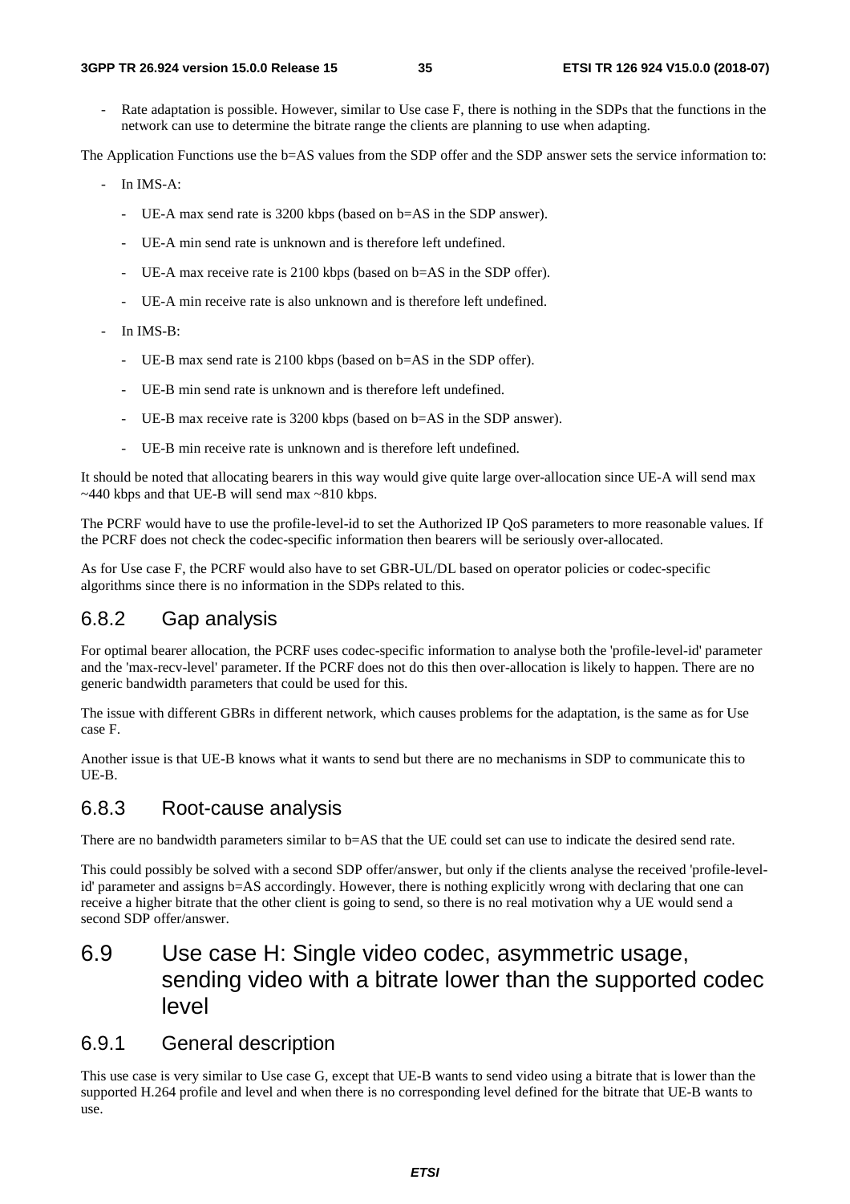- Rate adaptation is possible. However, similar to Use case F, there is nothing in the SDPs that the functions in the network can use to determine the bitrate range the clients are planning to use when adapting.

The Application Functions use the b=AS values from the SDP offer and the SDP answer sets the service information to:

- In IMS-A:
    - UE-A max send rate is 3200 kbps (based on b=AS in the SDP answer).
    - UE-A min send rate is unknown and is therefore left undefined.
    - UE-A max receive rate is 2100 kbps (based on b=AS in the SDP offer).
    - UE-A min receive rate is also unknown and is therefore left undefined.
- In IMS-B:
    - UE-B max send rate is 2100 kbps (based on b=AS in the SDP offer).
    - UE-B min send rate is unknown and is therefore left undefined.
    - UE-B max receive rate is 3200 kbps (based on b=AS in the SDP answer).
    - UE-B min receive rate is unknown and is therefore left undefined.

It should be noted that allocating bearers in this way would give quite large over-allocation since UE-A will send max ~440 kbps and that UE-B will send max ~810 kbps.

The PCRF would have to use the profile-level-id to set the Authorized IP QoS parameters to more reasonable values. If the PCRF does not check the codec-specific information then bearers will be seriously over-allocated.

As for Use case F, the PCRF would also have to set GBR-UL/DL based on operator policies or codec-specific algorithms since there is no information in the SDPs related to this.

### 6.8.2 Gap analysis

For optimal bearer allocation, the PCRF uses codec-specific information to analyse both the 'profile-level-id' parameter and the 'max-recv-level' parameter. If the PCRF does not do this then over-allocation is likely to happen. There are no generic bandwidth parameters that could be used for this.

The issue with different GBRs in different network, which causes problems for the adaptation, is the same as for Use case F.

Another issue is that UE-B knows what it wants to send but there are no mechanisms in SDP to communicate this to UE-B.

### 6.8.3 Root-cause analysis

There are no bandwidth parameters similar to b=AS that the UE could set can use to indicate the desired send rate.

This could possibly be solved with a second SDP offer/answer, but only if the clients analyse the received 'profile-level-id' parameter and assigns b=AS accordingly. However, there is nothing explicitly wrong with declaring that one can receive a higher bitrate that the other client is going to send, so there is no real motivation why a UE would send a second SDP offer/answer.

## 6.9 Use case H: Single video codec, asymmetric usage, sending video with a bitrate lower than the supported codec level

### 6.9.1 General description

This use case is very similar to Use case G, except that UE-B wants to send video using a bitrate that is lower than the supported H.264 profile and level and when there is no corresponding level defined for the bitrate that UE-B wants to use.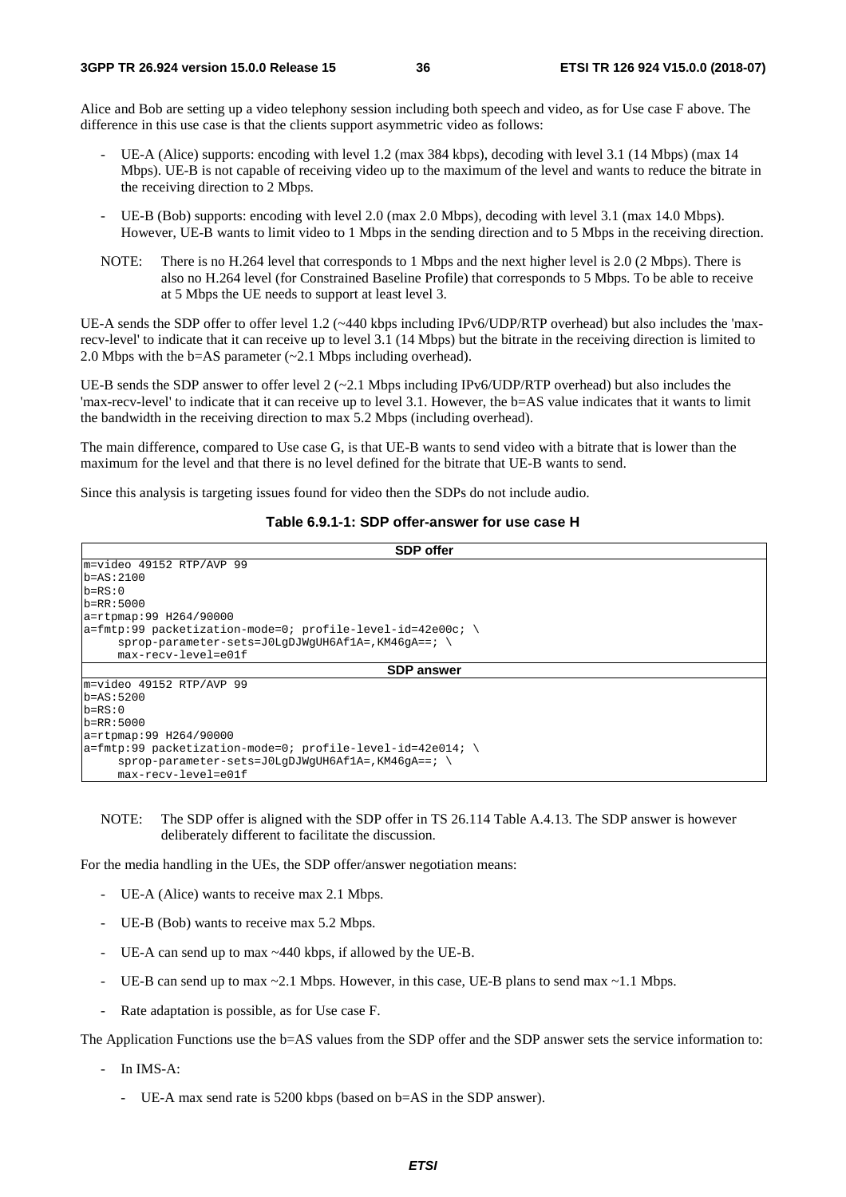Alice and Bob are setting up a video telephony session including both speech and video, as for Use case F above. The difference in this use case is that the clients support asymmetric video as follows:

- UE-A (Alice) supports: encoding with level 1.2 (max 384 kbps), decoding with level 3.1 (14 Mbps) (max 14 Mbps). UE-B is not capable of receiving video up to the maximum of the level and wants to reduce the bitrate in the receiving direction to 2 Mbps.
- UE-B (Bob) supports: encoding with level 2.0 (max 2.0 Mbps), decoding with level 3.1 (max 14.0 Mbps). However, UE-B wants to limit video to 1 Mbps in the sending direction and to 5 Mbps in the receiving direction.

NOTE: There is no H.264 level that corresponds to 1 Mbps and the next higher level is 2.0 (2 Mbps). There is also no H.264 level (for Constrained Baseline Profile) that corresponds to 5 Mbps. To be able to receive at 5 Mbps the UE needs to support at least level 3.

UE-A sends the SDP offer to offer level 1.2 (~440 kbps including IPv6/UDP/RTP overhead) but also includes the 'max-recv-level' to indicate that it can receive up to level 3.1 (14 Mbps) but the bitrate in the receiving direction is limited to 2.0 Mbps with the b=AS parameter (~2.1 Mbps including overhead).

UE-B sends the SDP answer to offer level 2 (~2.1 Mbps including IPv6/UDP/RTP overhead) but also includes the 'max-recv-level' to indicate that it can receive up to level 3.1. However, the b=AS value indicates that it wants to limit the bandwidth in the receiving direction to max 5.2 Mbps (including overhead).

The main difference, compared to Use case G, is that UE-B wants to send video with a bitrate that is lower than the maximum for the level and that there is no level defined for the bitrate that UE-B wants to send.

Since this analysis is targeting issues found for video then the SDPs do not include audio.

**Table 6.9.1-1: SDP offer-answer for use case H**

**SDP offer**

```
m=video 49152 RTP/AVP 99
b=AS:2100
b=RS:0
b=RR:5000
a=rtpmap:99 H264/90000
a=fmtp:99 packetization-mode=0; profile-level-id=42e00c; \
     sprop-parameter-sets=J0LgDJWgUH6Af1A=,KM46gA==; \
     max-recv-level=e01f
```

**SDP answer**

```
m=video 49152 RTP/AVP 99
b=AS:5200
b=RS:0
b=RR:5000
a=rtpmap:99 H264/90000
a=fmtp:99 packetization-mode=0; profile-level-id=42e014; \
     sprop-parameter-sets=J0LgDJWgUH6Af1A=,KM46gA==; \
     max-recv-level=e01f
```

NOTE: The SDP offer is aligned with the SDP offer in TS 26.114 Table A.4.13. The SDP answer is however deliberately different to facilitate the discussion.

For the media handling in the UEs, the SDP offer/answer negotiation means:

- UE-A (Alice) wants to receive max 2.1 Mbps.
- UE-B (Bob) wants to receive max 5.2 Mbps.
- UE-A can send up to max ~440 kbps, if allowed by the UE-B.
- UE-B can send up to max ~2.1 Mbps. However, in this case, UE-B plans to send max ~1.1 Mbps.
- Rate adaptation is possible, as for Use case F.

The Application Functions use the b=AS values from the SDP offer and the SDP answer sets the service information to:

- In IMS-A:
  - UE-A max send rate is 5200 kbps (based on b=AS in the SDP answer).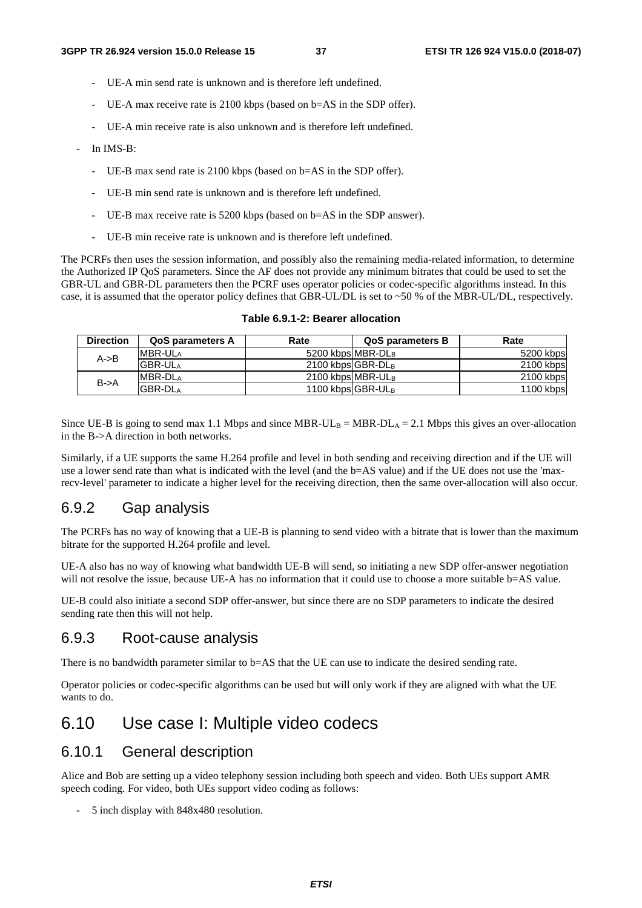- UE-A min send rate is unknown and is therefore left undefined.
- UE-A max receive rate is 2100 kbps (based on b=AS in the SDP offer).
- UE-A min receive rate is also unknown and is therefore left undefined.

- In IMS-B:
  - UE-B max send rate is 2100 kbps (based on b=AS in the SDP offer).
  - UE-B min send rate is unknown and is therefore left undefined.
  - UE-B max receive rate is 5200 kbps (based on b=AS in the SDP answer).
  - UE-B min receive rate is unknown and is therefore left undefined.

The PCRFs then uses the session information, and possibly also the remaining media-related information, to determine the Authorized IP QoS parameters. Since the AF does not provide any minimum bitrates that could be used to set the GBR-UL and GBR-DL parameters then the PCRF uses operator policies or codec-specific algorithms instead. In this case, it is assumed that the operator policy defines that GBR-UL/DL is set to ~50 % of the MBR-UL/DL, respectively.

**Table 6.9.1-2: Bearer allocation**

| Direction | QoS parameters A | Rate | QoS parameters B | Rate |
|---|---|---|---|---|
| A->B | $MBR\text{-}UL_A$ | 5200 kbps | $MBR\text{-}DL_B$ | 5200 kbps |
| | $GBR\text{-}UL_A$ | 2100 kbps | $GBR\text{-}DL_B$ | 2100 kbps |
| B->A | $MBR\text{-}DL_A$ | 2100 kbps | $MBR\text{-}UL_B$ | 2100 kbps |
| | $GBR\text{-}DL_A$ | 1100 kbps | $GBR\text{-}UL_B$ | 1100 kbps |

Since UE-B is going to send max 1.1 Mbps and since $MBR\text{-}UL_B = MBR\text{-}DL_A = 2.1$ Mbps this gives an over-allocation in the B->A direction in both networks.

Similarly, if a UE supports the same H.264 profile and level in both sending and receiving direction and if the UE will use a lower send rate than what is indicated with the level (and the b=AS value) and if the UE does not use the 'max-recv-level' parameter to indicate a higher level for the receiving direction, then the same over-allocation will also occur.

## 6.9.2 Gap analysis

The PCRFs has no way of knowing that a UE-B is planning to send video with a bitrate that is lower than the maximum bitrate for the supported H.264 profile and level.

UE-A also has no way of knowing what bandwidth UE-B will send, so initiating a new SDP offer-answer negotiation will not resolve the issue, because UE-A has no information that it could use to choose a more suitable b=AS value.

UE-B could also initiate a second SDP offer-answer, but since there are no SDP parameters to indicate the desired sending rate then this will not help.

## 6.9.3 Root-cause analysis

There is no bandwidth parameter similar to b=AS that the UE can use to indicate the desired sending rate.

Operator policies or codec-specific algorithms can be used but will only work if they are aligned with what the UE wants to do.

# 6.10 Use case I: Multiple video codecs

## 6.10.1 General description

Alice and Bob are setting up a video telephony session including both speech and video. Both UEs support AMR speech coding. For video, both UEs support video coding as follows:

- 5 inch display with 848x480 resolution.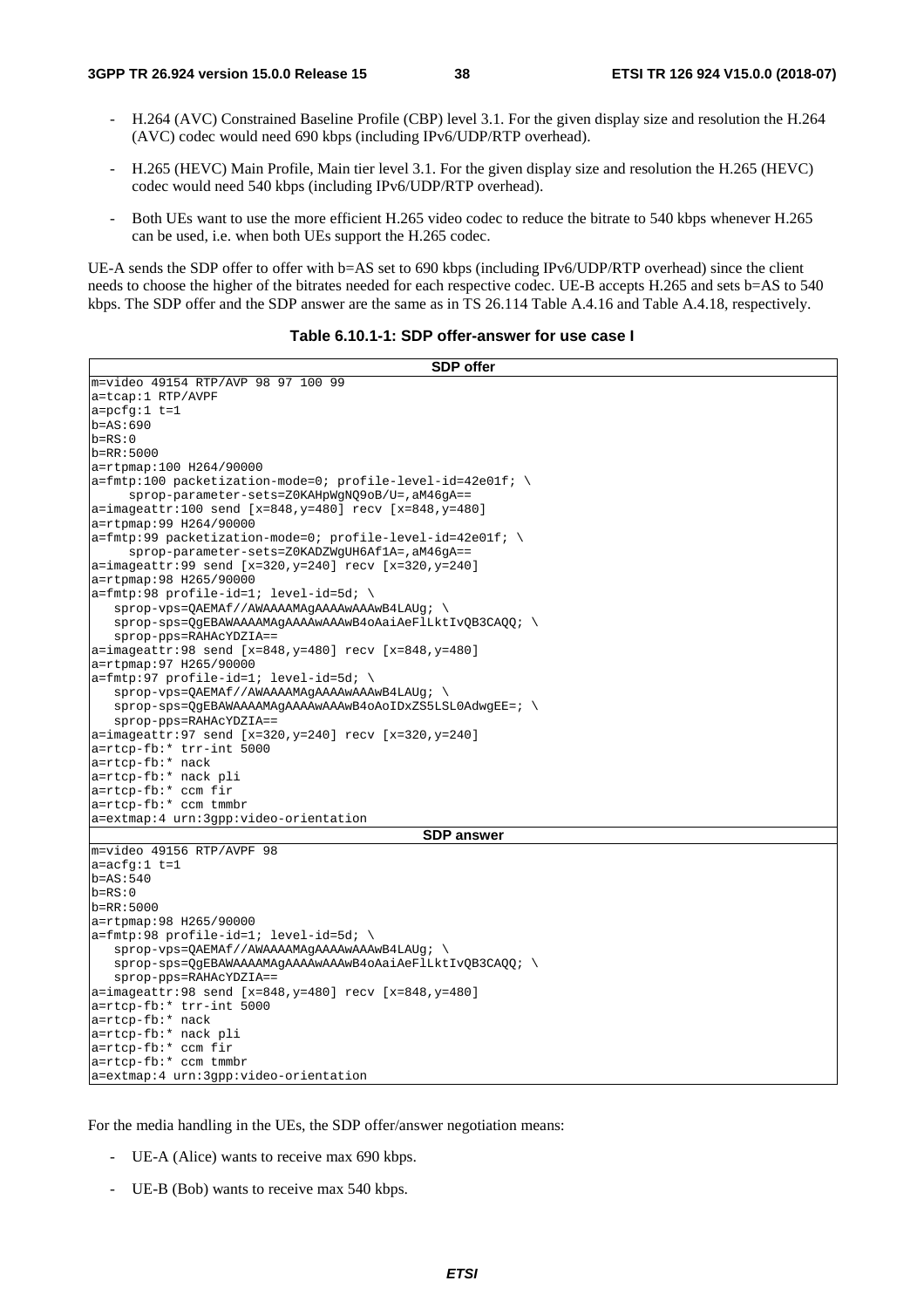- H.264 (AVC) Constrained Baseline Profile (CBP) level 3.1. For the given display size and resolution the H.264 (AVC) codec would need 690 kbps (including IPv6/UDP/RTP overhead).

- H.265 (HEVC) Main Profile, Main tier level 3.1. For the given display size and resolution the H.265 (HEVC) codec would need 540 kbps (including IPv6/UDP/RTP overhead).

- Both UEs want to use the more efficient H.265 video codec to reduce the bitrate to 540 kbps whenever H.265 can be used, i.e. when both UEs support the H.265 codec.

UE-A sends the SDP offer to offer with b=AS set to 690 kbps (including IPv6/UDP/RTP overhead) since the client needs to choose the higher of the bitrates needed for each respective codec. UE-B accepts H.265 and sets b=AS to 540 kbps. The SDP offer and the SDP answer are the same as in TS 26.114 Table A.4.16 and Table A.4.18, respectively.

**Table 6.10.1-1: SDP offer-answer for use case I**

**SDP offer**

```
m=video 49154 RTP/AVP 98 97 100 99
a=tcap:1 RTP/AVPF
a=pcfg:1 t=1
b=AS:690
b=RS:0
b=RR:5000
a=rtpmap:100 H264/90000
a=fmtp:100 packetization-mode=0; profile-level-id=42e01f; \
     sprop-parameter-sets=Z0KAHpWgNQ9oB/U=,aM46gA==
a=imageattr:100 send [x=848,y=480] recv [x=848,y=480]
a=rtpmap:99 H264/90000
a=fmtp:99 packetization-mode=0; profile-level-id=42e01f; \
     sprop-parameter-sets=Z0KADZWgUH6Af1A=,aM46gA==
a=imageattr:99 send [x=320,y=240] recv [x=320,y=240]
a=rtpmap:98 H265/90000
a=fmtp:98 profile-id=1; level-id=5d; \
   sprop-vps=QAEMAf//AWAAAAMAgAAAAwAAAwB4LAUg; \
   sprop-sps=QgEBAWAAAAMAgAAAAwAAAwB4oAaiAeFlLktIvQB3CAQQ; \
   sprop-pps=RAHAcYDZIA==
a=imageattr:98 send [x=848,y=480] recv [x=848,y=480]
a=rtpmap:97 H265/90000
a=fmtp:97 profile-id=1; level-id=5d; \
   sprop-vps=QAEMAf//AWAAAAMAgAAAAwAAAwB4LAUg; \
   sprop-sps=QgEBAWAAAAMAgAAAAwAAAwB4oAoIDxZS5LSL0AdwgEE=; \
   sprop-pps=RAHAcYDZIA==
a=imageattr:97 send [x=320,y=240] recv [x=320,y=240]
a=rtcp-fb:* trr-int 5000
a=rtcp-fb:* nack
a=rtcp-fb:* nack pli
a=rtcp-fb:* ccm fir
a=rtcp-fb:* ccm tmmbr
a=extmap:4 urn:3gpp:video-orientation
```

**SDP answer**

```
m=video 49156 RTP/AVPF 98
a=acfg:1 t=1
b=AS:540
b=RS:0
b=RR:5000
a=rtpmap:98 H265/90000
a=fmtp:98 profile-id=1; level-id=5d; \
   sprop-vps=QAEMAf//AWAAAAMAgAAAAwAAAwB4LAUg; \
   sprop-sps=QgEBAWAAAAMAgAAAAwAAAwB4oAaiAeFlLktIvQB3CAQQ; \
   sprop-pps=RAHAcYDZIA==
a=imageattr:98 send [x=848,y=480] recv [x=848,y=480]
a=rtcp-fb:* trr-int 5000
a=rtcp-fb:* nack
a=rtcp-fb:* nack pli
a=rtcp-fb:* ccm fir
a=rtcp-fb:* ccm tmmbr
a=extmap:4 urn:3gpp:video-orientation
```

For the media handling in the UEs, the SDP offer/answer negotiation means:

- UE-A (Alice) wants to receive max 690 kbps.

- UE-B (Bob) wants to receive max 540 kbps.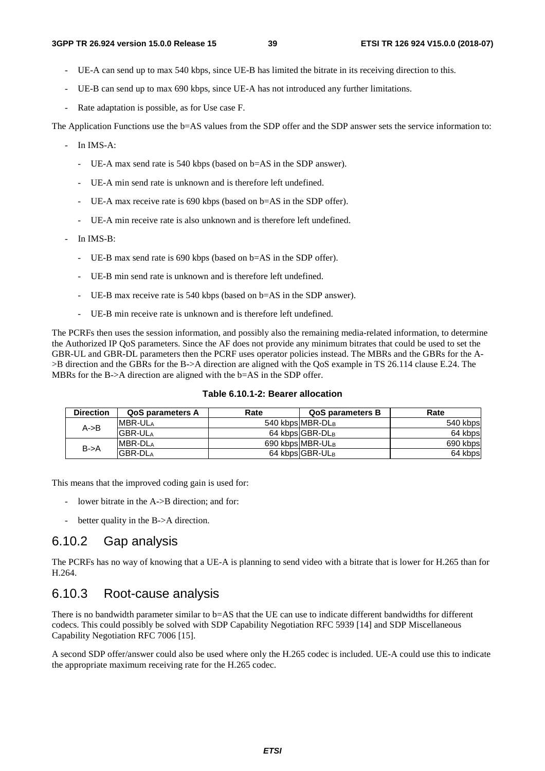- UE-A can send up to max 540 kbps, since UE-B has limited the bitrate in its receiving direction to this.
- UE-B can send up to max 690 kbps, since UE-A has not introduced any further limitations.
- Rate adaptation is possible, as for Use case F.

The Application Functions use the b=AS values from the SDP offer and the SDP answer sets the service information to:

- In IMS-A:
  - UE-A max send rate is 540 kbps (based on b=AS in the SDP answer).
  - UE-A min send rate is unknown and is therefore left undefined.
  - UE-A max receive rate is 690 kbps (based on b=AS in the SDP offer).
  - UE-A min receive rate is also unknown and is therefore left undefined.
- In IMS-B:
  - UE-B max send rate is 690 kbps (based on b=AS in the SDP offer).
  - UE-B min send rate is unknown and is therefore left undefined.
  - UE-B max receive rate is 540 kbps (based on b=AS in the SDP answer).
  - UE-B min receive rate is unknown and is therefore left undefined.

The PCRFs then uses the session information, and possibly also the remaining media-related information, to determine the Authorized IP QoS parameters. Since the AF does not provide any minimum bitrates that could be used to set the GBR-UL and GBR-DL parameters then the PCRF uses operator policies instead. The MBRs and the GBRs for the A->B direction and the GBRs for the B->A direction are aligned with the QoS example in TS 26.114 clause E.24. The MBRs for the B->A direction are aligned with the b=AS in the SDP offer.

**Table 6.10.1-2: Bearer allocation**

| Direction | QoS parameters A | Rate | QoS parameters B | Rate |
|---|---|---|---|---|
| A->B | $MBR\text{-}UL_A$ | 540 kbps | $MBR\text{-}DL_B$ | 540 kbps |
| | $GBR\text{-}UL_A$ | 64 kbps | $GBR\text{-}DL_B$ | 64 kbps |
| B->A | $MBR\text{-}DL_A$ | 690 kbps | $MBR\text{-}UL_B$ | 690 kbps |
| | $GBR\text{-}DL_A$ | 64 kbps | $GBR\text{-}UL_B$ | 64 kbps |

This means that the improved coding gain is used for:

- lower bitrate in the A->B direction; and for:
- better quality in the B->A direction.

## 6.10.2 Gap analysis

The PCRFs has no way of knowing that a UE-A is planning to send video with a bitrate that is lower for H.265 than for H.264.

## 6.10.3 Root-cause analysis

There is no bandwidth parameter similar to b=AS that the UE can use to indicate different bandwidths for different codecs. This could possibly be solved with SDP Capability Negotiation RFC 5939 [14] and SDP Miscellaneous Capability Negotiation RFC 7006 [15].

A second SDP offer/answer could also be used where only the H.265 codec is included. UE-A could use this to indicate the appropriate maximum receiving rate for the H.265 codec.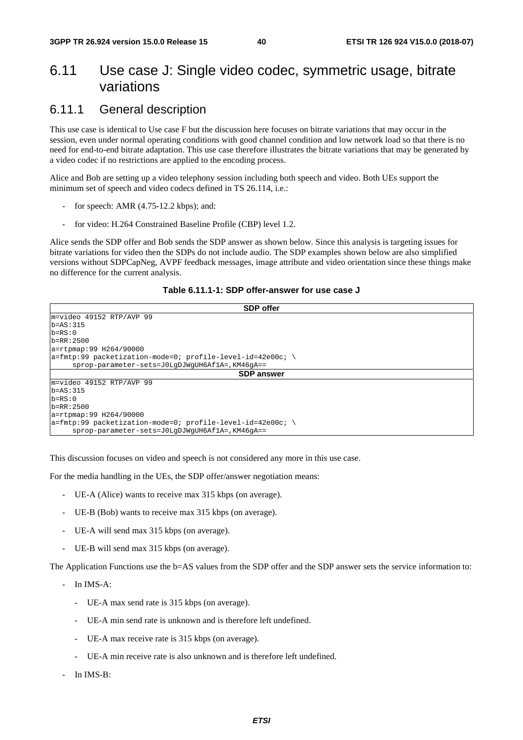## 6.11 Use case J: Single video codec, symmetric usage, bitrate variations

### 6.11.1 General description

This use case is identical to Use case F but the discussion here focuses on bitrate variations that may occur in the session, even under normal operating conditions with good channel condition and low network load so that there is no need for end-to-end bitrate adaptation. This use case therefore illustrates the bitrate variations that may be generated by a video codec if no restrictions are applied to the encoding process.

Alice and Bob are setting up a video telephony session including both speech and video. Both UEs support the minimum set of speech and video codecs defined in TS 26.114, i.e.:

- for speech: AMR (4.75-12.2 kbps); and:
- for video: H.264 Constrained Baseline Profile (CBP) level 1.2.

Alice sends the SDP offer and Bob sends the SDP answer as shown below. Since this analysis is targeting issues for bitrate variations for video then the SDPs do not include audio. The SDP examples shown below are also simplified versions without SDPCapNeg, AVPF feedback messages, image attribute and video orientation since these things make no difference for the current analysis.

**Table 6.11.1-1: SDP offer-answer for use case J**

| SDP offer |
|---|
| m=video 49152 RTP/AVP 99<br>b=AS:315<br>b=RS:0<br>b=RR:2500<br>a=rtpmap:99 H264/90000<br>a=fmtp:99 packetization-mode=0; profile-level-id=42e00c; \\<br>&nbsp;&nbsp;&nbsp;&nbsp;&nbsp;sprop-parameter-sets=J0LgDJWgUH6Af1A=,KM46gA== |
| **SDP answer** |
| m=video 49152 RTP/AVP 99<br>b=AS:315<br>b=RS:0<br>b=RR:2500<br>a=rtpmap:99 H264/90000<br>a=fmtp:99 packetization-mode=0; profile-level-id=42e00c; \\<br>&nbsp;&nbsp;&nbsp;&nbsp;&nbsp;sprop-parameter-sets=J0LgDJWgUH6Af1A=,KM46gA== |

This discussion focuses on video and speech is not considered any more in this use case.

For the media handling in the UEs, the SDP offer/answer negotiation means:

- UE-A (Alice) wants to receive max 315 kbps (on average).
- UE-B (Bob) wants to receive max 315 kbps (on average).
- UE-A will send max 315 kbps (on average).
- UE-B will send max 315 kbps (on average).

The Application Functions use the b=AS values from the SDP offer and the SDP answer sets the service information to:

- In IMS-A:
  - UE-A max send rate is 315 kbps (on average).
  - UE-A min send rate is unknown and is therefore left undefined.
  - UE-A max receive rate is 315 kbps (on average).
  - UE-A min receive rate is also unknown and is therefore left undefined.
- In IMS-B: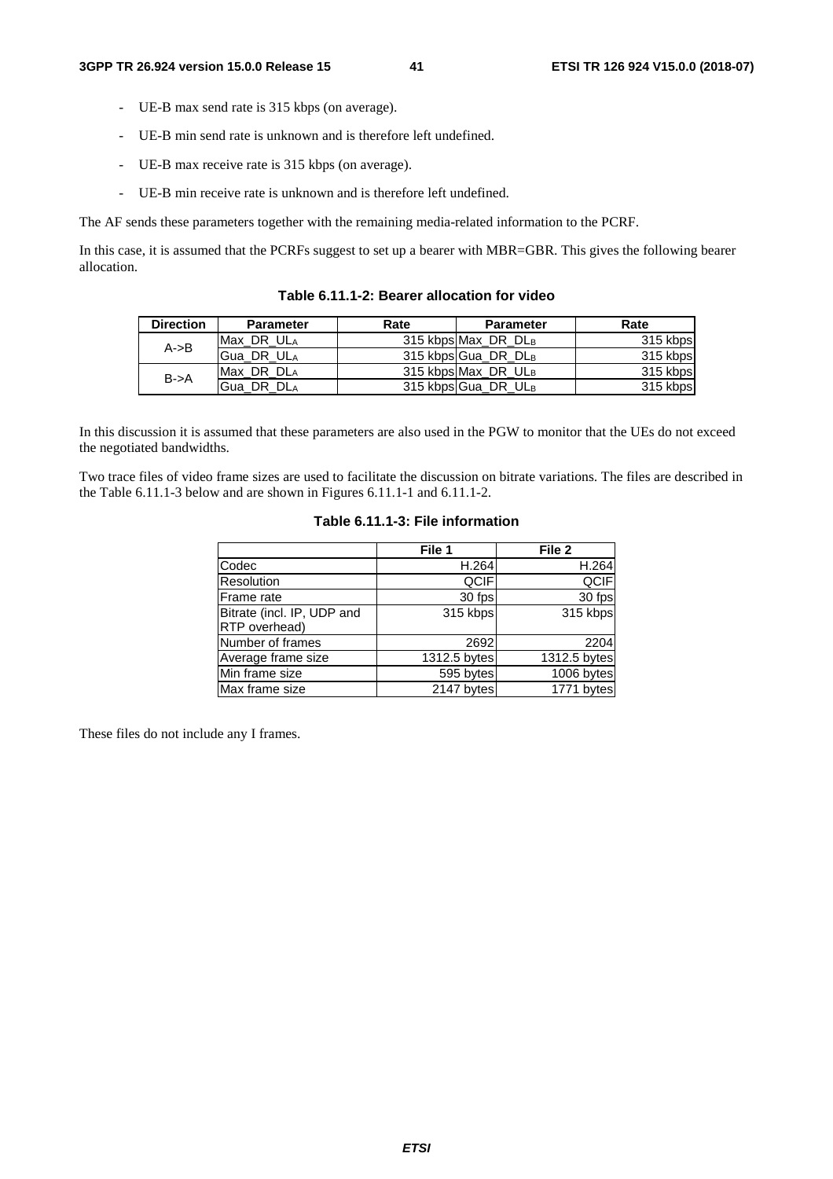- UE-B max send rate is 315 kbps (on average).
- UE-B min send rate is unknown and is therefore left undefined.
- UE-B max receive rate is 315 kbps (on average).
- UE-B min receive rate is unknown and is therefore left undefined.

The AF sends these parameters together with the remaining media-related information to the PCRF.

In this case, it is assumed that the PCRFs suggest to set up a bearer with MBR=GBR. This gives the following bearer allocation.

**Table 6.11.1-2: Bearer allocation for video**

| Direction | Parameter | Rate | Parameter | Rate |
|---|---|---|---|---|
| A->B | $Max\_DR\_UL_A$ | 315 kbps | $Max\_DR\_DL_B$ | 315 kbps |
| | $Gua\_DR\_UL_A$ | 315 kbps | $Gua\_DR\_DL_B$ | 315 kbps |
| B->A | $Max\_DR\_DL_A$ | 315 kbps | $Max\_DR\_UL_B$ | 315 kbps |
| | $Gua\_DR\_DL_A$ | 315 kbps | $Gua\_DR\_UL_B$ | 315 kbps |

In this discussion it is assumed that these parameters are also used in the PGW to monitor that the UEs do not exceed the negotiated bandwidths.

Two trace files of video frame sizes are used to facilitate the discussion on bitrate variations. The files are described in the Table 6.11.1-3 below and are shown in Figures 6.11.1-1 and 6.11.1-2.

**Table 6.11.1-3: File information**

| | File 1 | File 2 |
|---|---|---|
| Codec | H.264 | H.264 |
| Resolution | QCIF | QCIF |
| Frame rate | 30 fps | 30 fps |
| Bitrate (incl. IP, UDP and RTP overhead) | 315 kbps | 315 kbps |
| Number of frames | 2692 | 2204 |
| Average frame size | 1312.5 bytes | 1312.5 bytes |
| Min frame size | 595 bytes | 1006 bytes |
| Max frame size | 2147 bytes | 1771 bytes |

These files do not include any I frames.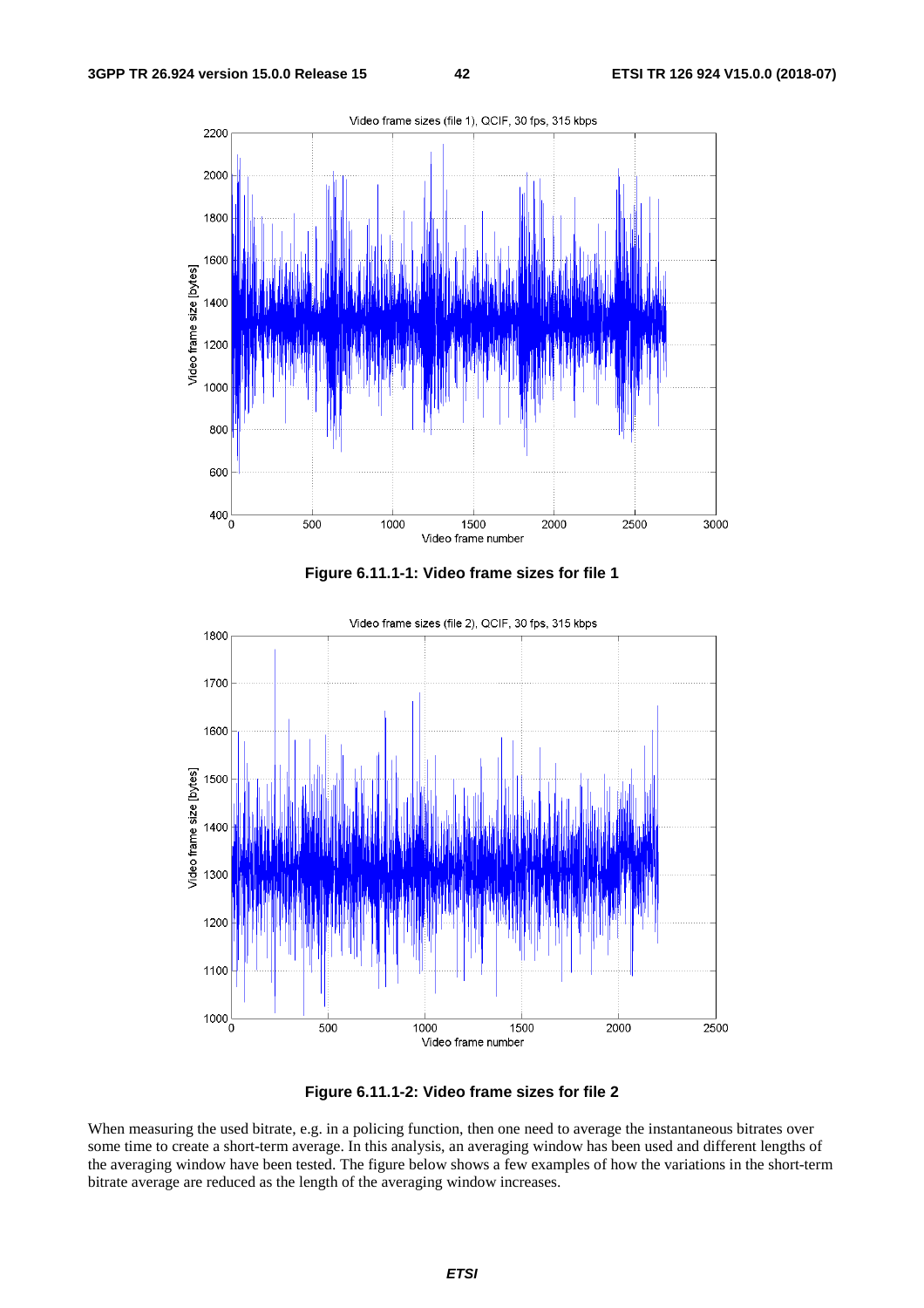Figure 6.11.1-1: Video frame sizes for file 1

Figure 6.11.1-2: Video frame sizes for file 2

When measuring the used bitrate, e.g. in a policing function, then one need to average the instantaneous bitrates over some time to create a short-term average. In this analysis, an averaging window has been used and different lengths of the averaging window have been tested. The figure below shows a few examples of how the variations in the short-term bitrate average are reduced as the length of the averaging window increases.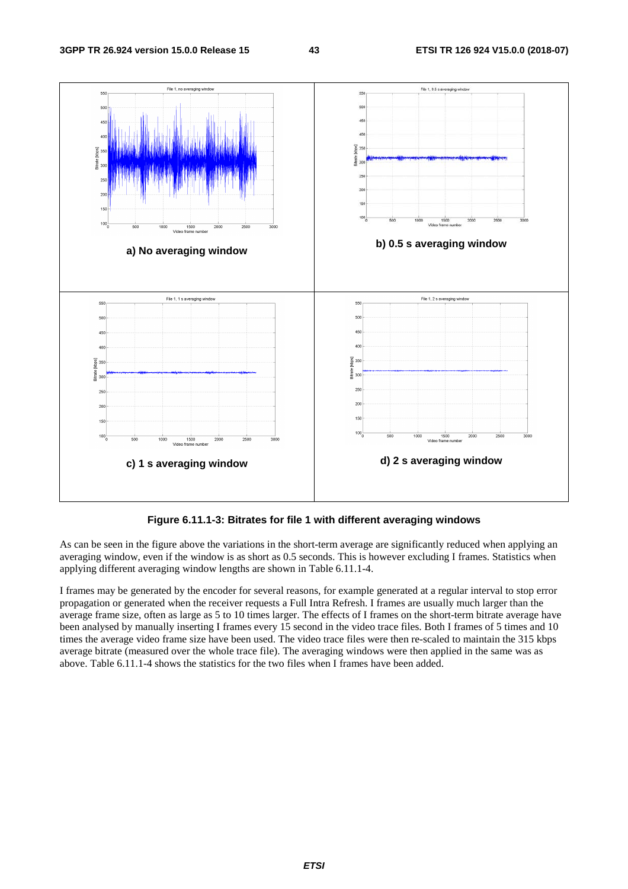a) No averaging window

b) 0.5 s averaging window

c) 1 s averaging window

d) 2 s averaging window

**Figure 6.11.1-3: Bitrates for file 1 with different averaging windows**

As can be seen in the figure above the variations in the short-term average are significantly reduced when applying an averaging window, even if the window is as short as 0.5 seconds. This is however excluding I frames. Statistics when applying different averaging window lengths are shown in Table 6.11.1-4.

I frames may be generated by the encoder for several reasons, for example generated at a regular interval to stop error propagation or generated when the receiver requests a Full Intra Refresh. I frames are usually much larger than the average frame size, often as large as 5 to 10 times larger. The effects of I frames on the short-term bitrate average have been analysed by manually inserting I frames every 15 second in the video trace files. Both I frames of 5 times and 10 times the average video frame size have been used. The video trace files were then re-scaled to maintain the 315 kbps average bitrate (measured over the whole trace file). The averaging windows were then applied in the same was as above. Table 6.11.1-4 shows the statistics for the two files when I frames have been added.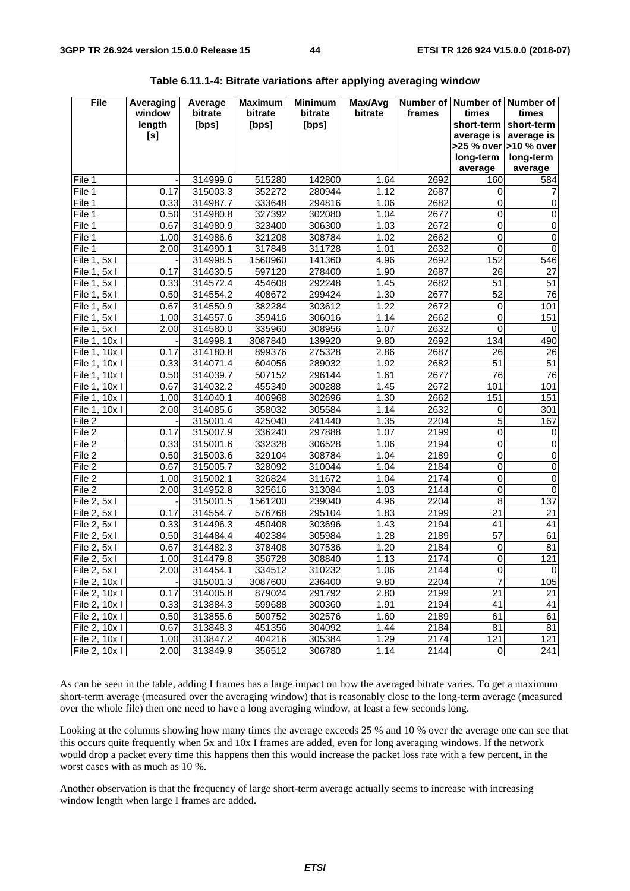**Table 6.11.1-4: Bitrate variations after applying averaging window**

| File | Averaging window length [s] | Average bitrate [bps] | Maximum bitrate [bps] | Minimum bitrate [bps] | Max/Avg bitrate | Number of frames | Number of times short-term average is >25 % over long-term average | Number of times short-term average is >10 % over long-term average |
|---|---|---|---|---|---|---|---|---|
| File 1 | - | 314999.6 | 515280 | 142800 | 1.64 | 2692 | 160 | 584 |
| File 1 | 0.17 | 315003.3 | 352272 | 280944 | 1.12 | 2687 | 0 | 7 |
| File 1 | 0.33 | 314987.7 | 333648 | 294816 | 1.06 | 2682 | 0 | 0 |
| File 1 | 0.50 | 314980.8 | 327392 | 302080 | 1.04 | 2677 | 0 | 0 |
| File 1 | 0.67 | 314980.9 | 323400 | 306300 | 1.03 | 2672 | 0 | 0 |
| File 1 | 1.00 | 314986.6 | 321208 | 308784 | 1.02 | 2662 | 0 | 0 |
| File 1 | 2.00 | 314990.1 | 317848 | 311728 | 1.01 | 2632 | 0 | 0 |
| File 1, 5x I | - | 314998.5 | 1560960 | 141360 | 4.96 | 2692 | 152 | 546 |
| File 1, 5x I | 0.17 | 314630.5 | 597120 | 278400 | 1.90 | 2687 | 26 | 27 |
| File 1, 5x I | 0.33 | 314572.4 | 454608 | 292248 | 1.45 | 2682 | 51 | 51 |
| File 1, 5x I | 0.50 | 314554.2 | 408672 | 299424 | 1.30 | 2677 | 52 | 76 |
| File 1, 5x I | 0.67 | 314550.9 | 382284 | 303612 | 1.22 | 2672 | 0 | 101 |
| File 1, 5x I | 1.00 | 314557.6 | 359416 | 306016 | 1.14 | 2662 | 0 | 151 |
| File 1, 5x I | 2.00 | 314580.0 | 335960 | 308956 | 1.07 | 2632 | 0 | 0 |
| File 1, 10x I | - | 314998.1 | 3087840 | 139920 | 9.80 | 2692 | 134 | 490 |
| File 1, 10x I | 0.17 | 314180.8 | 899376 | 275328 | 2.86 | 2687 | 26 | 26 |
| File 1, 10x I | 0.33 | 314071.4 | 604056 | 289032 | 1.92 | 2682 | 51 | 51 |
| File 1, 10x I | 0.50 | 314039.7 | 507152 | 296144 | 1.61 | 2677 | 76 | 76 |
| File 1, 10x I | 0.67 | 314032.2 | 455340 | 300288 | 1.45 | 2672 | 101 | 101 |
| File 1, 10x I | 1.00 | 314040.1 | 406968 | 302696 | 1.30 | 2662 | 151 | 151 |
| File 1, 10x I | 2.00 | 314085.6 | 358032 | 305584 | 1.14 | 2632 | 0 | 301 |
| File 2 | - | 315001.4 | 425040 | 241440 | 1.35 | 2204 | 5 | 167 |
| File 2 | 0.17 | 315007.9 | 336240 | 297888 | 1.07 | 2199 | 0 | 0 |
| File 2 | 0.33 | 315001.6 | 332328 | 306528 | 1.06 | 2194 | 0 | 0 |
| File 2 | 0.50 | 315003.6 | 329104 | 308784 | 1.04 | 2189 | 0 | 0 |
| File 2 | 0.67 | 315005.7 | 328092 | 310044 | 1.04 | 2184 | 0 | 0 |
| File 2 | 1.00 | 315002.1 | 326824 | 311672 | 1.04 | 2174 | 0 | 0 |
| File 2 | 2.00 | 314952.8 | 325616 | 313084 | 1.03 | 2144 | 0 | 0 |
| File 2, 5x I | - | 315001.5 | 1561200 | 239040 | 4.96 | 2204 | 8 | 137 |
| File 2, 5x I | 0.17 | 314554.7 | 576768 | 295104 | 1.83 | 2199 | 21 | 21 |
| File 2, 5x I | 0.33 | 314496.3 | 450408 | 303696 | 1.43 | 2194 | 41 | 41 |
| File 2, 5x I | 0.50 | 314484.4 | 402384 | 305984 | 1.28 | 2189 | 57 | 61 |
| File 2, 5x I | 0.67 | 314482.3 | 378408 | 307536 | 1.20 | 2184 | 0 | 81 |
| File 2, 5x I | 1.00 | 314479.8 | 356728 | 308840 | 1.13 | 2174 | 0 | 121 |
| File 2, 5x I | 2.00 | 314454.1 | 334512 | 310232 | 1.06 | 2144 | 0 | 0 |
| File 2, 10x I | - | 315001.3 | 3087600 | 236400 | 9.80 | 2204 | 7 | 105 |
| File 2, 10x I | 0.17 | 314005.8 | 879024 | 291792 | 2.80 | 2199 | 21 | 21 |
| File 2, 10x I | 0.33 | 313884.3 | 599688 | 300360 | 1.91 | 2194 | 41 | 41 |
| File 2, 10x I | 0.50 | 313855.6 | 500752 | 302576 | 1.60 | 2189 | 61 | 61 |
| File 2, 10x I | 0.67 | 313848.3 | 451356 | 304092 | 1.44 | 2184 | 81 | 81 |
| File 2, 10x I | 1.00 | 313847.2 | 404216 | 305384 | 1.29 | 2174 | 121 | 121 |
| File 2, 10x I | 2.00 | 313849.9 | 356512 | 306780 | 1.14 | 2144 | 0 | 241 |

As can be seen in the table, adding I frames has a large impact on how the averaged bitrate varies. To get a maximum short-term average (measured over the averaging window) that is reasonably close to the long-term average (measured over the whole file) then one need to have a long averaging window, at least a few seconds long.

Looking at the columns showing how many times the average exceeds 25 % and 10 % over the average one can see that this occurs quite frequently when 5x and 10x I frames are added, even for long averaging windows. If the network would drop a packet every time this happens then this would increase the packet loss rate with a few percent, in the worst cases with as much as 10 %.

Another observation is that the frequency of large short-term average actually seems to increase with increasing window length when large I frames are added.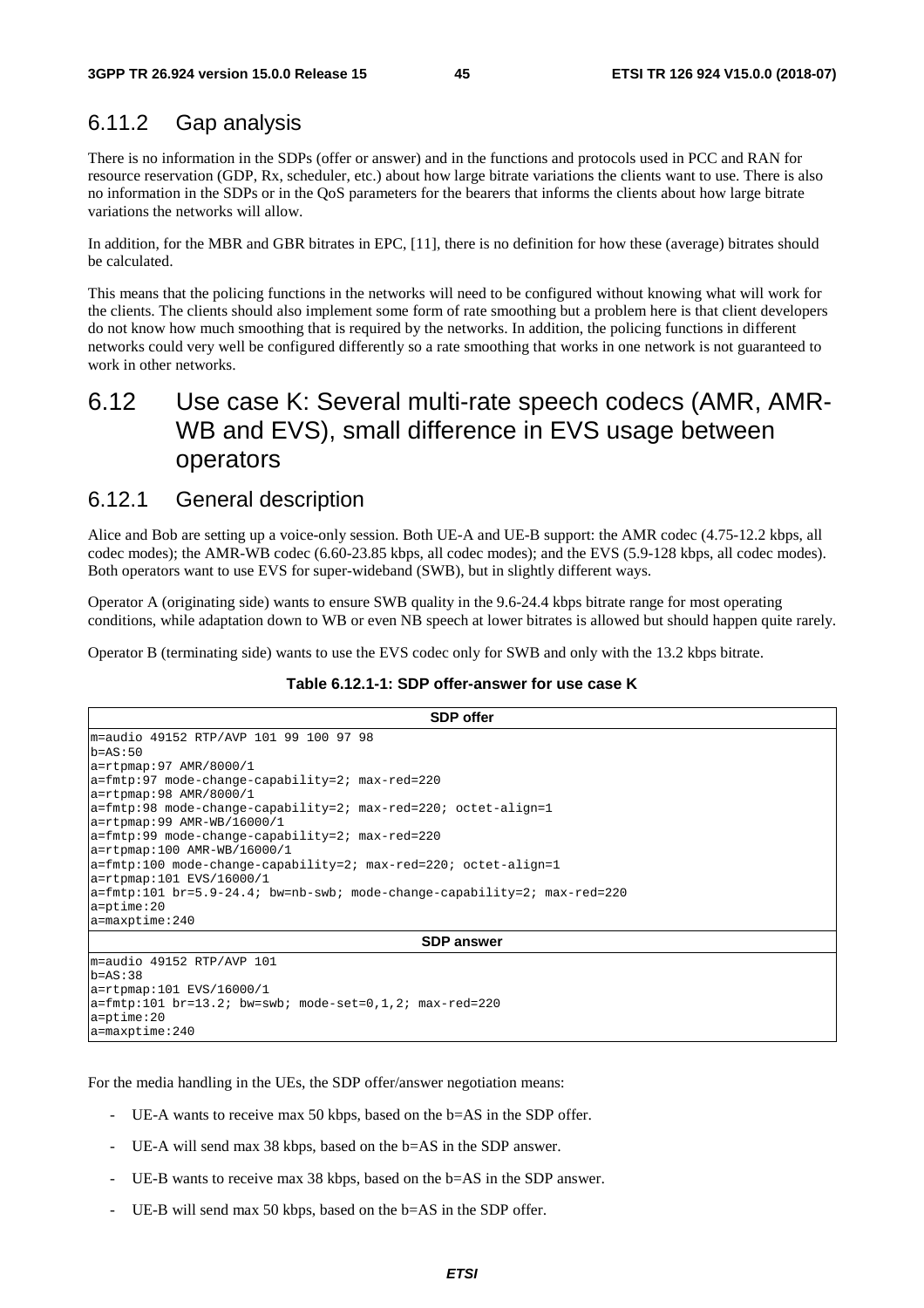### 6.11.2 Gap analysis

There is no information in the SDPs (offer or answer) and in the functions and protocols used in PCC and RAN for resource reservation (GDP, Rx, scheduler, etc.) about how large bitrate variations the clients want to use. There is also no information in the SDPs or in the QoS parameters for the bearers that informs the clients about how large bitrate variations the networks will allow.

In addition, for the MBR and GBR bitrates in EPC, [11], there is no definition for how these (average) bitrates should be calculated.

This means that the policing functions in the networks will need to be configured without knowing what will work for the clients. The clients should also implement some form of rate smoothing but a problem here is that client developers do not know how much smoothing that is required by the networks. In addition, the policing functions in different networks could very well be configured differently so a rate smoothing that works in one network is not guaranteed to work in other networks.

## 6.12 Use case K: Several multi-rate speech codecs (AMR, AMR-WB and EVS), small difference in EVS usage between operators

### 6.12.1 General description

Alice and Bob are setting up a voice-only session. Both UE-A and UE-B support: the AMR codec (4.75-12.2 kbps, all codec modes); the AMR-WB codec (6.60-23.85 kbps, all codec modes); and the EVS (5.9-128 kbps, all codec modes). Both operators want to use EVS for super-wideband (SWB), but in slightly different ways.

Operator A (originating side) wants to ensure SWB quality in the 9.6-24.4 kbps bitrate range for most operating conditions, while adaptation down to WB or even NB speech at lower bitrates is allowed but should happen quite rarely.

Operator B (terminating side) wants to use the EVS codec only for SWB and only with the 13.2 kbps bitrate.

**Table 6.12.1-1: SDP offer-answer for use case K**

| SDP offer |
|---|
| m=audio 49152 RTP/AVP 101 99 100 97 98<br>b=AS:50<br>a=rtpmap:97 AMR/8000/1<br>a=fmtp:97 mode-change-capability=2; max-red=220<br>a=rtpmap:98 AMR/8000/1<br>a=fmtp:98 mode-change-capability=2; max-red=220; octet-align=1<br>a=rtpmap:99 AMR-WB/16000/1<br>a=fmtp:99 mode-change-capability=2; max-red=220<br>a=rtpmap:100 AMR-WB/16000/1<br>a=fmtp:100 mode-change-capability=2; max-red=220; octet-align=1<br>a=rtpmap:101 EVS/16000/1<br>a=fmtp:101 br=5.9-24.4; bw=nb-swb; mode-change-capability=2; max-red=220<br>a=ptime:20<br>a=maxptime:240 |
| **SDP answer** |
| m=audio 49152 RTP/AVP 101<br>b=AS:38<br>a=rtpmap:101 EVS/16000/1<br>a=fmtp:101 br=13.2; bw=swb; mode-set=0,1,2; max-red=220<br>a=ptime:20<br>a=maxptime:240 |

For the media handling in the UEs, the SDP offer/answer negotiation means:

- UE-A wants to receive max 50 kbps, based on the b=AS in the SDP offer.
- UE-A will send max 38 kbps, based on the b=AS in the SDP answer.
- UE-B wants to receive max 38 kbps, based on the b=AS in the SDP answer.
- UE-B will send max 50 kbps, based on the b=AS in the SDP offer.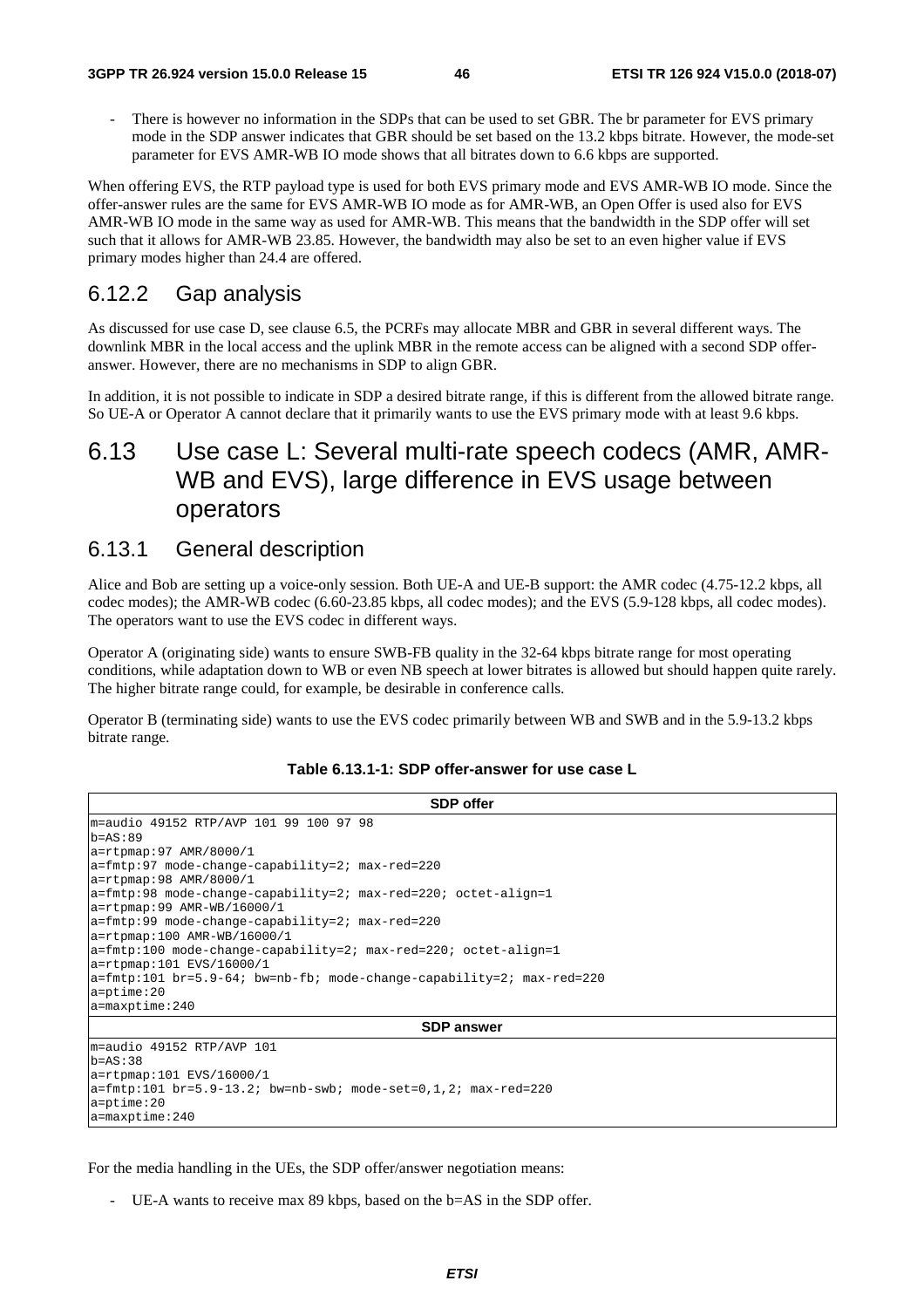- There is however no information in the SDPs that can be used to set GBR. The br parameter for EVS primary mode in the SDP answer indicates that GBR should be set based on the 13.2 kbps bitrate. However, the mode-set parameter for EVS AMR-WB IO mode shows that all bitrates down to 6.6 kbps are supported.

When offering EVS, the RTP payload type is used for both EVS primary mode and EVS AMR-WB IO mode. Since the offer-answer rules are the same for EVS AMR-WB IO mode as for AMR-WB, an Open Offer is used also for EVS AMR-WB IO mode in the same way as used for AMR-WB. This means that the bandwidth in the SDP offer will set such that it allows for AMR-WB 23.85. However, the bandwidth may also be set to an even higher value if EVS primary modes higher than 24.4 are offered.

### 6.12.2 Gap analysis

As discussed for use case D, see clause 6.5, the PCRFs may allocate MBR and GBR in several different ways. The downlink MBR in the local access and the uplink MBR in the remote access can be aligned with a second SDP offer-answer. However, there are no mechanisms in SDP to align GBR.

In addition, it is not possible to indicate in SDP a desired bitrate range, if this is different from the allowed bitrate range. So UE-A or Operator A cannot declare that it primarily wants to use the EVS primary mode with at least 9.6 kbps.

## 6.13 Use case L: Several multi-rate speech codecs (AMR, AMR-WB and EVS), large difference in EVS usage between operators

### 6.13.1 General description

Alice and Bob are setting up a voice-only session. Both UE-A and UE-B support: the AMR codec (4.75-12.2 kbps, all codec modes); the AMR-WB codec (6.60-23.85 kbps, all codec modes); and the EVS (5.9-128 kbps, all codec modes). The operators want to use the EVS codec in different ways.

Operator A (originating side) wants to ensure SWB-FB quality in the 32-64 kbps bitrate range for most operating conditions, while adaptation down to WB or even NB speech at lower bitrates is allowed but should happen quite rarely. The higher bitrate range could, for example, be desirable in conference calls.

Operator B (terminating side) wants to use the EVS codec primarily between WB and SWB and in the 5.9-13.2 kbps bitrate range.

**Table 6.13.1-1: SDP offer-answer for use case L**

| SDP offer |
| --- |
| m=audio 49152 RTP/AVP 101 99 100 97 98<br>b=AS:89<br>a=rtpmap:97 AMR/8000/1<br>a=fmtp:97 mode-change-capability=2; max-red=220<br>a=rtpmap:98 AMR/8000/1<br>a=fmtp:98 mode-change-capability=2; max-red=220; octet-align=1<br>a=rtpmap:99 AMR-WB/16000/1<br>a=fmtp:99 mode-change-capability=2; max-red=220<br>a=rtpmap:100 AMR-WB/16000/1<br>a=fmtp:100 mode-change-capability=2; max-red=220; octet-align=1<br>a=rtpmap:101 EVS/16000/1<br>a=fmtp:101 br=5.9-64; bw=nb-fb; mode-change-capability=2; max-red=220<br>a=ptime:20<br>a=maxptime:240 |
| **SDP answer** |
| m=audio 49152 RTP/AVP 101<br>b=AS:38<br>a=rtpmap:101 EVS/16000/1<br>a=fmtp:101 br=5.9-13.2; bw=nb-swb; mode-set=0,1,2; max-red=220<br>a=ptime:20<br>a=maxptime:240 |

For the media handling in the UEs, the SDP offer/answer negotiation means:

- UE-A wants to receive max 89 kbps, based on the b=AS in the SDP offer.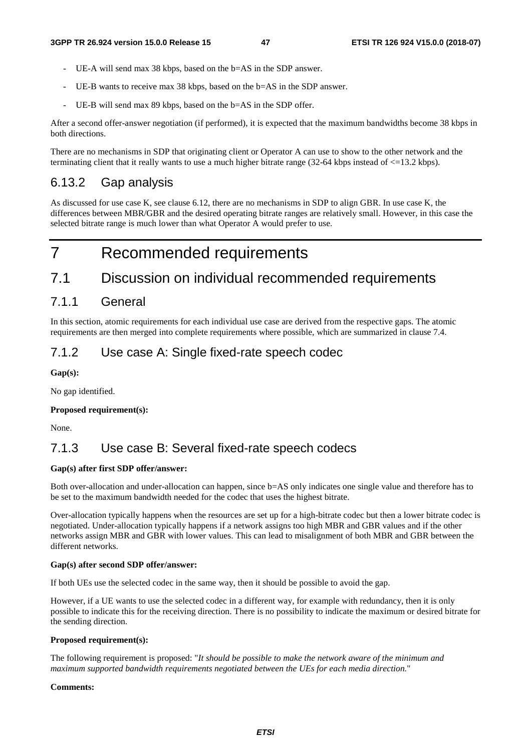- UE-A will send max 38 kbps, based on the b=AS in the SDP answer.
- UE-B wants to receive max 38 kbps, based on the b=AS in the SDP answer.
- UE-B will send max 89 kbps, based on the b=AS in the SDP offer.

After a second offer-answer negotiation (if performed), it is expected that the maximum bandwidths become 38 kbps in both directions.

There are no mechanisms in SDP that originating client or Operator A can use to show to the other network and the terminating client that it really wants to use a much higher bitrate range (32-64 kbps instead of <=13.2 kbps).

### 6.13.2 Gap analysis

As discussed for use case K, see clause 6.12, there are no mechanisms in SDP to align GBR. In use case K, the differences between MBR/GBR and the desired operating bitrate ranges are relatively small. However, in this case the selected bitrate range is much lower than what Operator A would prefer to use.

# 7 Recommended requirements

## 7.1 Discussion on individual recommended requirements

### 7.1.1 General

In this section, atomic requirements for each individual use case are derived from the respective gaps. The atomic requirements are then merged into complete requirements where possible, which are summarized in clause 7.4.

### 7.1.2 Use case A: Single fixed-rate speech codec

**Gap(s):**

No gap identified.

**Proposed requirement(s):**

None.

### 7.1.3 Use case B: Several fixed-rate speech codecs

**Gap(s) after first SDP offer/answer:**

Both over-allocation and under-allocation can happen, since b=AS only indicates one single value and therefore has to be set to the maximum bandwidth needed for the codec that uses the highest bitrate.

Over-allocation typically happens when the resources are set up for a high-bitrate codec but then a lower bitrate codec is negotiated. Under-allocation typically happens if a network assigns too high MBR and GBR values and if the other networks assign MBR and GBR with lower values. This can lead to misalignment of both MBR and GBR between the different networks.

**Gap(s) after second SDP offer/answer:**

If both UEs use the selected codec in the same way, then it should be possible to avoid the gap.

However, if a UE wants to use the selected codec in a different way, for example with redundancy, then it is only possible to indicate this for the receiving direction. There is no possibility to indicate the maximum or desired bitrate for the sending direction.

**Proposed requirement(s):**

The following requirement is proposed: "*It should be possible to make the network aware of the minimum and maximum supported bandwidth requirements negotiated between the UEs for each media direction.*"

**Comments:**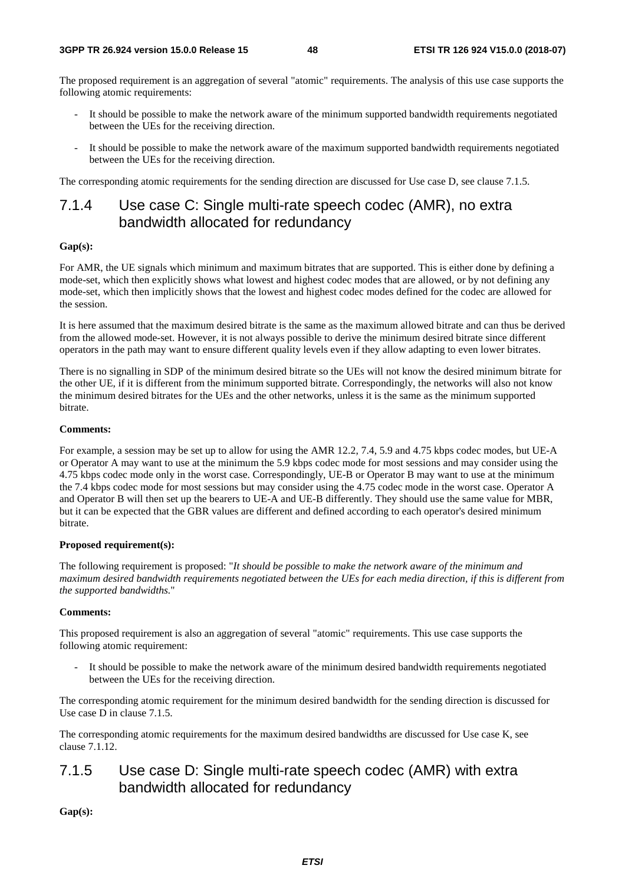The proposed requirement is an aggregation of several "atomic" requirements. The analysis of this use case supports the following atomic requirements:

- It should be possible to make the network aware of the minimum supported bandwidth requirements negotiated between the UEs for the receiving direction.
- It should be possible to make the network aware of the maximum supported bandwidth requirements negotiated between the UEs for the receiving direction.

The corresponding atomic requirements for the sending direction are discussed for Use case D, see clause 7.1.5.

### 7.1.4 Use case C: Single multi-rate speech codec (AMR), no extra bandwidth allocated for redundancy

**Gap(s):**

For AMR, the UE signals which minimum and maximum bitrates that are supported. This is either done by defining a mode-set, which then explicitly shows what lowest and highest codec modes that are allowed, or by not defining any mode-set, which then implicitly shows that the lowest and highest codec modes defined for the codec are allowed for the session.

It is here assumed that the maximum desired bitrate is the same as the maximum allowed bitrate and can thus be derived from the allowed mode-set. However, it is not always possible to derive the minimum desired bitrate since different operators in the path may want to ensure different quality levels even if they allow adapting to even lower bitrates.

There is no signalling in SDP of the minimum desired bitrate so the UEs will not know the desired minimum bitrate for the other UE, if it is different from the minimum supported bitrate. Correspondingly, the networks will also not know the minimum desired bitrates for the UEs and the other networks, unless it is the same as the minimum supported bitrate.

**Comments:**

For example, a session may be set up to allow for using the AMR 12.2, 7.4, 5.9 and 4.75 kbps codec modes, but UE-A or Operator A may want to use at the minimum the 5.9 kbps codec mode for most sessions and may consider using the 4.75 kbps codec mode only in the worst case. Correspondingly, UE-B or Operator B may want to use at the minimum the 7.4 kbps codec mode for most sessions but may consider using the 4.75 codec mode in the worst case. Operator A and Operator B will then set up the bearers to UE-A and UE-B differently. They should use the same value for MBR, but it can be expected that the GBR values are different and defined according to each operator's desired minimum bitrate.

**Proposed requirement(s):**

The following requirement is proposed: "*It should be possible to make the network aware of the minimum and maximum desired bandwidth requirements negotiated between the UEs for each media direction, if this is different from the supported bandwidths.*"

**Comments:**

This proposed requirement is also an aggregation of several "atomic" requirements. This use case supports the following atomic requirement:

- It should be possible to make the network aware of the minimum desired bandwidth requirements negotiated between the UEs for the receiving direction.

The corresponding atomic requirement for the minimum desired bandwidth for the sending direction is discussed for Use case D in clause 7.1.5.

The corresponding atomic requirements for the maximum desired bandwidths are discussed for Use case K, see clause 7.1.12.

### 7.1.5 Use case D: Single multi-rate speech codec (AMR) with extra bandwidth allocated for redundancy

**Gap(s):**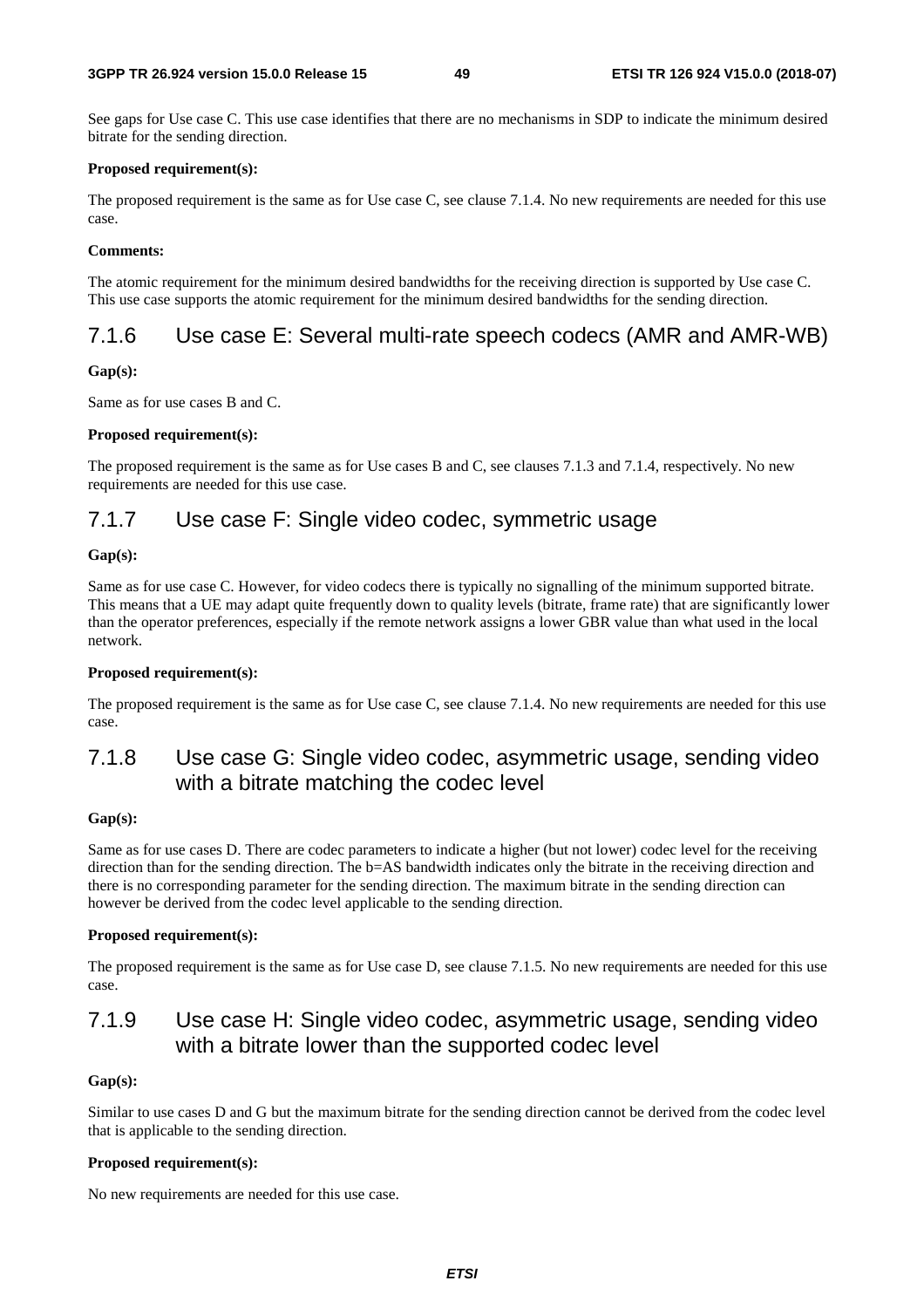See gaps for Use case C. This use case identifies that there are no mechanisms in SDP to indicate the minimum desired bitrate for the sending direction.

**Proposed requirement(s):**

The proposed requirement is the same as for Use case C, see clause 7.1.4. No new requirements are needed for this use case.

**Comments:**

The atomic requirement for the minimum desired bandwidths for the receiving direction is supported by Use case C. This use case supports the atomic requirement for the minimum desired bandwidths for the sending direction.

### 7.1.6 Use case E: Several multi-rate speech codecs (AMR and AMR-WB)

**Gap(s):**

Same as for use cases B and C.

**Proposed requirement(s):**

The proposed requirement is the same as for Use cases B and C, see clauses 7.1.3 and 7.1.4, respectively. No new requirements are needed for this use case.

### 7.1.7 Use case F: Single video codec, symmetric usage

**Gap(s):**

Same as for use case C. However, for video codecs there is typically no signalling of the minimum supported bitrate. This means that a UE may adapt quite frequently down to quality levels (bitrate, frame rate) that are significantly lower than the operator preferences, especially if the remote network assigns a lower GBR value than what used in the local network.

**Proposed requirement(s):**

The proposed requirement is the same as for Use case C, see clause 7.1.4. No new requirements are needed for this use case.

### 7.1.8 Use case G: Single video codec, asymmetric usage, sending video with a bitrate matching the codec level

**Gap(s):**

Same as for use cases D. There are codec parameters to indicate a higher (but not lower) codec level for the receiving direction than for the sending direction. The b=AS bandwidth indicates only the bitrate in the receiving direction and there is no corresponding parameter for the sending direction. The maximum bitrate in the sending direction can however be derived from the codec level applicable to the sending direction.

**Proposed requirement(s):**

The proposed requirement is the same as for Use case D, see clause 7.1.5. No new requirements are needed for this use case.

### 7.1.9 Use case H: Single video codec, asymmetric usage, sending video with a bitrate lower than the supported codec level

**Gap(s):**

Similar to use cases D and G but the maximum bitrate for the sending direction cannot be derived from the codec level that is applicable to the sending direction.

**Proposed requirement(s):**

No new requirements are needed for this use case.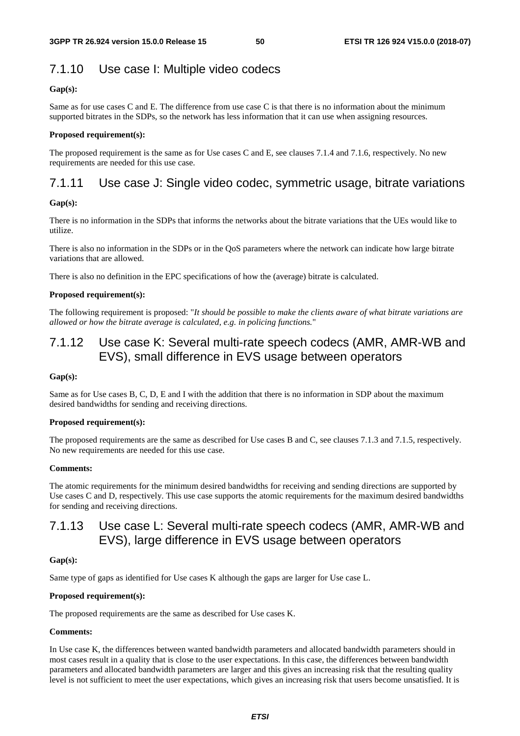### 7.1.10 Use case I: Multiple video codecs

**Gap(s):**

Same as for use cases C and E. The difference from use case C is that there is no information about the minimum supported bitrates in the SDPs, so the network has less information that it can use when assigning resources.

**Proposed requirement(s):**

The proposed requirement is the same as for Use cases C and E, see clauses 7.1.4 and 7.1.6, respectively. No new requirements are needed for this use case.

### 7.1.11 Use case J: Single video codec, symmetric usage, bitrate variations

**Gap(s):**

There is no information in the SDPs that informs the networks about the bitrate variations that the UEs would like to utilize.

There is also no information in the SDPs or in the QoS parameters where the network can indicate how large bitrate variations that are allowed.

There is also no definition in the EPC specifications of how the (average) bitrate is calculated.

**Proposed requirement(s):**

The following requirement is proposed: "*It should be possible to make the clients aware of what bitrate variations are allowed or how the bitrate average is calculated, e.g. in policing functions.*"

### 7.1.12 Use case K: Several multi-rate speech codecs (AMR, AMR-WB and EVS), small difference in EVS usage between operators

**Gap(s):**

Same as for Use cases B, C, D, E and I with the addition that there is no information in SDP about the maximum desired bandwidths for sending and receiving directions.

**Proposed requirement(s):**

The proposed requirements are the same as described for Use cases B and C, see clauses 7.1.3 and 7.1.5, respectively. No new requirements are needed for this use case.

**Comments:**

The atomic requirements for the minimum desired bandwidths for receiving and sending directions are supported by Use cases C and D, respectively. This use case supports the atomic requirements for the maximum desired bandwidths for sending and receiving directions.

### 7.1.13 Use case L: Several multi-rate speech codecs (AMR, AMR-WB and EVS), large difference in EVS usage between operators

**Gap(s):**

Same type of gaps as identified for Use cases K although the gaps are larger for Use case L.

**Proposed requirement(s):**

The proposed requirements are the same as described for Use cases K.

**Comments:**

In Use case K, the differences between wanted bandwidth parameters and allocated bandwidth parameters should in most cases result in a quality that is close to the user expectations. In this case, the differences between bandwidth parameters and allocated bandwidth parameters are larger and this gives an increasing risk that the resulting quality level is not sufficient to meet the user expectations, which gives an increasing risk that users become unsatisfied. It is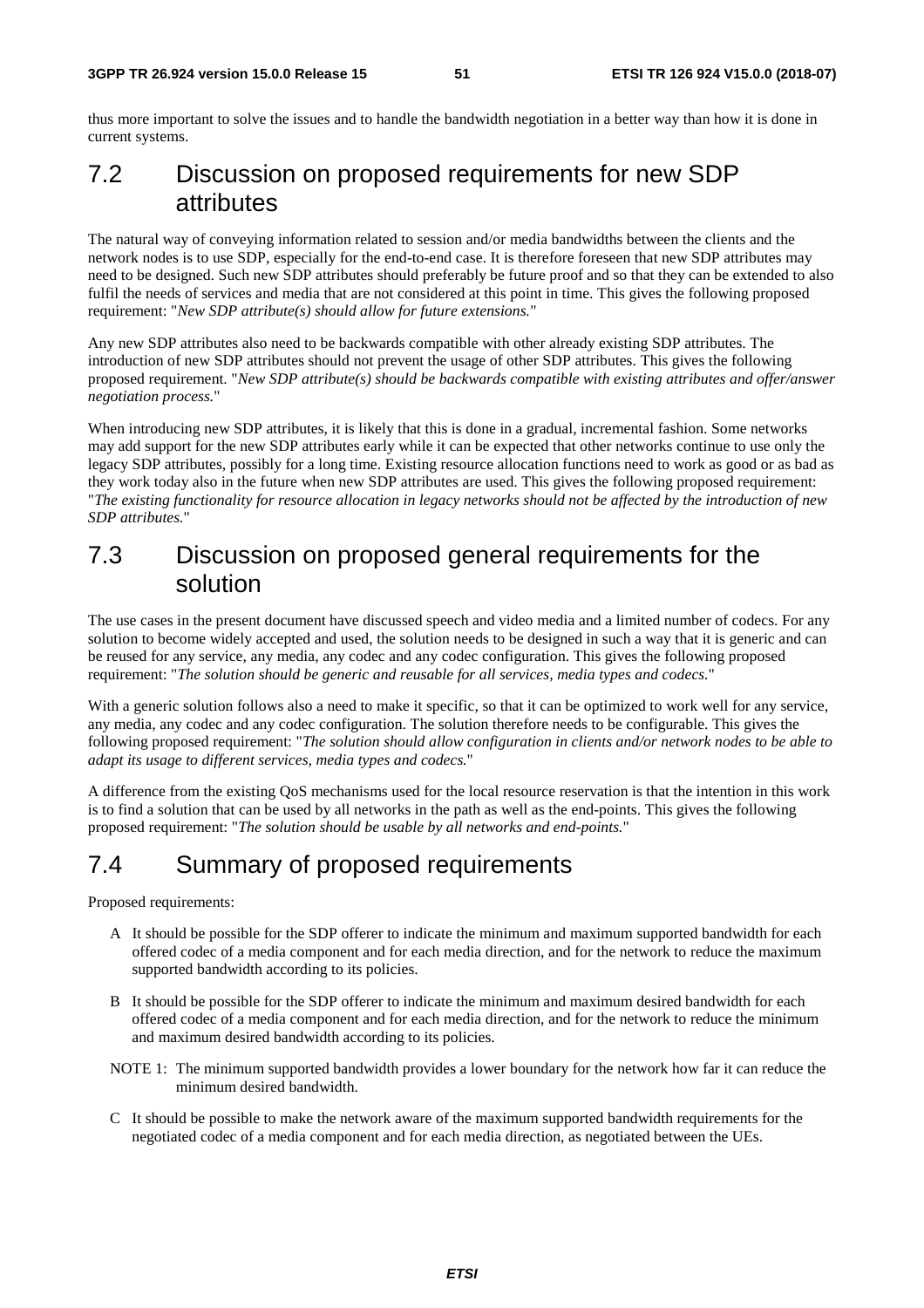thus more important to solve the issues and to handle the bandwidth negotiation in a better way than how it is done in current systems.

## 7.2 Discussion on proposed requirements for new SDP attributes

The natural way of conveying information related to session and/or media bandwidths between the clients and the network nodes is to use SDP, especially for the end-to-end case. It is therefore foreseen that new SDP attributes may need to be designed. Such new SDP attributes should preferably be future proof and so that they can be extended to also fulfil the needs of services and media that are not considered at this point in time. This gives the following proposed requirement: "*New SDP attribute(s) should allow for future extensions.*"

Any new SDP attributes also need to be backwards compatible with other already existing SDP attributes. The introduction of new SDP attributes should not prevent the usage of other SDP attributes. This gives the following proposed requirement. "*New SDP attribute(s) should be backwards compatible with existing attributes and offer/answer negotiation process.*"

When introducing new SDP attributes, it is likely that this is done in a gradual, incremental fashion. Some networks may add support for the new SDP attributes early while it can be expected that other networks continue to use only the legacy SDP attributes, possibly for a long time. Existing resource allocation functions need to work as good or as bad as they work today also in the future when new SDP attributes are used. This gives the following proposed requirement: "*The existing functionality for resource allocation in legacy networks should not be affected by the introduction of new SDP attributes.*"

## 7.3 Discussion on proposed general requirements for the solution

The use cases in the present document have discussed speech and video media and a limited number of codecs. For any solution to become widely accepted and used, the solution needs to be designed in such a way that it is generic and can be reused for any service, any media, any codec and any codec configuration. This gives the following proposed requirement: "*The solution should be generic and reusable for all services, media types and codecs.*"

With a generic solution follows also a need to make it specific, so that it can be optimized to work well for any service, any media, any codec and any codec configuration. The solution therefore needs to be configurable. This gives the following proposed requirement: "*The solution should allow configuration in clients and/or network nodes to be able to adapt its usage to different services, media types and codecs.*"

A difference from the existing QoS mechanisms used for the local resource reservation is that the intention in this work is to find a solution that can be used by all networks in the path as well as the end-points. This gives the following proposed requirement: "*The solution should be usable by all networks and end-points.*"

## 7.4 Summary of proposed requirements

Proposed requirements:

A It should be possible for the SDP offerer to indicate the minimum and maximum supported bandwidth for each offered codec of a media component and for each media direction, and for the network to reduce the maximum supported bandwidth according to its policies.

B It should be possible for the SDP offerer to indicate the minimum and maximum desired bandwidth for each offered codec of a media component and for each media direction, and for the network to reduce the minimum and maximum desired bandwidth according to its policies.

NOTE 1: The minimum supported bandwidth provides a lower boundary for the network how far it can reduce the minimum desired bandwidth.

C It should be possible to make the network aware of the maximum supported bandwidth requirements for the negotiated codec of a media component and for each media direction, as negotiated between the UEs.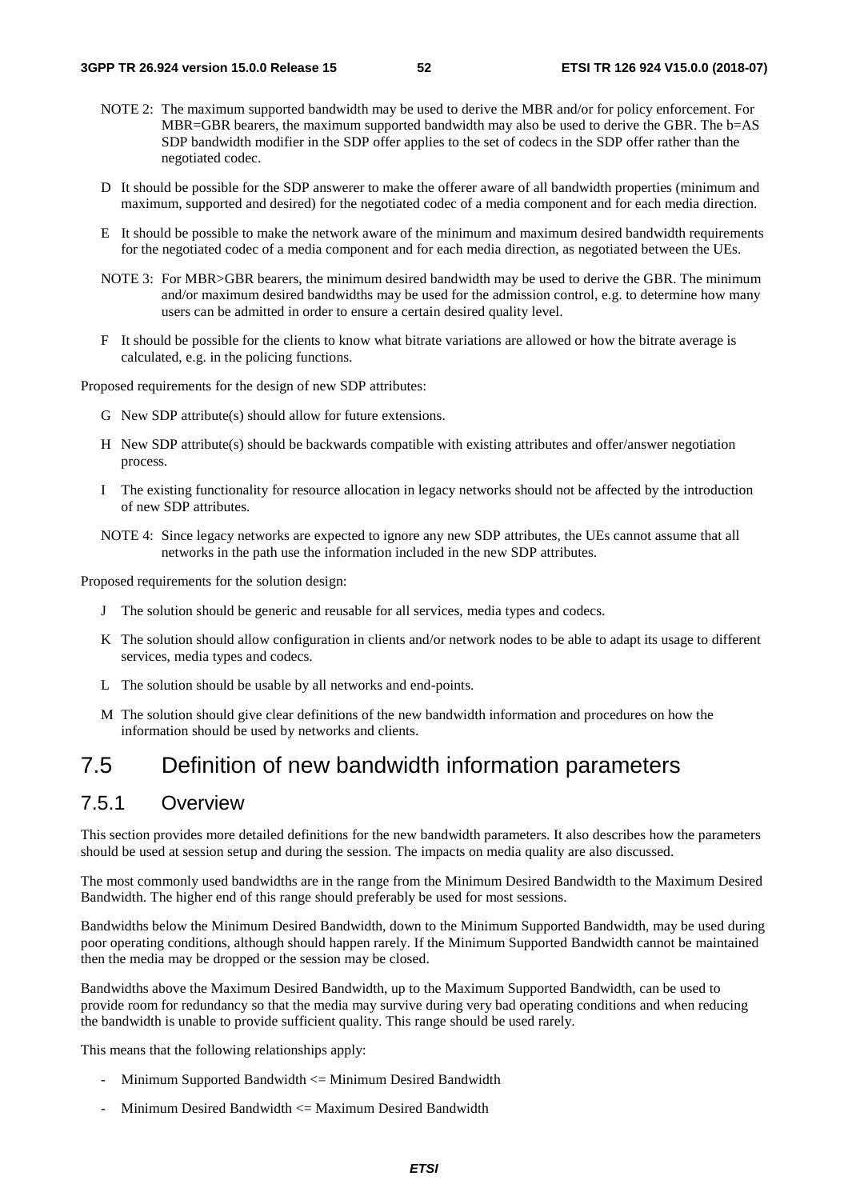NOTE 2: The maximum supported bandwidth may be used to derive the MBR and/or for policy enforcement. For MBR=GBR bearers, the maximum supported bandwidth may also be used to derive the GBR. The b=AS SDP bandwidth modifier in the SDP offer applies to the set of codecs in the SDP offer rather than the negotiated codec.

D It should be possible for the SDP answerer to make the offerer aware of all bandwidth properties (minimum and maximum, supported and desired) for the negotiated codec of a media component and for each media direction.

E It should be possible to make the network aware of the minimum and maximum desired bandwidth requirements for the negotiated codec of a media component and for each media direction, as negotiated between the UEs.

NOTE 3: For MBR>GBR bearers, the minimum desired bandwidth may be used to derive the GBR. The minimum and/or maximum desired bandwidths may be used for the admission control, e.g. to determine how many users can be admitted in order to ensure a certain desired quality level.

F It should be possible for the clients to know what bitrate variations are allowed or how the bitrate average is calculated, e.g. in the policing functions.

Proposed requirements for the design of new SDP attributes:

G New SDP attribute(s) should allow for future extensions.

H New SDP attribute(s) should be backwards compatible with existing attributes and offer/answer negotiation process.

I The existing functionality for resource allocation in legacy networks should not be affected by the introduction of new SDP attributes.

NOTE 4: Since legacy networks are expected to ignore any new SDP attributes, the UEs cannot assume that all networks in the path use the information included in the new SDP attributes.

Proposed requirements for the solution design:

J The solution should be generic and reusable for all services, media types and codecs.

K The solution should allow configuration in clients and/or network nodes to be able to adapt its usage to different services, media types and codecs.

L The solution should be usable by all networks and end-points.

M The solution should give clear definitions of the new bandwidth information and procedures on how the information should be used by networks and clients.

## 7.5 Definition of new bandwidth information parameters

### 7.5.1 Overview

This section provides more detailed definitions for the new bandwidth parameters. It also describes how the parameters should be used at session setup and during the session. The impacts on media quality are also discussed.

The most commonly used bandwidths are in the range from the Minimum Desired Bandwidth to the Maximum Desired Bandwidth. The higher end of this range should preferably be used for most sessions.

Bandwidths below the Minimum Desired Bandwidth, down to the Minimum Supported Bandwidth, may be used during poor operating conditions, although should happen rarely. If the Minimum Supported Bandwidth cannot be maintained then the media may be dropped or the session may be closed.

Bandwidths above the Maximum Desired Bandwidth, up to the Maximum Supported Bandwidth, can be used to provide room for redundancy so that the media may survive during very bad operating conditions and when reducing the bandwidth is unable to provide sufficient quality. This range should be used rarely.

This means that the following relationships apply:

- Minimum Supported Bandwidth <= Minimum Desired Bandwidth
- Minimum Desired Bandwidth <= Maximum Desired Bandwidth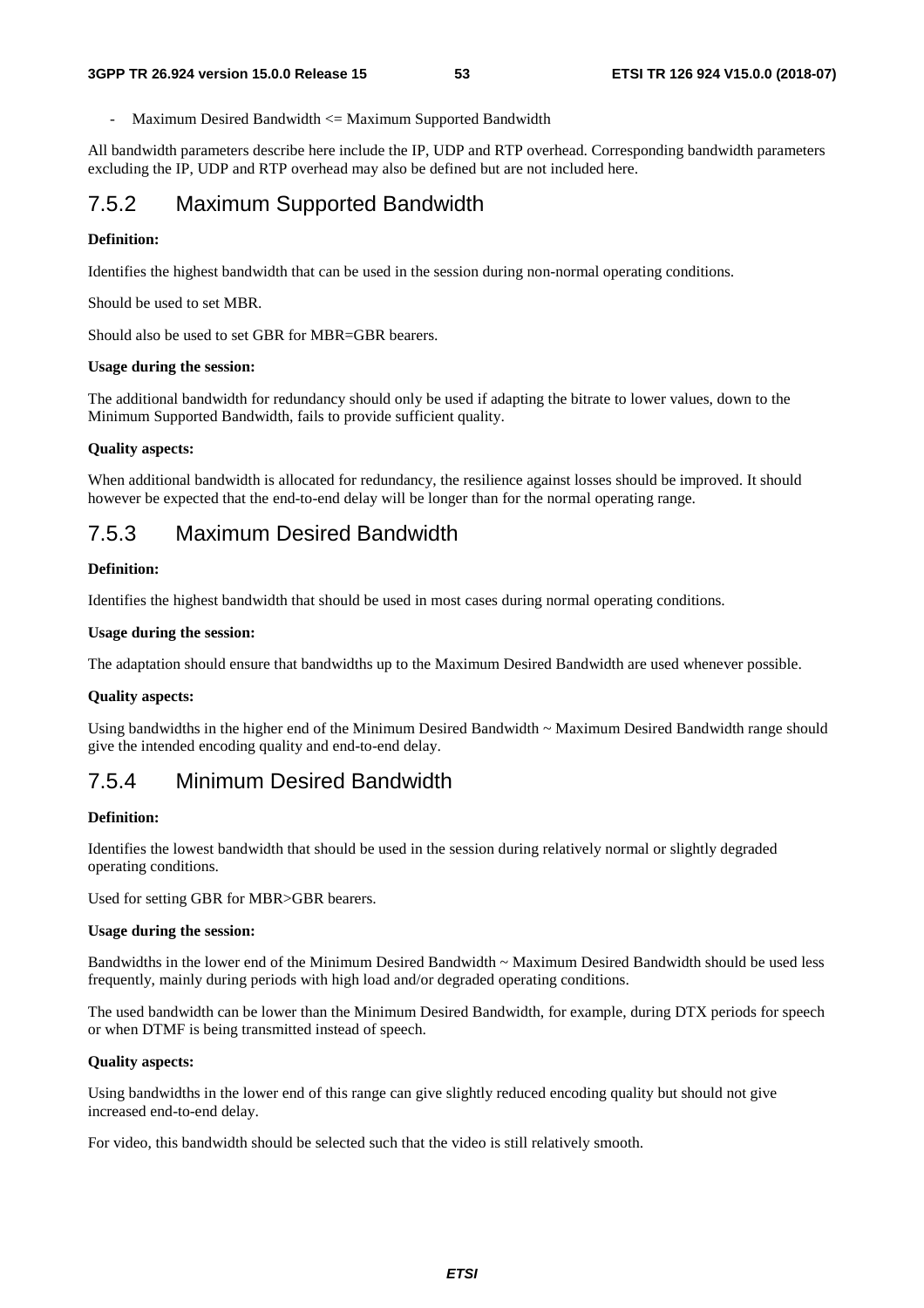- Maximum Desired Bandwidth <= Maximum Supported Bandwidth

All bandwidth parameters describe here include the IP, UDP and RTP overhead. Corresponding bandwidth parameters excluding the IP, UDP and RTP overhead may also be defined but are not included here.

## 7.5.2 Maximum Supported Bandwidth

**Definition:**

Identifies the highest bandwidth that can be used in the session during non-normal operating conditions.

Should be used to set MBR.

Should also be used to set GBR for MBR=GBR bearers.

**Usage during the session:**

The additional bandwidth for redundancy should only be used if adapting the bitrate to lower values, down to the Minimum Supported Bandwidth, fails to provide sufficient quality.

**Quality aspects:**

When additional bandwidth is allocated for redundancy, the resilience against losses should be improved. It should however be expected that the end-to-end delay will be longer than for the normal operating range.

## 7.5.3 Maximum Desired Bandwidth

**Definition:**

Identifies the highest bandwidth that should be used in most cases during normal operating conditions.

**Usage during the session:**

The adaptation should ensure that bandwidths up to the Maximum Desired Bandwidth are used whenever possible.

**Quality aspects:**

Using bandwidths in the higher end of the Minimum Desired Bandwidth ~ Maximum Desired Bandwidth range should give the intended encoding quality and end-to-end delay.

## 7.5.4 Minimum Desired Bandwidth

**Definition:**

Identifies the lowest bandwidth that should be used in the session during relatively normal or slightly degraded operating conditions.

Used for setting GBR for MBR>GBR bearers.

**Usage during the session:**

Bandwidths in the lower end of the Minimum Desired Bandwidth ~ Maximum Desired Bandwidth should be used less frequently, mainly during periods with high load and/or degraded operating conditions.

The used bandwidth can be lower than the Minimum Desired Bandwidth, for example, during DTX periods for speech or when DTMF is being transmitted instead of speech.

**Quality aspects:**

Using bandwidths in the lower end of this range can give slightly reduced encoding quality but should not give increased end-to-end delay.

For video, this bandwidth should be selected such that the video is still relatively smooth.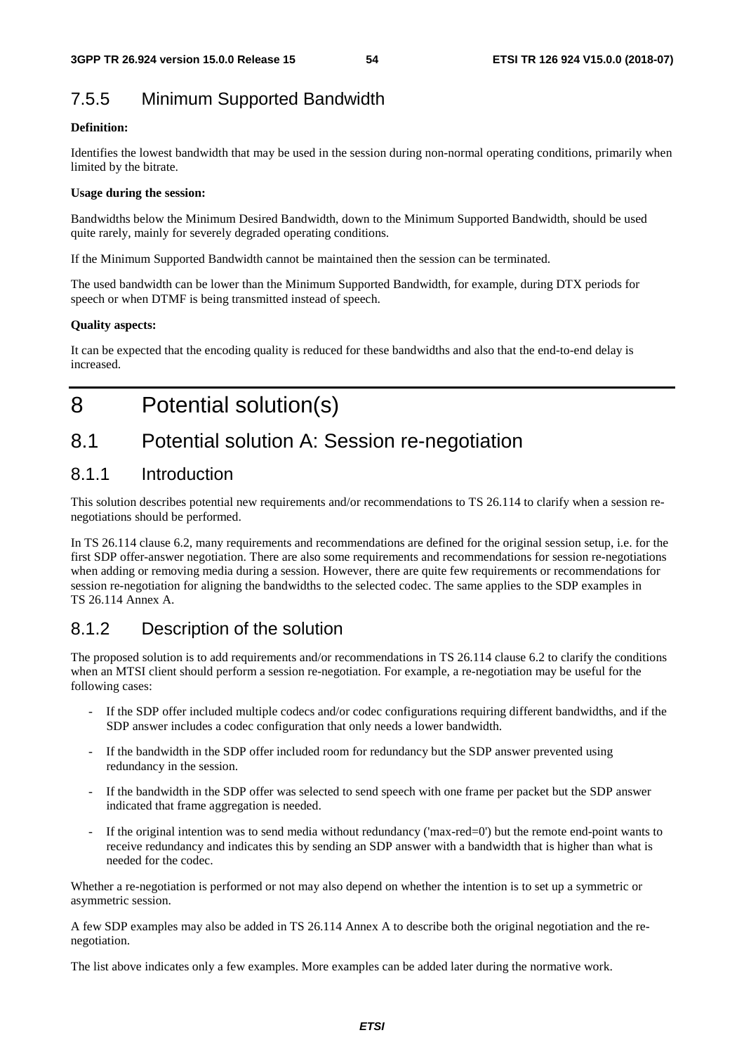### 7.5.5 Minimum Supported Bandwidth

**Definition:**

Identifies the lowest bandwidth that may be used in the session during non-normal operating conditions, primarily when limited by the bitrate.

**Usage during the session:**

Bandwidths below the Minimum Desired Bandwidth, down to the Minimum Supported Bandwidth, should be used quite rarely, mainly for severely degraded operating conditions.

If the Minimum Supported Bandwidth cannot be maintained then the session can be terminated.

The used bandwidth can be lower than the Minimum Supported Bandwidth, for example, during DTX periods for speech or when DTMF is being transmitted instead of speech.

**Quality aspects:**

It can be expected that the encoding quality is reduced for these bandwidths and also that the end-to-end delay is increased.

# 8 Potential solution(s)

## 8.1 Potential solution A: Session re-negotiation

### 8.1.1 Introduction

This solution describes potential new requirements and/or recommendations to TS 26.114 to clarify when a session re-negotiations should be performed.

In TS 26.114 clause 6.2, many requirements and recommendations are defined for the original session setup, i.e. for the first SDP offer-answer negotiation. There are also some requirements and recommendations for session re-negotiations when adding or removing media during a session. However, there are quite few requirements or recommendations for session re-negotiation for aligning the bandwidths to the selected codec. The same applies to the SDP examples in TS 26.114 Annex A.

### 8.1.2 Description of the solution

The proposed solution is to add requirements and/or recommendations in TS 26.114 clause 6.2 to clarify the conditions when an MTSI client should perform a session re-negotiation. For example, a re-negotiation may be useful for the following cases:

- If the SDP offer included multiple codecs and/or codec configurations requiring different bandwidths, and if the SDP answer includes a codec configuration that only needs a lower bandwidth.
- If the bandwidth in the SDP offer included room for redundancy but the SDP answer prevented using redundancy in the session.
- If the bandwidth in the SDP offer was selected to send speech with one frame per packet but the SDP answer indicated that frame aggregation is needed.
- If the original intention was to send media without redundancy ('max-red=0') but the remote end-point wants to receive redundancy and indicates this by sending an SDP answer with a bandwidth that is higher than what is needed for the codec.

Whether a re-negotiation is performed or not may also depend on whether the intention is to set up a symmetric or asymmetric session.

A few SDP examples may also be added in TS 26.114 Annex A to describe both the original negotiation and the re-negotiation.

The list above indicates only a few examples. More examples can be added later during the normative work.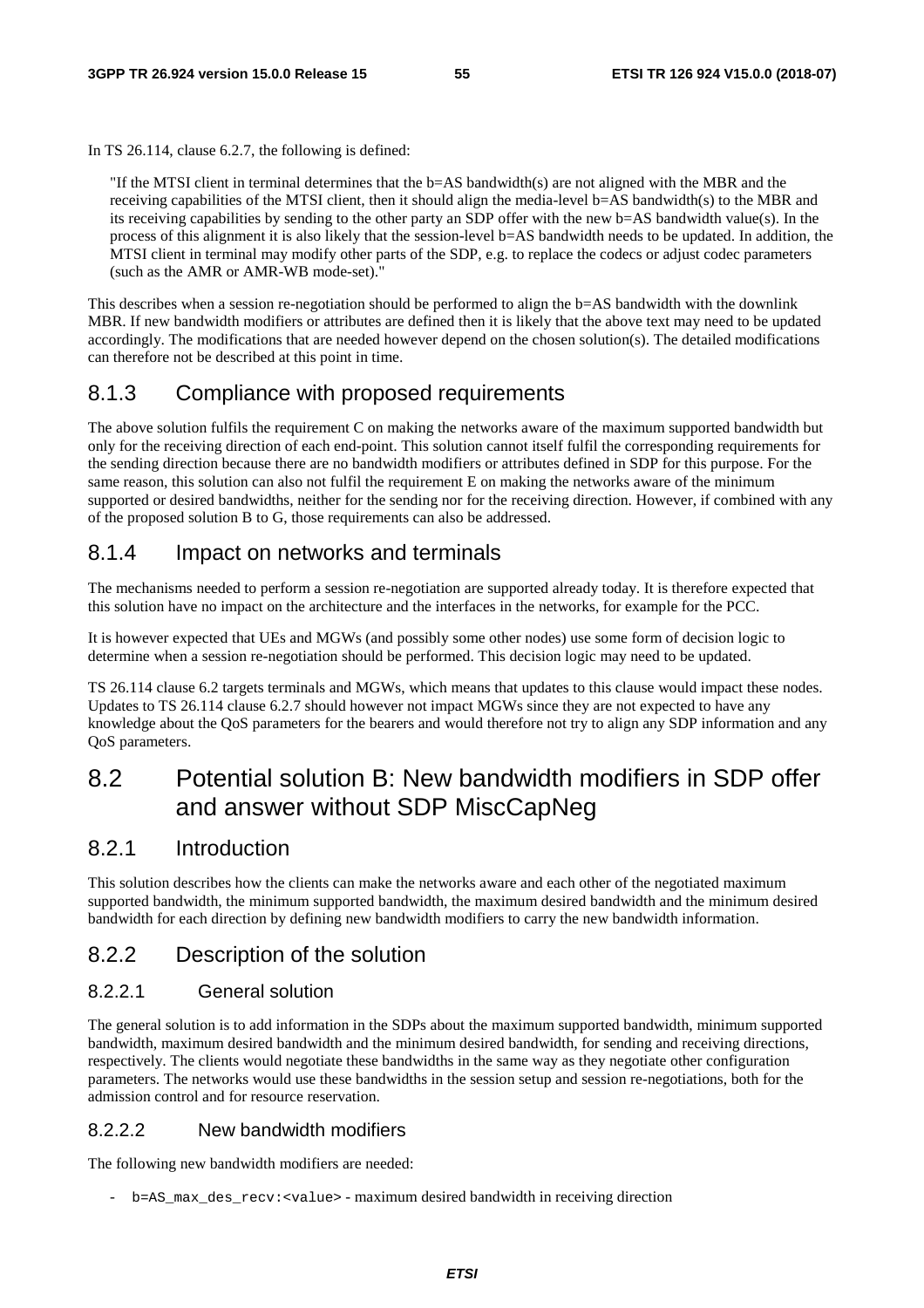In TS 26.114, clause 6.2.7, the following is defined:

> "If the MTSI client in terminal determines that the b=AS bandwidth(s) are not aligned with the MBR and the receiving capabilities of the MTSI client, then it should align the media-level b=AS bandwidth(s) to the MBR and its receiving capabilities by sending to the other party an SDP offer with the new b=AS bandwidth value(s). In the process of this alignment it is also likely that the session-level b=AS bandwidth needs to be updated. In addition, the MTSI client in terminal may modify other parts of the SDP, e.g. to replace the codecs or adjust codec parameters (such as the AMR or AMR-WB mode-set)."

This describes when a session re-negotiation should be performed to align the b=AS bandwidth with the downlink MBR. If new bandwidth modifiers or attributes are defined then it is likely that the above text may need to be updated accordingly. The modifications that are needed however depend on the chosen solution(s). The detailed modifications can therefore not be described at this point in time.

### 8.1.3 Compliance with proposed requirements

The above solution fulfils the requirement C on making the networks aware of the maximum supported bandwidth but only for the receiving direction of each end-point. This solution cannot itself fulfil the corresponding requirements for the sending direction because there are no bandwidth modifiers or attributes defined in SDP for this purpose. For the same reason, this solution can also not fulfil the requirement E on making the networks aware of the minimum supported or desired bandwidths, neither for the sending nor for the receiving direction. However, if combined with any of the proposed solution B to G, those requirements can also be addressed.

### 8.1.4 Impact on networks and terminals

The mechanisms needed to perform a session re-negotiation are supported already today. It is therefore expected that this solution have no impact on the architecture and the interfaces in the networks, for example for the PCC.

It is however expected that UEs and MGWs (and possibly some other nodes) use some form of decision logic to determine when a session re-negotiation should be performed. This decision logic may need to be updated.

TS 26.114 clause 6.2 targets terminals and MGWs, which means that updates to this clause would impact these nodes. Updates to TS 26.114 clause 6.2.7 should however not impact MGWs since they are not expected to have any knowledge about the QoS parameters for the bearers and would therefore not try to align any SDP information and any QoS parameters.

## 8.2 Potential solution B: New bandwidth modifiers in SDP offer and answer without SDP MiscCapNeg

### 8.2.1 Introduction

This solution describes how the clients can make the networks aware and each other of the negotiated maximum supported bandwidth, the minimum supported bandwidth, the maximum desired bandwidth and the minimum desired bandwidth for each direction by defining new bandwidth modifiers to carry the new bandwidth information.

### 8.2.2 Description of the solution

#### 8.2.2.1 General solution

The general solution is to add information in the SDPs about the maximum supported bandwidth, minimum supported bandwidth, maximum desired bandwidth and the minimum desired bandwidth, for sending and receiving directions, respectively. The clients would negotiate these bandwidths in the same way as they negotiate other configuration parameters. The networks would use these bandwidths in the session setup and session re-negotiations, both for the admission control and for resource reservation.

#### 8.2.2.2 New bandwidth modifiers

The following new bandwidth modifiers are needed:

- `b=AS_max_des_recv:<value>` - maximum desired bandwidth in receiving direction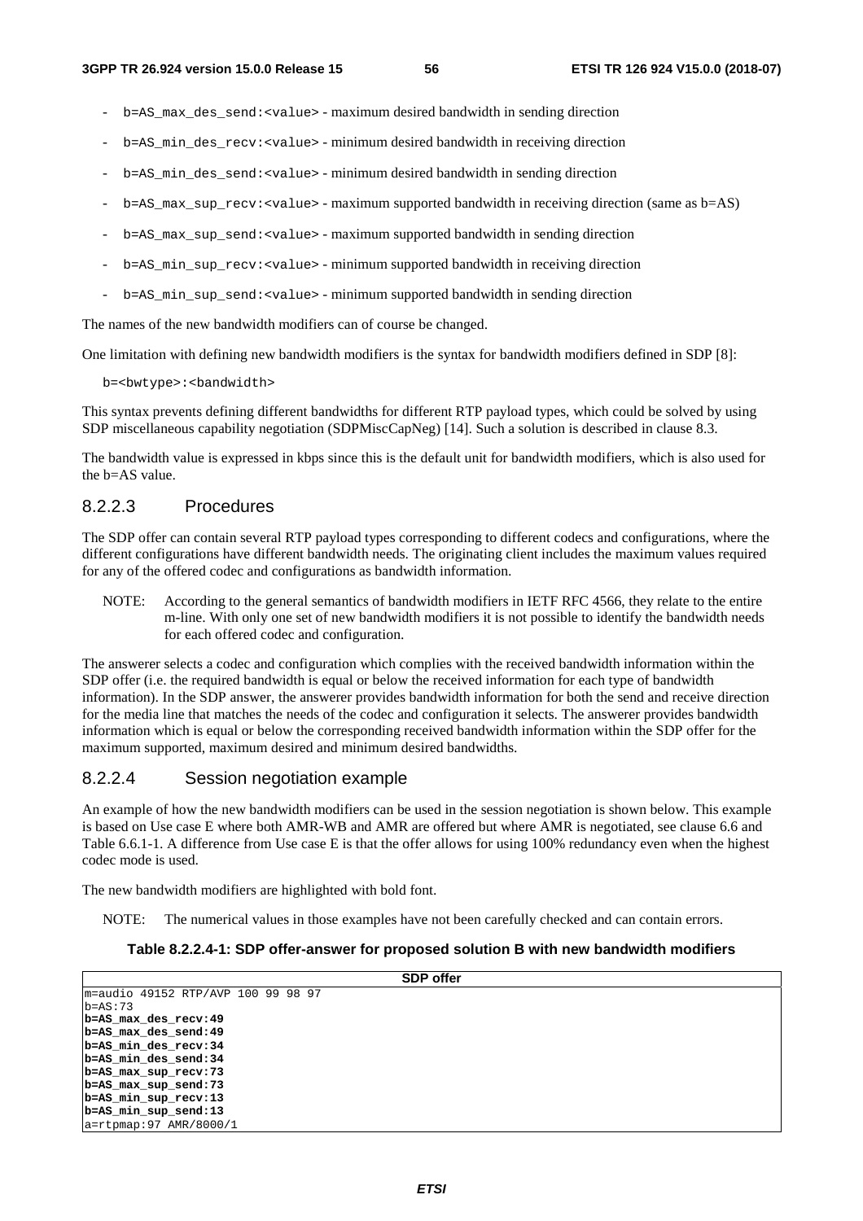- `b=AS_max_des_send:<value>` - maximum desired bandwidth in sending direction
- `b=AS_min_des_recv:<value>` - minimum desired bandwidth in receiving direction
- `b=AS_min_des_send:<value>` - minimum desired bandwidth in sending direction
- `b=AS_max_sup_recv:<value>` - maximum supported bandwidth in receiving direction (same as b=AS)
- `b=AS_max_sup_send:<value>` - maximum supported bandwidth in sending direction
- `b=AS_min_sup_recv:<value>` - minimum supported bandwidth in receiving direction
- `b=AS_min_sup_send:<value>` - minimum supported bandwidth in sending direction

The names of the new bandwidth modifiers can of course be changed.

One limitation with defining new bandwidth modifiers is the syntax for bandwidth modifiers defined in SDP [8]:

```
b=<bwtype>:<bandwidth>
```

This syntax prevents defining different bandwidths for different RTP payload types, which could be solved by using SDP miscellaneous capability negotiation (SDPMiscCapNeg) [14]. Such a solution is described in clause 8.3.

The bandwidth value is expressed in kbps since this is the default unit for bandwidth modifiers, which is also used for the b=AS value.

#### 8.2.2.3 Procedures

The SDP offer can contain several RTP payload types corresponding to different codecs and configurations, where the different configurations have different bandwidth needs. The originating client includes the maximum values required for any of the offered codec and configurations as bandwidth information.

NOTE: According to the general semantics of bandwidth modifiers in IETF RFC 4566, they relate to the entire m-line. With only one set of new bandwidth modifiers it is not possible to identify the bandwidth needs for each offered codec and configuration.

The answerer selects a codec and configuration which complies with the received bandwidth information within the SDP offer (i.e. the required bandwidth is equal or below the received information for each type of bandwidth information). In the SDP answer, the answerer provides bandwidth information for both the send and receive direction for the media line that matches the needs of the codec and configuration it selects. The answerer provides bandwidth information which is equal or below the corresponding received bandwidth information within the SDP offer for the maximum supported, maximum desired and minimum desired bandwidths.

#### 8.2.2.4 Session negotiation example

An example of how the new bandwidth modifiers can be used in the session negotiation is shown below. This example is based on Use case E where both AMR-WB and AMR are offered but where AMR is negotiated, see clause 6.6 and Table 6.6.1-1. A difference from Use case E is that the offer allows for using 100% redundancy even when the highest codec mode is used.

The new bandwidth modifiers are highlighted with bold font.

NOTE: The numerical values in those examples have not been carefully checked and can contain errors.

**Table 8.2.2.4-1: SDP offer-answer for proposed solution B with new bandwidth modifiers**

| SDP offer |
|---|
| m=audio 49152 RTP/AVP 100 99 98 97<br>b=AS:73<br>**b=AS_max_des_recv:49**<br>**b=AS_max_des_send:49**<br>**b=AS_min_des_recv:34**<br>**b=AS_min_des_send:34**<br>**b=AS_max_sup_recv:73**<br>**b=AS_max_sup_send:73**<br>**b=AS_min_sup_recv:13**<br>**b=AS_min_sup_send:13**<br>a=rtpmap:97 AMR/8000/1 |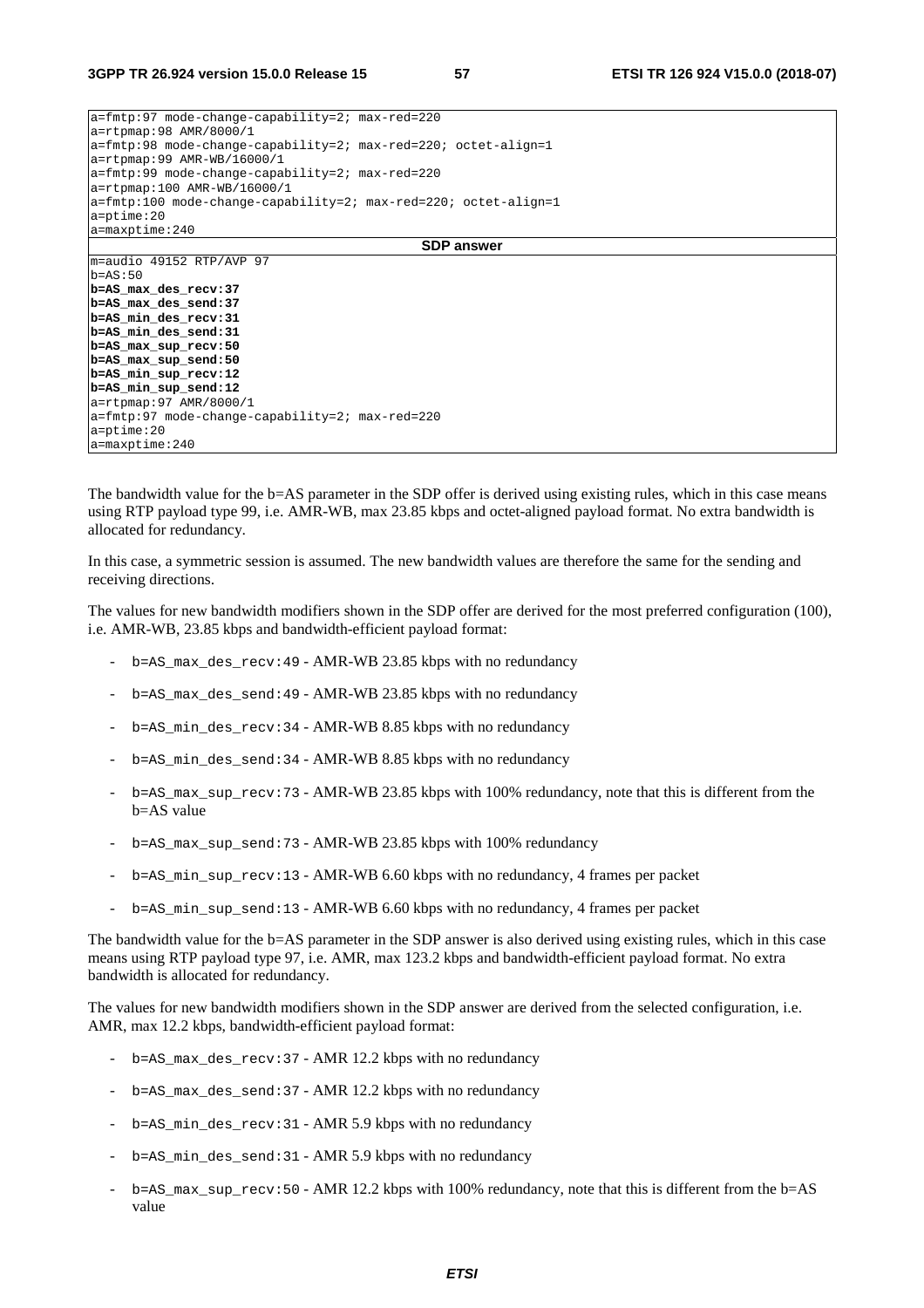```
a=fmtp:97 mode-change-capability=2; max-red=220
a=rtpmap:98 AMR/8000/1
a=fmtp:98 mode-change-capability=2; max-red=220; octet-align=1
a=rtpmap:99 AMR-WB/16000/1
a=fmtp:99 mode-change-capability=2; max-red=220
a=rtpmap:100 AMR-WB/16000/1
a=fmtp:100 mode-change-capability=2; max-red=220; octet-align=1
a=ptime:20
a=maxptime:240
```

**SDP answer**

```
m=audio 49152 RTP/AVP 97
b=AS:50
b=AS_max_des_recv:37
b=AS_max_des_send:37
b=AS_min_des_recv:31
b=AS_min_des_send:31
b=AS_max_sup_recv:50
b=AS_max_sup_send:50
b=AS_min_sup_recv:12
b=AS_min_sup_send:12
a=rtpmap:97 AMR/8000/1
a=fmtp:97 mode-change-capability=2; max-red=220
a=ptime:20
a=maxptime:240
```

The bandwidth value for the b=AS parameter in the SDP offer is derived using existing rules, which in this case means using RTP payload type 99, i.e. AMR-WB, max 23.85 kbps and octet-aligned payload format. No extra bandwidth is allocated for redundancy.

In this case, a symmetric session is assumed. The new bandwidth values are therefore the same for the sending and receiving directions.

The values for new bandwidth modifiers shown in the SDP offer are derived for the most preferred configuration (100), i.e. AMR-WB, 23.85 kbps and bandwidth-efficient payload format:

- `b=AS_max_des_recv:49` - AMR-WB 23.85 kbps with no redundancy
- `b=AS_max_des_send:49` - AMR-WB 23.85 kbps with no redundancy
- `b=AS_min_des_recv:34` - AMR-WB 8.85 kbps with no redundancy
- `b=AS_min_des_send:34` - AMR-WB 8.85 kbps with no redundancy
- `b=AS_max_sup_recv:73` - AMR-WB 23.85 kbps with 100% redundancy, note that this is different from the b=AS value
- `b=AS_max_sup_send:73` - AMR-WB 23.85 kbps with 100% redundancy
- `b=AS_min_sup_recv:13` - AMR-WB 6.60 kbps with no redundancy, 4 frames per packet
- `b=AS_min_sup_send:13` - AMR-WB 6.60 kbps with no redundancy, 4 frames per packet

The bandwidth value for the b=AS parameter in the SDP answer is also derived using existing rules, which in this case means using RTP payload type 97, i.e. AMR, max 123.2 kbps and bandwidth-efficient payload format. No extra bandwidth is allocated for redundancy.

The values for new bandwidth modifiers shown in the SDP answer are derived from the selected configuration, i.e. AMR, max 12.2 kbps, bandwidth-efficient payload format:

- `b=AS_max_des_recv:37` - AMR 12.2 kbps with no redundancy
- `b=AS_max_des_send:37` - AMR 12.2 kbps with no redundancy
- `b=AS_min_des_recv:31` - AMR 5.9 kbps with no redundancy
- `b=AS_min_des_send:31` - AMR 5.9 kbps with no redundancy
- `b=AS_max_sup_recv:50` - AMR 12.2 kbps with 100% redundancy, note that this is different from the b=AS value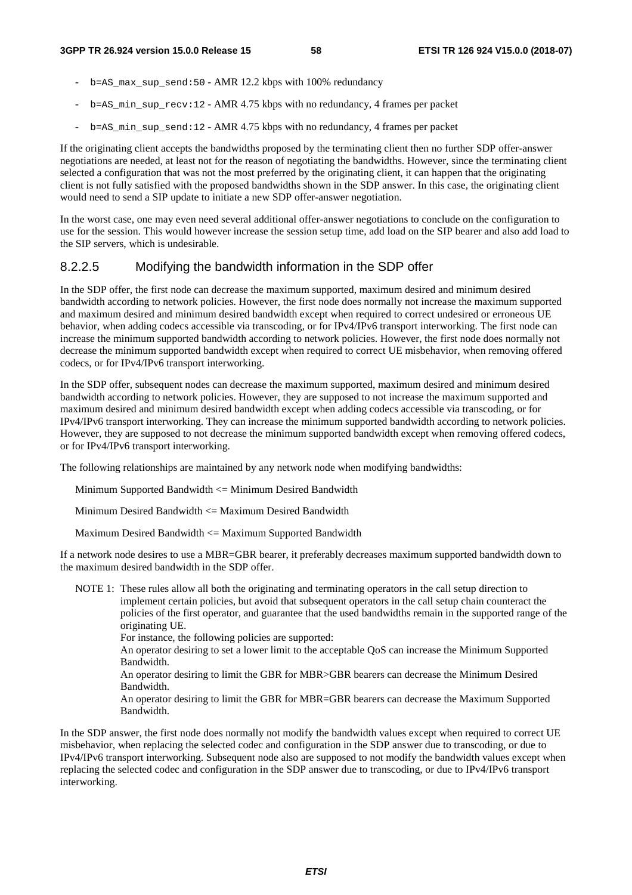- b=AS_max_sup_send:50 - AMR 12.2 kbps with 100% redundancy
- b=AS_min_sup_recv:12 - AMR 4.75 kbps with no redundancy, 4 frames per packet
- b=AS_min_sup_send:12 - AMR 4.75 kbps with no redundancy, 4 frames per packet

If the originating client accepts the bandwidths proposed by the terminating client then no further SDP offer-answer negotiations are needed, at least not for the reason of negotiating the bandwidths. However, since the terminating client selected a configuration that was not the most preferred by the originating client, it can happen that the originating client is not fully satisfied with the proposed bandwidths shown in the SDP answer. In this case, the originating client would need to send a SIP update to initiate a new SDP offer-answer negotiation.

In the worst case, one may even need several additional offer-answer negotiations to conclude on the configuration to use for the session. This would however increase the session setup time, add load on the SIP bearer and also add load to the SIP servers, which is undesirable.

### 8.2.2.5 Modifying the bandwidth information in the SDP offer

In the SDP offer, the first node can decrease the maximum supported, maximum desired and minimum desired bandwidth according to network policies. However, the first node does normally not increase the maximum supported and maximum desired and minimum desired bandwidth except when required to correct undesired or erroneous UE behavior, when adding codecs accessible via transcoding, or for IPv4/IPv6 transport interworking. The first node can increase the minimum supported bandwidth according to network policies. However, the first node does normally not decrease the minimum supported bandwidth except when required to correct UE misbehavior, when removing offered codecs, or for IPv4/IPv6 transport interworking.

In the SDP offer, subsequent nodes can decrease the maximum supported, maximum desired and minimum desired bandwidth according to network policies. However, they are supposed to not increase the maximum supported and maximum desired and minimum desired bandwidth except when adding codecs accessible via transcoding, or for IPv4/IPv6 transport interworking. They can increase the minimum supported bandwidth according to network policies. However, they are supposed to not decrease the minimum supported bandwidth except when removing offered codecs, or for IPv4/IPv6 transport interworking.

The following relationships are maintained by any network node when modifying bandwidths:

Minimum Supported Bandwidth <= Minimum Desired Bandwidth

Minimum Desired Bandwidth <= Maximum Desired Bandwidth

Maximum Desired Bandwidth <= Maximum Supported Bandwidth

If a network node desires to use a MBR=GBR bearer, it preferably decreases maximum supported bandwidth down to the maximum desired bandwidth in the SDP offer.

NOTE 1: These rules allow all both the originating and terminating operators in the call setup direction to implement certain policies, but avoid that subsequent operators in the call setup chain counteract the policies of the first operator, and guarantee that the used bandwidths remain in the supported range of the originating UE.
For instance, the following policies are supported:
An operator desiring to set a lower limit to the acceptable QoS can increase the Minimum Supported Bandwidth.
An operator desiring to limit the GBR for MBR>GBR bearers can decrease the Minimum Desired Bandwidth.
An operator desiring to limit the GBR for MBR=GBR bearers can decrease the Maximum Supported Bandwidth.

In the SDP answer, the first node does normally not modify the bandwidth values except when required to correct UE misbehavior, when replacing the selected codec and configuration in the SDP answer due to transcoding, or due to IPv4/IPv6 transport interworking. Subsequent node also are supposed to not modify the bandwidth values except when replacing the selected codec and configuration in the SDP answer due to transcoding, or due to IPv4/IPv6 transport interworking.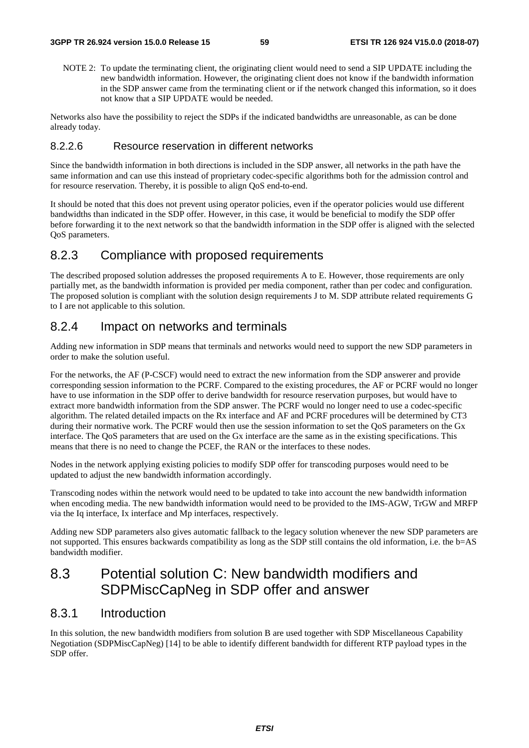NOTE 2: To update the terminating client, the originating client would need to send a SIP UPDATE including the new bandwidth information. However, the originating client does not know if the bandwidth information in the SDP answer came from the terminating client or if the network changed this information, so it does not know that a SIP UPDATE would be needed.

Networks also have the possibility to reject the SDPs if the indicated bandwidths are unreasonable, as can be done already today.

#### 8.2.2.6 Resource reservation in different networks

Since the bandwidth information in both directions is included in the SDP answer, all networks in the path have the same information and can use this instead of proprietary codec-specific algorithms both for the admission control and for resource reservation. Thereby, it is possible to align QoS end-to-end.

It should be noted that this does not prevent using operator policies, even if the operator policies would use different bandwidths than indicated in the SDP offer. However, in this case, it would be beneficial to modify the SDP offer before forwarding it to the next network so that the bandwidth information in the SDP offer is aligned with the selected QoS parameters.

### 8.2.3 Compliance with proposed requirements

The described proposed solution addresses the proposed requirements A to E. However, those requirements are only partially met, as the bandwidth information is provided per media component, rather than per codec and configuration. The proposed solution is compliant with the solution design requirements J to M. SDP attribute related requirements G to I are not applicable to this solution.

### 8.2.4 Impact on networks and terminals

Adding new information in SDP means that terminals and networks would need to support the new SDP parameters in order to make the solution useful.

For the networks, the AF (P-CSCF) would need to extract the new information from the SDP answerer and provide corresponding session information to the PCRF. Compared to the existing procedures, the AF or PCRF would no longer have to use information in the SDP offer to derive bandwidth for resource reservation purposes, but would have to extract more bandwidth information from the SDP answer. The PCRF would no longer need to use a codec-specific algorithm. The related detailed impacts on the Rx interface and AF and PCRF procedures will be determined by CT3 during their normative work. The PCRF would then use the session information to set the QoS parameters on the Gx interface. The QoS parameters that are used on the Gx interface are the same as in the existing specifications. This means that there is no need to change the PCEF, the RAN or the interfaces to these nodes.

Nodes in the network applying existing policies to modify SDP offer for transcoding purposes would need to be updated to adjust the new bandwidth information accordingly.

Transcoding nodes within the network would need to be updated to take into account the new bandwidth information when encoding media. The new bandwidth information would need to be provided to the IMS-AGW, TrGW and MRFP via the Iq interface, Ix interface and Mp interfaces, respectively.

Adding new SDP parameters also gives automatic fallback to the legacy solution whenever the new SDP parameters are not supported. This ensures backwards compatibility as long as the SDP still contains the old information, i.e. the b=AS bandwidth modifier.

## 8.3 Potential solution C: New bandwidth modifiers and SDPMiscCapNeg in SDP offer and answer

### 8.3.1 Introduction

In this solution, the new bandwidth modifiers from solution B are used together with SDP Miscellaneous Capability Negotiation (SDPMiscCapNeg) [14] to be able to identify different bandwidth for different RTP payload types in the SDP offer.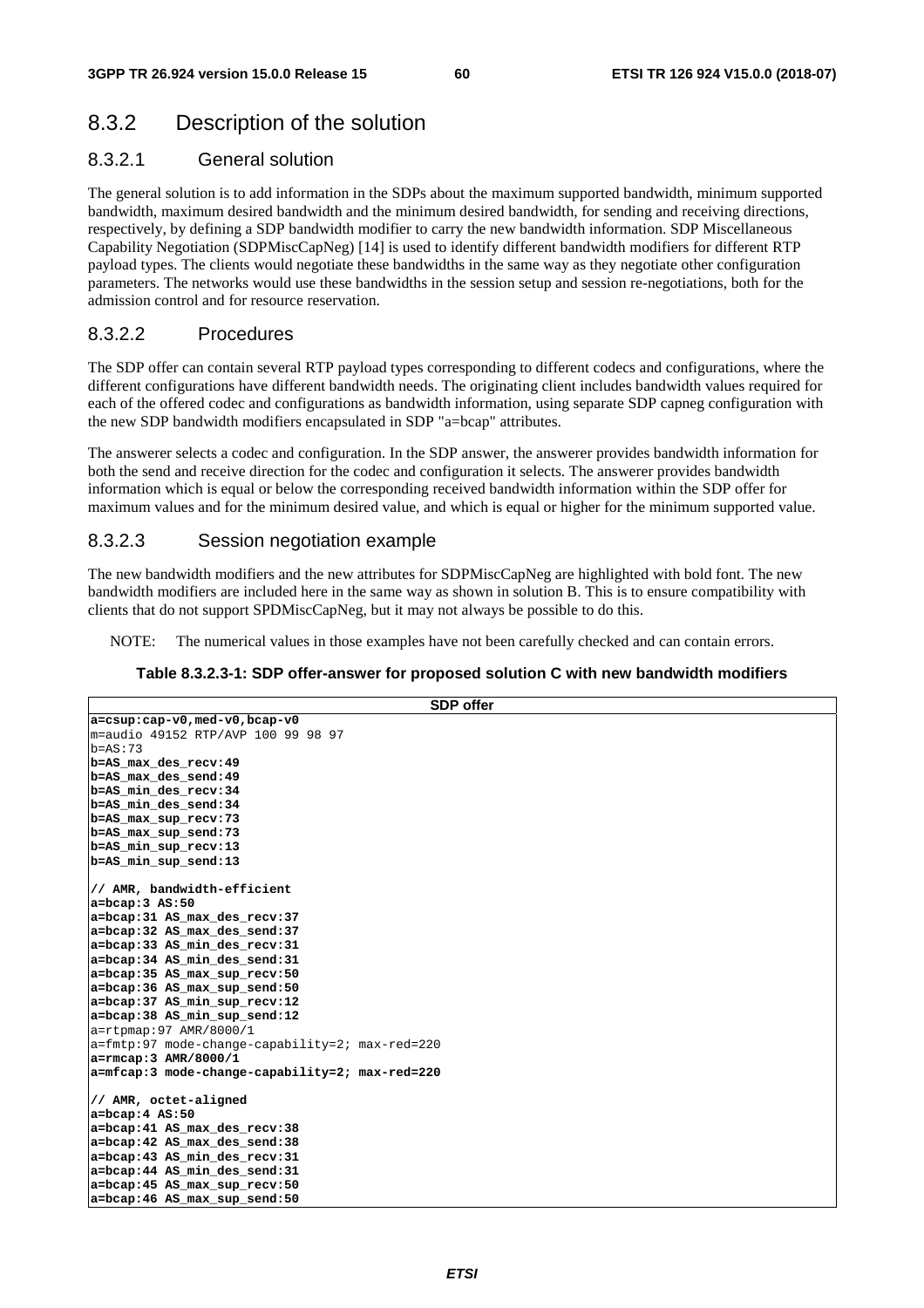### 8.3.2 Description of the solution

#### 8.3.2.1 General solution

The general solution is to add information in the SDPs about the maximum supported bandwidth, minimum supported bandwidth, maximum desired bandwidth and the minimum desired bandwidth, for sending and receiving directions, respectively, by defining a SDP bandwidth modifier to carry the new bandwidth information. SDP Miscellaneous Capability Negotiation (SDPMiscCapNeg) [14] is used to identify different bandwidth modifiers for different RTP payload types. The clients would negotiate these bandwidths in the same way as they negotiate other configuration parameters. The networks would use these bandwidths in the session setup and session re-negotiations, both for the admission control and for resource reservation.

#### 8.3.2.2 Procedures

The SDP offer can contain several RTP payload types corresponding to different codecs and configurations, where the different configurations have different bandwidth needs. The originating client includes bandwidth values required for each of the offered codec and configurations as bandwidth information, using separate SDP capneg configuration with the new SDP bandwidth modifiers encapsulated in SDP "a=bcap" attributes.

The answerer selects a codec and configuration. In the SDP answer, the answerer provides bandwidth information for both the send and receive direction for the codec and configuration it selects. The answerer provides bandwidth information which is equal or below the corresponding received bandwidth information within the SDP offer for maximum values and for the minimum desired value, and which is equal or higher for the minimum supported value.

#### 8.3.2.3 Session negotiation example

The new bandwidth modifiers and the new attributes for SDPMiscCapNeg are highlighted with bold font. The new bandwidth modifiers are included here in the same way as shown in solution B. This is to ensure compatibility with clients that do not support SPDMiscCapNeg, but it may not always be possible to do this.

NOTE: The numerical values in those examples have not been carefully checked and can contain errors.

**Table 8.3.2.3-1: SDP offer-answer for proposed solution C with new bandwidth modifiers**

| SDP offer |
|---|
| **a=csup:cap-v0,med-v0,bcap-v0**<br>m=audio 49152 RTP/AVP 100 99 98 97<br>b=AS:73<br>**b=AS_max_des_recv:49**<br>**b=AS_max_des_send:49**<br>**b=AS_min_des_recv:34**<br>**b=AS_min_des_send:34**<br>**b=AS_max_sup_recv:73**<br>**b=AS_max_sup_send:73**<br>**b=AS_min_sup_recv:13**<br>**b=AS_min_sup_send:13**<br><br>**// AMR, bandwidth-efficient**<br>**a=bcap:3 AS:50**<br>**a=bcap:31 AS_max_des_recv:37**<br>**a=bcap:32 AS_max_des_send:37**<br>**a=bcap:33 AS_min_des_recv:31**<br>**a=bcap:34 AS_min_des_send:31**<br>**a=bcap:35 AS_max_sup_recv:50**<br>**a=bcap:36 AS_max_sup_send:50**<br>**a=bcap:37 AS_min_sup_recv:12**<br>**a=bcap:38 AS_min_sup_send:12**<br>a=rtpmap:97 AMR/8000/1<br>a=fmtp:97 mode-change-capability=2; max-red=220<br>**a=rmcap:3 AMR/8000/1**<br>**a=mfcap:3 mode-change-capability=2; max-red=220**<br><br>**// AMR, octet-aligned**<br>**a=bcap:4 AS:50**<br>**a=bcap:41 AS_max_des_recv:38**<br>**a=bcap:42 AS_max_des_send:38**<br>**a=bcap:43 AS_min_des_recv:31**<br>**a=bcap:44 AS_min_des_send:31**<br>**a=bcap:45 AS_max_sup_recv:50**<br>**a=bcap:46 AS_max_sup_send:50** |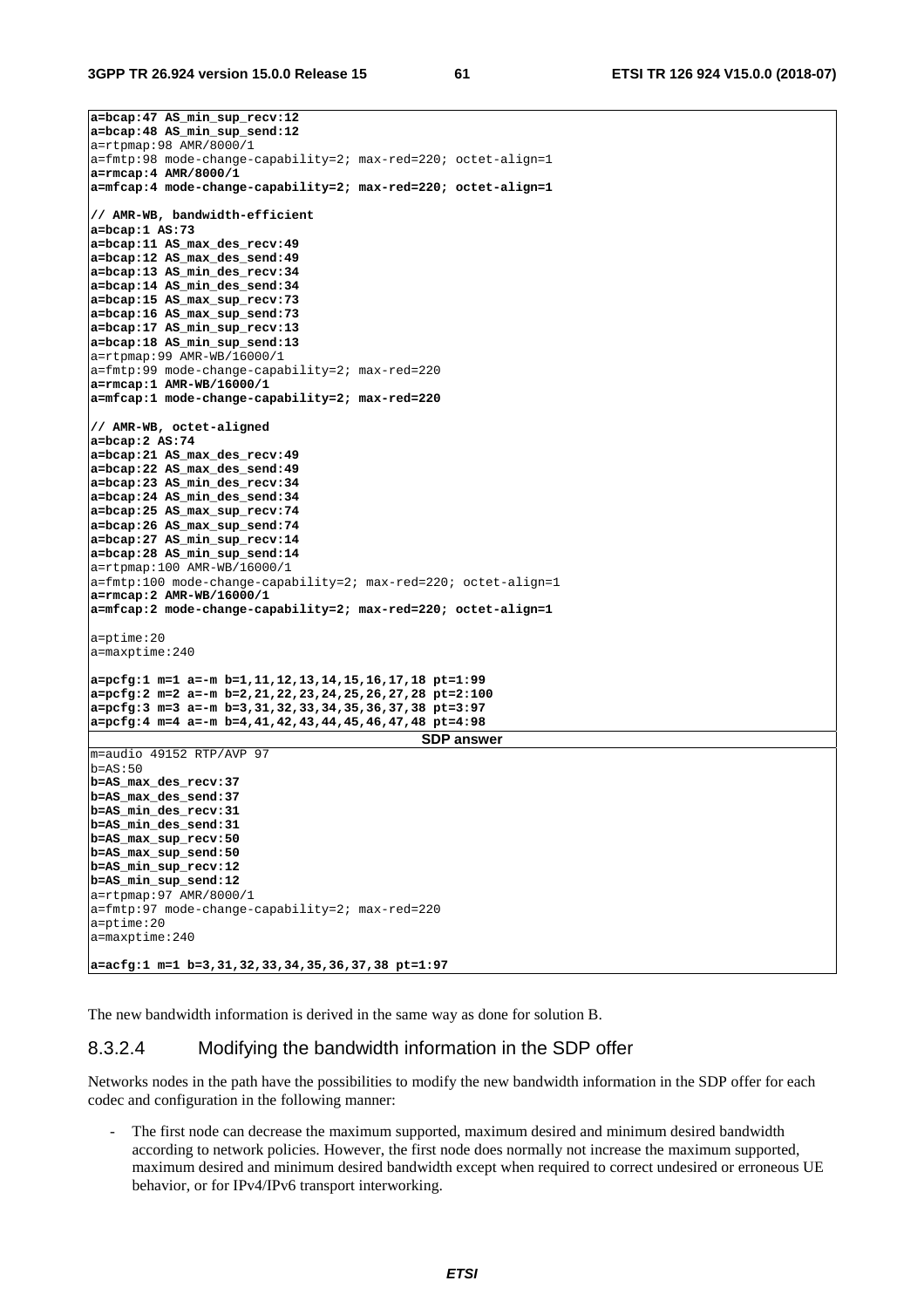```
a=bcap:47 AS_min_sup_recv:12
a=bcap:48 AS_min_sup_send:12
a=rtpmap:98 AMR/8000/1
a=fmtp:98 mode-change-capability=2; max-red=220; octet-align=1
a=rmcap:4 AMR/8000/1
a=mfcap:4 mode-change-capability=2; max-red=220; octet-align=1

// AMR-WB, bandwidth-efficient
a=bcap:1 AS:73
a=bcap:11 AS_max_des_recv:49
a=bcap:12 AS_max_des_send:49
a=bcap:13 AS_min_des_recv:34
a=bcap:14 AS_min_des_send:34
a=bcap:15 AS_max_sup_recv:73
a=bcap:16 AS_max_sup_send:73
a=bcap:17 AS_min_sup_recv:13
a=bcap:18 AS_min_sup_send:13
a=rtpmap:99 AMR-WB/16000/1
a=fmtp:99 mode-change-capability=2; max-red=220
a=rmcap:1 AMR-WB/16000/1
a=mfcap:1 mode-change-capability=2; max-red=220

// AMR-WB, octet-aligned
a=bcap:2 AS:74
a=bcap:21 AS_max_des_recv:49
a=bcap:22 AS_max_des_send:49
a=bcap:23 AS_min_des_recv:34
a=bcap:24 AS_min_des_send:34
a=bcap:25 AS_max_sup_recv:74
a=bcap:26 AS_max_sup_send:74
a=bcap:27 AS_min_sup_recv:14
a=bcap:28 AS_min_sup_send:14
a=rtpmap:100 AMR-WB/16000/1
a=fmtp:100 mode-change-capability=2; max-red=220; octet-align=1
a=rmcap:2 AMR-WB/16000/1
a=mfcap:2 mode-change-capability=2; max-red=220; octet-align=1

a=ptime:20
a=maxptime:240

a=pcfg:1 m=1 a=-m b=1,11,12,13,14,15,16,17,18 pt=1:99
a=pcfg:2 m=2 a=-m b=2,21,22,23,24,25,26,27,28 pt=2:100
a=pcfg:3 m=3 a=-m b=3,31,32,33,34,35,36,37,38 pt=3:97
a=pcfg:4 m=4 a=-m b=4,41,42,43,44,45,46,47,48 pt=4:98
```

**SDP answer**

```
m=audio 49152 RTP/AVP 97
b=AS:50
b=AS_max_des_recv:37
b=AS_max_des_send:37
b=AS_min_des_recv:31
b=AS_min_des_send:31
b=AS_max_sup_recv:50
b=AS_max_sup_send:50
b=AS_min_sup_recv:12
b=AS_min_sup_send:12
a=rtpmap:97 AMR/8000/1
a=fmtp:97 mode-change-capability=2; max-red=220
a=ptime:20
a=maxptime:240

a=acfg:1 m=1 b=3,31,32,33,34,35,36,37,38 pt=1:97
```

The new bandwidth information is derived in the same way as done for solution B.

#### 8.3.2.4 Modifying the bandwidth information in the SDP offer

Networks nodes in the path have the possibilities to modify the new bandwidth information in the SDP offer for each codec and configuration in the following manner:

- The first node can decrease the maximum supported, maximum desired and minimum desired bandwidth according to network policies. However, the first node does normally not increase the maximum supported, maximum desired and minimum desired bandwidth except when required to correct undesired or erroneous UE behavior, or for IPv4/IPv6 transport interworking.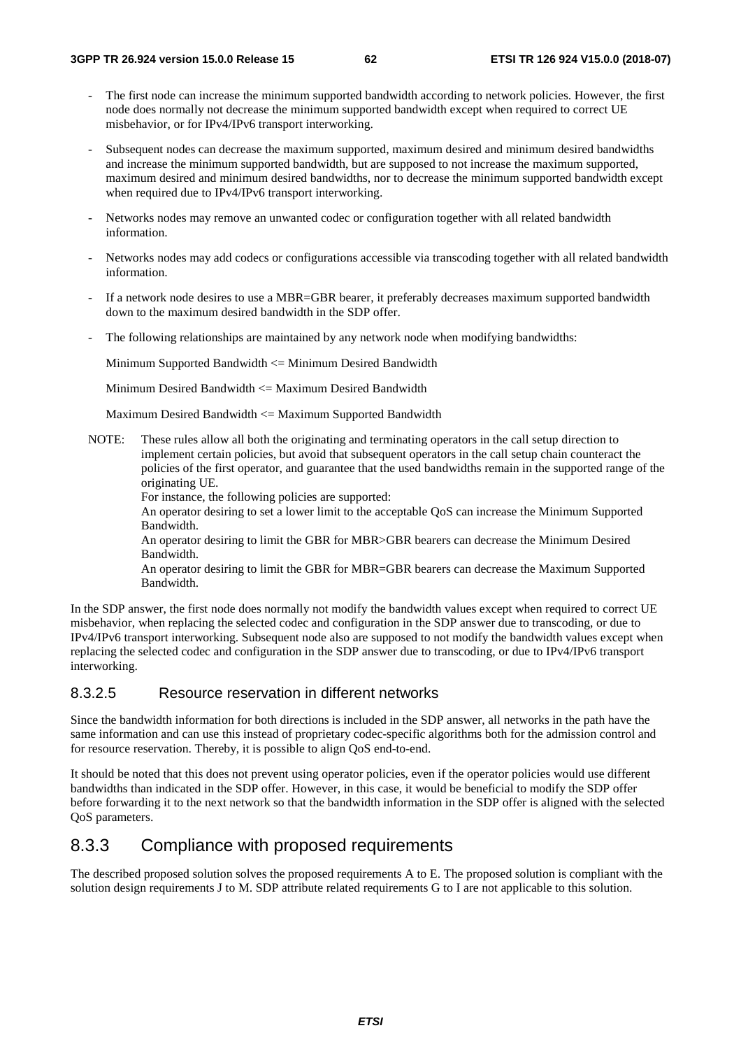- The first node can increase the minimum supported bandwidth according to network policies. However, the first node does normally not decrease the minimum supported bandwidth except when required to correct UE misbehavior, or for IPv4/IPv6 transport interworking.
- Subsequent nodes can decrease the maximum supported, maximum desired and minimum desired bandwidths and increase the minimum supported bandwidth, but are supposed to not increase the maximum supported, maximum desired and minimum desired bandwidths, nor to decrease the minimum supported bandwidth except when required due to IPv4/IPv6 transport interworking.
- Networks nodes may remove an unwanted codec or configuration together with all related bandwidth information.
- Networks nodes may add codecs or configurations accessible via transcoding together with all related bandwidth information.
- If a network node desires to use a MBR=GBR bearer, it preferably decreases maximum supported bandwidth down to the maximum desired bandwidth in the SDP offer.
- The following relationships are maintained by any network node when modifying bandwidths:

  Minimum Supported Bandwidth <= Minimum Desired Bandwidth

  Minimum Desired Bandwidth <= Maximum Desired Bandwidth

  Maximum Desired Bandwidth <= Maximum Supported Bandwidth

NOTE: These rules allow all both the originating and terminating operators in the call setup direction to implement certain policies, but avoid that subsequent operators in the call setup chain counteract the policies of the first operator, and guarantee that the used bandwidths remain in the supported range of the originating UE.
For instance, the following policies are supported:
An operator desiring to set a lower limit to the acceptable QoS can increase the Minimum Supported Bandwidth.
An operator desiring to limit the GBR for MBR>GBR bearers can decrease the Minimum Desired Bandwidth.
An operator desiring to limit the GBR for MBR=GBR bearers can decrease the Maximum Supported Bandwidth.

In the SDP answer, the first node does normally not modify the bandwidth values except when required to correct UE misbehavior, when replacing the selected codec and configuration in the SDP answer due to transcoding, or due to IPv4/IPv6 transport interworking. Subsequent node also are supposed to not modify the bandwidth values except when replacing the selected codec and configuration in the SDP answer due to transcoding, or due to IPv4/IPv6 transport interworking.

#### 8.3.2.5 Resource reservation in different networks

Since the bandwidth information for both directions is included in the SDP answer, all networks in the path have the same information and can use this instead of proprietary codec-specific algorithms both for the admission control and for resource reservation. Thereby, it is possible to align QoS end-to-end.

It should be noted that this does not prevent using operator policies, even if the operator policies would use different bandwidths than indicated in the SDP offer. However, in this case, it would be beneficial to modify the SDP offer before forwarding it to the next network so that the bandwidth information in the SDP offer is aligned with the selected QoS parameters.

### 8.3.3 Compliance with proposed requirements

The described proposed solution solves the proposed requirements A to E. The proposed solution is compliant with the solution design requirements J to M. SDP attribute related requirements G to I are not applicable to this solution.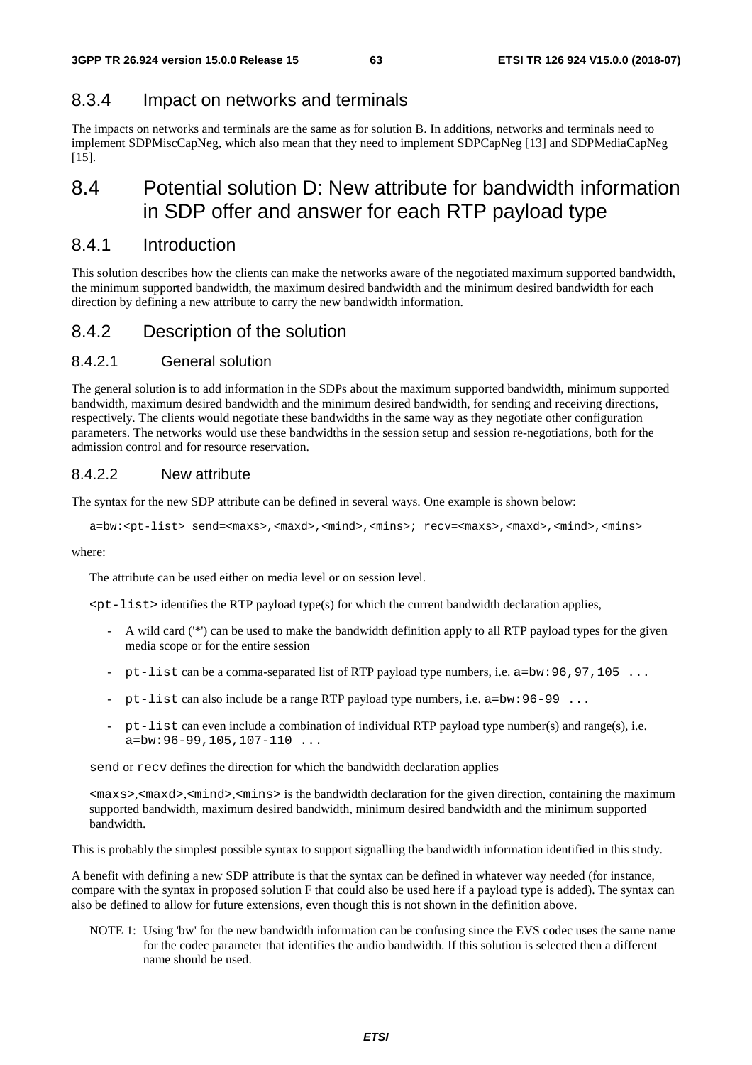### 8.3.4 Impact on networks and terminals

The impacts on networks and terminals are the same as for solution B. In additions, networks and terminals need to implement SDPMiscCapNeg, which also mean that they need to implement SDPCapNeg [13] and SDPMediaCapNeg [15].

## 8.4 Potential solution D: New attribute for bandwidth information in SDP offer and answer for each RTP payload type

### 8.4.1 Introduction

This solution describes how the clients can make the networks aware of the negotiated maximum supported bandwidth, the minimum supported bandwidth, the maximum desired bandwidth and the minimum desired bandwidth for each direction by defining a new attribute to carry the new bandwidth information.

### 8.4.2 Description of the solution

#### 8.4.2.1 General solution

The general solution is to add information in the SDPs about the maximum supported bandwidth, minimum supported bandwidth, maximum desired bandwidth and the minimum desired bandwidth, for sending and receiving directions, respectively. The clients would negotiate these bandwidths in the same way as they negotiate other configuration parameters. The networks would use these bandwidths in the session setup and session re-negotiations, both for the admission control and for resource reservation.

#### 8.4.2.2 New attribute

The syntax for the new SDP attribute can be defined in several ways. One example is shown below:

```
a=bw:<pt-list> send=<maxs>,<maxd>,<mind>,<mins>; recv=<maxs>,<maxd>,<mind>,<mins>
```

where:

The attribute can be used either on media level or on session level.

`<pt-list>` identifies the RTP payload type(s) for which the current bandwidth declaration applies,

- A wild card ('*') can be used to make the bandwidth definition apply to all RTP payload types for the given media scope or for the entire session
- `pt-list` can be a comma-separated list of RTP payload type numbers, i.e. `a=bw:96,97,105 ...`
- `pt-list` can also include be a range RTP payload type numbers, i.e. `a=bw:96-99 ...`
- `pt-list` can even include a combination of individual RTP payload type number(s) and range(s), i.e. `a=bw:96-99,105,107-110 ...`

`send` or `recv` defines the direction for which the bandwidth declaration applies

`<maxs>`,`<maxd>`,`<mind>`,`<mins>` is the bandwidth declaration for the given direction, containing the maximum supported bandwidth, maximum desired bandwidth, minimum desired bandwidth and the minimum supported bandwidth.

This is probably the simplest possible syntax to support signalling the bandwidth information identified in this study.

A benefit with defining a new SDP attribute is that the syntax can be defined in whatever way needed (for instance, compare with the syntax in proposed solution F that could also be used here if a payload type is added). The syntax can also be defined to allow for future extensions, even though this is not shown in the definition above.

NOTE 1: Using 'bw' for the new bandwidth information can be confusing since the EVS codec uses the same name for the codec parameter that identifies the audio bandwidth. If this solution is selected then a different name should be used.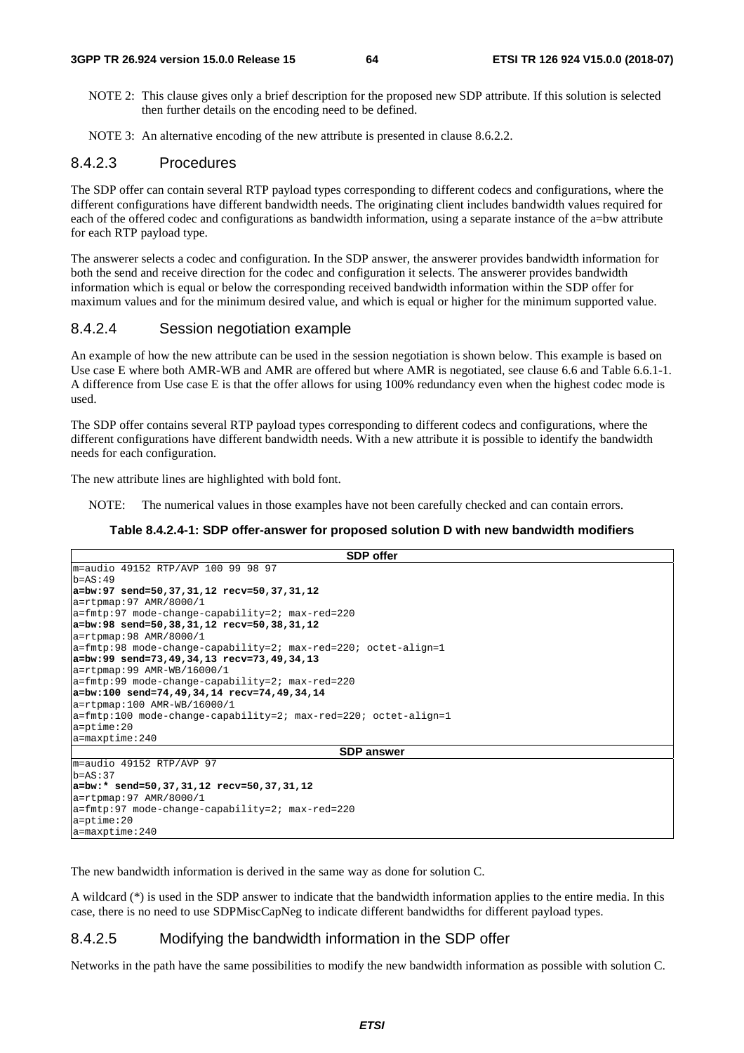NOTE 2: This clause gives only a brief description for the proposed new SDP attribute. If this solution is selected then further details on the encoding need to be defined.

NOTE 3: An alternative encoding of the new attribute is presented in clause 8.6.2.2.

#### 8.4.2.3 Procedures

The SDP offer can contain several RTP payload types corresponding to different codecs and configurations, where the different configurations have different bandwidth needs. The originating client includes bandwidth values required for each of the offered codec and configurations as bandwidth information, using a separate instance of the a=bw attribute for each RTP payload type.

The answerer selects a codec and configuration. In the SDP answer, the answerer provides bandwidth information for both the send and receive direction for the codec and configuration it selects. The answerer provides bandwidth information which is equal or below the corresponding received bandwidth information within the SDP offer for maximum values and for the minimum desired value, and which is equal or higher for the minimum supported value.

#### 8.4.2.4 Session negotiation example

An example of how the new attribute can be used in the session negotiation is shown below. This example is based on Use case E where both AMR-WB and AMR are offered but where AMR is negotiated, see clause 6.6 and Table 6.6.1-1. A difference from Use case E is that the offer allows for using 100% redundancy even when the highest codec mode is used.

The SDP offer contains several RTP payload types corresponding to different codecs and configurations, where the different configurations have different bandwidth needs. With a new attribute it is possible to identify the bandwidth needs for each configuration.

The new attribute lines are highlighted with bold font.

NOTE: The numerical values in those examples have not been carefully checked and can contain errors.

**Table 8.4.2.4-1: SDP offer-answer for proposed solution D with new bandwidth modifiers**

| SDP offer |
|---|
| m=audio 49152 RTP/AVP 100 99 98 97 |
| b=AS:49 |
| **a=bw:97 send=50,37,31,12 recv=50,37,31,12** |
| a=rtpmap:97 AMR/8000/1 |
| a=fmtp:97 mode-change-capability=2; max-red=220 |
| **a=bw:98 send=50,38,31,12 recv=50,38,31,12** |
| a=rtpmap:98 AMR/8000/1 |
| a=fmtp:98 mode-change-capability=2; max-red=220; octet-align=1 |
| **a=bw:99 send=73,49,34,13 recv=73,49,34,13** |
| a=rtpmap:99 AMR-WB/16000/1 |
| a=fmtp:99 mode-change-capability=2; max-red=220 |
| **a=bw:100 send=74,49,34,14 recv=74,49,34,14** |
| a=rtpmap:100 AMR-WB/16000/1 |
| a=fmtp:100 mode-change-capability=2; max-red=220; octet-align=1 |
| a=ptime:20 |
| a=maxptime:240 |
| **SDP answer** |
| m=audio 49152 RTP/AVP 97 |
| b=AS:37 |
| **a=bw:* send=50,37,31,12 recv=50,37,31,12** |
| a=rtpmap:97 AMR/8000/1 |
| a=fmtp:97 mode-change-capability=2; max-red=220 |
| a=ptime:20 |
| a=maxptime:240 |

The new bandwidth information is derived in the same way as done for solution C.

A wildcard (*) is used in the SDP answer to indicate that the bandwidth information applies to the entire media. In this case, there is no need to use SDPMiscCapNeg to indicate different bandwidths for different payload types.

#### 8.4.2.5 Modifying the bandwidth information in the SDP offer

Networks in the path have the same possibilities to modify the new bandwidth information as possible with solution C.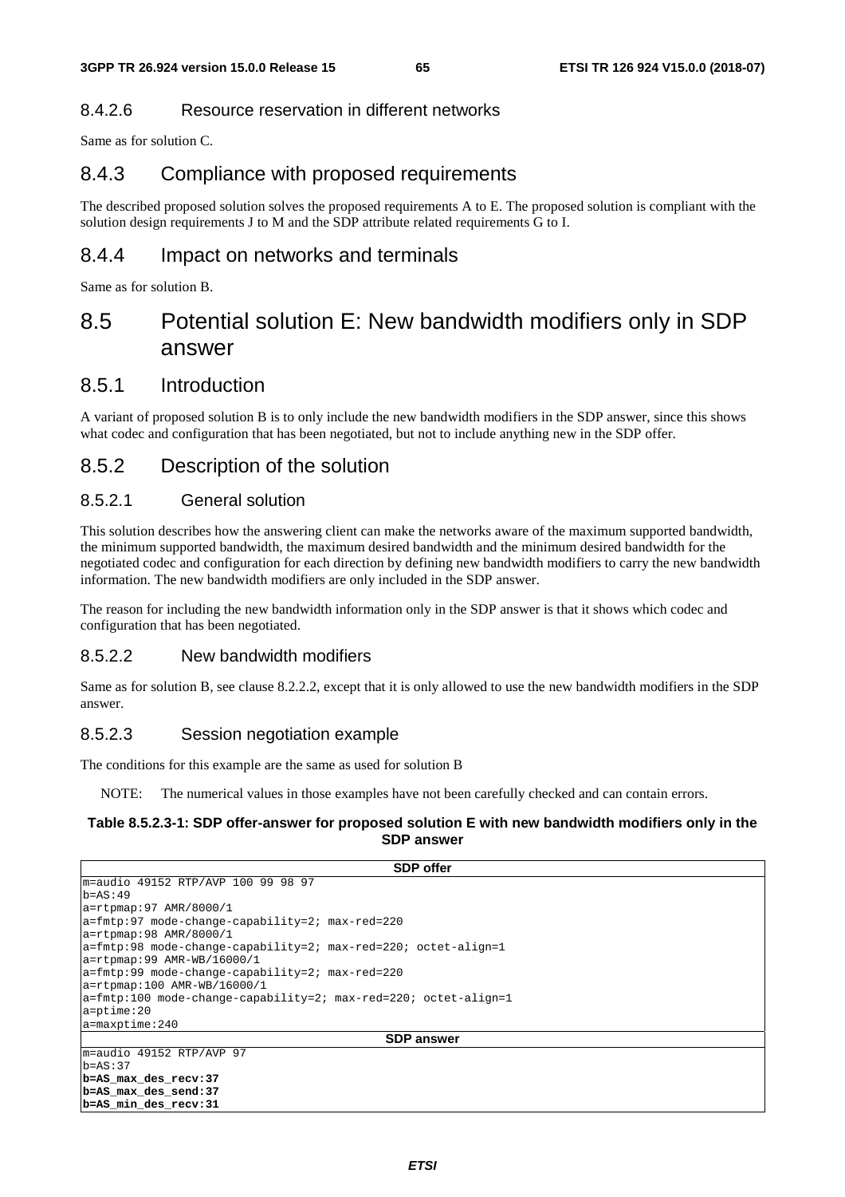#### 8.4.2.6 Resource reservation in different networks

Same as for solution C.

### 8.4.3 Compliance with proposed requirements

The described proposed solution solves the proposed requirements A to E. The proposed solution is compliant with the solution design requirements J to M and the SDP attribute related requirements G to I.

### 8.4.4 Impact on networks and terminals

Same as for solution B.

## 8.5 Potential solution E: New bandwidth modifiers only in SDP answer

### 8.5.1 Introduction

A variant of proposed solution B is to only include the new bandwidth modifiers in the SDP answer, since this shows what codec and configuration that has been negotiated, but not to include anything new in the SDP offer.

### 8.5.2 Description of the solution

#### 8.5.2.1 General solution

This solution describes how the answering client can make the networks aware of the maximum supported bandwidth, the minimum supported bandwidth, the maximum desired bandwidth and the minimum desired bandwidth for the negotiated codec and configuration for each direction by defining new bandwidth modifiers to carry the new bandwidth information. The new bandwidth modifiers are only included in the SDP answer.

The reason for including the new bandwidth information only in the SDP answer is that it shows which codec and configuration that has been negotiated.

#### 8.5.2.2 New bandwidth modifiers

Same as for solution B, see clause 8.2.2.2, except that it is only allowed to use the new bandwidth modifiers in the SDP answer.

#### 8.5.2.3 Session negotiation example

The conditions for this example are the same as used for solution B

NOTE: The numerical values in those examples have not been carefully checked and can contain errors.

**Table 8.5.2.3-1: SDP offer-answer for proposed solution E with new bandwidth modifiers only in the SDP answer**

| SDP offer |
|---|
| m=audio 49152 RTP/AVP 100 99 98 97<br>b=AS:49<br>a=rtpmap:97 AMR/8000/1<br>a=fmtp:97 mode-change-capability=2; max-red=220<br>a=rtpmap:98 AMR/8000/1<br>a=fmtp:98 mode-change-capability=2; max-red=220; octet-align=1<br>a=rtpmap:99 AMR-WB/16000/1<br>a=fmtp:99 mode-change-capability=2; max-red=220<br>a=rtpmap:100 AMR-WB/16000/1<br>a=fmtp:100 mode-change-capability=2; max-red=220; octet-align=1<br>a=ptime:20<br>a=maxptime:240 |
| **SDP answer** |
| m=audio 49152 RTP/AVP 97<br>b=AS:37<br>**b=AS_max_des_recv:37**<br>**b=AS_max_des_send:37**<br>**b=AS_min_des_recv:31** |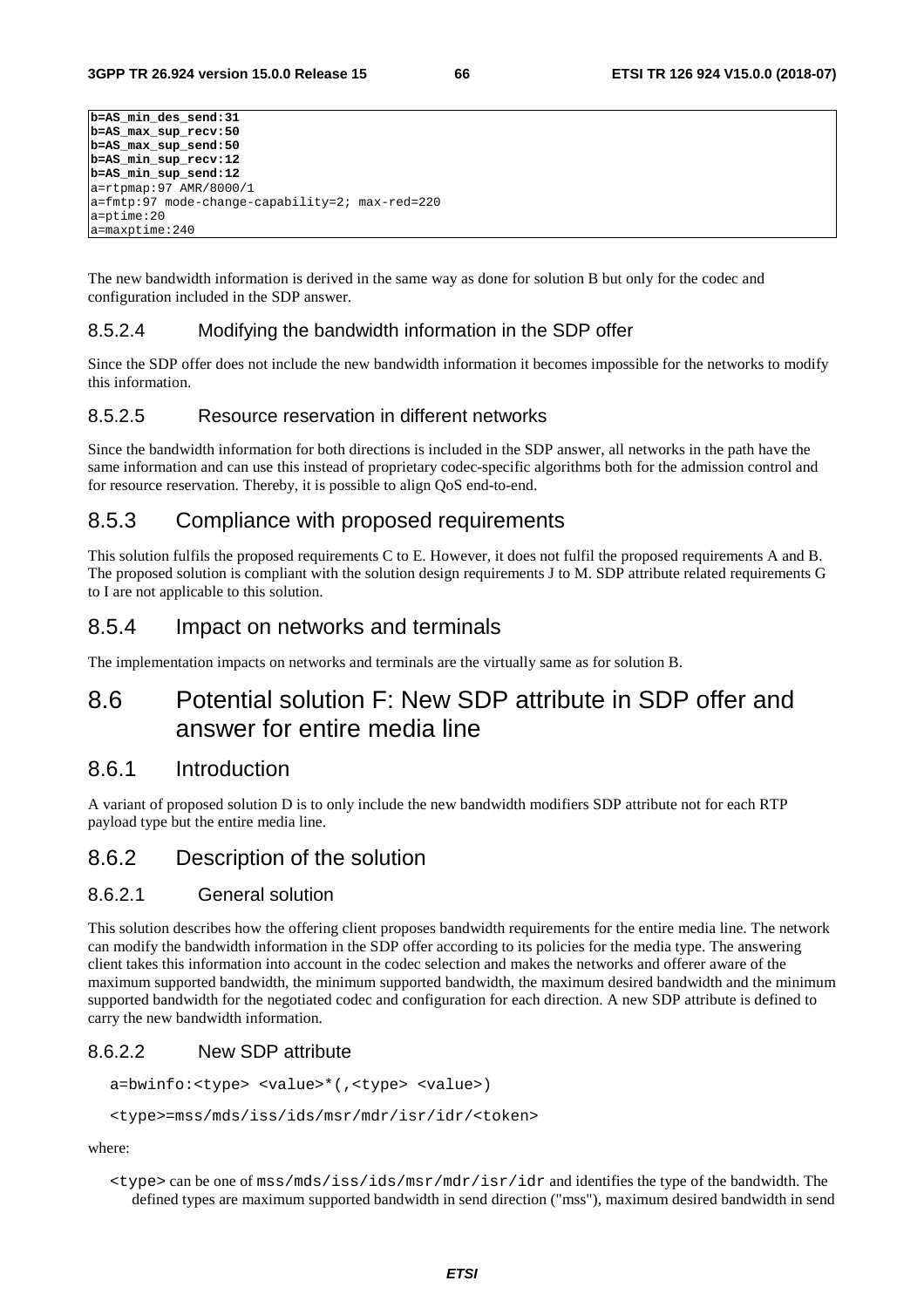```
b=AS_min_des_send:31
b=AS_max_sup_recv:50
b=AS_max_sup_send:50
b=AS_min_sup_recv:12
b=AS_min_sup_send:12
a=rtpmap:97 AMR/8000/1
a=fmtp:97 mode-change-capability=2; max-red=220
a=ptime:20
a=maxptime:240
```

The new bandwidth information is derived in the same way as done for solution B but only for the codec and configuration included in the SDP answer.

#### 8.5.2.4 Modifying the bandwidth information in the SDP offer

Since the SDP offer does not include the new bandwidth information it becomes impossible for the networks to modify this information.

#### 8.5.2.5 Resource reservation in different networks

Since the bandwidth information for both directions is included in the SDP answer, all networks in the path have the same information and can use this instead of proprietary codec-specific algorithms both for the admission control and for resource reservation. Thereby, it is possible to align QoS end-to-end.

### 8.5.3 Compliance with proposed requirements

This solution fulfils the proposed requirements C to E. However, it does not fulfil the proposed requirements A and B. The proposed solution is compliant with the solution design requirements J to M. SDP attribute related requirements G to I are not applicable to this solution.

### 8.5.4 Impact on networks and terminals

The implementation impacts on networks and terminals are the virtually same as for solution B.

## 8.6 Potential solution F: New SDP attribute in SDP offer and answer for entire media line

### 8.6.1 Introduction

A variant of proposed solution D is to only include the new bandwidth modifiers SDP attribute not for each RTP payload type but the entire media line.

### 8.6.2 Description of the solution

#### 8.6.2.1 General solution

This solution describes how the offering client proposes bandwidth requirements for the entire media line. The network can modify the bandwidth information in the SDP offer according to its policies for the media type. The answering client takes this information into account in the codec selection and makes the networks and offerer aware of the maximum supported bandwidth, the minimum supported bandwidth, the maximum desired bandwidth and the minimum supported bandwidth for the negotiated codec and configuration for each direction. A new SDP attribute is defined to carry the new bandwidth information.

#### 8.6.2.2 New SDP attribute

```
a=bwinfo:<type> <value>*(,<type> <value>)
```

```
<type>=mss/mds/iss/ids/msr/mdr/isr/idr/<token>
```

where:

`<type>` can be one of `mss/mds/iss/ids/msr/mdr/isr/idr` and identifies the type of the bandwidth. The defined types are maximum supported bandwidth in send direction ("mss"), maximum desired bandwidth in send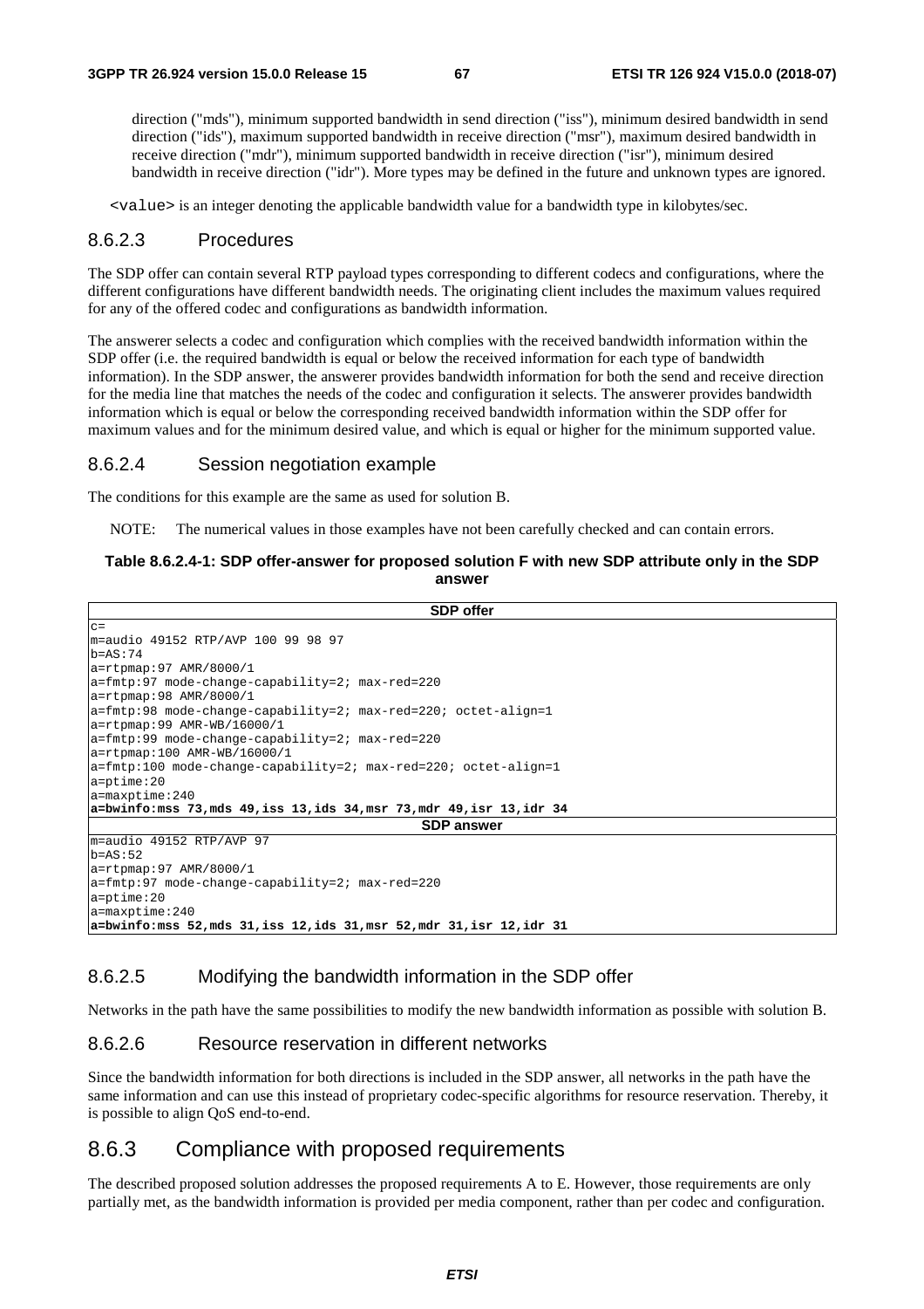direction ("mds"), minimum supported bandwidth in send direction ("iss"), minimum desired bandwidth in send direction ("ids"), maximum supported bandwidth in receive direction ("msr"), maximum desired bandwidth in receive direction ("mdr"), minimum supported bandwidth in receive direction ("isr"), minimum desired bandwidth in receive direction ("idr"). More types may be defined in the future and unknown types are ignored.

<value> is an integer denoting the applicable bandwidth value for a bandwidth type in kilobytes/sec.

#### 8.6.2.3 Procedures

The SDP offer can contain several RTP payload types corresponding to different codecs and configurations, where the different configurations have different bandwidth needs. The originating client includes the maximum values required for any of the offered codec and configurations as bandwidth information.

The answerer selects a codec and configuration which complies with the received bandwidth information within the SDP offer (i.e. the required bandwidth is equal or below the received information for each type of bandwidth information). In the SDP answer, the answerer provides bandwidth information for both the send and receive direction for the media line that matches the needs of the codec and configuration it selects. The answerer provides bandwidth information which is equal or below the corresponding received bandwidth information within the SDP offer for maximum values and for the minimum desired value, and which is equal or higher for the minimum supported value.

#### 8.6.2.4 Session negotiation example

The conditions for this example are the same as used for solution B.

NOTE: The numerical values in those examples have not been carefully checked and can contain errors.

**Table 8.6.2.4-1: SDP offer-answer for proposed solution F with new SDP attribute only in the SDP answer**

| SDP offer |
|---|
| c=<br>m=audio 49152 RTP/AVP 100 99 98 97<br>b=AS:74<br>a=rtpmap:97 AMR/8000/1<br>a=fmtp:97 mode-change-capability=2; max-red=220<br>a=rtpmap:98 AMR/8000/1<br>a=fmtp:98 mode-change-capability=2; max-red=220; octet-align=1<br>a=rtpmap:99 AMR-WB/16000/1<br>a=fmtp:99 mode-change-capability=2; max-red=220<br>a=rtpmap:100 AMR-WB/16000/1<br>a=fmtp:100 mode-change-capability=2; max-red=220; octet-align=1<br>a=ptime:20<br>a=maxptime:240<br>**a=bwinfo:mss 73,mds 49,iss 13,ids 34,msr 73,mdr 49,isr 13,idr 34** |
| **SDP answer** |
| m=audio 49152 RTP/AVP 97<br>b=AS:52<br>a=rtpmap:97 AMR/8000/1<br>a=fmtp:97 mode-change-capability=2; max-red=220<br>a=ptime:20<br>a=maxptime:240<br>**a=bwinfo:mss 52,mds 31,iss 12,ids 31,msr 52,mdr 31,isr 12,idr 31** |

#### 8.6.2.5 Modifying the bandwidth information in the SDP offer

Networks in the path have the same possibilities to modify the new bandwidth information as possible with solution B.

#### 8.6.2.6 Resource reservation in different networks

Since the bandwidth information for both directions is included in the SDP answer, all networks in the path have the same information and can use this instead of proprietary codec-specific algorithms for resource reservation. Thereby, it is possible to align QoS end-to-end.

### 8.6.3 Compliance with proposed requirements

The described proposed solution addresses the proposed requirements A to E. However, those requirements are only partially met, as the bandwidth information is provided per media component, rather than per codec and configuration.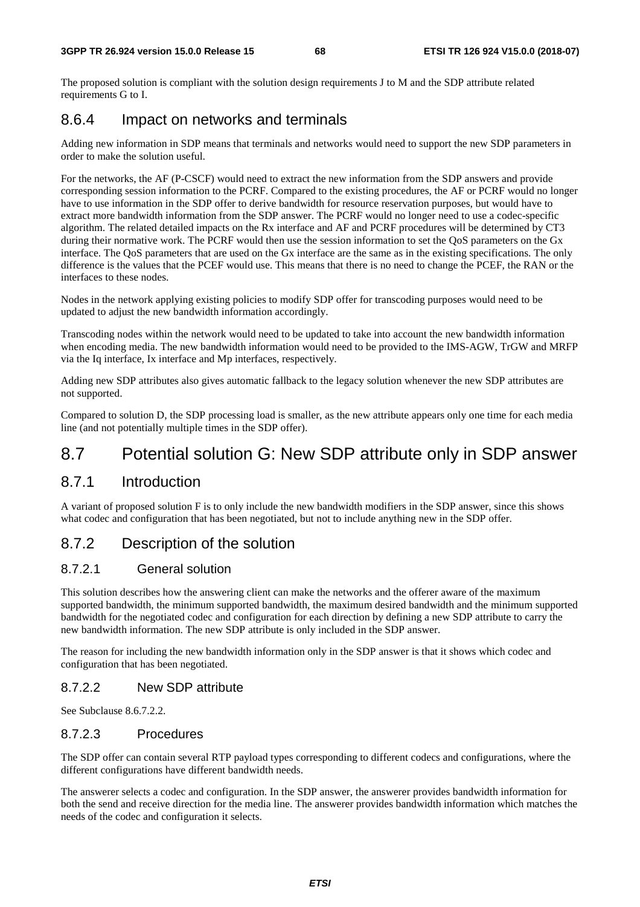The proposed solution is compliant with the solution design requirements J to M and the SDP attribute related requirements G to I.

### 8.6.4 Impact on networks and terminals

Adding new information in SDP means that terminals and networks would need to support the new SDP parameters in order to make the solution useful.

For the networks, the AF (P-CSCF) would need to extract the new information from the SDP answers and provide corresponding session information to the PCRF. Compared to the existing procedures, the AF or PCRF would no longer have to use information in the SDP offer to derive bandwidth for resource reservation purposes, but would have to extract more bandwidth information from the SDP answer. The PCRF would no longer need to use a codec-specific algorithm. The related detailed impacts on the Rx interface and AF and PCRF procedures will be determined by CT3 during their normative work. The PCRF would then use the session information to set the QoS parameters on the Gx interface. The QoS parameters that are used on the Gx interface are the same as in the existing specifications. The only difference is the values that the PCEF would use. This means that there is no need to change the PCEF, the RAN or the interfaces to these nodes.

Nodes in the network applying existing policies to modify SDP offer for transcoding purposes would need to be updated to adjust the new bandwidth information accordingly.

Transcoding nodes within the network would need to be updated to take into account the new bandwidth information when encoding media. The new bandwidth information would need to be provided to the IMS-AGW, TrGW and MRFP via the Iq interface, Ix interface and Mp interfaces, respectively.

Adding new SDP attributes also gives automatic fallback to the legacy solution whenever the new SDP attributes are not supported.

Compared to solution D, the SDP processing load is smaller, as the new attribute appears only one time for each media line (and not potentially multiple times in the SDP offer).

## 8.7 Potential solution G: New SDP attribute only in SDP answer

### 8.7.1 Introduction

A variant of proposed solution F is to only include the new bandwidth modifiers in the SDP answer, since this shows what codec and configuration that has been negotiated, but not to include anything new in the SDP offer.

### 8.7.2 Description of the solution

#### 8.7.2.1 General solution

This solution describes how the answering client can make the networks and the offerer aware of the maximum supported bandwidth, the minimum supported bandwidth, the maximum desired bandwidth and the minimum supported bandwidth for the negotiated codec and configuration for each direction by defining a new SDP attribute to carry the new bandwidth information. The new SDP attribute is only included in the SDP answer.

The reason for including the new bandwidth information only in the SDP answer is that it shows which codec and configuration that has been negotiated.

#### 8.7.2.2 New SDP attribute

See Subclause 8.6.7.2.2.

#### 8.7.2.3 Procedures

The SDP offer can contain several RTP payload types corresponding to different codecs and configurations, where the different configurations have different bandwidth needs.

The answerer selects a codec and configuration. In the SDP answer, the answerer provides bandwidth information for both the send and receive direction for the media line. The answerer provides bandwidth information which matches the needs of the codec and configuration it selects.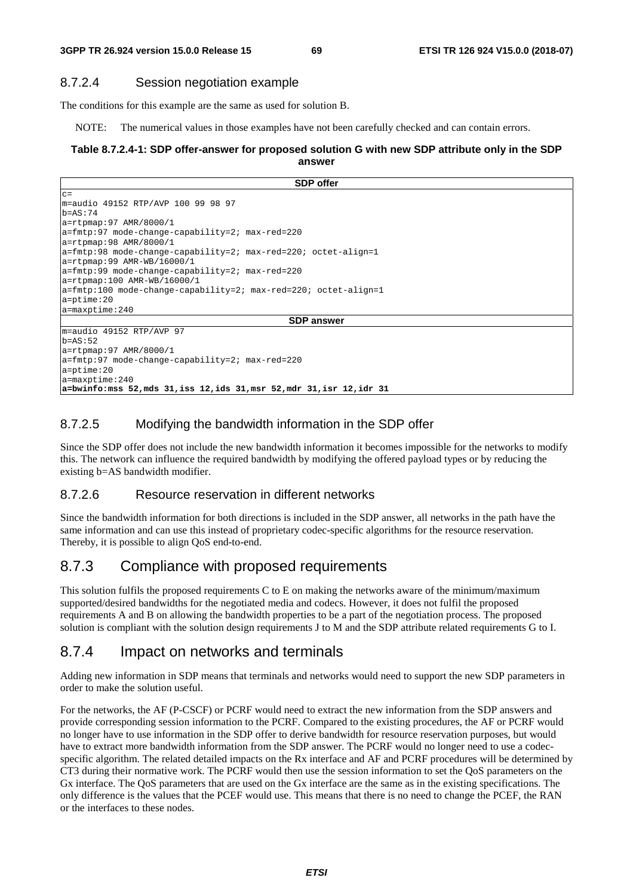### 8.7.2.4 Session negotiation example

The conditions for this example are the same as used for solution B.

NOTE: The numerical values in those examples have not been carefully checked and can contain errors.

**Table 8.7.2.4-1: SDP offer-answer for proposed solution G with new SDP attribute only in the SDP answer**

| SDP offer |
|---|
| c=<br>m=audio 49152 RTP/AVP 100 99 98 97<br>b=AS:74<br>a=rtpmap:97 AMR/8000/1<br>a=fmtp:97 mode-change-capability=2; max-red=220<br>a=rtpmap:98 AMR/8000/1<br>a=fmtp:98 mode-change-capability=2; max-red=220; octet-align=1<br>a=rtpmap:99 AMR-WB/16000/1<br>a=fmtp:99 mode-change-capability=2; max-red=220<br>a=rtpmap:100 AMR-WB/16000/1<br>a=fmtp:100 mode-change-capability=2; max-red=220; octet-align=1<br>a=ptime:20<br>a=maxptime:240 |
| **SDP answer** |
| m=audio 49152 RTP/AVP 97<br>b=AS:52<br>a=rtpmap:97 AMR/8000/1<br>a=fmtp:97 mode-change-capability=2; max-red=220<br>a=ptime:20<br>a=maxptime:240<br>**a=bwinfo:mss 52,mds 31,iss 12,ids 31,msr 52,mdr 31,isr 12,idr 31** |

### 8.7.2.5 Modifying the bandwidth information in the SDP offer

Since the SDP offer does not include the new bandwidth information it becomes impossible for the networks to modify this. The network can influence the required bandwidth by modifying the offered payload types or by reducing the existing b=AS bandwidth modifier.

### 8.7.2.6 Resource reservation in different networks

Since the bandwidth information for both directions is included in the SDP answer, all networks in the path have the same information and can use this instead of proprietary codec-specific algorithms for the resource reservation. Thereby, it is possible to align QoS end-to-end.

## 8.7.3 Compliance with proposed requirements

This solution fulfils the proposed requirements C to E on making the networks aware of the minimum/maximum supported/desired bandwidths for the negotiated media and codecs. However, it does not fulfil the proposed requirements A and B on allowing the bandwidth properties to be a part of the negotiation process. The proposed solution is compliant with the solution design requirements J to M and the SDP attribute related requirements G to I.

## 8.7.4 Impact on networks and terminals

Adding new information in SDP means that terminals and networks would need to support the new SDP parameters in order to make the solution useful.

For the networks, the AF (P-CSCF) or PCRF would need to extract the new information from the SDP answers and provide corresponding session information to the PCRF. Compared to the existing procedures, the AF or PCRF would no longer have to use information in the SDP offer to derive bandwidth for resource reservation purposes, but would have to extract more bandwidth information from the SDP answer. The PCRF would no longer need to use a codec-specific algorithm. The related detailed impacts on the Rx interface and AF and PCRF procedures will be determined by CT3 during their normative work. The PCRF would then use the session information to set the QoS parameters on the Gx interface. The QoS parameters that are used on the Gx interface are the same as in the existing specifications. The only difference is the values that the PCEF would use. This means that there is no need to change the PCEF, the RAN or the interfaces to these nodes.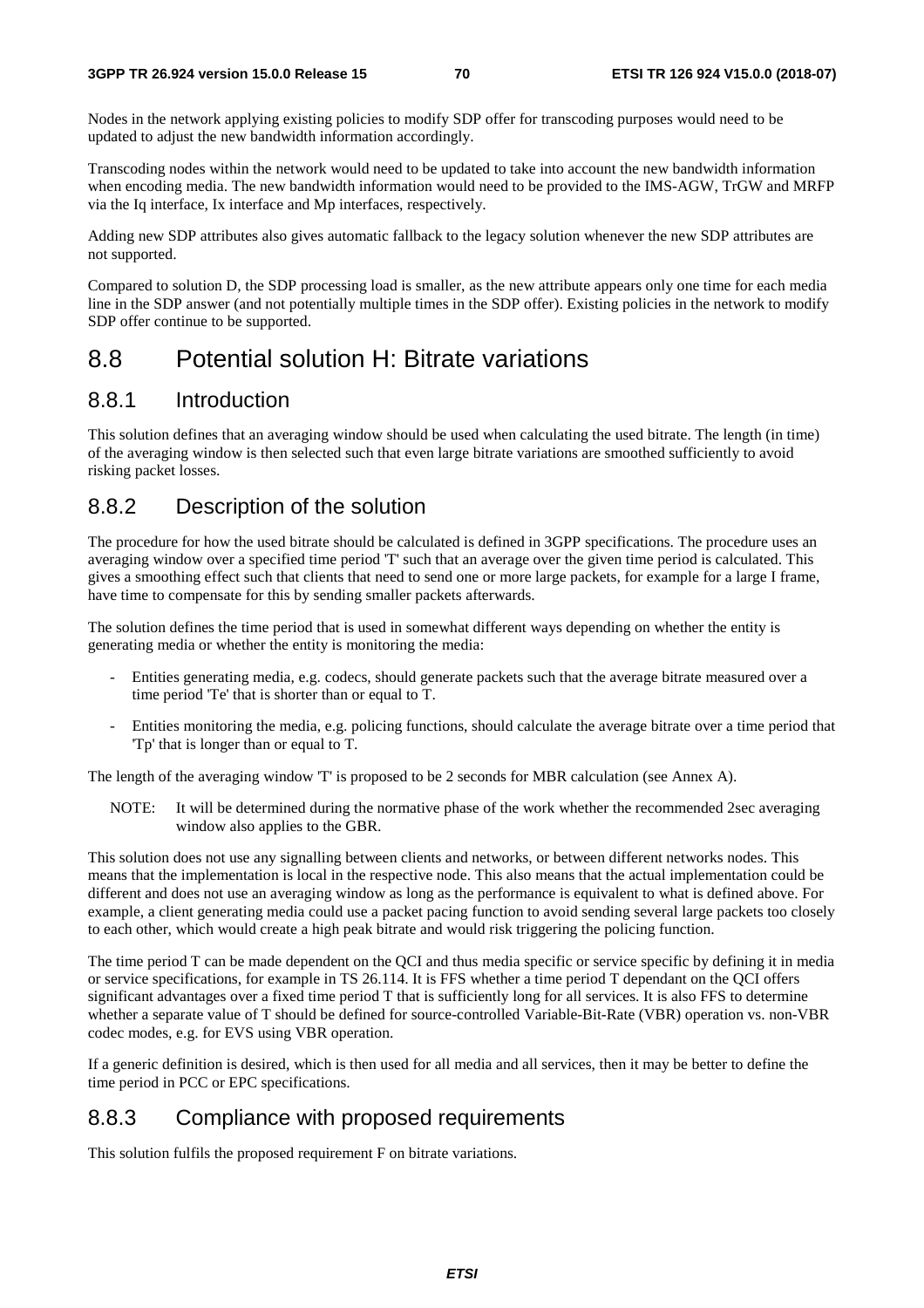Nodes in the network applying existing policies to modify SDP offer for transcoding purposes would need to be updated to adjust the new bandwidth information accordingly.

Transcoding nodes within the network would need to be updated to take into account the new bandwidth information when encoding media. The new bandwidth information would need to be provided to the IMS-AGW, TrGW and MRFP via the Iq interface, Ix interface and Mp interfaces, respectively.

Adding new SDP attributes also gives automatic fallback to the legacy solution whenever the new SDP attributes are not supported.

Compared to solution D, the SDP processing load is smaller, as the new attribute appears only one time for each media line in the SDP answer (and not potentially multiple times in the SDP offer). Existing policies in the network to modify SDP offer continue to be supported.

# 8.8 Potential solution H: Bitrate variations

## 8.8.1 Introduction

This solution defines that an averaging window should be used when calculating the used bitrate. The length (in time) of the averaging window is then selected such that even large bitrate variations are smoothed sufficiently to avoid risking packet losses.

## 8.8.2 Description of the solution

The procedure for how the used bitrate should be calculated is defined in 3GPP specifications. The procedure uses an averaging window over a specified time period 'T' such that an average over the given time period is calculated. This gives a smoothing effect such that clients that need to send one or more large packets, for example for a large I frame, have time to compensate for this by sending smaller packets afterwards.

The solution defines the time period that is used in somewhat different ways depending on whether the entity is generating media or whether the entity is monitoring the media:

- Entities generating media, e.g. codecs, should generate packets such that the average bitrate measured over a time period 'Te' that is shorter than or equal to T.
- Entities monitoring the media, e.g. policing functions, should calculate the average bitrate over a time period that 'Tp' that is longer than or equal to T.

The length of the averaging window 'T' is proposed to be 2 seconds for MBR calculation (see Annex A).

NOTE: It will be determined during the normative phase of the work whether the recommended 2sec averaging window also applies to the GBR.

This solution does not use any signalling between clients and networks, or between different networks nodes. This means that the implementation is local in the respective node. This also means that the actual implementation could be different and does not use an averaging window as long as the performance is equivalent to what is defined above. For example, a client generating media could use a packet pacing function to avoid sending several large packets too closely to each other, which would create a high peak bitrate and would risk triggering the policing function.

The time period T can be made dependent on the QCI and thus media specific or service specific by defining it in media or service specifications, for example in TS 26.114. It is FFS whether a time period T dependant on the QCI offers significant advantages over a fixed time period T that is sufficiently long for all services. It is also FFS to determine whether a separate value of T should be defined for source-controlled Variable-Bit-Rate (VBR) operation vs. non-VBR codec modes, e.g. for EVS using VBR operation.

If a generic definition is desired, which is then used for all media and all services, then it may be better to define the time period in PCC or EPC specifications.

## 8.8.3 Compliance with proposed requirements

This solution fulfils the proposed requirement F on bitrate variations.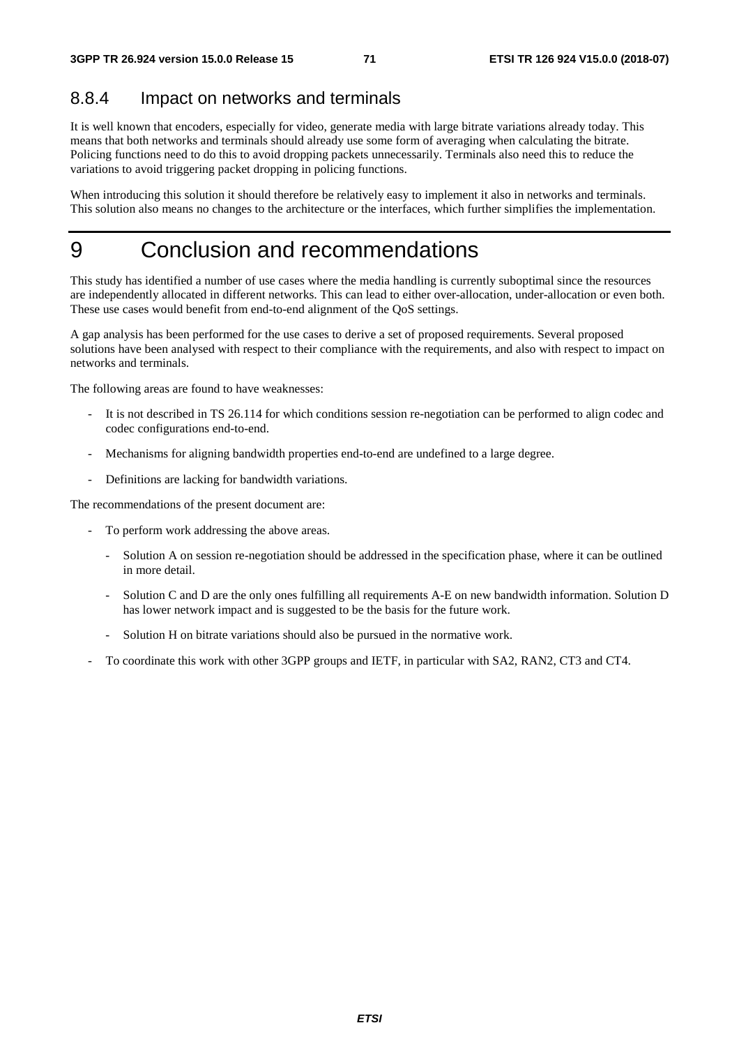### 8.8.4 Impact on networks and terminals

It is well known that encoders, especially for video, generate media with large bitrate variations already today. This means that both networks and terminals should already use some form of averaging when calculating the bitrate. Policing functions need to do this to avoid dropping packets unnecessarily. Terminals also need this to reduce the variations to avoid triggering packet dropping in policing functions.

When introducing this solution it should therefore be relatively easy to implement it also in networks and terminals. This solution also means no changes to the architecture or the interfaces, which further simplifies the implementation.

# 9 Conclusion and recommendations

This study has identified a number of use cases where the media handling is currently suboptimal since the resources are independently allocated in different networks. This can lead to either over-allocation, under-allocation or even both. These use cases would benefit from end-to-end alignment of the QoS settings.

A gap analysis has been performed for the use cases to derive a set of proposed requirements. Several proposed solutions have been analysed with respect to their compliance with the requirements, and also with respect to impact on networks and terminals.

The following areas are found to have weaknesses:

- It is not described in TS 26.114 for which conditions session re-negotiation can be performed to align codec and codec configurations end-to-end.
- Mechanisms for aligning bandwidth properties end-to-end are undefined to a large degree.
- Definitions are lacking for bandwidth variations.

The recommendations of the present document are:

- To perform work addressing the above areas.
  - Solution A on session re-negotiation should be addressed in the specification phase, where it can be outlined in more detail.
  - Solution C and D are the only ones fulfilling all requirements A-E on new bandwidth information. Solution D has lower network impact and is suggested to be the basis for the future work.
  - Solution H on bitrate variations should also be pursued in the normative work.
- To coordinate this work with other 3GPP groups and IETF, in particular with SA2, RAN2, CT3 and CT4.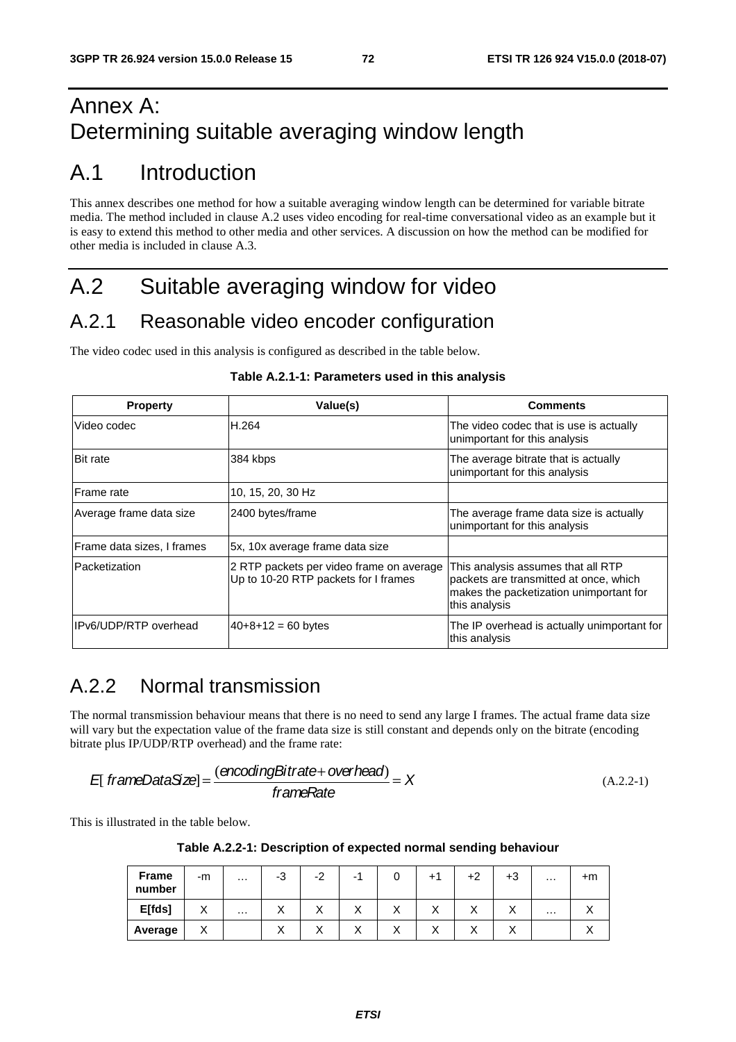# Annex A: Determining suitable averaging window length

# A.1 Introduction

This annex describes one method for how a suitable averaging window length can be determined for variable bitrate media. The method included in clause A.2 uses video encoding for real-time conversational video as an example but it is easy to extend this method to other media and other services. A discussion on how the method can be modified for other media is included in clause A.3.

# A.2 Suitable averaging window for video

## A.2.1 Reasonable video encoder configuration

The video codec used in this analysis is configured as described in the table below.

**Table A.2.1-1: Parameters used in this analysis**

| Property | Value(s) | Comments |
|---|---|---|
| Video codec | H.264 | The video codec that is use is actually unimportant for this analysis |
| Bit rate | 384 kbps | The average bitrate that is actually unimportant for this analysis |
| Frame rate | 10, 15, 20, 30 Hz | |
| Average frame data size | 2400 bytes/frame | The average frame data size is actually unimportant for this analysis |
| Frame data sizes, I frames | 5x, 10x average frame data size | |
| Packetization | 2 RTP packets per video frame on average<br>Up to 10-20 RTP packets for I frames | This analysis assumes that all RTP packets are transmitted at once, which makes the packetization unimportant for this analysis |
| IPv6/UDP/RTP overhead | 40+8+12 = 60 bytes | The IP overhead is actually unimportant for this analysis |

## A.2.2 Normal transmission

The normal transmission behaviour means that there is no need to send any large I frames. The actual frame data size will vary but the expectation value of the frame data size is still constant and depends only on the bitrate (encoding bitrate plus IP/UDP/RTP overhead) and the frame rate:

$$E[\,frameDataSize] = \frac{(encodingBitrate + overhead)}{frameRate} = X \tag{A.2.2-1}$$

This is illustrated in the table below.

**Table A.2.2-1: Description of expected normal sending behaviour**

| Frame number | -m | … | -3 | -2 | -1 | 0 | +1 | +2 | +3 | … | +m |
|---|---|---|---|---|---|---|---|---|---|---|---|
| E[fds] | X | … | X | X | X | X | X | X | X | … | X |
| Average | X | | X | X | X | X | X | X | X | | X |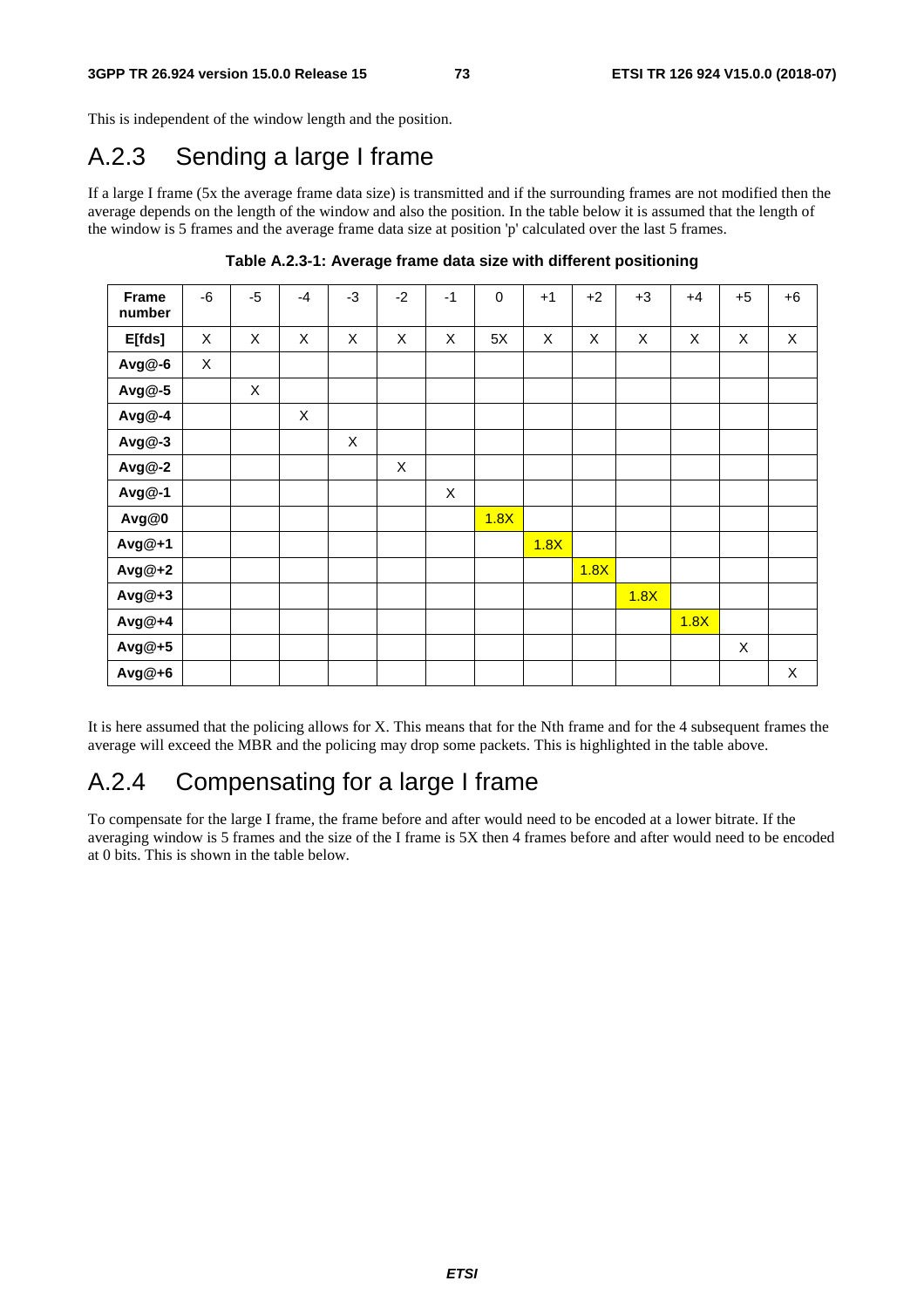This is independent of the window length and the position.

## A.2.3 Sending a large I frame

If a large I frame (5x the average frame data size) is transmitted and if the surrounding frames are not modified then the average depends on the length of the window and also the position. In the table below it is assumed that the length of the window is 5 frames and the average frame data size at position 'p' calculated over the last 5 frames.

**Table A.2.3-1: Average frame data size with different positioning**

| Frame number | -6 | -5 | -4 | -3 | -2 | -1 | 0 | +1 | +2 | +3 | +4 | +5 | +6 |
|---|---|---|---|---|---|---|---|---|---|---|---|---|---|
| **E[fds]** | X | X | X | X | X | X | 5X | X | X | X | X | X | X |
| **Avg@-6** | X | | | | | | | | | | | | |
| **Avg@-5** | | X | | | | | | | | | | | |
| **Avg@-4** | | | X | | | | | | | | | | |
| **Avg@-3** | | | | X | | | | | | | | | |
| **Avg@-2** | | | | | X | | | | | | | | |
| **Avg@-1** | | | | | | X | | | | | | | |
| **Avg@0** | | | | | | | 1.8X | | | | | | |
| **Avg@+1** | | | | | | | | 1.8X | | | | | |
| **Avg@+2** | | | | | | | | | 1.8X | | | | |
| **Avg@+3** | | | | | | | | | | 1.8X | | | |
| **Avg@+4** | | | | | | | | | | | 1.8X | | |
| **Avg@+5** | | | | | | | | | | | | X | |
| **Avg@+6** | | | | | | | | | | | | | X |

It is here assumed that the policing allows for X. This means that for the Nth frame and for the 4 subsequent frames the average will exceed the MBR and the policing may drop some packets. This is highlighted in the table above.

## A.2.4 Compensating for a large I frame

To compensate for the large I frame, the frame before and after would need to be encoded at a lower bitrate. If the averaging window is 5 frames and the size of the I frame is 5X then 4 frames before and after would need to be encoded at 0 bits. This is shown in the table below.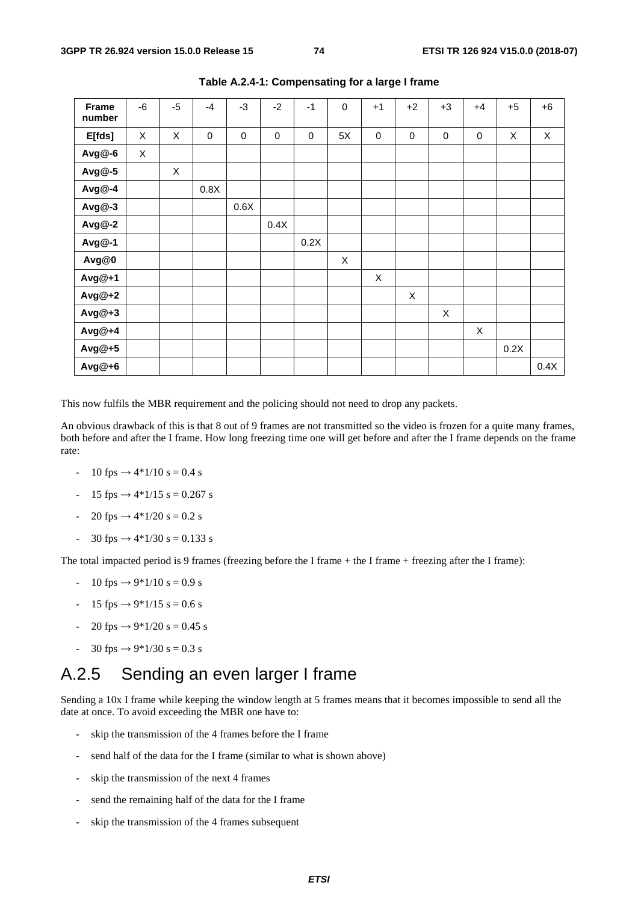**Table A.2.4-1: Compensating for a large I frame**

| Frame number | -6 | -5 | -4 | -3 | -2 | -1 | 0 | +1 | +2 | +3 | +4 | +5 | +6 |
|---|---|---|---|---|---|---|---|---|---|---|---|---|---|
| **E[fds]** | X | X | 0 | 0 | 0 | 0 | 5X | 0 | 0 | 0 | 0 | X | X |
| **Avg@-6** | X | | | | | | | | | | | | |
| **Avg@-5** | | X | | | | | | | | | | | |
| **Avg@-4** | | | 0.8X | | | | | | | | | | |
| **Avg@-3** | | | | 0.6X | | | | | | | | | |
| **Avg@-2** | | | | | 0.4X | | | | | | | | |
| **Avg@-1** | | | | | | 0.2X | | | | | | | |
| **Avg@0** | | | | | | | X | | | | | | |
| **Avg@+1** | | | | | | | | X | | | | | |
| **Avg@+2** | | | | | | | | | X | | | | |
| **Avg@+3** | | | | | | | | | | X | | | |
| **Avg@+4** | | | | | | | | | | | X | | |
| **Avg@+5** | | | | | | | | | | | | 0.2X | |
| **Avg@+6** | | | | | | | | | | | | | 0.4X |

This now fulfils the MBR requirement and the policing should not need to drop any packets.

An obvious drawback of this is that 8 out of 9 frames are not transmitted so the video is frozen for a quite many frames, both before and after the I frame. How long freezing time one will get before and after the I frame depends on the frame rate:

- 10 fps → 4*1/10 s = 0.4 s
- 15 fps → 4*1/15 s = 0.267 s
- 20 fps → 4*1/20 s = 0.2 s
- 30 fps → 4*1/30 s = 0.133 s

The total impacted period is 9 frames (freezing before the I frame + the I frame + freezing after the I frame):

- 10 fps → 9*1/10 s = 0.9 s
- 15 fps → 9*1/15 s = 0.6 s
- 20 fps → 9*1/20 s = 0.45 s
- 30 fps → 9*1/30 s = 0.3 s

## A.2.5 Sending an even larger I frame

Sending a 10x I frame while keeping the window length at 5 frames means that it becomes impossible to send all the date at once. To avoid exceeding the MBR one have to:

- skip the transmission of the 4 frames before the I frame
- send half of the data for the I frame (similar to what is shown above)
- skip the transmission of the next 4 frames
- send the remaining half of the data for the I frame
- skip the transmission of the 4 frames subsequent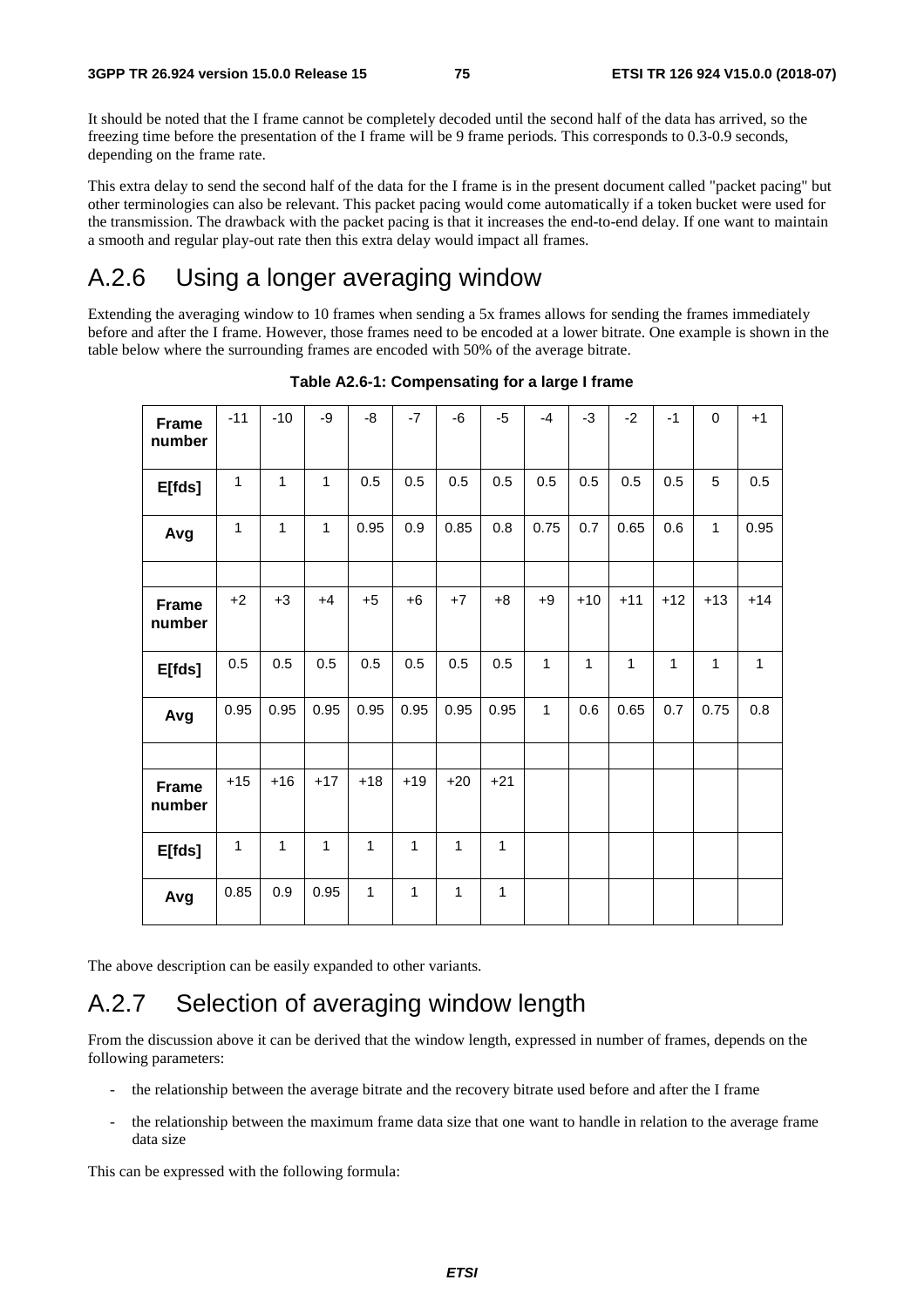It should be noted that the I frame cannot be completely decoded until the second half of the data has arrived, so the freezing time before the presentation of the I frame will be 9 frame periods. This corresponds to 0.3-0.9 seconds, depending on the frame rate.

This extra delay to send the second half of the data for the I frame is in the present document called "packet pacing" but other terminologies can also be relevant. This packet pacing would come automatically if a token bucket were used for the transmission. The drawback with the packet pacing is that it increases the end-to-end delay. If one want to maintain a smooth and regular play-out rate then this extra delay would impact all frames.

# A.2.6 Using a longer averaging window

Extending the averaging window to 10 frames when sending a 5x frames allows for sending the frames immediately before and after the I frame. However, those frames need to be encoded at a lower bitrate. One example is shown in the table below where the surrounding frames are encoded with 50% of the average bitrate.

**Table A2.6-1: Compensating for a large I frame**

| **Frame number** | -11 | -10 | -9 | -8 | -7 | -6 | -5 | -4 | -3 | -2 | -1 | 0 | +1 |
|---|---|---|---|---|---|---|---|---|---|---|---|---|---|
| **E[fds]** | 1 | 1 | 1 | 0.5 | 0.5 | 0.5 | 0.5 | 0.5 | 0.5 | 0.5 | 0.5 | 5 | 0.5 |
| **Avg** | 1 | 1 | 1 | 0.95 | 0.9 | 0.85 | 0.8 | 0.75 | 0.7 | 0.65 | 0.6 | 1 | 0.95 |
| | | | | | | | | | | | | | |
| **Frame number** | +2 | +3 | +4 | +5 | +6 | +7 | +8 | +9 | +10 | +11 | +12 | +13 | +14 |
| **E[fds]** | 0.5 | 0.5 | 0.5 | 0.5 | 0.5 | 0.5 | 0.5 | 1 | 1 | 1 | 1 | 1 | 1 |
| **Avg** | 0.95 | 0.95 | 0.95 | 0.95 | 0.95 | 0.95 | 0.95 | 1 | 0.6 | 0.65 | 0.7 | 0.75 | 0.8 |
| | | | | | | | | | | | | | |
| **Frame number** | +15 | +16 | +17 | +18 | +19 | +20 | +21 | | | | | | |
| **E[fds]** | 1 | 1 | 1 | 1 | 1 | 1 | 1 | | | | | | |
| **Avg** | 0.85 | 0.9 | 0.95 | 1 | 1 | 1 | 1 | | | | | | |

The above description can be easily expanded to other variants.

# A.2.7 Selection of averaging window length

From the discussion above it can be derived that the window length, expressed in number of frames, depends on the following parameters:

- the relationship between the average bitrate and the recovery bitrate used before and after the I frame
- the relationship between the maximum frame data size that one want to handle in relation to the average frame data size

This can be expressed with the following formula: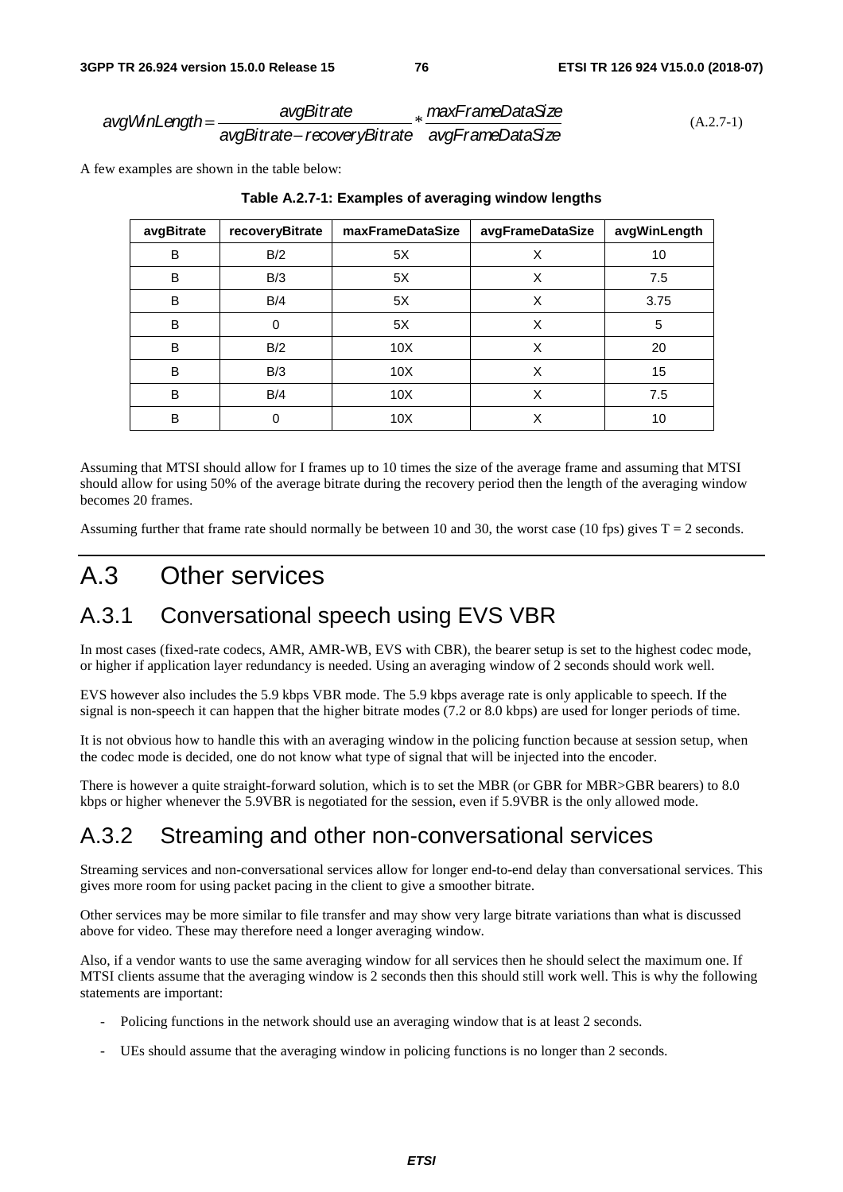$$avgWinLength = \frac{avgBitrate}{avgBitrate - recoveryBitrate} * \frac{maxFrameDataSize}{avgFrameDataSize} \quad \text{(A.2.7-1)}$$

A few examples are shown in the table below:

**Table A.2.7-1: Examples of averaging window lengths**

| avgBitrate | recoveryBitrate | maxFrameDataSize | avgFrameDataSize | avgWinLength |
|---|---|---|---|---|
| B | B/2 | 5X | X | 10 |
| B | B/3 | 5X | X | 7.5 |
| B | B/4 | 5X | X | 3.75 |
| B | 0 | 5X | X | 5 |
| B | B/2 | 10X | X | 20 |
| B | B/3 | 10X | X | 15 |
| B | B/4 | 10X | X | 7.5 |
| B | 0 | 10X | X | 10 |

Assuming that MTSI should allow for I frames up to 10 times the size of the average frame and assuming that MTSI should allow for using 50% of the average bitrate during the recovery period then the length of the averaging window becomes 20 frames.

Assuming further that frame rate should normally be between 10 and 30, the worst case (10 fps) gives T = 2 seconds.

# A.3 Other services

## A.3.1 Conversational speech using EVS VBR

In most cases (fixed-rate codecs, AMR, AMR-WB, EVS with CBR), the bearer setup is set to the highest codec mode, or higher if application layer redundancy is needed. Using an averaging window of 2 seconds should work well.

EVS however also includes the 5.9 kbps VBR mode. The 5.9 kbps average rate is only applicable to speech. If the signal is non-speech it can happen that the higher bitrate modes (7.2 or 8.0 kbps) are used for longer periods of time.

It is not obvious how to handle this with an averaging window in the policing function because at session setup, when the codec mode is decided, one do not know what type of signal that will be injected into the encoder.

There is however a quite straight-forward solution, which is to set the MBR (or GBR for MBR>GBR bearers) to 8.0 kbps or higher whenever the 5.9VBR is negotiated for the session, even if 5.9VBR is the only allowed mode.

## A.3.2 Streaming and other non-conversational services

Streaming services and non-conversational services allow for longer end-to-end delay than conversational services. This gives more room for using packet pacing in the client to give a smoother bitrate.

Other services may be more similar to file transfer and may show very large bitrate variations than what is discussed above for video. These may therefore need a longer averaging window.

Also, if a vendor wants to use the same averaging window for all services then he should select the maximum one. If MTSI clients assume that the averaging window is 2 seconds then this should still work well. This is why the following statements are important:

- Policing functions in the network should use an averaging window that is at least 2 seconds.
- UEs should assume that the averaging window in policing functions is no longer than 2 seconds.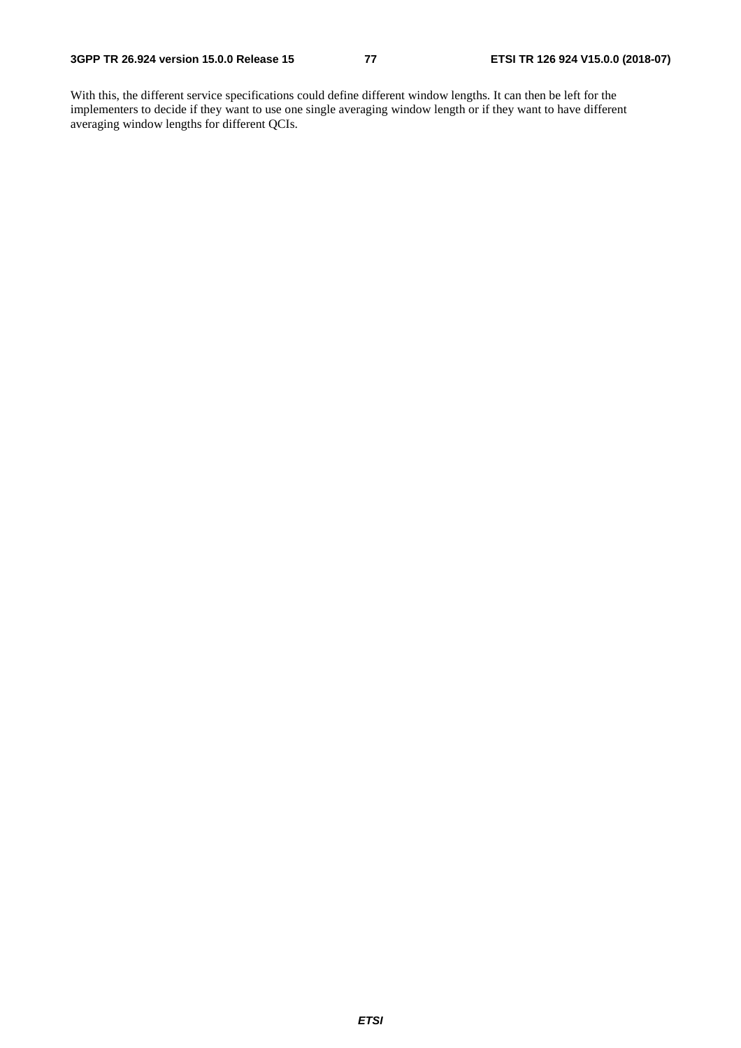With this, the different service specifications could define different window lengths. It can then be left for the implementers to decide if they want to use one single averaging window length or if they want to have different averaging window lengths for different QCIs.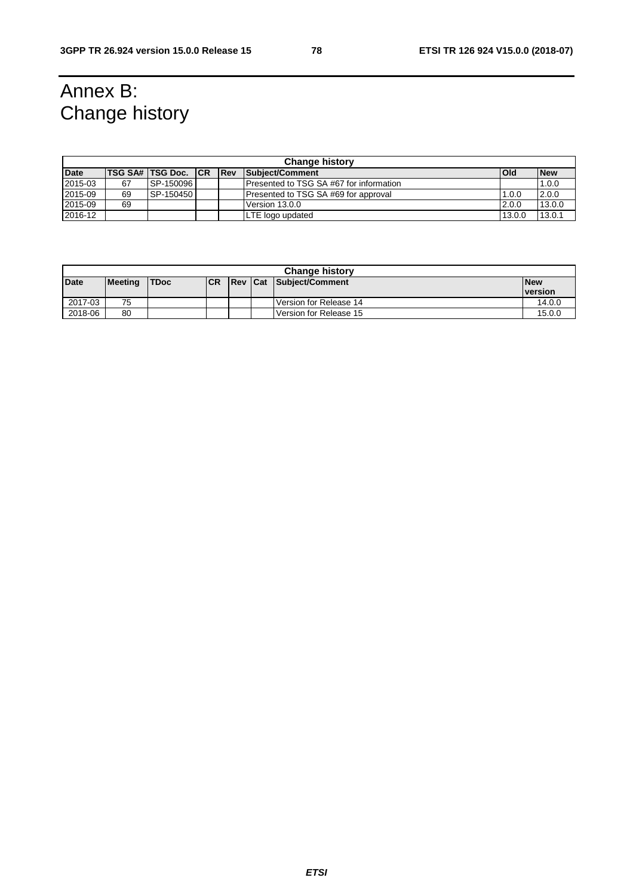# Annex B: Change history

| Change history | | | | | | | |
|---|---|---|---|---|---|---|---|
| **Date** | **TSG SA#** | **TSG Doc.** | **CR** | **Rev** | **Subject/Comment** | **Old** | **New** |
| 2015-03 | 67 | SP-150096 | | | Presented to TSG SA #67 for information | | 1.0.0 |
| 2015-09 | 69 | SP-150450 | | | Presented to TSG SA #69 for approval | 1.0.0 | 2.0.0 |
| 2015-09 | 69 | | | | Version 13.0.0 | 2.0.0 | 13.0.0 |
| 2016-12 | | | | | LTE logo updated | 13.0.0 | 13.0.1 |

| Change history | | | | | | | |
|---|---|---|---|---|---|---|---|
| **Date** | **Meeting** | **TDoc** | **CR** | **Rev** | **Cat** | **Subject/Comment** | **New version** |
| 2017-03 | 75 | | | | | Version for Release 14 | 14.0.0 |
| 2018-06 | 80 | | | | | Version for Release 15 | 15.0.0 |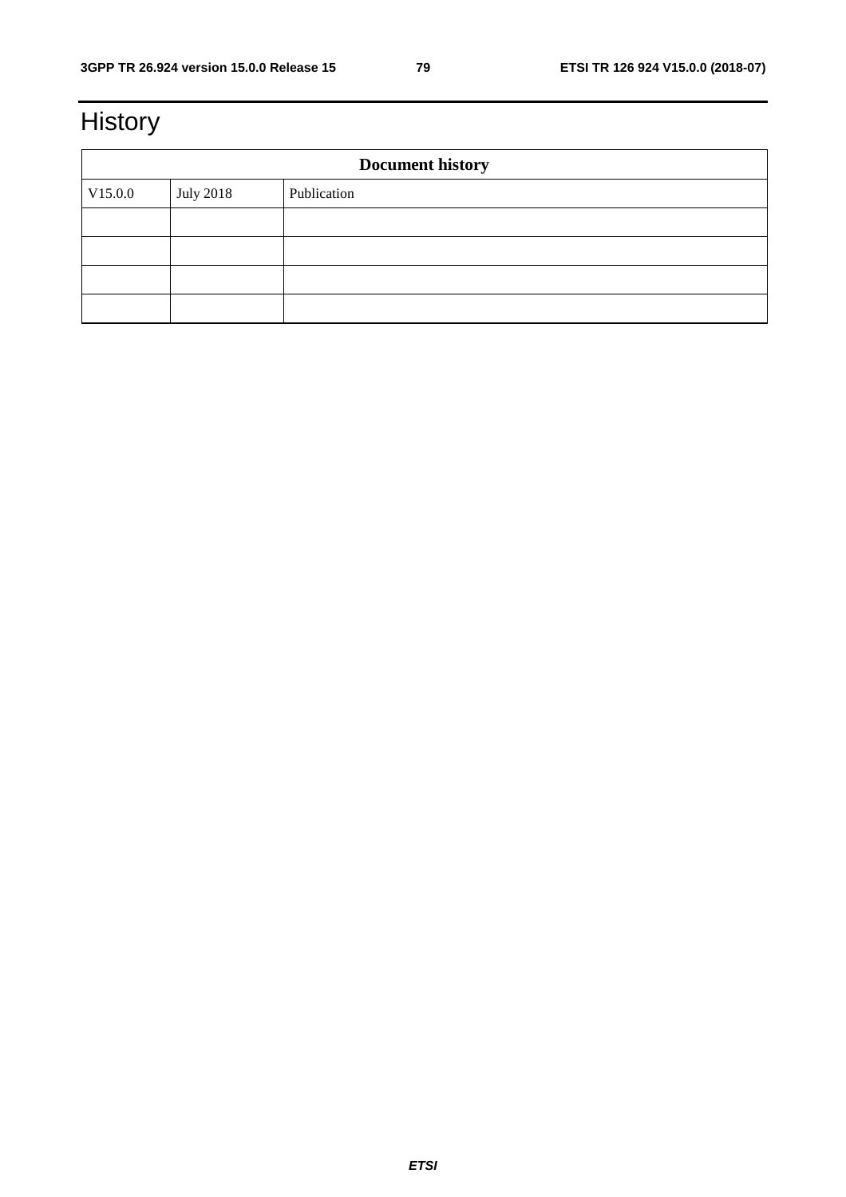# History

| Document history | | |
| --- | --- | --- |
| V15.0.0 | July 2018 | Publication |
| | | |
| | | |
| | | |
| | | |